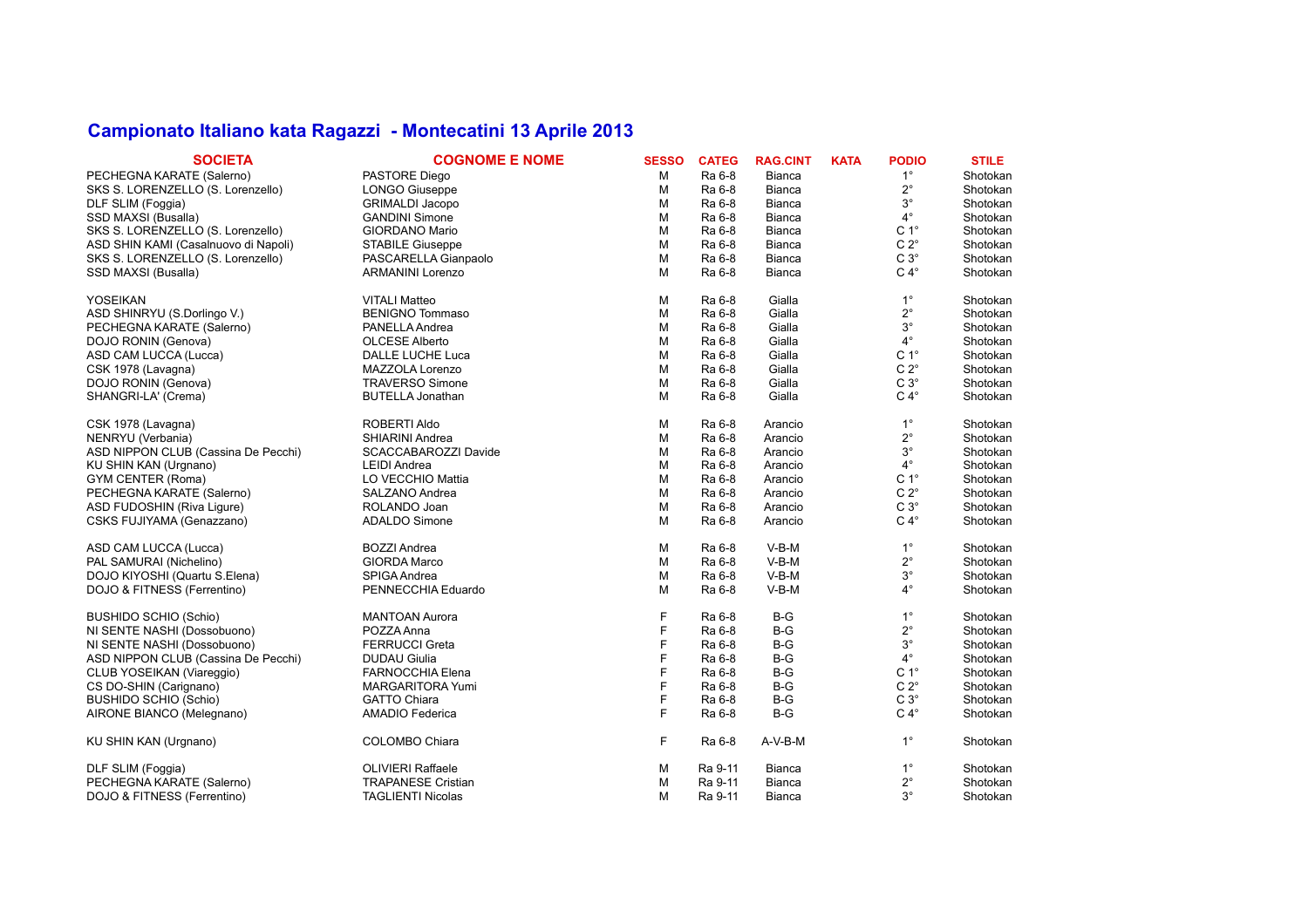# Campionato Italiano kata Ragazzi - Montecatini 13 Aprile 2013

| SOCIETA | COGNOME E NOME | SESSO | CATEG | RAG.CINT | KATA | PODIO | STILE |
|---|---|---|---|---|---|---|---|
| PECHEGNA KARATE (Salerno) | PASTORE Diego | M | Ra 6-8 | Bianca | | 1° | Shotokan |
| SKS S. LORENZELLO (S. Lorenzello) | LONGO Giuseppe | M | Ra 6-8 | Bianca | | 2° | Shotokan |
| DLF SLIM (Foggia) | GRIMALDI Jacopo | M | Ra 6-8 | Bianca | | 3° | Shotokan |
| SSD MAXSI (Busalla) | GANDINI Simone | M | Ra 6-8 | Bianca | | 4° | Shotokan |
| SKS S. LORENZELLO (S. Lorenzello) | GIORDANO Mario | M | Ra 6-8 | Bianca | | C 1° | Shotokan |
| ASD SHIN KAMI (Casalnuovo di Napoli) | STABILE Giuseppe | M | Ra 6-8 | Bianca | | C 2° | Shotokan |
| SKS S. LORENZELLO (S. Lorenzello) | PASCARELLA Gianpaolo | M | Ra 6-8 | Bianca | | C 3° | Shotokan |
| SSD MAXSI (Busalla) | ARMANINI Lorenzo | M | Ra 6-8 | Bianca | | C 4° | Shotokan |
| | | | | | | | |
| YOSEIKAN | VITALI Matteo | M | Ra 6-8 | Gialla | | 1° | Shotokan |
| ASD SHINRYU (S.Dorlingo V.) | BENIGNO Tommaso | M | Ra 6-8 | Gialla | | 2° | Shotokan |
| PECHEGNA KARATE (Salerno) | PANELLA Andrea | M | Ra 6-8 | Gialla | | 3° | Shotokan |
| DOJO RONIN (Genova) | OLCESE Alberto | M | Ra 6-8 | Gialla | | 4° | Shotokan |
| ASD CAM LUCCA (Lucca) | DALLE LUCHE Luca | M | Ra 6-8 | Gialla | | C 1° | Shotokan |
| CSK 1978 (Lavagna) | MAZZOLA Lorenzo | M | Ra 6-8 | Gialla | | C 2° | Shotokan |
| DOJO RONIN (Genova) | TRAVERSO Simone | M | Ra 6-8 | Gialla | | C 3° | Shotokan |
| SHANGRI-LA' (Crema) | BUTELLA Jonathan | M | Ra 6-8 | Gialla | | C 4° | Shotokan |
| | | | | | | | |
| CSK 1978 (Lavagna) | ROBERTI Aldo | M | Ra 6-8 | Arancio | | 1° | Shotokan |
| NENRYU (Verbania) | SHIARINI Andrea | M | Ra 6-8 | Arancio | | 2° | Shotokan |
| ASD NIPPON CLUB (Cassina De Pecchi) | SCACCABAROZZI Davide | M | Ra 6-8 | Arancio | | 3° | Shotokan |
| KU SHIN KAN (Urgnano) | LEIDI Andrea | M | Ra 6-8 | Arancio | | 4° | Shotokan |
| GYM CENTER (Roma) | LO VECCHIO Mattia | M | Ra 6-8 | Arancio | | C 1° | Shotokan |
| PECHEGNA KARATE (Salerno) | SALZANO Andrea | M | Ra 6-8 | Arancio | | C 2° | Shotokan |
| ASD FUDOSHIN (Riva Ligure) | ROLANDO Joan | M | Ra 6-8 | Arancio | | C 3° | Shotokan |
| CSKS FUJIYAMA (Genazzano) | ADALDO Simone | M | Ra 6-8 | Arancio | | C 4° | Shotokan |
| | | | | | | | |
| ASD CAM LUCCA (Lucca) | BOZZI Andrea | M | Ra 6-8 | V-B-M | | 1° | Shotokan |
| PAL SAMURAI (Nichelino) | GIORDA Marco | M | Ra 6-8 | V-B-M | | 2° | Shotokan |
| DOJO KIYOSHI (Quartu S.Elena) | SPIGA Andrea | M | Ra 6-8 | V-B-M | | 3° | Shotokan |
| DOJO & FITNESS (Ferrentino) | PENNECCHIA Eduardo | M | Ra 6-8 | V-B-M | | 4° | Shotokan |
| | | | | | | | |
| BUSHIDO SCHIO (Schio) | MANTOAN Aurora | F | Ra 6-8 | B-G | | 1° | Shotokan |
| NI SENTE NASHI (Dossobuono) | POZZA Anna | F | Ra 6-8 | B-G | | 2° | Shotokan |
| NI SENTE NASHI (Dossobuono) | FERRUCCI Greta | F | Ra 6-8 | B-G | | 3° | Shotokan |
| ASD NIPPON CLUB (Cassina De Pecchi) | DUDAU Giulia | F | Ra 6-8 | B-G | | 4° | Shotokan |
| CLUB YOSEIKAN (Viareggio) | FARNOCCHIA Elena | F | Ra 6-8 | B-G | | C 1° | Shotokan |
| CS DO-SHIN (Carignano) | MARGARITORA Yumi | F | Ra 6-8 | B-G | | C 2° | Shotokan |
| BUSHIDO SCHIO (Schio) | GATTO Chiara | F | Ra 6-8 | B-G | | C 3° | Shotokan |
| AIRONE BIANCO (Melegnano) | AMADIO Federica | F | Ra 6-8 | B-G | | C 4° | Shotokan |
| | | | | | | | |
| KU SHIN KAN (Urgnano) | COLOMBO Chiara | F | Ra 6-8 | A-V-B-M | | 1° | Shotokan |
| | | | | | | | |
| DLF SLIM (Foggia) | OLIVIERI Raffaele | M | Ra 9-11 | Bianca | | 1° | Shotokan |
| PECHEGNA KARATE (Salerno) | TRAPANESE Cristian | M | Ra 9-11 | Bianca | | 2° | Shotokan |
| DOJO & FITNESS (Ferrentino) | TAGLIENTI Nicolas | M | Ra 9-11 | Bianca | | 3° | Shotokan |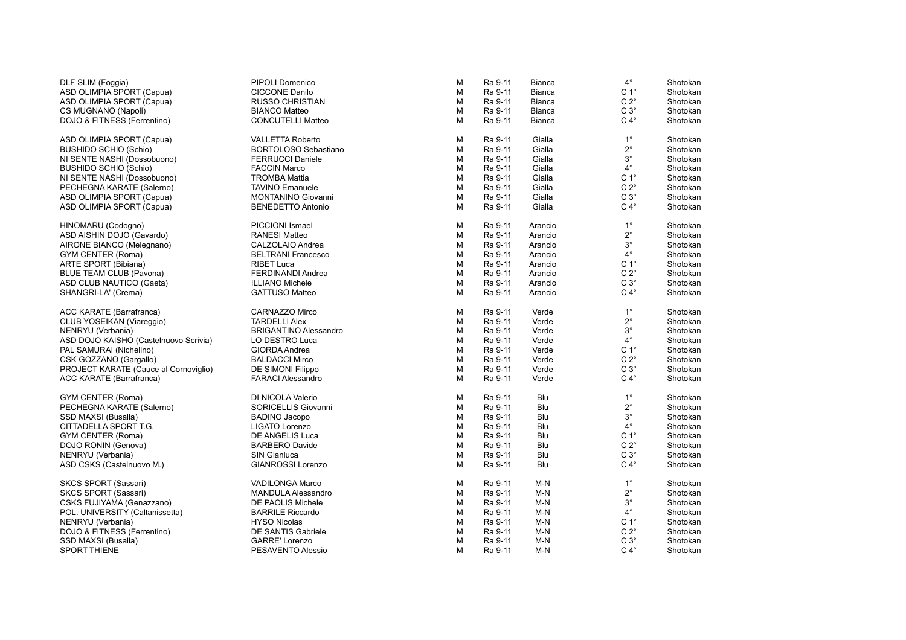| | | | | | | |
|---|---|---|---|---|---|---|
| DLF SLIM (Foggia) | PIPOLI Domenico | M | Ra 9-11 | Bianca | 4° | Shotokan |
| ASD OLIMPIA SPORT (Capua) | CICCONE Danilo | M | Ra 9-11 | Bianca | C 1° | Shotokan |
| ASD OLIMPIA SPORT (Capua) | RUSSO CHRISTIAN | M | Ra 9-11 | Bianca | C 2° | Shotokan |
| CS MUGNANO (Napoli) | BIANCO Matteo | M | Ra 9-11 | Bianca | C 3° | Shotokan |
| DOJO & FITNESS (Ferrentino) | CONCUTELLI Matteo | M | Ra 9-11 | Bianca | C 4° | Shotokan |
| | | | | | | |
| ASD OLIMPIA SPORT (Capua) | VALLETTA Roberto | M | Ra 9-11 | Gialla | 1° | Shotokan |
| BUSHIDO SCHIO (Schio) | BORTOLOSO Sebastiano | M | Ra 9-11 | Gialla | 2° | Shotokan |
| NI SENTE NASHI (Dossobuono) | FERRUCCI Daniele | M | Ra 9-11 | Gialla | 3° | Shotokan |
| BUSHIDO SCHIO (Schio) | FACCIN Marco | M | Ra 9-11 | Gialla | 4° | Shotokan |
| NI SENTE NASHI (Dossobuono) | TROMBA Mattia | M | Ra 9-11 | Gialla | C 1° | Shotokan |
| PECHEGNA KARATE (Salerno) | TAVINO Emanuele | M | Ra 9-11 | Gialla | C 2° | Shotokan |
| ASD OLIMPIA SPORT (Capua) | MONTANINO Giovanni | M | Ra 9-11 | Gialla | C 3° | Shotokan |
| ASD OLIMPIA SPORT (Capua) | BENEDETTO Antonio | M | Ra 9-11 | Gialla | C 4° | Shotokan |
| | | | | | | |
| HINOMARU (Codogno) | PICCIONI Ismael | M | Ra 9-11 | Arancio | 1° | Shotokan |
| ASD AISHIN DOJO (Gavardo) | RANESI Matteo | M | Ra 9-11 | Arancio | 2° | Shotokan |
| AIRONE BIANCO (Melegnano) | CALZOLAIO Andrea | M | Ra 9-11 | Arancio | 3° | Shotokan |
| GYM CENTER (Roma) | BELTRANI Francesco | M | Ra 9-11 | Arancio | 4° | Shotokan |
| ARTE SPORT (Bibiana) | RIBET Luca | M | Ra 9-11 | Arancio | C 1° | Shotokan |
| BLUE TEAM CLUB (Pavona) | FERDINANDI Andrea | M | Ra 9-11 | Arancio | C 2° | Shotokan |
| ASD CLUB NAUTICO (Gaeta) | ILLIANO Michele | M | Ra 9-11 | Arancio | C 3° | Shotokan |
| SHANGRI-LA' (Crema) | GATTUSO Matteo | M | Ra 9-11 | Arancio | C 4° | Shotokan |
| | | | | | | |
| ACC KARATE (Barrafranca) | CARNAZZO Mirco | M | Ra 9-11 | Verde | 1° | Shotokan |
| CLUB YOSEIKAN (Viareggio) | TARDELLI Alex | M | Ra 9-11 | Verde | 2° | Shotokan |
| NENRYU (Verbania) | BRIGANTINO Alessandro | M | Ra 9-11 | Verde | 3° | Shotokan |
| ASD DOJO KAISHO (Castelnuovo Scrivia) | LO DESTRO Luca | M | Ra 9-11 | Verde | 4° | Shotokan |
| PAL SAMURAI (Nichelino) | GIORDA Andrea | M | Ra 9-11 | Verde | C 1° | Shotokan |
| CSK GOZZANO (Gargallo) | BALDACCI Mirco | M | Ra 9-11 | Verde | C 2° | Shotokan |
| PROJECT KARATE (Cauce al Cornoviglio) | DE SIMONI Filippo | M | Ra 9-11 | Verde | C 3° | Shotokan |
| ACC KARATE (Barrafranca) | FARACI Alessandro | M | Ra 9-11 | Verde | C 4° | Shotokan |
| | | | | | | |
| GYM CENTER (Roma) | DI NICOLA Valerio | M | Ra 9-11 | Blu | 1° | Shotokan |
| PECHEGNA KARATE (Salerno) | SORICELLIS Giovanni | M | Ra 9-11 | Blu | 2° | Shotokan |
| SSD MAXSI (Busalla) | BADINO Jacopo | M | Ra 9-11 | Blu | 3° | Shotokan |
| CITTADELLA SPORT T.G. | LIGATO Lorenzo | M | Ra 9-11 | Blu | 4° | Shotokan |
| GYM CENTER (Roma) | DE ANGELIS Luca | M | Ra 9-11 | Blu | C 1° | Shotokan |
| DOJO RONIN (Genova) | BARBERO Davide | M | Ra 9-11 | Blu | C 2° | Shotokan |
| NENRYU (Verbania) | SIN Gianluca | M | Ra 9-11 | Blu | C 3° | Shotokan |
| ASD CSKS (Castelnuovo M.) | GIANROSSI Lorenzo | M | Ra 9-11 | Blu | C 4° | Shotokan |
| | | | | | | |
| SKCS SPORT (Sassari) | VADILONGA Marco | M | Ra 9-11 | M-N | 1° | Shotokan |
| SKCS SPORT (Sassari) | MANDULA Alessandro | M | Ra 9-11 | M-N | 2° | Shotokan |
| CSKS FUJIYAMA (Genazzano) | DE PAOLIS Michele | M | Ra 9-11 | M-N | 3° | Shotokan |
| POL. UNIVERSITY (Caltanissetta) | BARRILE Riccardo | M | Ra 9-11 | M-N | 4° | Shotokan |
| NENRYU (Verbania) | HYSO Nicolas | M | Ra 9-11 | M-N | C 1° | Shotokan |
| DOJO & FITNESS (Ferrentino) | DE SANTIS Gabriele | M | Ra 9-11 | M-N | C 2° | Shotokan |
| SSD MAXSI (Busalla) | GARRE' Lorenzo | M | Ra 9-11 | M-N | C 3° | Shotokan |
| SPORT THIENE | PESAVENTO Alessio | M | Ra 9-11 | M-N | C 4° | Shotokan |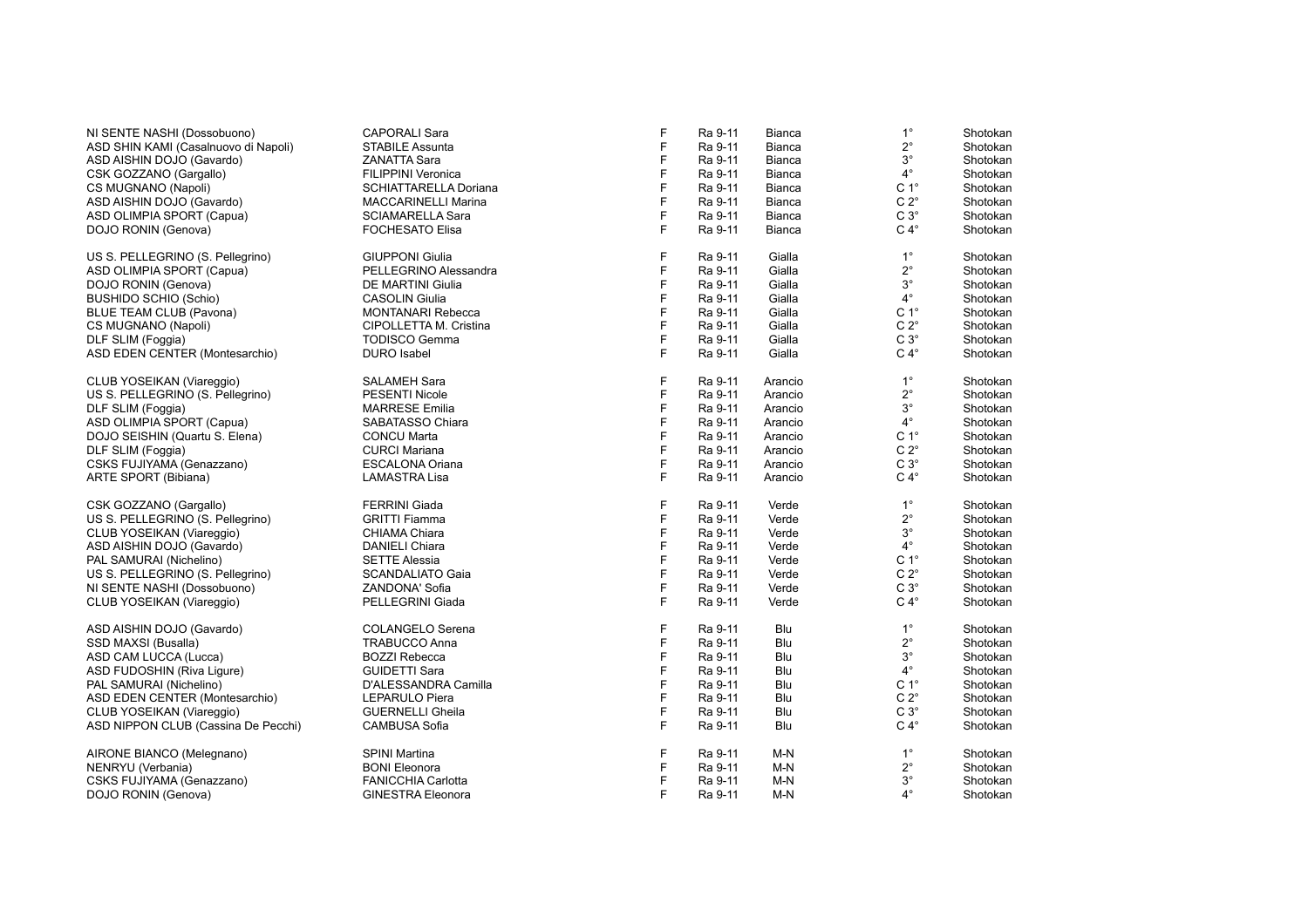| | | | | | | |
|---|---|---|---|---|---|---|
| NI SENTE NASHI (Dossobuono) | CAPORALI Sara | F | Ra 9-11 | Bianca | 1° | Shotokan |
| ASD SHIN KAMI (Casalnuovo di Napoli) | STABILE Assunta | F | Ra 9-11 | Bianca | 2° | Shotokan |
| ASD AISHIN DOJO (Gavardo) | ZANATTA Sara | F | Ra 9-11 | Bianca | 3° | Shotokan |
| CSK GOZZANO (Gargallo) | FILIPPINI Veronica | F | Ra 9-11 | Bianca | 4° | Shotokan |
| CS MUGNANO (Napoli) | SCHIATTARELLA Doriana | F | Ra 9-11 | Bianca | C 1° | Shotokan |
| ASD AISHIN DOJO (Gavardo) | MACCARINELLI Marina | F | Ra 9-11 | Bianca | C 2° | Shotokan |
| ASD OLIMPIA SPORT (Capua) | SCIAMARELLA Sara | F | Ra 9-11 | Bianca | C 3° | Shotokan |
| DOJO RONIN (Genova) | FOCHESATO Elisa | F | Ra 9-11 | Bianca | C 4° | Shotokan |
| | | | | | | |
| US S. PELLEGRINO (S. Pellegrino) | GIUPPONI Giulia | F | Ra 9-11 | Gialla | 1° | Shotokan |
| ASD OLIMPIA SPORT (Capua) | PELLEGRINO Alessandra | F | Ra 9-11 | Gialla | 2° | Shotokan |
| DOJO RONIN (Genova) | DE MARTINI Giulia | F | Ra 9-11 | Gialla | 3° | Shotokan |
| BUSHIDO SCHIO (Schio) | CASOLIN Giulia | F | Ra 9-11 | Gialla | 4° | Shotokan |
| BLUE TEAM CLUB (Pavona) | MONTANARI Rebecca | F | Ra 9-11 | Gialla | C 1° | Shotokan |
| CS MUGNANO (Napoli) | CIPOLLETTA M. Cristina | F | Ra 9-11 | Gialla | C 2° | Shotokan |
| DLF SLIM (Foggia) | TODISCO Gemma | F | Ra 9-11 | Gialla | C 3° | Shotokan |
| ASD EDEN CENTER (Montesarchio) | DURO Isabel | F | Ra 9-11 | Gialla | C 4° | Shotokan |
| | | | | | | |
| CLUB YOSEIKAN (Viareggio) | SALAMEH Sara | F | Ra 9-11 | Arancio | 1° | Shotokan |
| US S. PELLEGRINO (S. Pellegrino) | PESENTI Nicole | F | Ra 9-11 | Arancio | 2° | Shotokan |
| DLF SLIM (Foggia) | MARRESE Emilia | F | Ra 9-11 | Arancio | 3° | Shotokan |
| ASD OLIMPIA SPORT (Capua) | SABATASSO Chiara | F | Ra 9-11 | Arancio | 4° | Shotokan |
| DOJO SEISHIN (Quartu S. Elena) | CONCU Marta | F | Ra 9-11 | Arancio | C 1° | Shotokan |
| DLF SLIM (Foggia) | CURCI Mariana | F | Ra 9-11 | Arancio | C 2° | Shotokan |
| CSKS FUJIYAMA (Genazzano) | ESCALONA Oriana | F | Ra 9-11 | Arancio | C 3° | Shotokan |
| ARTE SPORT (Bibiana) | LAMASTRA Lisa | F | Ra 9-11 | Arancio | C 4° | Shotokan |
| | | | | | | |
| CSK GOZZANO (Gargallo) | FERRINI Giada | F | Ra 9-11 | Verde | 1° | Shotokan |
| US S. PELLEGRINO (S. Pellegrino) | GRITTI Fiamma | F | Ra 9-11 | Verde | 2° | Shotokan |
| CLUB YOSEIKAN (Viareggio) | CHIAMA Chiara | F | Ra 9-11 | Verde | 3° | Shotokan |
| ASD AISHIN DOJO (Gavardo) | DANIELI Chiara | F | Ra 9-11 | Verde | 4° | Shotokan |
| PAL SAMURAI (Nichelino) | SETTE Alessia | F | Ra 9-11 | Verde | C 1° | Shotokan |
| US S. PELLEGRINO (S. Pellegrino) | SCANDALIATO Gaia | F | Ra 9-11 | Verde | C 2° | Shotokan |
| NI SENTE NASHI (Dossobuono) | ZANDONA' Sofia | F | Ra 9-11 | Verde | C 3° | Shotokan |
| CLUB YOSEIKAN (Viareggio) | PELLEGRINI Giada | F | Ra 9-11 | Verde | C 4° | Shotokan |
| | | | | | | |
| ASD AISHIN DOJO (Gavardo) | COLANGELO Serena | F | Ra 9-11 | Blu | 1° | Shotokan |
| SSD MAXSI (Busalla) | TRABUCCO Anna | F | Ra 9-11 | Blu | 2° | Shotokan |
| ASD CAM LUCCA (Lucca) | BOZZI Rebecca | F | Ra 9-11 | Blu | 3° | Shotokan |
| ASD FUDOSHIN (Riva Ligure) | GUIDETTI Sara | F | Ra 9-11 | Blu | 4° | Shotokan |
| PAL SAMURAI (Nichelino) | D'ALESSANDRA Camilla | F | Ra 9-11 | Blu | C 1° | Shotokan |
| ASD EDEN CENTER (Montesarchio) | LEPARULO Piera | F | Ra 9-11 | Blu | C 2° | Shotokan |
| CLUB YOSEIKAN (Viareggio) | GUERNELLI Gheila | F | Ra 9-11 | Blu | C 3° | Shotokan |
| ASD NIPPON CLUB (Cassina De Pecchi) | CAMBUSA Sofia | F | Ra 9-11 | Blu | C 4° | Shotokan |
| | | | | | | |
| AIRONE BIANCO (Melegnano) | SPINI Martina | F | Ra 9-11 | M-N | 1° | Shotokan |
| NENRYU (Verbania) | BONI Eleonora | F | Ra 9-11 | M-N | 2° | Shotokan |
| CSKS FUJIYAMA (Genazzano) | FANICCHIA Carlotta | F | Ra 9-11 | M-N | 3° | Shotokan |
| DOJO RONIN (Genova) | GINESTRA Eleonora | F | Ra 9-11 | M-N | 4° | Shotokan |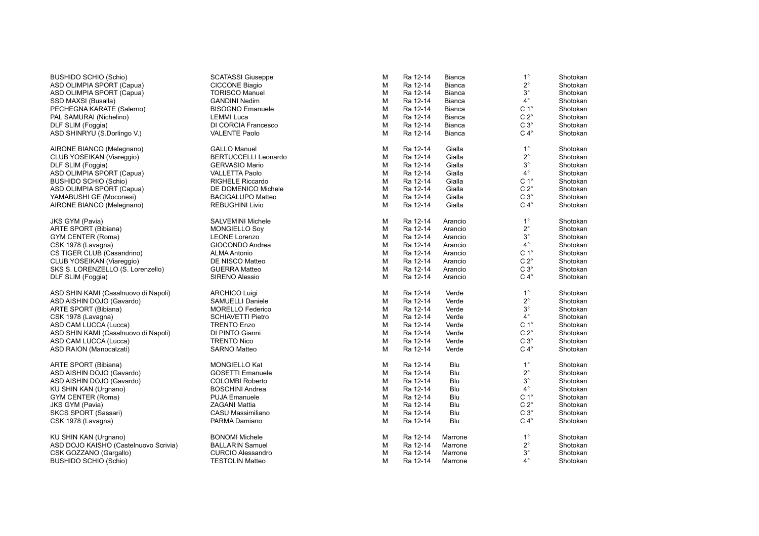| | | | | | | |
|---|---|---|---|---|---|---|
| BUSHIDO SCHIO (Schio) | SCATASSI Giuseppe | M | Ra 12-14 | Bianca | 1° | Shotokan |
| ASD OLIMPIA SPORT (Capua) | CICCONE Biagio | M | Ra 12-14 | Bianca | 2° | Shotokan |
| ASD OLIMPIA SPORT (Capua) | TORISCO Manuel | M | Ra 12-14 | Bianca | 3° | Shotokan |
| SSD MAXSI (Busalla) | GANDINI Nedim | M | Ra 12-14 | Bianca | 4° | Shotokan |
| PECHEGNA KARATE (Salerno) | BISOGNO Emanuele | M | Ra 12-14 | Bianca | C 1° | Shotokan |
| PAL SAMURAI (Nichelino) | LEMMI Luca | M | Ra 12-14 | Bianca | C 2° | Shotokan |
| DLF SLIM (Foggia) | DI CORCIA Francesco | M | Ra 12-14 | Bianca | C 3° | Shotokan |
| ASD SHINRYU (S.Dorlingo V.) | VALENTE Paolo | M | Ra 12-14 | Bianca | C 4° | Shotokan |
| | | | | | | |
| AIRONE BIANCO (Melegnano) | GALLO Manuel | M | Ra 12-14 | Gialla | 1° | Shotokan |
| CLUB YOSEIKAN (Viareggio) | BERTUCCELLI Leonardo | M | Ra 12-14 | Gialla | 2° | Shotokan |
| DLF SLIM (Foggia) | GERVASIO Mario | M | Ra 12-14 | Gialla | 3° | Shotokan |
| ASD OLIMPIA SPORT (Capua) | VALLETTA Paolo | M | Ra 12-14 | Gialla | 4° | Shotokan |
| BUSHIDO SCHIO (Schio) | RIGHELE Riccardo | M | Ra 12-14 | Gialla | C 1° | Shotokan |
| ASD OLIMPIA SPORT (Capua) | DE DOMENICO Michele | M | Ra 12-14 | Gialla | C 2° | Shotokan |
| YAMABUSHI GE (Moconesi) | BACIGALUPO Matteo | M | Ra 12-14 | Gialla | C 3° | Shotokan |
| AIRONE BIANCO (Melegnano) | REBUGHINI Livio | M | Ra 12-14 | Gialla | C 4° | Shotokan |
| | | | | | | |
| JKS GYM (Pavia) | SALVEMINI Michele | M | Ra 12-14 | Arancio | 1° | Shotokan |
| ARTE SPORT (Bibiana) | MONGIELLO Soy | M | Ra 12-14 | Arancio | 2° | Shotokan |
| GYM CENTER (Roma) | LEONE Lorenzo | M | Ra 12-14 | Arancio | 3° | Shotokan |
| CSK 1978 (Lavagna) | GIOCONDO Andrea | M | Ra 12-14 | Arancio | 4° | Shotokan |
| CS TIGER CLUB (Casandrino) | ALMA Antonio | M | Ra 12-14 | Arancio | C 1° | Shotokan |
| CLUB YOSEIKAN (Viareggio) | DE NISCO Matteo | M | Ra 12-14 | Arancio | C 2° | Shotokan |
| SKS S. LORENZELLO (S. Lorenzello) | GUERRA Matteo | M | Ra 12-14 | Arancio | C 3° | Shotokan |
| DLF SLIM (Foggia) | SIRENO Alessio | M | Ra 12-14 | Arancio | C 4° | Shotokan |
| | | | | | | |
| ASD SHIN KAMI (Casalnuovo di Napoli) | ARCHICO Luigi | M | Ra 12-14 | Verde | 1° | Shotokan |
| ASD AISHIN DOJO (Gavardo) | SAMUELLI Daniele | M | Ra 12-14 | Verde | 2° | Shotokan |
| ARTE SPORT (Bibiana) | MORELLO Federico | M | Ra 12-14 | Verde | 3° | Shotokan |
| CSK 1978 (Lavagna) | SCHIAVETTI Pietro | M | Ra 12-14 | Verde | 4° | Shotokan |
| ASD CAM LUCCA (Lucca) | TRENTO Enzo | M | Ra 12-14 | Verde | C 1° | Shotokan |
| ASD SHIN KAMI (Casalnuovo di Napoli) | DI PINTO Gianni | M | Ra 12-14 | Verde | C 2° | Shotokan |
| ASD CAM LUCCA (Lucca) | TRENTO Nico | M | Ra 12-14 | Verde | C 3° | Shotokan |
| ASD RAION (Manocalzati) | SARNO Matteo | M | Ra 12-14 | Verde | C 4° | Shotokan |
| | | | | | | |
| ARTE SPORT (Bibiana) | MONGIELLO Kat | M | Ra 12-14 | Blu | 1° | Shotokan |
| ASD AISHIN DOJO (Gavardo) | GOSETTI Emanuele | M | Ra 12-14 | Blu | 2° | Shotokan |
| ASD AISHIN DOJO (Gavardo) | COLOMBI Roberto | M | Ra 12-14 | Blu | 3° | Shotokan |
| KU SHIN KAN (Urgnano) | BOSCHINI Andrea | M | Ra 12-14 | Blu | 4° | Shotokan |
| GYM CENTER (Roma) | PUJA Emanuele | M | Ra 12-14 | Blu | C 1° | Shotokan |
| JKS GYM (Pavia) | ZAGANI Mattia | M | Ra 12-14 | Blu | C 2° | Shotokan |
| SKCS SPORT (Sassari) | CASU Massimiliano | M | Ra 12-14 | Blu | C 3° | Shotokan |
| CSK 1978 (Lavagna) | PARMA Damiano | M | Ra 12-14 | Blu | C 4° | Shotokan |
| | | | | | | |
| KU SHIN KAN (Urgnano) | BONOMI Michele | M | Ra 12-14 | Marrone | 1° | Shotokan |
| ASD DOJO KAISHO (Castelnuovo Scrivia) | BALLARIN Samuel | M | Ra 12-14 | Marrone | 2° | Shotokan |
| CSK GOZZANO (Gargallo) | CURCIO Alessandro | M | Ra 12-14 | Marrone | 3° | Shotokan |
| BUSHIDO SCHIO (Schio) | TESTOLIN Matteo | M | Ra 12-14 | Marrone | 4° | Shotokan |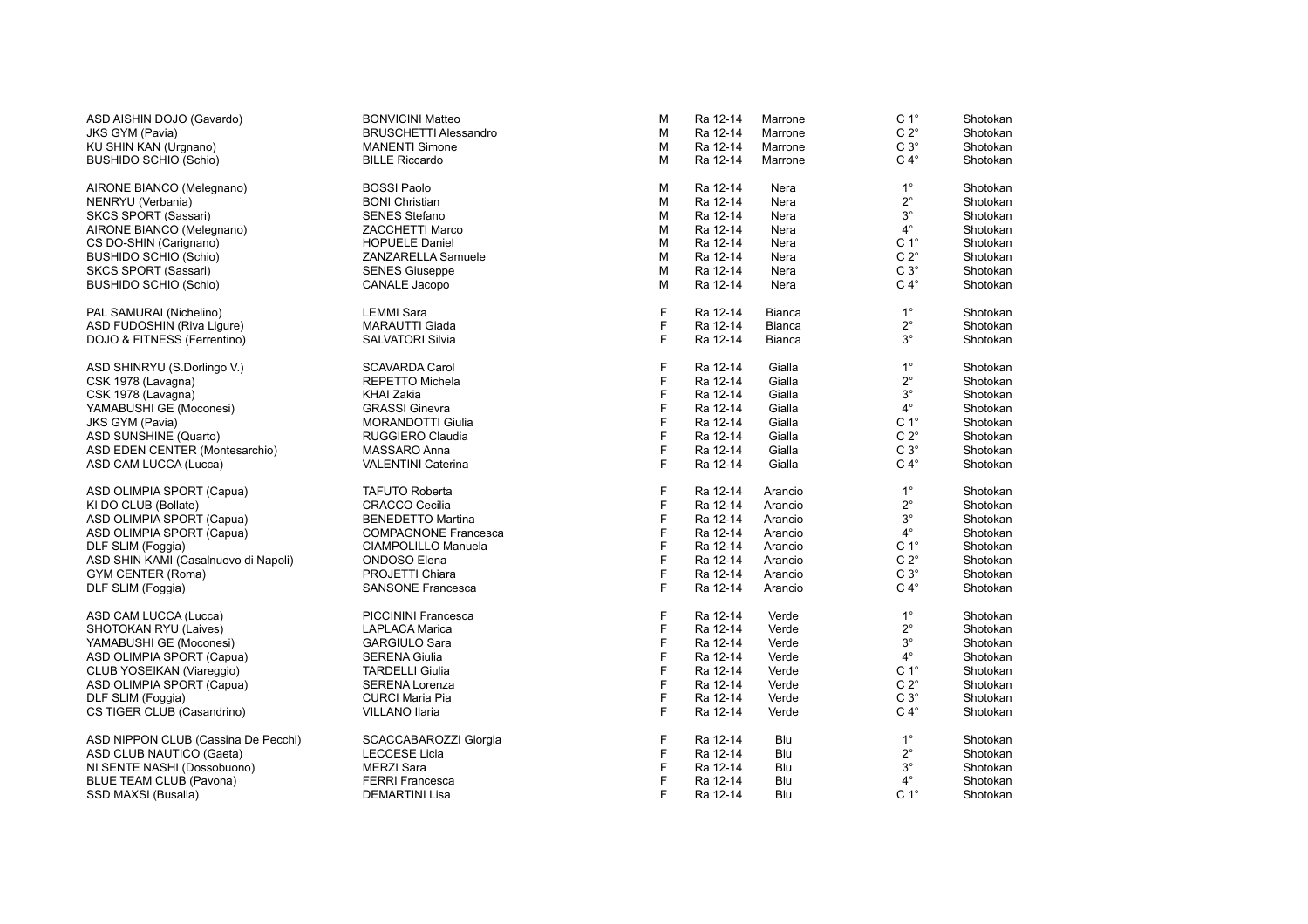| | | | | | | |
|---|---|---|---|---|---|---|
| ASD AISHIN DOJO (Gavardo) | BONVICINI Matteo | M | Ra 12-14 | Marrone | C 1° | Shotokan |
| JKS GYM (Pavia) | BRUSCHETTI Alessandro | M | Ra 12-14 | Marrone | C 2° | Shotokan |
| KU SHIN KAN (Urgnano) | MANENTI Simone | M | Ra 12-14 | Marrone | C 3° | Shotokan |
| BUSHIDO SCHIO (Schio) | BILLE Riccardo | M | Ra 12-14 | Marrone | C 4° | Shotokan |
| | | | | | | |
| AIRONE BIANCO (Melegnano) | BOSSI Paolo | M | Ra 12-14 | Nera | 1° | Shotokan |
| NENRYU (Verbania) | BONI Christian | M | Ra 12-14 | Nera | 2° | Shotokan |
| SKCS SPORT (Sassari) | SENES Stefano | M | Ra 12-14 | Nera | 3° | Shotokan |
| AIRONE BIANCO (Melegnano) | ZACCHETTI Marco | M | Ra 12-14 | Nera | 4° | Shotokan |
| CS DO-SHIN (Carignano) | HOPUELE Daniel | M | Ra 12-14 | Nera | C 1° | Shotokan |
| BUSHIDO SCHIO (Schio) | ZANZARELLA Samuele | M | Ra 12-14 | Nera | C 2° | Shotokan |
| SKCS SPORT (Sassari) | SENES Giuseppe | M | Ra 12-14 | Nera | C 3° | Shotokan |
| BUSHIDO SCHIO (Schio) | CANALE Jacopo | M | Ra 12-14 | Nera | C 4° | Shotokan |
| | | | | | | |
| PAL SAMURAI (Nichelino) | LEMMI Sara | F | Ra 12-14 | Bianca | 1° | Shotokan |
| ASD FUDOSHIN (Riva Ligure) | MARAUTTI Giada | F | Ra 12-14 | Bianca | 2° | Shotokan |
| DOJO & FITNESS (Ferrentino) | SALVATORI Silvia | F | Ra 12-14 | Bianca | 3° | Shotokan |
| | | | | | | |
| ASD SHINRYU (S.Dorlingo V.) | SCAVARDA Carol | F | Ra 12-14 | Gialla | 1° | Shotokan |
| CSK 1978 (Lavagna) | REPETTO Michela | F | Ra 12-14 | Gialla | 2° | Shotokan |
| CSK 1978 (Lavagna) | KHAI Zakia | F | Ra 12-14 | Gialla | 3° | Shotokan |
| YAMABUSHI GE (Moconesi) | GRASSI Ginevra | F | Ra 12-14 | Gialla | 4° | Shotokan |
| JKS GYM (Pavia) | MORANDOTTI Giulia | F | Ra 12-14 | Gialla | C 1° | Shotokan |
| ASD SUNSHINE (Quarto) | RUGGIERO Claudia | F | Ra 12-14 | Gialla | C 2° | Shotokan |
| ASD EDEN CENTER (Montesarchio) | MASSARO Anna | F | Ra 12-14 | Gialla | C 3° | Shotokan |
| ASD CAM LUCCA (Lucca) | VALENTINI Caterina | F | Ra 12-14 | Gialla | C 4° | Shotokan |
| | | | | | | |
| ASD OLIMPIA SPORT (Capua) | TAFUTO Roberta | F | Ra 12-14 | Arancio | 1° | Shotokan |
| KI DO CLUB (Bollate) | CRACCO Cecilia | F | Ra 12-14 | Arancio | 2° | Shotokan |
| ASD OLIMPIA SPORT (Capua) | BENEDETTO Martina | F | Ra 12-14 | Arancio | 3° | Shotokan |
| ASD OLIMPIA SPORT (Capua) | COMPAGNONE Francesca | F | Ra 12-14 | Arancio | 4° | Shotokan |
| DLF SLIM (Foggia) | CIAMPOLILLO Manuela | F | Ra 12-14 | Arancio | C 1° | Shotokan |
| ASD SHIN KAMI (Casalnuovo di Napoli) | ONDOSO Elena | F | Ra 12-14 | Arancio | C 2° | Shotokan |
| GYM CENTER (Roma) | PROJETTI Chiara | F | Ra 12-14 | Arancio | C 3° | Shotokan |
| DLF SLIM (Foggia) | SANSONE Francesca | F | Ra 12-14 | Arancio | C 4° | Shotokan |
| | | | | | | |
| ASD CAM LUCCA (Lucca) | PICCININI Francesca | F | Ra 12-14 | Verde | 1° | Shotokan |
| SHOTOKAN RYU (Laives) | LAPLACA Marica | F | Ra 12-14 | Verde | 2° | Shotokan |
| YAMABUSHI GE (Moconesi) | GARGIULO Sara | F | Ra 12-14 | Verde | 3° | Shotokan |
| ASD OLIMPIA SPORT (Capua) | SERENA Giulia | F | Ra 12-14 | Verde | 4° | Shotokan |
| CLUB YOSEIKAN (Viareggio) | TARDELLI Giulia | F | Ra 12-14 | Verde | C 1° | Shotokan |
| ASD OLIMPIA SPORT (Capua) | SERENA Lorenza | F | Ra 12-14 | Verde | C 2° | Shotokan |
| DLF SLIM (Foggia) | CURCI Maria Pia | F | Ra 12-14 | Verde | C 3° | Shotokan |
| CS TIGER CLUB (Casandrino) | VILLANO Ilaria | F | Ra 12-14 | Verde | C 4° | Shotokan |
| | | | | | | |
| ASD NIPPON CLUB (Cassina De Pecchi) | SCACCABAROZZI Giorgia | F | Ra 12-14 | Blu | 1° | Shotokan |
| ASD CLUB NAUTICO (Gaeta) | LECCESE Licia | F | Ra 12-14 | Blu | 2° | Shotokan |
| NI SENTE NASHI (Dossobuono) | MERZI Sara | F | Ra 12-14 | Blu | 3° | Shotokan |
| BLUE TEAM CLUB (Pavona) | FERRI Francesca | F | Ra 12-14 | Blu | 4° | Shotokan |
| SSD MAXSI (Busalla) | DEMARTINI Lisa | F | Ra 12-14 | Blu | C 1° | Shotokan |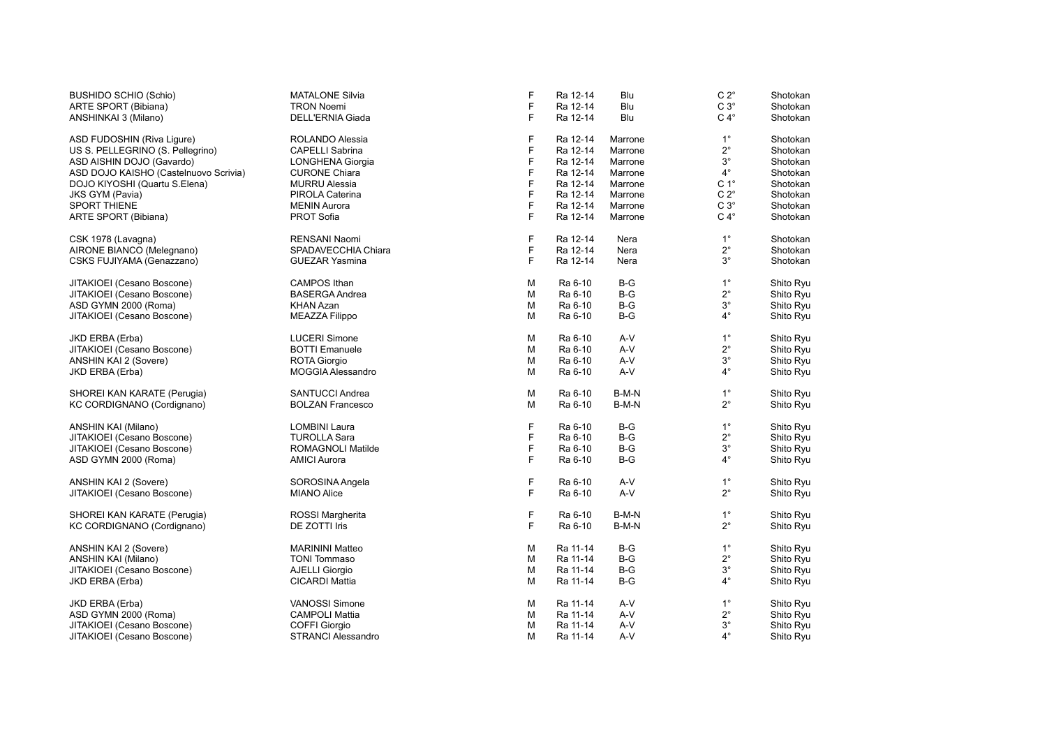| | | | | | | |
|---|---|---|---|---|---|---|
| BUSHIDO SCHIO (Schio) | MATALONE Silvia | F | Ra 12-14 | Blu | C 2° | Shotokan |
| ARTE SPORT (Bibiana) | TRON Noemi | F | Ra 12-14 | Blu | C 3° | Shotokan |
| ANSHINKAI 3 (Milano) | DELL'ERNIA Giada | F | Ra 12-14 | Blu | C 4° | Shotokan |
| | | | | | | |
| ASD FUDOSHIN (Riva Ligure) | ROLANDO Alessia | F | Ra 12-14 | Marrone | 1° | Shotokan |
| US S. PELLEGRINO (S. Pellegrino) | CAPELLI Sabrina | F | Ra 12-14 | Marrone | 2° | Shotokan |
| ASD AISHIN DOJO (Gavardo) | LONGHENA Giorgia | F | Ra 12-14 | Marrone | 3° | Shotokan |
| ASD DOJO KAISHO (Castelnuovo Scrivia) | CURONE Chiara | F | Ra 12-14 | Marrone | 4° | Shotokan |
| DOJO KIYOSHI (Quartu S.Elena) | MURRU Alessia | F | Ra 12-14 | Marrone | C 1° | Shotokan |
| JKS GYM (Pavia) | PIROLA Caterina | F | Ra 12-14 | Marrone | C 2° | Shotokan |
| SPORT THIENE | MENIN Aurora | F | Ra 12-14 | Marrone | C 3° | Shotokan |
| ARTE SPORT (Bibiana) | PROT Sofia | F | Ra 12-14 | Marrone | C 4° | Shotokan |
| | | | | | | |
| CSK 1978 (Lavagna) | RENSANI Naomi | F | Ra 12-14 | Nera | 1° | Shotokan |
| AIRONE BIANCO (Melegnano) | SPADAVECCHIA Chiara | F | Ra 12-14 | Nera | 2° | Shotokan |
| CSKS FUJIYAMA (Genazzano) | GUEZAR Yasmina | F | Ra 12-14 | Nera | 3° | Shotokan |
| | | | | | | |
| JITAKIOEI (Cesano Boscone) | CAMPOS Ithan | M | Ra 6-10 | B-G | 1° | Shito Ryu |
| JITAKIOEI (Cesano Boscone) | BASERGA Andrea | M | Ra 6-10 | B-G | 2° | Shito Ryu |
| ASD GYMN 2000 (Roma) | KHAN Azan | M | Ra 6-10 | B-G | 3° | Shito Ryu |
| JITAKIOEI (Cesano Boscone) | MEAZZA Filippo | M | Ra 6-10 | B-G | 4° | Shito Ryu |
| | | | | | | |
| JKD ERBA (Erba) | LUCERI Simone | M | Ra 6-10 | A-V | 1° | Shito Ryu |
| JITAKIOEI (Cesano Boscone) | BOTTI Emanuele | M | Ra 6-10 | A-V | 2° | Shito Ryu |
| ANSHIN KAI 2 (Sovere) | ROTA Giorgio | M | Ra 6-10 | A-V | 3° | Shito Ryu |
| JKD ERBA (Erba) | MOGGIA Alessandro | M | Ra 6-10 | A-V | 4° | Shito Ryu |
| | | | | | | |
| SHOREI KAN KARATE (Perugia) | SANTUCCI Andrea | M | Ra 6-10 | B-M-N | 1° | Shito Ryu |
| KC CORDIGNANO (Cordignano) | BOLZAN Francesco | M | Ra 6-10 | B-M-N | 2° | Shito Ryu |
| | | | | | | |
| ANSHIN KAI (Milano) | LOMBINI Laura | F | Ra 6-10 | B-G | 1° | Shito Ryu |
| JITAKIOEI (Cesano Boscone) | TUROLLA Sara | F | Ra 6-10 | B-G | 2° | Shito Ryu |
| JITAKIOEI (Cesano Boscone) | ROMAGNOLI Matilde | F | Ra 6-10 | B-G | 3° | Shito Ryu |
| ASD GYMN 2000 (Roma) | AMICI Aurora | F | Ra 6-10 | B-G | 4° | Shito Ryu |
| | | | | | | |
| ANSHIN KAI 2 (Sovere) | SOROSINA Angela | F | Ra 6-10 | A-V | 1° | Shito Ryu |
| JITAKIOEI (Cesano Boscone) | MIANO Alice | F | Ra 6-10 | A-V | 2° | Shito Ryu |
| | | | | | | |
| SHOREI KAN KARATE (Perugia) | ROSSI Margherita | F | Ra 6-10 | B-M-N | 1° | Shito Ryu |
| KC CORDIGNANO (Cordignano) | DE ZOTTI Iris | F | Ra 6-10 | B-M-N | 2° | Shito Ryu |
| | | | | | | |
| ANSHIN KAI 2 (Sovere) | MARININI Matteo | M | Ra 11-14 | B-G | 1° | Shito Ryu |
| ANSHIN KAI (Milano) | TONI Tommaso | M | Ra 11-14 | B-G | 2° | Shito Ryu |
| JITAKIOEI (Cesano Boscone) | AJELLI Giorgio | M | Ra 11-14 | B-G | 3° | Shito Ryu |
| JKD ERBA (Erba) | CICARDI Mattia | M | Ra 11-14 | B-G | 4° | Shito Ryu |
| | | | | | | |
| JKD ERBA (Erba) | VANOSSI Simone | M | Ra 11-14 | A-V | 1° | Shito Ryu |
| ASD GYMN 2000 (Roma) | CAMPOLI Mattia | M | Ra 11-14 | A-V | 2° | Shito Ryu |
| JITAKIOEI (Cesano Boscone) | COFFI Giorgio | M | Ra 11-14 | A-V | 3° | Shito Ryu |
| JITAKIOEI (Cesano Boscone) | STRANCI Alessandro | M | Ra 11-14 | A-V | 4° | Shito Ryu |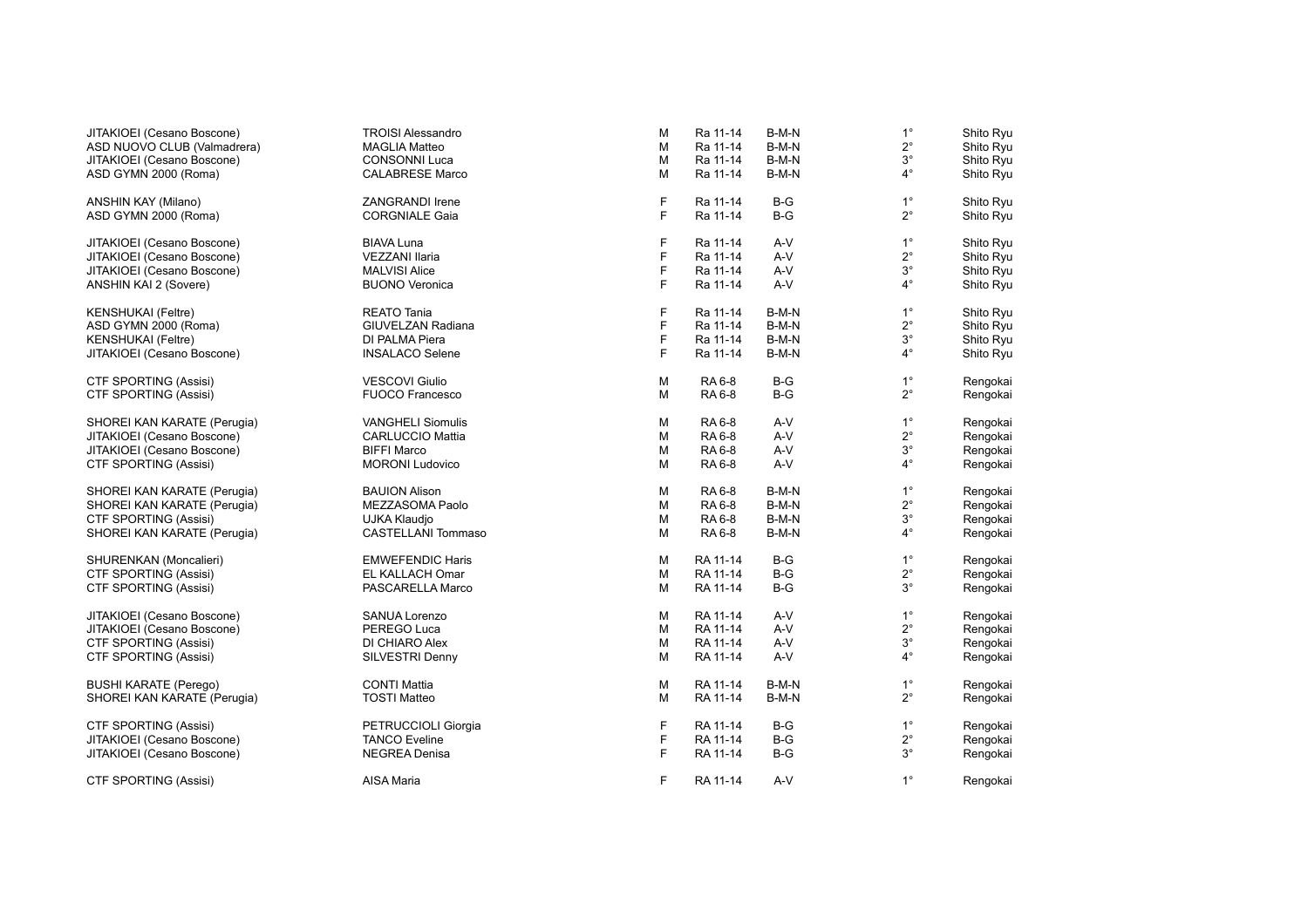| | | | | | | |
|---|---|---|---|---|---|---|
| JITAKIOEI (Cesano Boscone) | TROISI Alessandro | M | Ra 11-14 | B-M-N | 1° | Shito Ryu |
| ASD NUOVO CLUB (Valmadrera) | MAGLIA Matteo | M | Ra 11-14 | B-M-N | 2° | Shito Ryu |
| JITAKIOEI (Cesano Boscone) | CONSONNI Luca | M | Ra 11-14 | B-M-N | 3° | Shito Ryu |
| ASD GYMN 2000 (Roma) | CALABRESE Marco | M | Ra 11-14 | B-M-N | 4° | Shito Ryu |
| | | | | | | |
| ANSHIN KAY (Milano) | ZANGRANDI Irene | F | Ra 11-14 | B-G | 1° | Shito Ryu |
| ASD GYMN 2000 (Roma) | CORGNIALE Gaia | F | Ra 11-14 | B-G | 2° | Shito Ryu |
| | | | | | | |
| JITAKIOEI (Cesano Boscone) | BIAVA Luna | F | Ra 11-14 | A-V | 1° | Shito Ryu |
| JITAKIOEI (Cesano Boscone) | VEZZANI Ilaria | F | Ra 11-14 | A-V | 2° | Shito Ryu |
| JITAKIOEI (Cesano Boscone) | MALVISI Alice | F | Ra 11-14 | A-V | 3° | Shito Ryu |
| ANSHIN KAI 2 (Sovere) | BUONO Veronica | F | Ra 11-14 | A-V | 4° | Shito Ryu |
| | | | | | | |
| KENSHUKAI (Feltre) | REATO Tania | F | Ra 11-14 | B-M-N | 1° | Shito Ryu |
| ASD GYMN 2000 (Roma) | GIUVELZAN Radiana | F | Ra 11-14 | B-M-N | 2° | Shito Ryu |
| KENSHUKAI (Feltre) | DI PALMA Piera | F | Ra 11-14 | B-M-N | 3° | Shito Ryu |
| JITAKIOEI (Cesano Boscone) | INSALACO Selene | F | Ra 11-14 | B-M-N | 4° | Shito Ryu |
| | | | | | | |
| CTF SPORTING (Assisi) | VESCOVI Giulio | M | RA 6-8 | B-G | 1° | Rengokai |
| CTF SPORTING (Assisi) | FUOCO Francesco | M | RA 6-8 | B-G | 2° | Rengokai |
| | | | | | | |
| SHOREI KAN KARATE (Perugia) | VANGHELI Siomulis | M | RA 6-8 | A-V | 1° | Rengokai |
| JITAKIOEI (Cesano Boscone) | CARLUCCIO Mattia | M | RA 6-8 | A-V | 2° | Rengokai |
| JITAKIOEI (Cesano Boscone) | BIFFI Marco | M | RA 6-8 | A-V | 3° | Rengokai |
| CTF SPORTING (Assisi) | MORONI Ludovico | M | RA 6-8 | A-V | 4° | Rengokai |
| | | | | | | |
| SHOREI KAN KARATE (Perugia) | BAUION Alison | M | RA 6-8 | B-M-N | 1° | Rengokai |
| SHOREI KAN KARATE (Perugia) | MEZZASOMA Paolo | M | RA 6-8 | B-M-N | 2° | Rengokai |
| CTF SPORTING (Assisi) | UJKA Klaudjo | M | RA 6-8 | B-M-N | 3° | Rengokai |
| SHOREI KAN KARATE (Perugia) | CASTELLANI Tommaso | M | RA 6-8 | B-M-N | 4° | Rengokai |
| | | | | | | |
| SHURENKAN (Moncalieri) | EMWEFENDIC Haris | M | RA 11-14 | B-G | 1° | Rengokai |
| CTF SPORTING (Assisi) | EL KALLACH Omar | M | RA 11-14 | B-G | 2° | Rengokai |
| CTF SPORTING (Assisi) | PASCARELLA Marco | M | RA 11-14 | B-G | 3° | Rengokai |
| | | | | | | |
| JITAKIOEI (Cesano Boscone) | SANUA Lorenzo | M | RA 11-14 | A-V | 1° | Rengokai |
| JITAKIOEI (Cesano Boscone) | PEREGO Luca | M | RA 11-14 | A-V | 2° | Rengokai |
| CTF SPORTING (Assisi) | DI CHIARO Alex | M | RA 11-14 | A-V | 3° | Rengokai |
| CTF SPORTING (Assisi) | SILVESTRI Denny | M | RA 11-14 | A-V | 4° | Rengokai |
| | | | | | | |
| BUSHI KARATE (Perego) | CONTI Mattia | M | RA 11-14 | B-M-N | 1° | Rengokai |
| SHOREI KAN KARATE (Perugia) | TOSTI Matteo | M | RA 11-14 | B-M-N | 2° | Rengokai |
| | | | | | | |
| CTF SPORTING (Assisi) | PETRUCCIOLI Giorgia | F | RA 11-14 | B-G | 1° | Rengokai |
| JITAKIOEI (Cesano Boscone) | TANCO Eveline | F | RA 11-14 | B-G | 2° | Rengokai |
| JITAKIOEI (Cesano Boscone) | NEGREA Denisa | F | RA 11-14 | B-G | 3° | Rengokai |
| | | | | | | |
| CTF SPORTING (Assisi) | AISA Maria | F | RA 11-14 | A-V | 1° | Rengokai |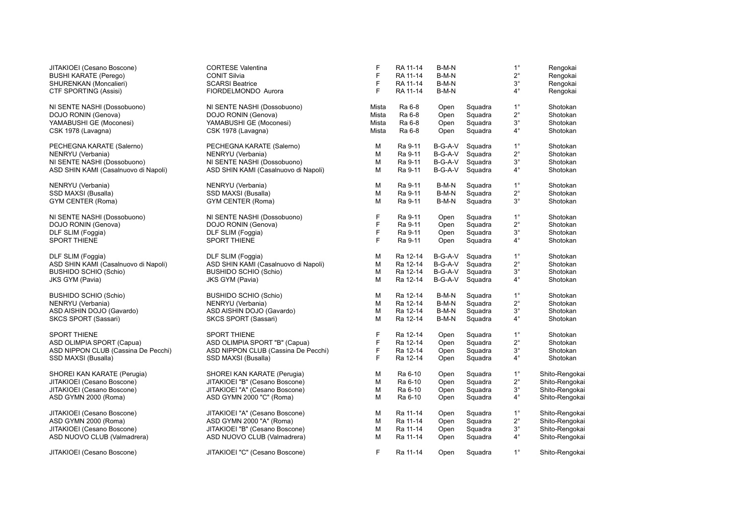| | | | | | | | |
|---|---|---|---|---|---|---|---|
| JITAKIOEI (Cesano Boscone) | CORTESE Valentina | F | RA 11-14 | B-M-N | | 1° | Rengokai |
| BUSHI KARATE (Perego) | CONIT Silvia | F | RA 11-14 | B-M-N | | 2° | Rengokai |
| SHURENKAN (Moncalieri) | SCARSI Beatrice | F | RA 11-14 | B-M-N | | 3° | Rengokai |
| CTF SPORTING (Assisi) | FIORDELMONDO Aurora | F | RA 11-14 | B-M-N | | 4° | Rengokai |
| | | | | | | | |
| NI SENTE NASHI (Dossobuono) | NI SENTE NASHI (Dossobuono) | Mista | Ra 6-8 | Open | Squadra | 1° | Shotokan |
| DOJO RONIN (Genova) | DOJO RONIN (Genova) | Mista | Ra 6-8 | Open | Squadra | 2° | Shotokan |
| YAMABUSHI GE (Moconesi) | YAMABUSHI GE (Moconesi) | Mista | Ra 6-8 | Open | Squadra | 3° | Shotokan |
| CSK 1978 (Lavagna) | CSK 1978 (Lavagna) | Mista | Ra 6-8 | Open | Squadra | 4° | Shotokan |
| | | | | | | | |
| PECHEGNA KARATE (Salerno) | PECHEGNA KARATE (Salerno) | M | Ra 9-11 | B-G-A-V | Squadra | 1° | Shotokan |
| NENRYU (Verbania) | NENRYU (Verbania) | M | Ra 9-11 | B-G-A-V | Squadra | 2° | Shotokan |
| NI SENTE NASHI (Dossobuono) | NI SENTE NASHI (Dossobuono) | M | Ra 9-11 | B-G-A-V | Squadra | 3° | Shotokan |
| ASD SHIN KAMI (Casalnuovo di Napoli) | ASD SHIN KAMI (Casalnuovo di Napoli) | M | Ra 9-11 | B-G-A-V | Squadra | 4° | Shotokan |
| | | | | | | | |
| NENRYU (Verbania) | NENRYU (Verbania) | M | Ra 9-11 | B-M-N | Squadra | 1° | Shotokan |
| SSD MAXSI (Busalla) | SSD MAXSI (Busalla) | M | Ra 9-11 | B-M-N | Squadra | 2° | Shotokan |
| GYM CENTER (Roma) | GYM CENTER (Roma) | M | Ra 9-11 | B-M-N | Squadra | 3° | Shotokan |
| | | | | | | | |
| NI SENTE NASHI (Dossobuono) | NI SENTE NASHI (Dossobuono) | F | Ra 9-11 | Open | Squadra | 1° | Shotokan |
| DOJO RONIN (Genova) | DOJO RONIN (Genova) | F | Ra 9-11 | Open | Squadra | 2° | Shotokan |
| DLF SLIM (Foggia) | DLF SLIM (Foggia) | F | Ra 9-11 | Open | Squadra | 3° | Shotokan |
| SPORT THIENE | SPORT THIENE | F | Ra 9-11 | Open | Squadra | 4° | Shotokan |
| | | | | | | | |
| DLF SLIM (Foggia) | DLF SLIM (Foggia) | M | Ra 12-14 | B-G-A-V | Squadra | 1° | Shotokan |
| ASD SHIN KAMI (Casalnuovo di Napoli) | ASD SHIN KAMI (Casalnuovo di Napoli) | M | Ra 12-14 | B-G-A-V | Squadra | 2° | Shotokan |
| BUSHIDO SCHIO (Schio) | BUSHIDO SCHIO (Schio) | M | Ra 12-14 | B-G-A-V | Squadra | 3° | Shotokan |
| JKS GYM (Pavia) | JKS GYM (Pavia) | M | Ra 12-14 | B-G-A-V | Squadra | 4° | Shotokan |
| | | | | | | | |
| BUSHIDO SCHIO (Schio) | BUSHIDO SCHIO (Schio) | M | Ra 12-14 | B-M-N | Squadra | 1° | Shotokan |
| NENRYU (Verbania) | NENRYU (Verbania) | M | Ra 12-14 | B-M-N | Squadra | 2° | Shotokan |
| ASD AISHIN DOJO (Gavardo) | ASD AISHIN DOJO (Gavardo) | M | Ra 12-14 | B-M-N | Squadra | 3° | Shotokan |
| SKCS SPORT (Sassari) | SKCS SPORT (Sassari) | M | Ra 12-14 | B-M-N | Squadra | 4° | Shotokan |
| | | | | | | | |
| SPORT THIENE | SPORT THIENE | F | Ra 12-14 | Open | Squadra | 1° | Shotokan |
| ASD OLIMPIA SPORT (Capua) | ASD OLIMPIA SPORT "B" (Capua) | F | Ra 12-14 | Open | Squadra | 2° | Shotokan |
| ASD NIPPON CLUB (Cassina De Pecchi) | ASD NIPPON CLUB (Cassina De Pecchi) | F | Ra 12-14 | Open | Squadra | 3° | Shotokan |
| SSD MAXSI (Busalla) | SSD MAXSI (Busalla) | F | Ra 12-14 | Open | Squadra | 4° | Shotokan |
| | | | | | | | |
| SHOREI KAN KARATE (Perugia) | SHOREI KAN KARATE (Perugia) | M | Ra 6-10 | Open | Squadra | 1° | Shito-Rengokai |
| JITAKIOEI (Cesano Boscone) | JITAKIOEI "B" (Cesano Boscone) | M | Ra 6-10 | Open | Squadra | 2° | Shito-Rengokai |
| JITAKIOEI (Cesano Boscone) | JITAKIOEI "A" (Cesano Boscone) | M | Ra 6-10 | Open | Squadra | 3° | Shito-Rengokai |
| ASD GYMN 2000 (Roma) | ASD GYMN 2000 "C" (Roma) | M | Ra 6-10 | Open | Squadra | 4° | Shito-Rengokai |
| | | | | | | | |
| JITAKIOEI (Cesano Boscone) | JITAKIOEI "A" (Cesano Boscone) | M | Ra 11-14 | Open | Squadra | 1° | Shito-Rengokai |
| ASD GYMN 2000 (Roma) | ASD GYMN 2000 "A" (Roma) | M | Ra 11-14 | Open | Squadra | 2° | Shito-Rengokai |
| JITAKIOEI (Cesano Boscone) | JITAKIOEI "B" (Cesano Boscone) | M | Ra 11-14 | Open | Squadra | 3° | Shito-Rengokai |
| ASD NUOVO CLUB (Valmadrera) | ASD NUOVO CLUB (Valmadrera) | M | Ra 11-14 | Open | Squadra | 4° | Shito-Rengokai |
| | | | | | | | |
| JITAKIOEI (Cesano Boscone) | JITAKIOEI "C" (Cesano Boscone) | F | Ra 11-14 | Open | Squadra | 1° | Shito-Rengokai |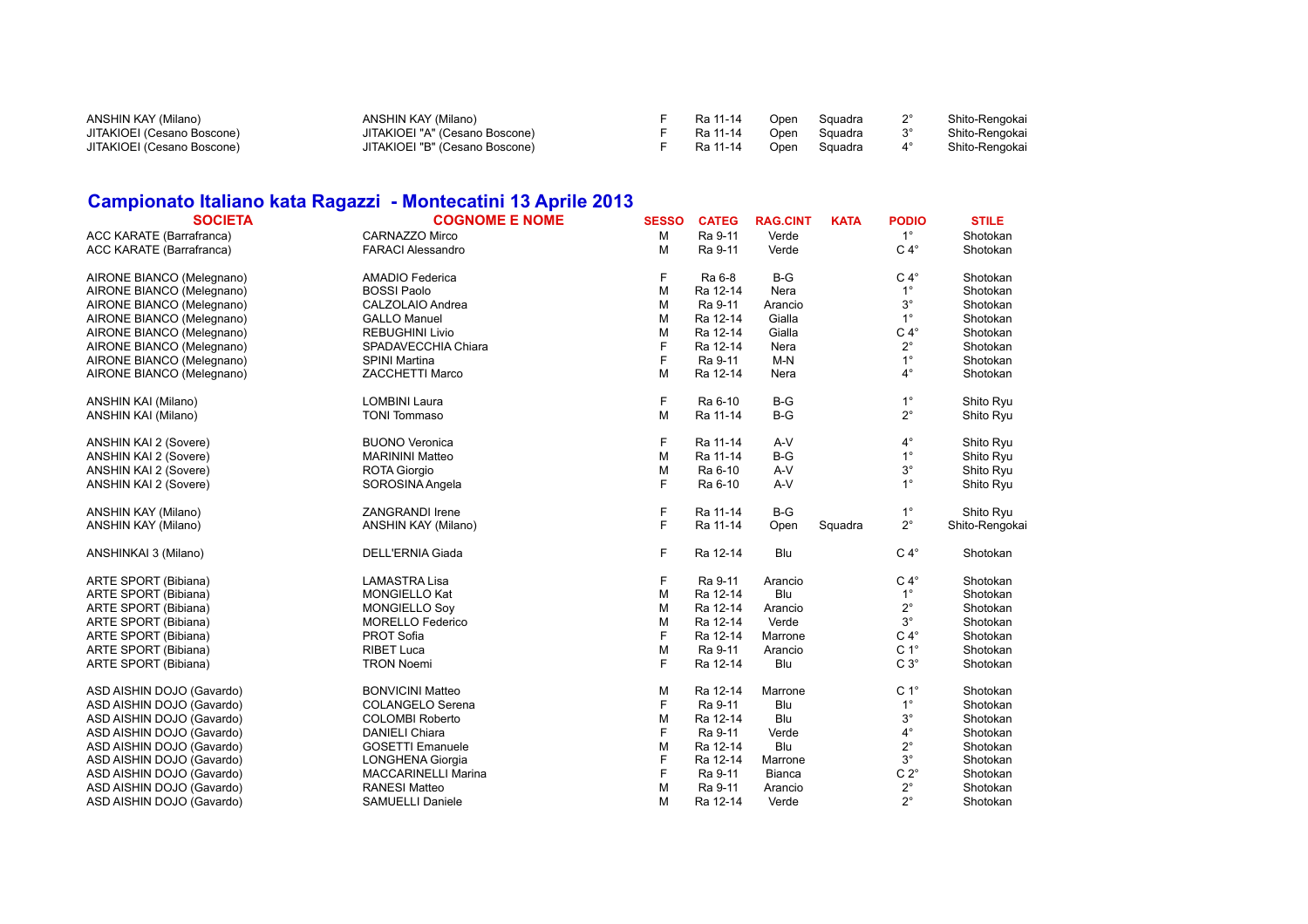| | | | | | | | |
|---|---|---|---|---|---|---|---|
| ANSHIN KAY (Milano) | ANSHIN KAY (Milano) | F | Ra 11-14 | Open | Squadra | 2° | Shito-Rengokai |
| JITAKIOEI (Cesano Boscone) | JITAKIOEI "A" (Cesano Boscone) | F | Ra 11-14 | Open | Squadra | 3° | Shito-Rengokai |
| JITAKIOEI (Cesano Boscone) | JITAKIOEI "B" (Cesano Boscone) | F | Ra 11-14 | Open | Squadra | 4° | Shito-Rengokai |

## Campionato Italiano kata Ragazzi - Montecatini 13 Aprile 2013

| SOCIETA | COGNOME E NOME | SESSO | CATEG | RAG.CINT | KATA | PODIO | STILE |
|---|---|---|---|---|---|---|---|
| ACC KARATE (Barrafranca) | CARNAZZO Mirco | M | Ra 9-11 | Verde | | 1° | Shotokan |
| ACC KARATE (Barrafranca) | FARACI Alessandro | M | Ra 9-11 | Verde | | C 4° | Shotokan |
| AIRONE BIANCO (Melegnano) | AMADIO Federica | F | Ra 6-8 | B-G | | C 4° | Shotokan |
| AIRONE BIANCO (Melegnano) | BOSSI Paolo | M | Ra 12-14 | Nera | | 1° | Shotokan |
| AIRONE BIANCO (Melegnano) | CALZOLAIO Andrea | M | Ra 9-11 | Arancio | | 3° | Shotokan |
| AIRONE BIANCO (Melegnano) | GALLO Manuel | M | Ra 12-14 | Gialla | | 1° | Shotokan |
| AIRONE BIANCO (Melegnano) | REBUGHINI Livio | M | Ra 12-14 | Gialla | | C 4° | Shotokan |
| AIRONE BIANCO (Melegnano) | SPADAVECCHIA Chiara | F | Ra 12-14 | Nera | | 2° | Shotokan |
| AIRONE BIANCO (Melegnano) | SPINI Martina | F | Ra 9-11 | M-N | | 1° | Shotokan |
| AIRONE BIANCO (Melegnano) | ZACCHETTI Marco | M | Ra 12-14 | Nera | | 4° | Shotokan |
| ANSHIN KAI (Milano) | LOMBINI Laura | F | Ra 6-10 | B-G | | 1° | Shito Ryu |
| ANSHIN KAI (Milano) | TONI Tommaso | M | Ra 11-14 | B-G | | 2° | Shito Ryu |
| ANSHIN KAI 2 (Sovere) | BUONO Veronica | F | Ra 11-14 | A-V | | 4° | Shito Ryu |
| ANSHIN KAI 2 (Sovere) | MARININI Matteo | M | Ra 11-14 | B-G | | 1° | Shito Ryu |
| ANSHIN KAI 2 (Sovere) | ROTA Giorgio | M | Ra 6-10 | A-V | | 3° | Shito Ryu |
| ANSHIN KAI 2 (Sovere) | SOROSINA Angela | F | Ra 6-10 | A-V | | 1° | Shito Ryu |
| ANSHIN KAY (Milano) | ZANGRANDI Irene | F | Ra 11-14 | B-G | | 1° | Shito Ryu |
| ANSHIN KAY (Milano) | ANSHIN KAY (Milano) | F | Ra 11-14 | Open | Squadra | 2° | Shito-Rengokai |
| ANSHINKAI 3 (Milano) | DELL'ERNIA Giada | F | Ra 12-14 | Blu | | C 4° | Shotokan |
| ARTE SPORT (Bibiana) | LAMASTRA Lisa | F | Ra 9-11 | Arancio | | C 4° | Shotokan |
| ARTE SPORT (Bibiana) | MONGIELLO Kat | M | Ra 12-14 | Blu | | 1° | Shotokan |
| ARTE SPORT (Bibiana) | MONGIELLO Soy | M | Ra 12-14 | Arancio | | 2° | Shotokan |
| ARTE SPORT (Bibiana) | MORELLO Federico | M | Ra 12-14 | Verde | | 3° | Shotokan |
| ARTE SPORT (Bibiana) | PROT Sofia | F | Ra 12-14 | Marrone | | C 4° | Shotokan |
| ARTE SPORT (Bibiana) | RIBET Luca | M | Ra 9-11 | Arancio | | C 1° | Shotokan |
| ARTE SPORT (Bibiana) | TRON Noemi | F | Ra 12-14 | Blu | | C 3° | Shotokan |
| ASD AISHIN DOJO (Gavardo) | BONVICINI Matteo | M | Ra 12-14 | Marrone | | C 1° | Shotokan |
| ASD AISHIN DOJO (Gavardo) | COLANGELO Serena | F | Ra 9-11 | Blu | | 1° | Shotokan |
| ASD AISHIN DOJO (Gavardo) | COLOMBI Roberto | M | Ra 12-14 | Blu | | 3° | Shotokan |
| ASD AISHIN DOJO (Gavardo) | DANIELI Chiara | F | Ra 9-11 | Verde | | 4° | Shotokan |
| ASD AISHIN DOJO (Gavardo) | GOSETTI Emanuele | M | Ra 12-14 | Blu | | 2° | Shotokan |
| ASD AISHIN DOJO (Gavardo) | LONGHENA Giorgia | F | Ra 12-14 | Marrone | | 3° | Shotokan |
| ASD AISHIN DOJO (Gavardo) | MACCARINELLI Marina | F | Ra 9-11 | Bianca | | C 2° | Shotokan |
| ASD AISHIN DOJO (Gavardo) | RANESI Matteo | M | Ra 9-11 | Arancio | | 2° | Shotokan |
| ASD AISHIN DOJO (Gavardo) | SAMUELLI Daniele | M | Ra 12-14 | Verde | | 2° | Shotokan |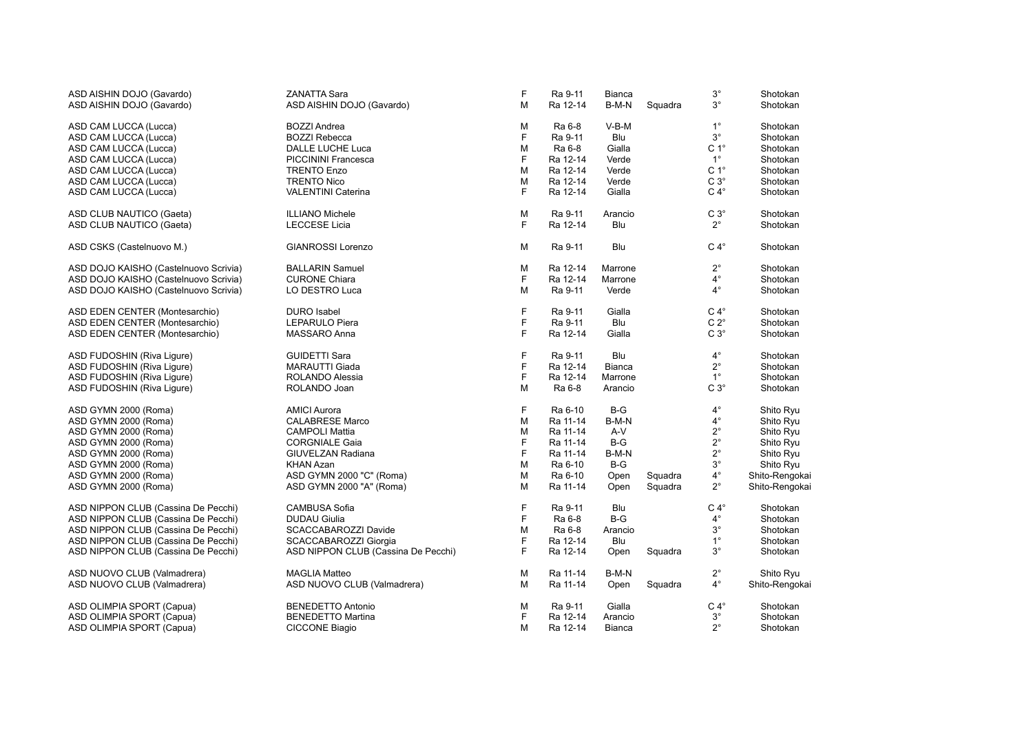| | | | | | | | |
|---|---|---|---|---|---|---|---|
| ASD AISHIN DOJO (Gavardo) | ZANATTA Sara | F | Ra 9-11 | Bianca | | 3° | Shotokan |
| ASD AISHIN DOJO (Gavardo) | ASD AISHIN DOJO (Gavardo) | M | Ra 12-14 | B-M-N | Squadra | 3° | Shotokan |
| | | | | | | | |
| ASD CAM LUCCA (Lucca) | BOZZI Andrea | M | Ra 6-8 | V-B-M | | 1° | Shotokan |
| ASD CAM LUCCA (Lucca) | BOZZI Rebecca | F | Ra 9-11 | Blu | | 3° | Shotokan |
| ASD CAM LUCCA (Lucca) | DALLE LUCHE Luca | M | Ra 6-8 | Gialla | | C 1° | Shotokan |
| ASD CAM LUCCA (Lucca) | PICCININI Francesca | F | Ra 12-14 | Verde | | 1° | Shotokan |
| ASD CAM LUCCA (Lucca) | TRENTO Enzo | M | Ra 12-14 | Verde | | C 1° | Shotokan |
| ASD CAM LUCCA (Lucca) | TRENTO Nico | M | Ra 12-14 | Verde | | C 3° | Shotokan |
| ASD CAM LUCCA (Lucca) | VALENTINI Caterina | F | Ra 12-14 | Gialla | | C 4° | Shotokan |
| | | | | | | | |
| ASD CLUB NAUTICO (Gaeta) | ILLIANO Michele | M | Ra 9-11 | Arancio | | C 3° | Shotokan |
| ASD CLUB NAUTICO (Gaeta) | LECCESE Licia | F | Ra 12-14 | Blu | | 2° | Shotokan |
| | | | | | | | |
| ASD CSKS (Castelnuovo M.) | GIANROSSI Lorenzo | M | Ra 9-11 | Blu | | C 4° | Shotokan |
| | | | | | | | |
| ASD DOJO KAISHO (Castelnuovo Scrivia) | BALLARIN Samuel | M | Ra 12-14 | Marrone | | 2° | Shotokan |
| ASD DOJO KAISHO (Castelnuovo Scrivia) | CURONE Chiara | F | Ra 12-14 | Marrone | | 4° | Shotokan |
| ASD DOJO KAISHO (Castelnuovo Scrivia) | LO DESTRO Luca | M | Ra 9-11 | Verde | | 4° | Shotokan |
| | | | | | | | |
| ASD EDEN CENTER (Montesarchio) | DURO Isabel | F | Ra 9-11 | Gialla | | C 4° | Shotokan |
| ASD EDEN CENTER (Montesarchio) | LEPARULO Piera | F | Ra 9-11 | Blu | | C 2° | Shotokan |
| ASD EDEN CENTER (Montesarchio) | MASSARO Anna | F | Ra 12-14 | Gialla | | C 3° | Shotokan |
| | | | | | | | |
| ASD FUDOSHIN (Riva Ligure) | GUIDETTI Sara | F | Ra 9-11 | Blu | | 4° | Shotokan |
| ASD FUDOSHIN (Riva Ligure) | MARAUTTI Giada | F | Ra 12-14 | Bianca | | 2° | Shotokan |
| ASD FUDOSHIN (Riva Ligure) | ROLANDO Alessia | F | Ra 12-14 | Marrone | | 1° | Shotokan |
| ASD FUDOSHIN (Riva Ligure) | ROLANDO Joan | M | Ra 6-8 | Arancio | | C 3° | Shotokan |
| | | | | | | | |
| ASD GYMN 2000 (Roma) | AMICI Aurora | F | Ra 6-10 | B-G | | 4° | Shito Ryu |
| ASD GYMN 2000 (Roma) | CALABRESE Marco | M | Ra 11-14 | B-M-N | | 4° | Shito Ryu |
| ASD GYMN 2000 (Roma) | CAMPOLI Mattia | M | Ra 11-14 | A-V | | 2° | Shito Ryu |
| ASD GYMN 2000 (Roma) | CORGNIALE Gaia | F | Ra 11-14 | B-G | | 2° | Shito Ryu |
| ASD GYMN 2000 (Roma) | GIUVELZAN Radiana | F | Ra 11-14 | B-M-N | | 2° | Shito Ryu |
| ASD GYMN 2000 (Roma) | KHAN Azan | M | Ra 6-10 | B-G | | 3° | Shito Ryu |
| ASD GYMN 2000 (Roma) | ASD GYMN 2000 "C" (Roma) | M | Ra 6-10 | Open | Squadra | 4° | Shito-Rengokai |
| ASD GYMN 2000 (Roma) | ASD GYMN 2000 "A" (Roma) | M | Ra 11-14 | Open | Squadra | 2° | Shito-Rengokai |
| | | | | | | | |
| ASD NIPPON CLUB (Cassina De Pecchi) | CAMBUSA Sofia | F | Ra 9-11 | Blu | | C 4° | Shotokan |
| ASD NIPPON CLUB (Cassina De Pecchi) | DUDAU Giulia | F | Ra 6-8 | B-G | | 4° | Shotokan |
| ASD NIPPON CLUB (Cassina De Pecchi) | SCACCABAROZZI Davide | M | Ra 6-8 | Arancio | | 3° | Shotokan |
| ASD NIPPON CLUB (Cassina De Pecchi) | SCACCABAROZZI Giorgia | F | Ra 12-14 | Blu | | 1° | Shotokan |
| ASD NIPPON CLUB (Cassina De Pecchi) | ASD NIPPON CLUB (Cassina De Pecchi) | F | Ra 12-14 | Open | Squadra | 3° | Shotokan |
| | | | | | | | |
| ASD NUOVO CLUB (Valmadrera) | MAGLIA Matteo | M | Ra 11-14 | B-M-N | | 2° | Shito Ryu |
| ASD NUOVO CLUB (Valmadrera) | ASD NUOVO CLUB (Valmadrera) | M | Ra 11-14 | Open | Squadra | 4° | Shito-Rengokai |
| | | | | | | | |
| ASD OLIMPIA SPORT (Capua) | BENEDETTO Antonio | M | Ra 9-11 | Gialla | | C 4° | Shotokan |
| ASD OLIMPIA SPORT (Capua) | BENEDETTO Martina | F | Ra 12-14 | Arancio | | 3° | Shotokan |
| ASD OLIMPIA SPORT (Capua) | CICCONE Biagio | M | Ra 12-14 | Bianca | | 2° | Shotokan |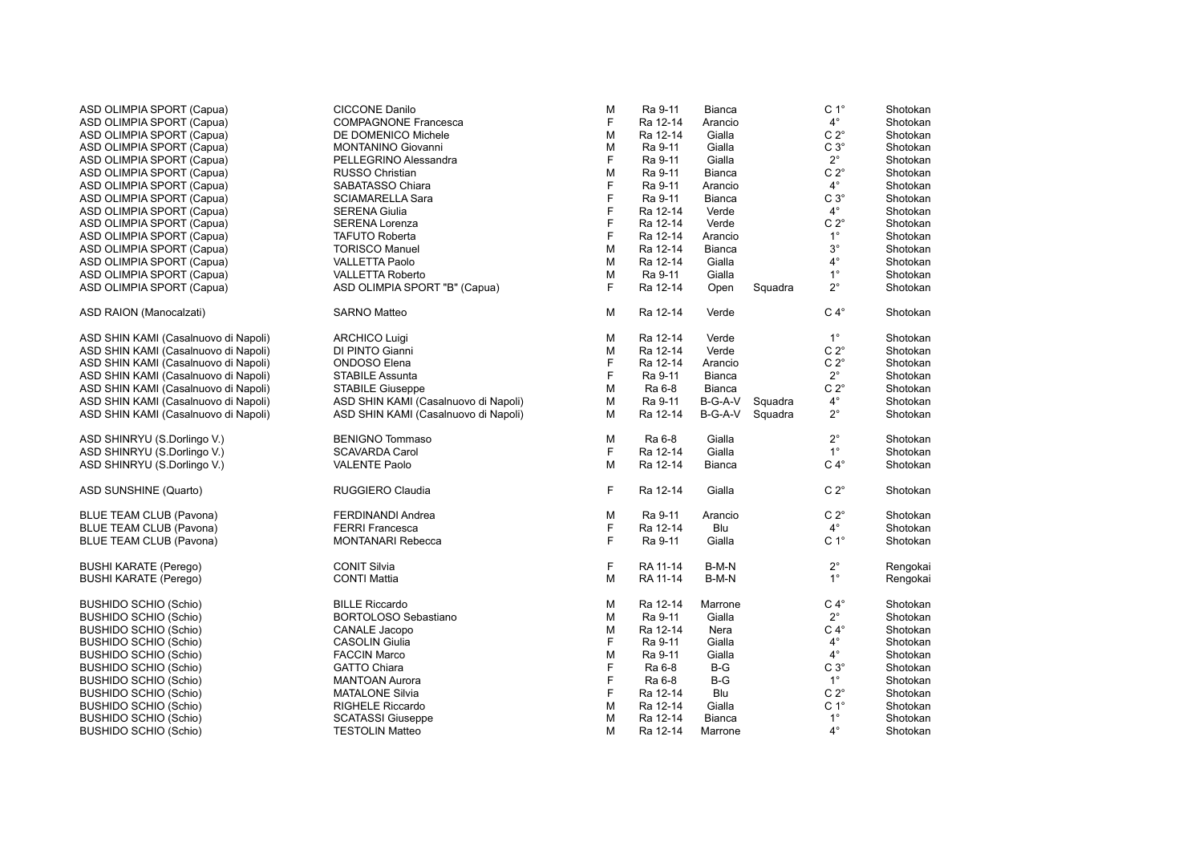| | | | | | | | |
|---|---|---|---|---|---|---|---|
| ASD OLIMPIA SPORT (Capua) | CICCONE Danilo | M | Ra 9-11 | Bianca | | C 1° | Shotokan |
| ASD OLIMPIA SPORT (Capua) | COMPAGNONE Francesca | F | Ra 12-14 | Arancio | | 4° | Shotokan |
| ASD OLIMPIA SPORT (Capua) | DE DOMENICO Michele | M | Ra 12-14 | Gialla | | C 2° | Shotokan |
| ASD OLIMPIA SPORT (Capua) | MONTANINO Giovanni | M | Ra 9-11 | Gialla | | C 3° | Shotokan |
| ASD OLIMPIA SPORT (Capua) | PELLEGRINO Alessandra | F | Ra 9-11 | Gialla | | 2° | Shotokan |
| ASD OLIMPIA SPORT (Capua) | RUSSO Christian | M | Ra 9-11 | Bianca | | C 2° | Shotokan |
| ASD OLIMPIA SPORT (Capua) | SABATASSO Chiara | F | Ra 9-11 | Arancio | | 4° | Shotokan |
| ASD OLIMPIA SPORT (Capua) | SCIAMARELLA Sara | F | Ra 9-11 | Bianca | | C 3° | Shotokan |
| ASD OLIMPIA SPORT (Capua) | SERENA Giulia | F | Ra 12-14 | Verde | | 4° | Shotokan |
| ASD OLIMPIA SPORT (Capua) | SERENA Lorenza | F | Ra 12-14 | Verde | | C 2° | Shotokan |
| ASD OLIMPIA SPORT (Capua) | TAFUTO Roberta | F | Ra 12-14 | Arancio | | 1° | Shotokan |
| ASD OLIMPIA SPORT (Capua) | TORISCO Manuel | M | Ra 12-14 | Bianca | | 3° | Shotokan |
| ASD OLIMPIA SPORT (Capua) | VALLETTA Paolo | M | Ra 12-14 | Gialla | | 4° | Shotokan |
| ASD OLIMPIA SPORT (Capua) | VALLETTA Roberto | M | Ra 9-11 | Gialla | | 1° | Shotokan |
| ASD OLIMPIA SPORT (Capua) | ASD OLIMPIA SPORT "B" (Capua) | F | Ra 12-14 | Open | Squadra | 2° | Shotokan |
| | | | | | | | |
| ASD RAION (Manocalzati) | SARNO Matteo | M | Ra 12-14 | Verde | | C 4° | Shotokan |
| | | | | | | | |
| ASD SHIN KAMI (Casalnuovo di Napoli) | ARCHICO Luigi | M | Ra 12-14 | Verde | | 1° | Shotokan |
| ASD SHIN KAMI (Casalnuovo di Napoli) | DI PINTO Gianni | M | Ra 12-14 | Verde | | C 2° | Shotokan |
| ASD SHIN KAMI (Casalnuovo di Napoli) | ONDOSO Elena | F | Ra 12-14 | Arancio | | C 2° | Shotokan |
| ASD SHIN KAMI (Casalnuovo di Napoli) | STABILE Assunta | F | Ra 9-11 | Bianca | | 2° | Shotokan |
| ASD SHIN KAMI (Casalnuovo di Napoli) | STABILE Giuseppe | M | Ra 6-8 | Bianca | | C 2° | Shotokan |
| ASD SHIN KAMI (Casalnuovo di Napoli) | ASD SHIN KAMI (Casalnuovo di Napoli) | M | Ra 9-11 | B-G-A-V | Squadra | 4° | Shotokan |
| ASD SHIN KAMI (Casalnuovo di Napoli) | ASD SHIN KAMI (Casalnuovo di Napoli) | M | Ra 12-14 | B-G-A-V | Squadra | 2° | Shotokan |
| | | | | | | | |
| ASD SHINRYU (S.Dorlingo V.) | BENIGNO Tommaso | M | Ra 6-8 | Gialla | | 2° | Shotokan |
| ASD SHINRYU (S.Dorlingo V.) | SCAVARDA Carol | F | Ra 12-14 | Gialla | | 1° | Shotokan |
| ASD SHINRYU (S.Dorlingo V.) | VALENTE Paolo | M | Ra 12-14 | Bianca | | C 4° | Shotokan |
| | | | | | | | |
| ASD SUNSHINE (Quarto) | RUGGIERO Claudia | F | Ra 12-14 | Gialla | | C 2° | Shotokan |
| | | | | | | | |
| BLUE TEAM CLUB (Pavona) | FERDINANDI Andrea | M | Ra 9-11 | Arancio | | C 2° | Shotokan |
| BLUE TEAM CLUB (Pavona) | FERRI Francesca | F | Ra 12-14 | Blu | | 4° | Shotokan |
| BLUE TEAM CLUB (Pavona) | MONTANARI Rebecca | F | Ra 9-11 | Gialla | | C 1° | Shotokan |
| | | | | | | | |
| BUSHI KARATE (Perego) | CONIT Silvia | F | RA 11-14 | B-M-N | | 2° | Rengokai |
| BUSHI KARATE (Perego) | CONTI Mattia | M | RA 11-14 | B-M-N | | 1° | Rengokai |
| | | | | | | | |
| BUSHIDO SCHIO (Schio) | BILLE Riccardo | M | Ra 12-14 | Marrone | | C 4° | Shotokan |
| BUSHIDO SCHIO (Schio) | BORTOLOSO Sebastiano | M | Ra 9-11 | Gialla | | 2° | Shotokan |
| BUSHIDO SCHIO (Schio) | CANALE Jacopo | M | Ra 12-14 | Nera | | C 4° | Shotokan |
| BUSHIDO SCHIO (Schio) | CASOLIN Giulia | F | Ra 9-11 | Gialla | | 4° | Shotokan |
| BUSHIDO SCHIO (Schio) | FACCIN Marco | M | Ra 9-11 | Gialla | | 4° | Shotokan |
| BUSHIDO SCHIO (Schio) | GATTO Chiara | F | Ra 6-8 | B-G | | C 3° | Shotokan |
| BUSHIDO SCHIO (Schio) | MANTOAN Aurora | F | Ra 6-8 | B-G | | 1° | Shotokan |
| BUSHIDO SCHIO (Schio) | MATALONE Silvia | F | Ra 12-14 | Blu | | C 2° | Shotokan |
| BUSHIDO SCHIO (Schio) | RIGHELE Riccardo | M | Ra 12-14 | Gialla | | C 1° | Shotokan |
| BUSHIDO SCHIO (Schio) | SCATASSI Giuseppe | M | Ra 12-14 | Bianca | | 1° | Shotokan |
| BUSHIDO SCHIO (Schio) | TESTOLIN Matteo | M | Ra 12-14 | Marrone | | 4° | Shotokan |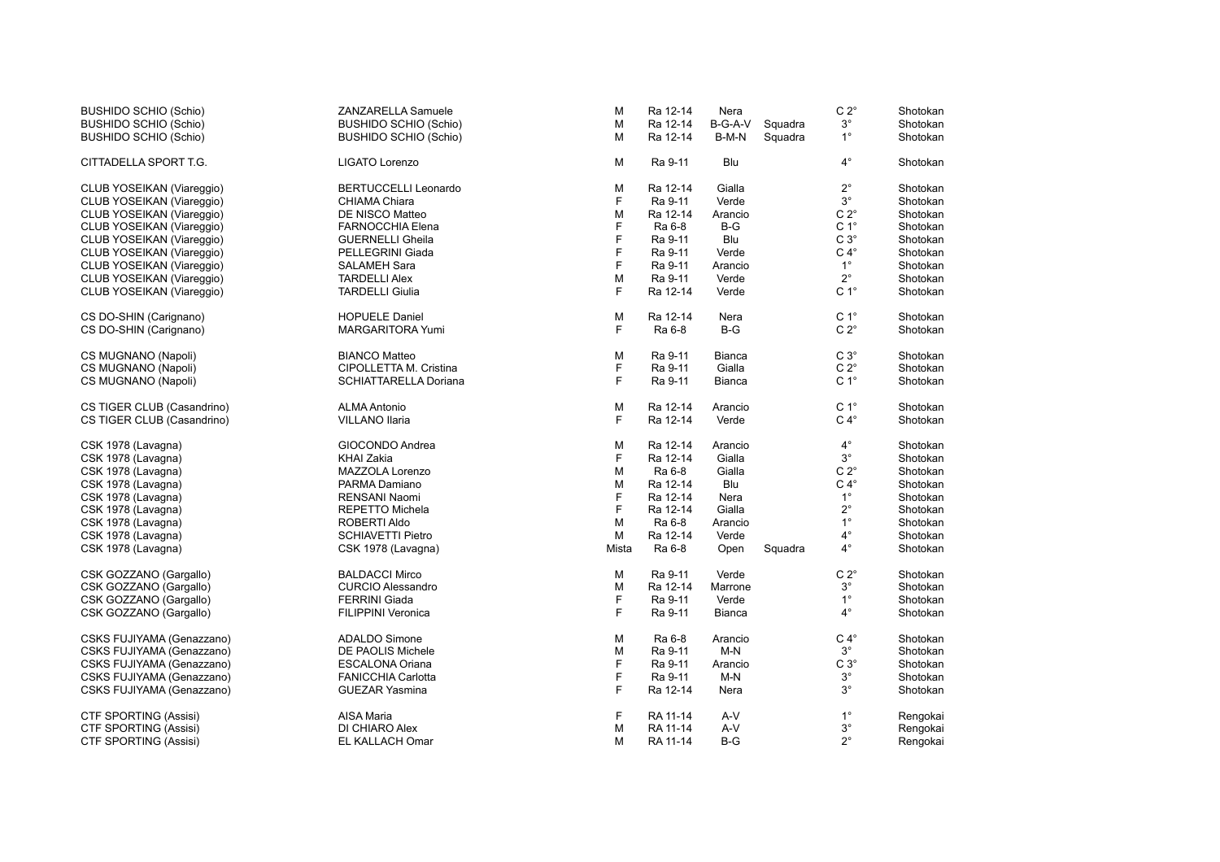| | | | | | | | |
|---|---|---|---|---|---|---|---|
| BUSHIDO SCHIO (Schio) | ZANZARELLA Samuele | M | Ra 12-14 | Nera | | C 2° | Shotokan |
| BUSHIDO SCHIO (Schio) | BUSHIDO SCHIO (Schio) | M | Ra 12-14 | B-G-A-V | Squadra | 3° | Shotokan |
| BUSHIDO SCHIO (Schio) | BUSHIDO SCHIO (Schio) | M | Ra 12-14 | B-M-N | Squadra | 1° | Shotokan |
| CITTADELLA SPORT T.G. | LIGATO Lorenzo | M | Ra 9-11 | Blu | | 4° | Shotokan |
| CLUB YOSEIKAN (Viareggio) | BERTUCCELLI Leonardo | M | Ra 12-14 | Gialla | | 2° | Shotokan |
| CLUB YOSEIKAN (Viareggio) | CHIAMA Chiara | F | Ra 9-11 | Verde | | 3° | Shotokan |
| CLUB YOSEIKAN (Viareggio) | DE NISCO Matteo | M | Ra 12-14 | Arancio | | C 2° | Shotokan |
| CLUB YOSEIKAN (Viareggio) | FARNOCCHIA Elena | F | Ra 6-8 | B-G | | C 1° | Shotokan |
| CLUB YOSEIKAN (Viareggio) | GUERNELLI Gheila | F | Ra 9-11 | Blu | | C 3° | Shotokan |
| CLUB YOSEIKAN (Viareggio) | PELLEGRINI Giada | F | Ra 9-11 | Verde | | C 4° | Shotokan |
| CLUB YOSEIKAN (Viareggio) | SALAMEH Sara | F | Ra 9-11 | Arancio | | 1° | Shotokan |
| CLUB YOSEIKAN (Viareggio) | TARDELLI Alex | M | Ra 9-11 | Verde | | 2° | Shotokan |
| CLUB YOSEIKAN (Viareggio) | TARDELLI Giulia | F | Ra 12-14 | Verde | | C 1° | Shotokan |
| CS DO-SHIN (Carignano) | HOPUELE Daniel | M | Ra 12-14 | Nera | | C 1° | Shotokan |
| CS DO-SHIN (Carignano) | MARGARITORA Yumi | F | Ra 6-8 | B-G | | C 2° | Shotokan |
| CS MUGNANO (Napoli) | BIANCO Matteo | M | Ra 9-11 | Bianca | | C 3° | Shotokan |
| CS MUGNANO (Napoli) | CIPOLLETTA M. Cristina | F | Ra 9-11 | Gialla | | C 2° | Shotokan |
| CS MUGNANO (Napoli) | SCHIATTARELLA Doriana | F | Ra 9-11 | Bianca | | C 1° | Shotokan |
| CS TIGER CLUB (Casandrino) | ALMA Antonio | M | Ra 12-14 | Arancio | | C 1° | Shotokan |
| CS TIGER CLUB (Casandrino) | VILLANO Ilaria | F | Ra 12-14 | Verde | | C 4° | Shotokan |
| CSK 1978 (Lavagna) | GIOCONDO Andrea | M | Ra 12-14 | Arancio | | 4° | Shotokan |
| CSK 1978 (Lavagna) | KHAI Zakia | F | Ra 12-14 | Gialla | | 3° | Shotokan |
| CSK 1978 (Lavagna) | MAZZOLA Lorenzo | M | Ra 6-8 | Gialla | | C 2° | Shotokan |
| CSK 1978 (Lavagna) | PARMA Damiano | M | Ra 12-14 | Blu | | C 4° | Shotokan |
| CSK 1978 (Lavagna) | RENSANI Naomi | F | Ra 12-14 | Nera | | 1° | Shotokan |
| CSK 1978 (Lavagna) | REPETTO Michela | F | Ra 12-14 | Gialla | | 2° | Shotokan |
| CSK 1978 (Lavagna) | ROBERTI Aldo | M | Ra 6-8 | Arancio | | 1° | Shotokan |
| CSK 1978 (Lavagna) | SCHIAVETTI Pietro | M | Ra 12-14 | Verde | | 4° | Shotokan |
| CSK 1978 (Lavagna) | CSK 1978 (Lavagna) | Mista | Ra 6-8 | Open | Squadra | 4° | Shotokan |
| CSK GOZZANO (Gargallo) | BALDACCI Mirco | M | Ra 9-11 | Verde | | C 2° | Shotokan |
| CSK GOZZANO (Gargallo) | CURCIO Alessandro | M | Ra 12-14 | Marrone | | 3° | Shotokan |
| CSK GOZZANO (Gargallo) | FERRINI Giada | F | Ra 9-11 | Verde | | 1° | Shotokan |
| CSK GOZZANO (Gargallo) | FILIPPINI Veronica | F | Ra 9-11 | Bianca | | 4° | Shotokan |
| CSKS FUJIYAMA (Genazzano) | ADALDO Simone | M | Ra 6-8 | Arancio | | C 4° | Shotokan |
| CSKS FUJIYAMA (Genazzano) | DE PAOLIS Michele | M | Ra 9-11 | M-N | | 3° | Shotokan |
| CSKS FUJIYAMA (Genazzano) | ESCALONA Oriana | F | Ra 9-11 | Arancio | | C 3° | Shotokan |
| CSKS FUJIYAMA (Genazzano) | FANICCHIA Carlotta | F | Ra 9-11 | M-N | | 3° | Shotokan |
| CSKS FUJIYAMA (Genazzano) | GUEZAR Yasmina | F | Ra 12-14 | Nera | | 3° | Shotokan |
| CTF SPORTING (Assisi) | AISA Maria | F | RA 11-14 | A-V | | 1° | Rengokai |
| CTF SPORTING (Assisi) | DI CHIARO Alex | M | RA 11-14 | A-V | | 3° | Rengokai |
| CTF SPORTING (Assisi) | EL KALLACH Omar | M | RA 11-14 | B-G | | 2° | Rengokai |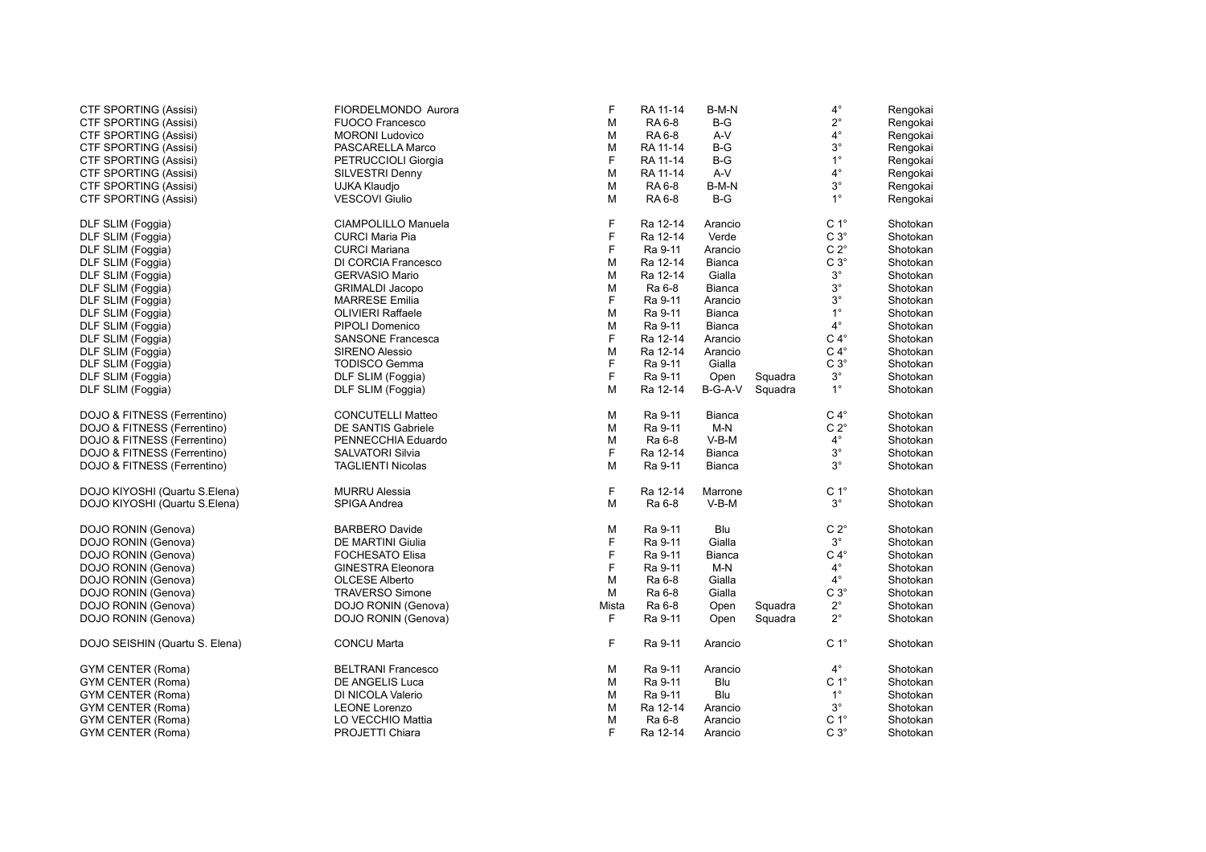| | | | | | | | |
|---|---|---|---|---|---|---|---|
| CTF SPORTING (Assisi) | FIORDELMONDO Aurora | F | RA 11-14 | B-M-N | | 4° | Rengokai |
| CTF SPORTING (Assisi) | FUOCO Francesco | M | RA 6-8 | B-G | | 2° | Rengokai |
| CTF SPORTING (Assisi) | MORONI Ludovico | M | RA 6-8 | A-V | | 4° | Rengokai |
| CTF SPORTING (Assisi) | PASCARELLA Marco | M | RA 11-14 | B-G | | 3° | Rengokai |
| CTF SPORTING (Assisi) | PETRUCCIOLI Giorgia | F | RA 11-14 | B-G | | 1° | Rengokai |
| CTF SPORTING (Assisi) | SILVESTRI Denny | M | RA 11-14 | A-V | | 4° | Rengokai |
| CTF SPORTING (Assisi) | UJKA Klaudjo | M | RA 6-8 | B-M-N | | 3° | Rengokai |
| CTF SPORTING (Assisi) | VESCOVI Giulio | M | RA 6-8 | B-G | | 1° | Rengokai |
| | | | | | | | |
| DLF SLIM (Foggia) | CIAMPOLILLO Manuela | F | Ra 12-14 | Arancio | | C 1° | Shotokan |
| DLF SLIM (Foggia) | CURCI Maria Pia | F | Ra 12-14 | Verde | | C 3° | Shotokan |
| DLF SLIM (Foggia) | CURCI Mariana | F | Ra 9-11 | Arancio | | C 2° | Shotokan |
| DLF SLIM (Foggia) | DI CORCIA Francesco | M | Ra 12-14 | Bianca | | C 3° | Shotokan |
| DLF SLIM (Foggia) | GERVASIO Mario | M | Ra 12-14 | Gialla | | 3° | Shotokan |
| DLF SLIM (Foggia) | GRIMALDI Jacopo | M | Ra 6-8 | Bianca | | 3° | Shotokan |
| DLF SLIM (Foggia) | MARRESE Emilia | F | Ra 9-11 | Arancio | | 3° | Shotokan |
| DLF SLIM (Foggia) | OLIVIERI Raffaele | M | Ra 9-11 | Bianca | | 1° | Shotokan |
| DLF SLIM (Foggia) | PIPOLI Domenico | M | Ra 9-11 | Bianca | | 4° | Shotokan |
| DLF SLIM (Foggia) | SANSONE Francesca | F | Ra 12-14 | Arancio | | C 4° | Shotokan |
| DLF SLIM (Foggia) | SIRENO Alessio | M | Ra 12-14 | Arancio | | C 4° | Shotokan |
| DLF SLIM (Foggia) | TODISCO Gemma | F | Ra 9-11 | Gialla | | C 3° | Shotokan |
| DLF SLIM (Foggia) | DLF SLIM (Foggia) | F | Ra 9-11 | Open | Squadra | 3° | Shotokan |
| DLF SLIM (Foggia) | DLF SLIM (Foggia) | M | Ra 12-14 | B-G-A-V | Squadra | 1° | Shotokan |
| | | | | | | | |
| DOJO & FITNESS (Ferrentino) | CONCUTELLI Matteo | M | Ra 9-11 | Bianca | | C 4° | Shotokan |
| DOJO & FITNESS (Ferrentino) | DE SANTIS Gabriele | M | Ra 9-11 | M-N | | C 2° | Shotokan |
| DOJO & FITNESS (Ferrentino) | PENNECCHIA Eduardo | M | Ra 6-8 | V-B-M | | 4° | Shotokan |
| DOJO & FITNESS (Ferrentino) | SALVATORI Silvia | F | Ra 12-14 | Bianca | | 3° | Shotokan |
| DOJO & FITNESS (Ferrentino) | TAGLIENTI Nicolas | M | Ra 9-11 | Bianca | | 3° | Shotokan |
| | | | | | | | |
| DOJO KIYOSHI (Quartu S.Elena) | MURRU Alessia | F | Ra 12-14 | Marrone | | C 1° | Shotokan |
| DOJO KIYOSHI (Quartu S.Elena) | SPIGA Andrea | M | Ra 6-8 | V-B-M | | 3° | Shotokan |
| | | | | | | | |
| DOJO RONIN (Genova) | BARBERO Davide | M | Ra 9-11 | Blu | | C 2° | Shotokan |
| DOJO RONIN (Genova) | DE MARTINI Giulia | F | Ra 9-11 | Gialla | | 3° | Shotokan |
| DOJO RONIN (Genova) | FOCHESATO Elisa | F | Ra 9-11 | Bianca | | C 4° | Shotokan |
| DOJO RONIN (Genova) | GINESTRA Eleonora | F | Ra 9-11 | M-N | | 4° | Shotokan |
| DOJO RONIN (Genova) | OLCESE Alberto | M | Ra 6-8 | Gialla | | 4° | Shotokan |
| DOJO RONIN (Genova) | TRAVERSO Simone | M | Ra 6-8 | Gialla | | C 3° | Shotokan |
| DOJO RONIN (Genova) | DOJO RONIN (Genova) | Mista | Ra 6-8 | Open | Squadra | 2° | Shotokan |
| DOJO RONIN (Genova) | DOJO RONIN (Genova) | F | Ra 9-11 | Open | Squadra | 2° | Shotokan |
| | | | | | | | |
| DOJO SEISHIN (Quartu S. Elena) | CONCU Marta | F | Ra 9-11 | Arancio | | C 1° | Shotokan |
| | | | | | | | |
| GYM CENTER (Roma) | BELTRANI Francesco | M | Ra 9-11 | Arancio | | 4° | Shotokan |
| GYM CENTER (Roma) | DE ANGELIS Luca | M | Ra 9-11 | Blu | | C 1° | Shotokan |
| GYM CENTER (Roma) | DI NICOLA Valerio | M | Ra 9-11 | Blu | | 1° | Shotokan |
| GYM CENTER (Roma) | LEONE Lorenzo | M | Ra 12-14 | Arancio | | 3° | Shotokan |
| GYM CENTER (Roma) | LO VECCHIO Mattia | M | Ra 6-8 | Arancio | | C 1° | Shotokan |
| GYM CENTER (Roma) | PROJETTI Chiara | F | Ra 12-14 | Arancio | | C 3° | Shotokan |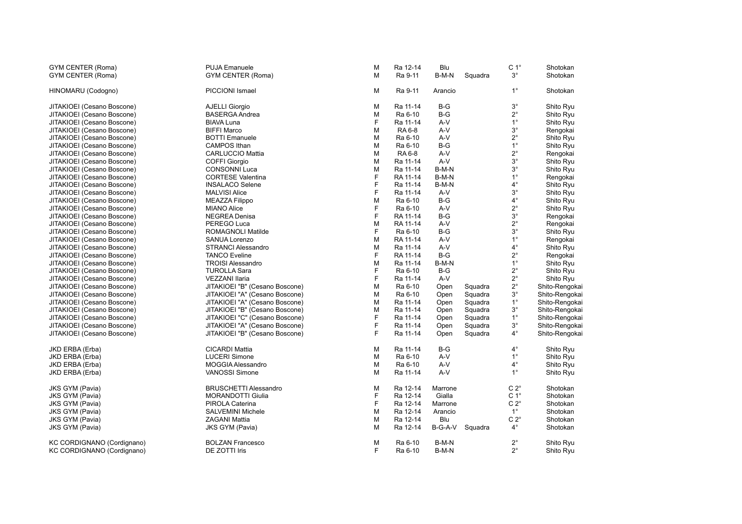| | | | | | | | |
|---|---|---|---|---|---|---|---|
| GYM CENTER (Roma) | PUJA Emanuele | M | Ra 12-14 | Blu | | C 1° | Shotokan |
| GYM CENTER (Roma) | GYM CENTER (Roma) | M | Ra 9-11 | B-M-N | Squadra | 3° | Shotokan |
| HINOMARU (Codogno) | PICCIONI Ismael | M | Ra 9-11 | Arancio | | 1° | Shotokan |
| JITAKIOEI (Cesano Boscone) | AJELLI Giorgio | M | Ra 11-14 | B-G | | 3° | Shito Ryu |
| JITAKIOEI (Cesano Boscone) | BASERGA Andrea | M | Ra 6-10 | B-G | | 2° | Shito Ryu |
| JITAKIOEI (Cesano Boscone) | BIAVA Luna | F | Ra 11-14 | A-V | | 1° | Shito Ryu |
| JITAKIOEI (Cesano Boscone) | BIFFI Marco | M | RA 6-8 | A-V | | 3° | Rengokai |
| JITAKIOEI (Cesano Boscone) | BOTTI Emanuele | M | Ra 6-10 | A-V | | 2° | Shito Ryu |
| JITAKIOEI (Cesano Boscone) | CAMPOS Ithan | M | Ra 6-10 | B-G | | 1° | Shito Ryu |
| JITAKIOEI (Cesano Boscone) | CARLUCCIO Mattia | M | RA 6-8 | A-V | | 2° | Rengokai |
| JITAKIOEI (Cesano Boscone) | COFFI Giorgio | M | Ra 11-14 | A-V | | 3° | Shito Ryu |
| JITAKIOEI (Cesano Boscone) | CONSONNI Luca | M | Ra 11-14 | B-M-N | | 3° | Shito Ryu |
| JITAKIOEI (Cesano Boscone) | CORTESE Valentina | F | RA 11-14 | B-M-N | | 1° | Rengokai |
| JITAKIOEI (Cesano Boscone) | INSALACO Selene | F | Ra 11-14 | B-M-N | | 4° | Shito Ryu |
| JITAKIOEI (Cesano Boscone) | MALVISI Alice | F | Ra 11-14 | A-V | | 3° | Shito Ryu |
| JITAKIOEI (Cesano Boscone) | MEAZZA Filippo | M | Ra 6-10 | B-G | | 4° | Shito Ryu |
| JITAKIOEI (Cesano Boscone) | MIANO Alice | F | Ra 6-10 | A-V | | 2° | Shito Ryu |
| JITAKIOEI (Cesano Boscone) | NEGREA Denisa | F | RA 11-14 | B-G | | 3° | Rengokai |
| JITAKIOEI (Cesano Boscone) | PEREGO Luca | M | RA 11-14 | A-V | | 2° | Rengokai |
| JITAKIOEI (Cesano Boscone) | ROMAGNOLI Matilde | F | Ra 6-10 | B-G | | 3° | Shito Ryu |
| JITAKIOEI (Cesano Boscone) | SANUA Lorenzo | M | RA 11-14 | A-V | | 1° | Rengokai |
| JITAKIOEI (Cesano Boscone) | STRANCI Alessandro | M | Ra 11-14 | A-V | | 4° | Shito Ryu |
| JITAKIOEI (Cesano Boscone) | TANCO Eveline | F | RA 11-14 | B-G | | 2° | Rengokai |
| JITAKIOEI (Cesano Boscone) | TROISI Alessandro | M | Ra 11-14 | B-M-N | | 1° | Shito Ryu |
| JITAKIOEI (Cesano Boscone) | TUROLLA Sara | F | Ra 6-10 | B-G | | 2° | Shito Ryu |
| JITAKIOEI (Cesano Boscone) | VEZZANI Ilaria | F | Ra 11-14 | A-V | | 2° | Shito Ryu |
| JITAKIOEI (Cesano Boscone) | JITAKIOEI "B" (Cesano Boscone) | M | Ra 6-10 | Open | Squadra | 2° | Shito-Rengokai |
| JITAKIOEI (Cesano Boscone) | JITAKIOEI "A" (Cesano Boscone) | M | Ra 6-10 | Open | Squadra | 3° | Shito-Rengokai |
| JITAKIOEI (Cesano Boscone) | JITAKIOEI "A" (Cesano Boscone) | M | Ra 11-14 | Open | Squadra | 1° | Shito-Rengokai |
| JITAKIOEI (Cesano Boscone) | JITAKIOEI "B" (Cesano Boscone) | M | Ra 11-14 | Open | Squadra | 3° | Shito-Rengokai |
| JITAKIOEI (Cesano Boscone) | JITAKIOEI "C" (Cesano Boscone) | F | Ra 11-14 | Open | Squadra | 1° | Shito-Rengokai |
| JITAKIOEI (Cesano Boscone) | JITAKIOEI "A" (Cesano Boscone) | F | Ra 11-14 | Open | Squadra | 3° | Shito-Rengokai |
| JITAKIOEI (Cesano Boscone) | JITAKIOEI "B" (Cesano Boscone) | F | Ra 11-14 | Open | Squadra | 4° | Shito-Rengokai |
| JKD ERBA (Erba) | CICARDI Mattia | M | Ra 11-14 | B-G | | 4° | Shito Ryu |
| JKD ERBA (Erba) | LUCERI Simone | M | Ra 6-10 | A-V | | 1° | Shito Ryu |
| JKD ERBA (Erba) | MOGGIA Alessandro | M | Ra 6-10 | A-V | | 4° | Shito Ryu |
| JKD ERBA (Erba) | VANOSSI Simone | M | Ra 11-14 | A-V | | 1° | Shito Ryu |
| JKS GYM (Pavia) | BRUSCHETTI Alessandro | M | Ra 12-14 | Marrone | | C 2° | Shotokan |
| JKS GYM (Pavia) | MORANDOTTI Giulia | F | Ra 12-14 | Gialla | | C 1° | Shotokan |
| JKS GYM (Pavia) | PIROLA Caterina | F | Ra 12-14 | Marrone | | C 2° | Shotokan |
| JKS GYM (Pavia) | SALVEMINI Michele | M | Ra 12-14 | Arancio | | 1° | Shotokan |
| JKS GYM (Pavia) | ZAGANI Mattia | M | Ra 12-14 | Blu | | C 2° | Shotokan |
| JKS GYM (Pavia) | JKS GYM (Pavia) | M | Ra 12-14 | B-G-A-V | Squadra | 4° | Shotokan |
| KC CORDIGNANO (Cordignano) | BOLZAN Francesco | M | Ra 6-10 | B-M-N | | 2° | Shito Ryu |
| KC CORDIGNANO (Cordignano) | DE ZOTTI Iris | F | Ra 6-10 | B-M-N | | 2° | Shito Ryu |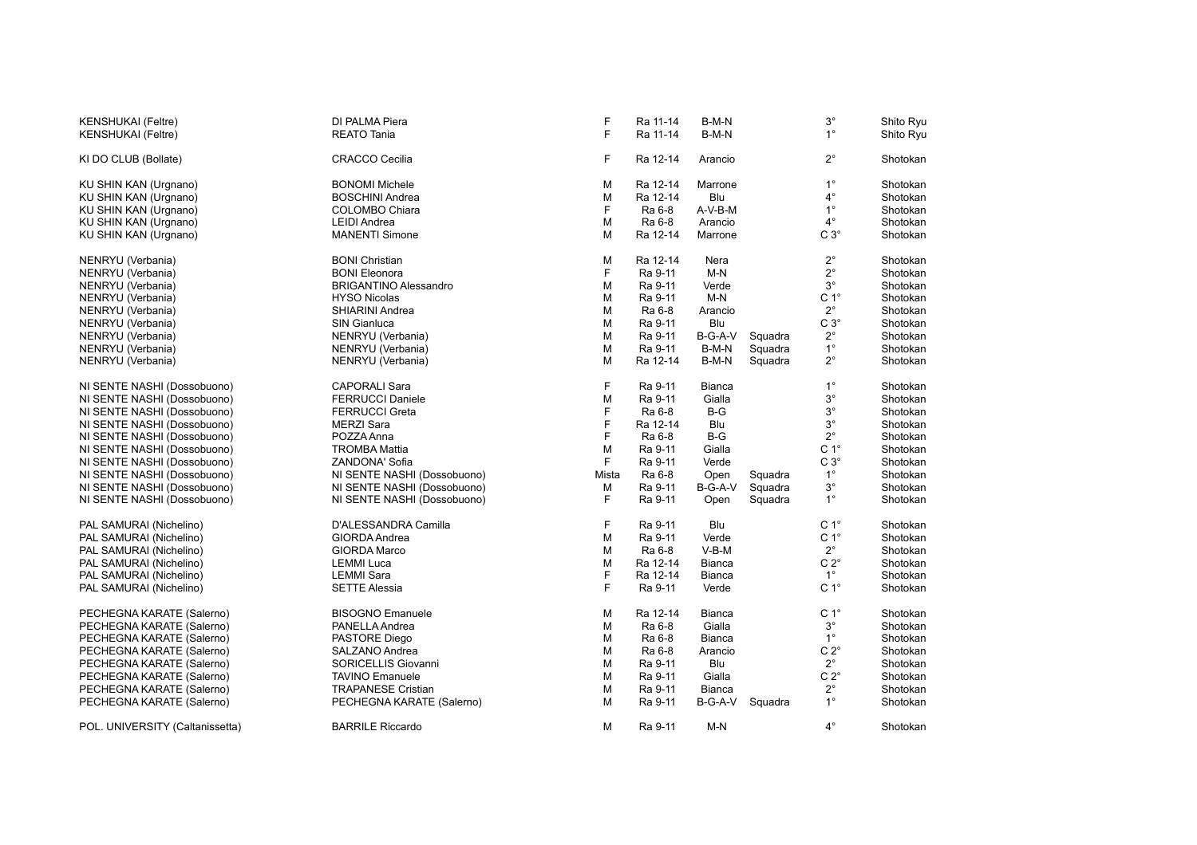| | | | | | | | |
|---|---|---|---|---|---|---|---|
| KENSHUKAI (Feltre) | DI PALMA Piera | F | Ra 11-14 | B-M-N | | 3° | Shito Ryu |
| KENSHUKAI (Feltre) | REATO Tania | F | Ra 11-14 | B-M-N | | 1° | Shito Ryu |
| | | | | | | | |
| KI DO CLUB (Bollate) | CRACCO Cecilia | F | Ra 12-14 | Arancio | | 2° | Shotokan |
| | | | | | | | |
| KU SHIN KAN (Urgnano) | BONOMI Michele | M | Ra 12-14 | Marrone | | 1° | Shotokan |
| KU SHIN KAN (Urgnano) | BOSCHINI Andrea | M | Ra 12-14 | Blu | | 4° | Shotokan |
| KU SHIN KAN (Urgnano) | COLOMBO Chiara | F | Ra 6-8 | A-V-B-M | | 1° | Shotokan |
| KU SHIN KAN (Urgnano) | LEIDI Andrea | M | Ra 6-8 | Arancio | | 4° | Shotokan |
| KU SHIN KAN (Urgnano) | MANENTI Simone | M | Ra 12-14 | Marrone | | C 3° | Shotokan |
| | | | | | | | |
| NENRYU (Verbania) | BONI Christian | M | Ra 12-14 | Nera | | 2° | Shotokan |
| NENRYU (Verbania) | BONI Eleonora | F | Ra 9-11 | M-N | | 2° | Shotokan |
| NENRYU (Verbania) | BRIGANTINO Alessandro | M | Ra 9-11 | Verde | | 3° | Shotokan |
| NENRYU (Verbania) | HYSO Nicolas | M | Ra 9-11 | M-N | | C 1° | Shotokan |
| NENRYU (Verbania) | SHIARINI Andrea | M | Ra 6-8 | Arancio | | 2° | Shotokan |
| NENRYU (Verbania) | SIN Gianluca | M | Ra 9-11 | Blu | | C 3° | Shotokan |
| NENRYU (Verbania) | NENRYU (Verbania) | M | Ra 9-11 | B-G-A-V | Squadra | 2° | Shotokan |
| NENRYU (Verbania) | NENRYU (Verbania) | M | Ra 9-11 | B-M-N | Squadra | 1° | Shotokan |
| NENRYU (Verbania) | NENRYU (Verbania) | M | Ra 12-14 | B-M-N | Squadra | 2° | Shotokan |
| | | | | | | | |
| NI SENTE NASHI (Dossobuono) | CAPORALI Sara | F | Ra 9-11 | Bianca | | 1° | Shotokan |
| NI SENTE NASHI (Dossobuono) | FERRUCCI Daniele | M | Ra 9-11 | Gialla | | 3° | Shotokan |
| NI SENTE NASHI (Dossobuono) | FERRUCCI Greta | F | Ra 6-8 | B-G | | 3° | Shotokan |
| NI SENTE NASHI (Dossobuono) | MERZI Sara | F | Ra 12-14 | Blu | | 3° | Shotokan |
| NI SENTE NASHI (Dossobuono) | POZZA Anna | F | Ra 6-8 | B-G | | 2° | Shotokan |
| NI SENTE NASHI (Dossobuono) | TROMBA Mattia | M | Ra 9-11 | Gialla | | C 1° | Shotokan |
| NI SENTE NASHI (Dossobuono) | ZANDONA' Sofia | F | Ra 9-11 | Verde | | C 3° | Shotokan |
| NI SENTE NASHI (Dossobuono) | NI SENTE NASHI (Dossobuono) | Mista | Ra 6-8 | Open | Squadra | 1° | Shotokan |
| NI SENTE NASHI (Dossobuono) | NI SENTE NASHI (Dossobuono) | M | Ra 9-11 | B-G-A-V | Squadra | 3° | Shotokan |
| NI SENTE NASHI (Dossobuono) | NI SENTE NASHI (Dossobuono) | F | Ra 9-11 | Open | Squadra | 1° | Shotokan |
| | | | | | | | |
| PAL SAMURAI (Nichelino) | D'ALESSANDRA Camilla | F | Ra 9-11 | Blu | | C 1° | Shotokan |
| PAL SAMURAI (Nichelino) | GIORDA Andrea | M | Ra 9-11 | Verde | | C 1° | Shotokan |
| PAL SAMURAI (Nichelino) | GIORDA Marco | M | Ra 6-8 | V-B-M | | 2° | Shotokan |
| PAL SAMURAI (Nichelino) | LEMMI Luca | M | Ra 12-14 | Bianca | | C 2° | Shotokan |
| PAL SAMURAI (Nichelino) | LEMMI Sara | F | Ra 12-14 | Bianca | | 1° | Shotokan |
| PAL SAMURAI (Nichelino) | SETTE Alessia | F | Ra 9-11 | Verde | | C 1° | Shotokan |
| | | | | | | | |
| PECHEGNA KARATE (Salerno) | BISOGNO Emanuele | M | Ra 12-14 | Bianca | | C 1° | Shotokan |
| PECHEGNA KARATE (Salerno) | PANELLA Andrea | M | Ra 6-8 | Gialla | | 3° | Shotokan |
| PECHEGNA KARATE (Salerno) | PASTORE Diego | M | Ra 6-8 | Bianca | | 1° | Shotokan |
| PECHEGNA KARATE (Salerno) | SALZANO Andrea | M | Ra 6-8 | Arancio | | C 2° | Shotokan |
| PECHEGNA KARATE (Salerno) | SORICELLIS Giovanni | M | Ra 9-11 | Blu | | 2° | Shotokan |
| PECHEGNA KARATE (Salerno) | TAVINO Emanuele | M | Ra 9-11 | Gialla | | C 2° | Shotokan |
| PECHEGNA KARATE (Salerno) | TRAPANESE Cristian | M | Ra 9-11 | Bianca | | 2° | Shotokan |
| PECHEGNA KARATE (Salerno) | PECHEGNA KARATE (Salerno) | M | Ra 9-11 | B-G-A-V | Squadra | 1° | Shotokan |
| | | | | | | | |
| POL. UNIVERSITY (Caltanissetta) | BARRILE Riccardo | M | Ra 9-11 | M-N | | 4° | Shotokan |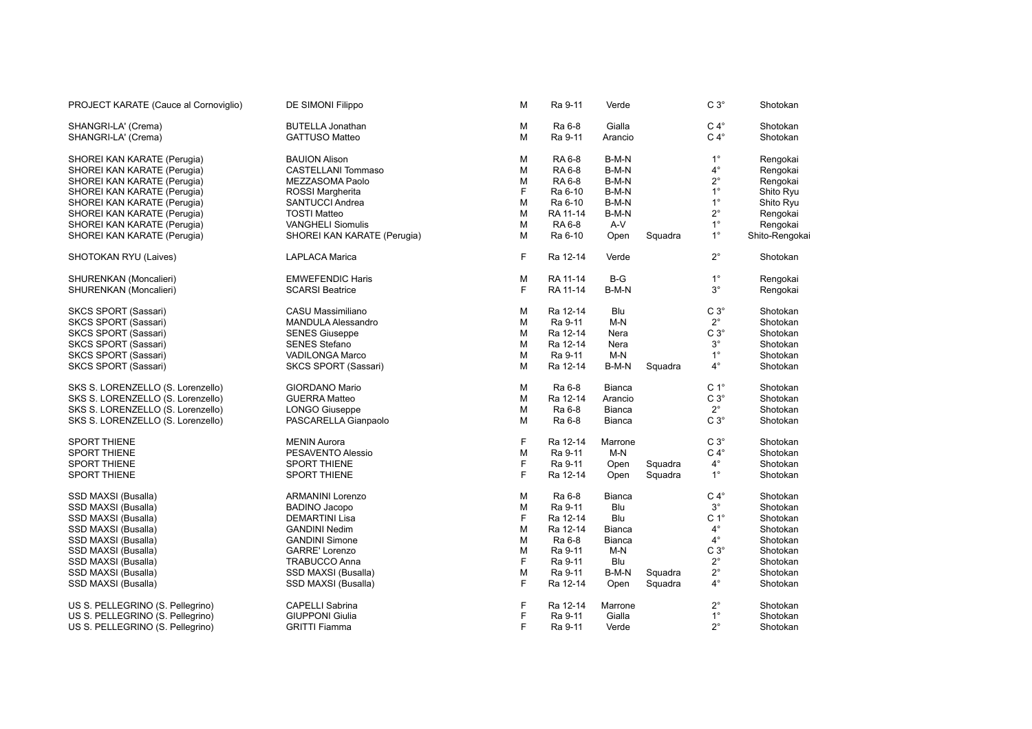| | | | | | | | |
|---|---|---|---|---|---|---|---|
| PROJECT KARATE (Cauce al Cornoviglio) | DE SIMONI Filippo | M | Ra 9-11 | Verde | | C 3° | Shotokan |
| SHANGRI-LA' (Crema) | BUTELLA Jonathan | M | Ra 6-8 | Gialla | | C 4° | Shotokan |
| SHANGRI-LA' (Crema) | GATTUSO Matteo | M | Ra 9-11 | Arancio | | C 4° | Shotokan |
| SHOREI KAN KARATE (Perugia) | BAUION Alison | M | RA 6-8 | B-M-N | | 1° | Rengokai |
| SHOREI KAN KARATE (Perugia) | CASTELLANI Tommaso | M | RA 6-8 | B-M-N | | 4° | Rengokai |
| SHOREI KAN KARATE (Perugia) | MEZZASOMA Paolo | M | RA 6-8 | B-M-N | | 2° | Rengokai |
| SHOREI KAN KARATE (Perugia) | ROSSI Margherita | F | Ra 6-10 | B-M-N | | 1° | Shito Ryu |
| SHOREI KAN KARATE (Perugia) | SANTUCCI Andrea | M | Ra 6-10 | B-M-N | | 1° | Shito Ryu |
| SHOREI KAN KARATE (Perugia) | TOSTI Matteo | M | RA 11-14 | B-M-N | | 2° | Rengokai |
| SHOREI KAN KARATE (Perugia) | VANGHELI Siomulis | M | RA 6-8 | A-V | | 1° | Rengokai |
| SHOREI KAN KARATE (Perugia) | SHOREI KAN KARATE (Perugia) | M | Ra 6-10 | Open | Squadra | 1° | Shito-Rengokai |
| SHOTOKAN RYU (Laives) | LAPLACA Marica | F | Ra 12-14 | Verde | | 2° | Shotokan |
| SHURENKAN (Moncalieri) | EMWEFENDIC Haris | M | RA 11-14 | B-G | | 1° | Rengokai |
| SHURENKAN (Moncalieri) | SCARSI Beatrice | F | RA 11-14 | B-M-N | | 3° | Rengokai |
| SKCS SPORT (Sassari) | CASU Massimiliano | M | Ra 12-14 | Blu | | C 3° | Shotokan |
| SKCS SPORT (Sassari) | MANDULA Alessandro | M | Ra 9-11 | M-N | | 2° | Shotokan |
| SKCS SPORT (Sassari) | SENES Giuseppe | M | Ra 12-14 | Nera | | C 3° | Shotokan |
| SKCS SPORT (Sassari) | SENES Stefano | M | Ra 12-14 | Nera | | 3° | Shotokan |
| SKCS SPORT (Sassari) | VADILONGA Marco | M | Ra 9-11 | M-N | | 1° | Shotokan |
| SKCS SPORT (Sassari) | SKCS SPORT (Sassari) | M | Ra 12-14 | B-M-N | Squadra | 4° | Shotokan |
| SKS S. LORENZELLO (S. Lorenzello) | GIORDANO Mario | M | Ra 6-8 | Bianca | | C 1° | Shotokan |
| SKS S. LORENZELLO (S. Lorenzello) | GUERRA Matteo | M | Ra 12-14 | Arancio | | C 3° | Shotokan |
| SKS S. LORENZELLO (S. Lorenzello) | LONGO Giuseppe | M | Ra 6-8 | Bianca | | 2° | Shotokan |
| SKS S. LORENZELLO (S. Lorenzello) | PASCARELLA Gianpaolo | M | Ra 6-8 | Bianca | | C 3° | Shotokan |
| SPORT THIENE | MENIN Aurora | F | Ra 12-14 | Marrone | | C 3° | Shotokan |
| SPORT THIENE | PESAVENTO Alessio | M | Ra 9-11 | M-N | | C 4° | Shotokan |
| SPORT THIENE | SPORT THIENE | F | Ra 9-11 | Open | Squadra | 4° | Shotokan |
| SPORT THIENE | SPORT THIENE | F | Ra 12-14 | Open | Squadra | 1° | Shotokan |
| SSD MAXSI (Busalla) | ARMANINI Lorenzo | M | Ra 6-8 | Bianca | | C 4° | Shotokan |
| SSD MAXSI (Busalla) | BADINO Jacopo | M | Ra 9-11 | Blu | | 3° | Shotokan |
| SSD MAXSI (Busalla) | DEMARTINI Lisa | F | Ra 12-14 | Blu | | C 1° | Shotokan |
| SSD MAXSI (Busalla) | GANDINI Nedim | M | Ra 12-14 | Bianca | | 4° | Shotokan |
| SSD MAXSI (Busalla) | GANDINI Simone | M | Ra 6-8 | Bianca | | 4° | Shotokan |
| SSD MAXSI (Busalla) | GARRE' Lorenzo | M | Ra 9-11 | M-N | | C 3° | Shotokan |
| SSD MAXSI (Busalla) | TRABUCCO Anna | F | Ra 9-11 | Blu | | 2° | Shotokan |
| SSD MAXSI (Busalla) | SSD MAXSI (Busalla) | M | Ra 9-11 | B-M-N | Squadra | 2° | Shotokan |
| SSD MAXSI (Busalla) | SSD MAXSI (Busalla) | F | Ra 12-14 | Open | Squadra | 4° | Shotokan |
| US S. PELLEGRINO (S. Pellegrino) | CAPELLI Sabrina | F | Ra 12-14 | Marrone | | 2° | Shotokan |
| US S. PELLEGRINO (S. Pellegrino) | GIUPPONI Giulia | F | Ra 9-11 | Gialla | | 1° | Shotokan |
| US S. PELLEGRINO (S. Pellegrino) | GRITTI Fiamma | F | Ra 9-11 | Verde | | 2° | Shotokan |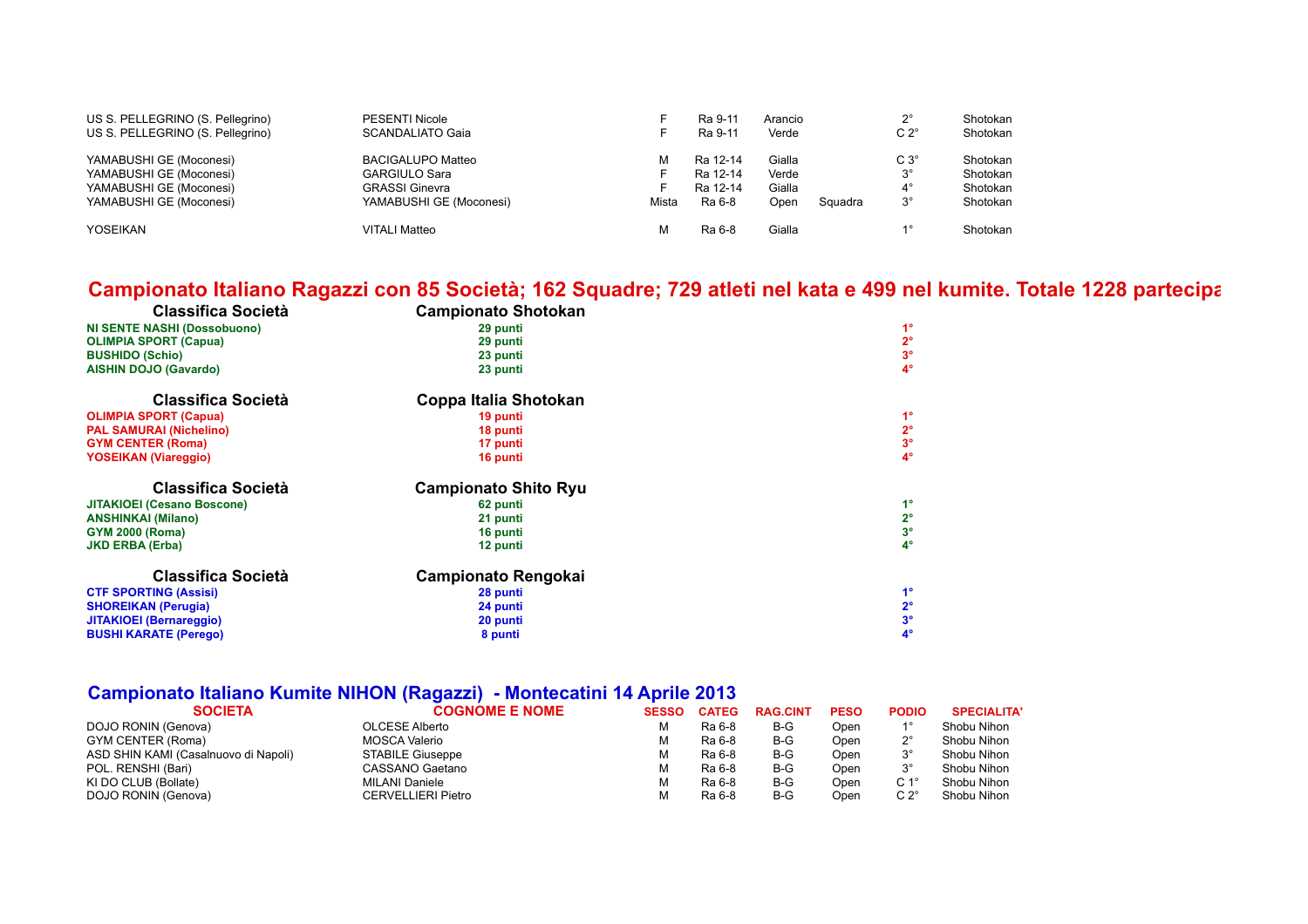| | | | | | | | | |
|---|---|---|---|---|---|---|---|---|
| US S. PELLEGRINO (S. Pellegrino) | PESENTI Nicole | F | Ra 9-11 | Arancio | | 2° | Shotokan |
| US S. PELLEGRINO (S. Pellegrino) | SCANDALIATO Gaia | F | Ra 9-11 | Verde | | C 2° | Shotokan |
| YAMABUSHI GE (Moconesi) | BACIGALUPO Matteo | M | Ra 12-14 | Gialla | | C 3° | Shotokan |
| YAMABUSHI GE (Moconesi) | GARGIULO Sara | F | Ra 12-14 | Verde | | 3° | Shotokan |
| YAMABUSHI GE (Moconesi) | GRASSI Ginevra | F | Ra 12-14 | Gialla | | 4° | Shotokan |
| YAMABUSHI GE (Moconesi) | YAMABUSHI GE (Moconesi) | Mista | Ra 6-8 | Open | Squadra | 3° | Shotokan |
| YOSEIKAN | VITALI Matteo | M | Ra 6-8 | Gialla | | 1° | Shotokan |

## Campionato Italiano Ragazzi con 85 Società; 162 Squadre; 729 atleti nel kata e 499 nel kumite. Totale 1228 partecipa

| Classifica Società | Campionato Shotokan | |
|---|---|---|
| **NI SENTE NASHI (Dossobuono)** | **29 punti** | **1°** |
| **OLIMPIA SPORT (Capua)** | **29 punti** | **2°** |
| **BUSHIDO (Schio)** | **23 punti** | **3°** |
| **AISHIN DOJO (Gavardo)** | **23 punti** | **4°** |

| Classifica Società | Coppa Italia Shotokan | |
|---|---|---|
| **OLIMPIA SPORT (Capua)** | **19 punti** | **1°** |
| **PAL SAMURAI (Nichelino)** | **18 punti** | **2°** |
| **GYM CENTER (Roma)** | **17 punti** | **3°** |
| **YOSEIKAN (Viareggio)** | **16 punti** | **4°** |

| Classifica Società | Campionato Shito Ryu | |
|---|---|---|
| **JITAKIOEI (Cesano Boscone)** | **62 punti** | **1°** |
| **ANSHINKAI (Milano)** | **21 punti** | **2°** |
| **GYM 2000 (Roma)** | **16 punti** | **3°** |
| **JKD ERBA (Erba)** | **12 punti** | **4°** |

| Classifica Società | Campionato Rengokai | |
|---|---|---|
| **CTF SPORTING (Assisi)** | **28 punti** | **1°** |
| **SHOREIKAN (Perugia)** | **24 punti** | **2°** |
| **JITAKIOEI (Bernareggio)** | **20 punti** | **3°** |
| **BUSHI KARATE (Perego)** | **8 punti** | **4°** |

## Campionato Italiano Kumite NIHON (Ragazzi) - Montecatini 14 Aprile 2013

| SOCIETA | COGNOME E NOME | SESSO | CATEG | RAG.CINT | PESO | PODIO | SPECIALITA' |
|---|---|---|---|---|---|---|---|
| DOJO RONIN (Genova) | OLCESE Alberto | M | Ra 6-8 | B-G | Open | 1° | Shobu Nihon |
| GYM CENTER (Roma) | MOSCA Valerio | M | Ra 6-8 | B-G | Open | 2° | Shobu Nihon |
| ASD SHIN KAMI (Casalnuovo di Napoli) | STABILE Giuseppe | M | Ra 6-8 | B-G | Open | 3° | Shobu Nihon |
| POL. RENSHI (Bari) | CASSANO Gaetano | M | Ra 6-8 | B-G | Open | 3° | Shobu Nihon |
| KI DO CLUB (Bollate) | MILANI Daniele | M | Ra 6-8 | B-G | Open | C 1° | Shobu Nihon |
| DOJO RONIN (Genova) | CERVELLIERI Pietro | M | Ra 6-8 | B-G | Open | C 2° | Shobu Nihon |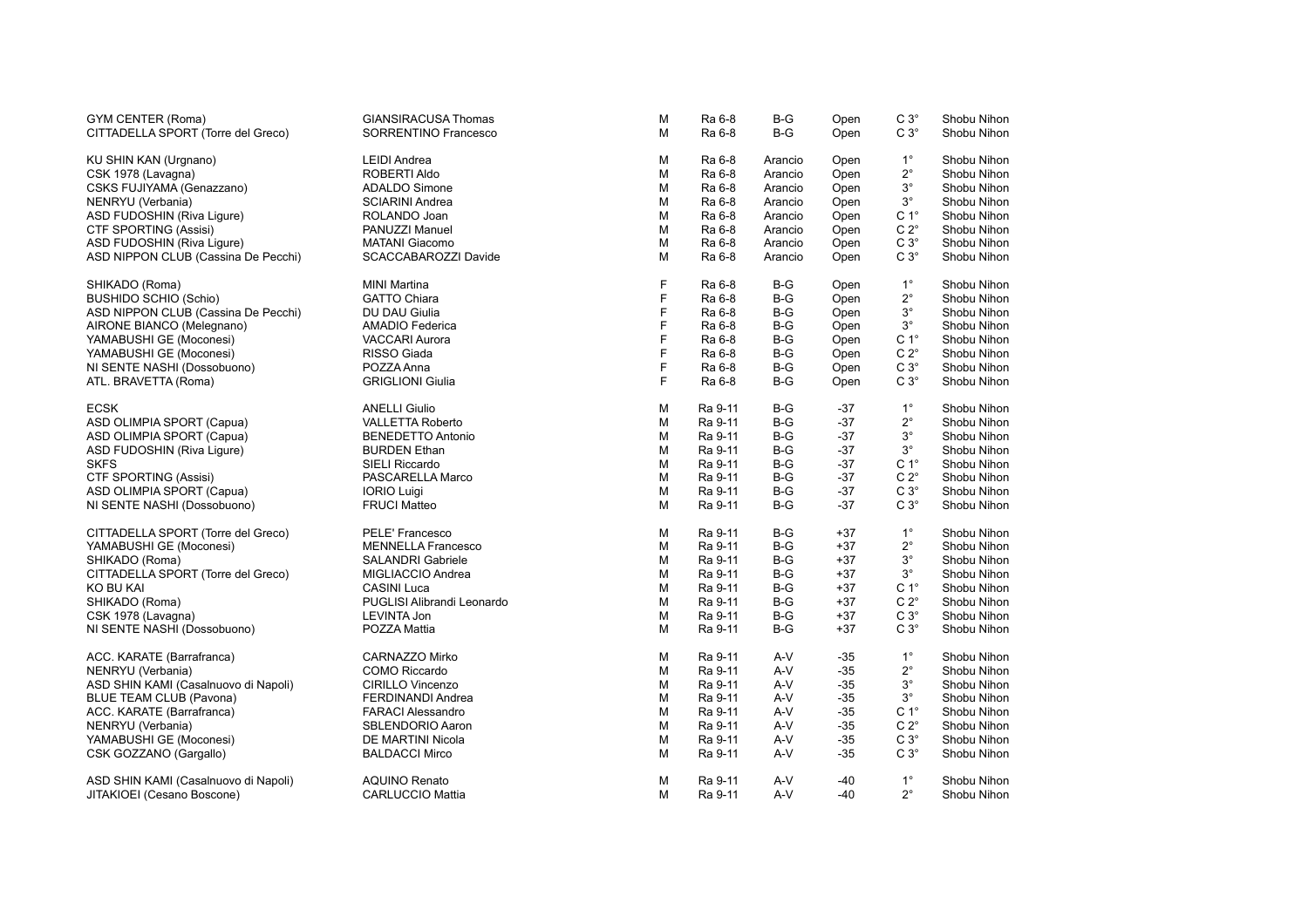| | | | | | | | |
|---|---|---|---|---|---|---|---|
| GYM CENTER (Roma) | GIANSIRACUSA Thomas | M | Ra 6-8 | B-G | Open | C 3° | Shobu Nihon |
| CITTADELLA SPORT (Torre del Greco) | SORRENTINO Francesco | M | Ra 6-8 | B-G | Open | C 3° | Shobu Nihon |
| | | | | | | | |
| KU SHIN KAN (Urgnano) | LEIDI Andrea | M | Ra 6-8 | Arancio | Open | 1° | Shobu Nihon |
| CSK 1978 (Lavagna) | ROBERTI Aldo | M | Ra 6-8 | Arancio | Open | 2° | Shobu Nihon |
| CSKS FUJIYAMA (Genazzano) | ADALDO Simone | M | Ra 6-8 | Arancio | Open | 3° | Shobu Nihon |
| NENRYU (Verbania) | SCIARINI Andrea | M | Ra 6-8 | Arancio | Open | 3° | Shobu Nihon |
| ASD FUDOSHIN (Riva Ligure) | ROLANDO Joan | M | Ra 6-8 | Arancio | Open | C 1° | Shobu Nihon |
| CTF SPORTING (Assisi) | PANUZZI Manuel | M | Ra 6-8 | Arancio | Open | C 2° | Shobu Nihon |
| ASD FUDOSHIN (Riva Ligure) | MATANI Giacomo | M | Ra 6-8 | Arancio | Open | C 3° | Shobu Nihon |
| ASD NIPPON CLUB (Cassina De Pecchi) | SCACCABAROZZI Davide | M | Ra 6-8 | Arancio | Open | C 3° | Shobu Nihon |
| | | | | | | | |
| SHIKADO (Roma) | MINI Martina | F | Ra 6-8 | B-G | Open | 1° | Shobu Nihon |
| BUSHIDO SCHIO (Schio) | GATTO Chiara | F | Ra 6-8 | B-G | Open | 2° | Shobu Nihon |
| ASD NIPPON CLUB (Cassina De Pecchi) | DU DAU Giulia | F | Ra 6-8 | B-G | Open | 3° | Shobu Nihon |
| AIRONE BIANCO (Melegnano) | AMADIO Federica | F | Ra 6-8 | B-G | Open | 3° | Shobu Nihon |
| YAMABUSHI GE (Moconesi) | VACCARI Aurora | F | Ra 6-8 | B-G | Open | C 1° | Shobu Nihon |
| YAMABUSHI GE (Moconesi) | RISSO Giada | F | Ra 6-8 | B-G | Open | C 2° | Shobu Nihon |
| NI SENTE NASHI (Dossobuono) | POZZA Anna | F | Ra 6-8 | B-G | Open | C 3° | Shobu Nihon |
| ATL. BRAVETTA (Roma) | GRIGLIONI Giulia | F | Ra 6-8 | B-G | Open | C 3° | Shobu Nihon |
| | | | | | | | |
| ECSK | ANELLI Giulio | M | Ra 9-11 | B-G | -37 | 1° | Shobu Nihon |
| ASD OLIMPIA SPORT (Capua) | VALLETTA Roberto | M | Ra 9-11 | B-G | -37 | 2° | Shobu Nihon |
| ASD OLIMPIA SPORT (Capua) | BENEDETTO Antonio | M | Ra 9-11 | B-G | -37 | 3° | Shobu Nihon |
| ASD FUDOSHIN (Riva Ligure) | BURDEN Ethan | M | Ra 9-11 | B-G | -37 | 3° | Shobu Nihon |
| SKFS | SIELI Riccardo | M | Ra 9-11 | B-G | -37 | C 1° | Shobu Nihon |
| CTF SPORTING (Assisi) | PASCARELLA Marco | M | Ra 9-11 | B-G | -37 | C 2° | Shobu Nihon |
| ASD OLIMPIA SPORT (Capua) | IORIO Luigi | M | Ra 9-11 | B-G | -37 | C 3° | Shobu Nihon |
| NI SENTE NASHI (Dossobuono) | FRUCI Matteo | M | Ra 9-11 | B-G | -37 | C 3° | Shobu Nihon |
| | | | | | | | |
| CITTADELLA SPORT (Torre del Greco) | PELE' Francesco | M | Ra 9-11 | B-G | +37 | 1° | Shobu Nihon |
| YAMABUSHI GE (Moconesi) | MENNELLA Francesco | M | Ra 9-11 | B-G | +37 | 2° | Shobu Nihon |
| SHIKADO (Roma) | SALANDRI Gabriele | M | Ra 9-11 | B-G | +37 | 3° | Shobu Nihon |
| CITTADELLA SPORT (Torre del Greco) | MIGLIACCIO Andrea | M | Ra 9-11 | B-G | +37 | 3° | Shobu Nihon |
| KO BU KAI | CASINI Luca | M | Ra 9-11 | B-G | +37 | C 1° | Shobu Nihon |
| SHIKADO (Roma) | PUGLISI Alibrandi Leonardo | M | Ra 9-11 | B-G | +37 | C 2° | Shobu Nihon |
| CSK 1978 (Lavagna) | LEVINTA Jon | M | Ra 9-11 | B-G | +37 | C 3° | Shobu Nihon |
| NI SENTE NASHI (Dossobuono) | POZZA Mattia | M | Ra 9-11 | B-G | +37 | C 3° | Shobu Nihon |
| | | | | | | | |
| ACC. KARATE (Barrafranca) | CARNAZZO Mirko | M | Ra 9-11 | A-V | -35 | 1° | Shobu Nihon |
| NENRYU (Verbania) | COMO Riccardo | M | Ra 9-11 | A-V | -35 | 2° | Shobu Nihon |
| ASD SHIN KAMI (Casalnuovo di Napoli) | CIRILLO Vincenzo | M | Ra 9-11 | A-V | -35 | 3° | Shobu Nihon |
| BLUE TEAM CLUB (Pavona) | FERDINANDI Andrea | M | Ra 9-11 | A-V | -35 | 3° | Shobu Nihon |
| ACC. KARATE (Barrafranca) | FARACI Alessandro | M | Ra 9-11 | A-V | -35 | C 1° | Shobu Nihon |
| NENRYU (Verbania) | SBLENDORIO Aaron | M | Ra 9-11 | A-V | -35 | C 2° | Shobu Nihon |
| YAMABUSHI GE (Moconesi) | DE MARTINI Nicola | M | Ra 9-11 | A-V | -35 | C 3° | Shobu Nihon |
| CSK GOZZANO (Gargallo) | BALDACCI Mirco | M | Ra 9-11 | A-V | -35 | C 3° | Shobu Nihon |
| | | | | | | | |
| ASD SHIN KAMI (Casalnuovo di Napoli) | AQUINO Renato | M | Ra 9-11 | A-V | -40 | 1° | Shobu Nihon |
| JITAKIOEI (Cesano Boscone) | CARLUCCIO Mattia | M | Ra 9-11 | A-V | -40 | 2° | Shobu Nihon |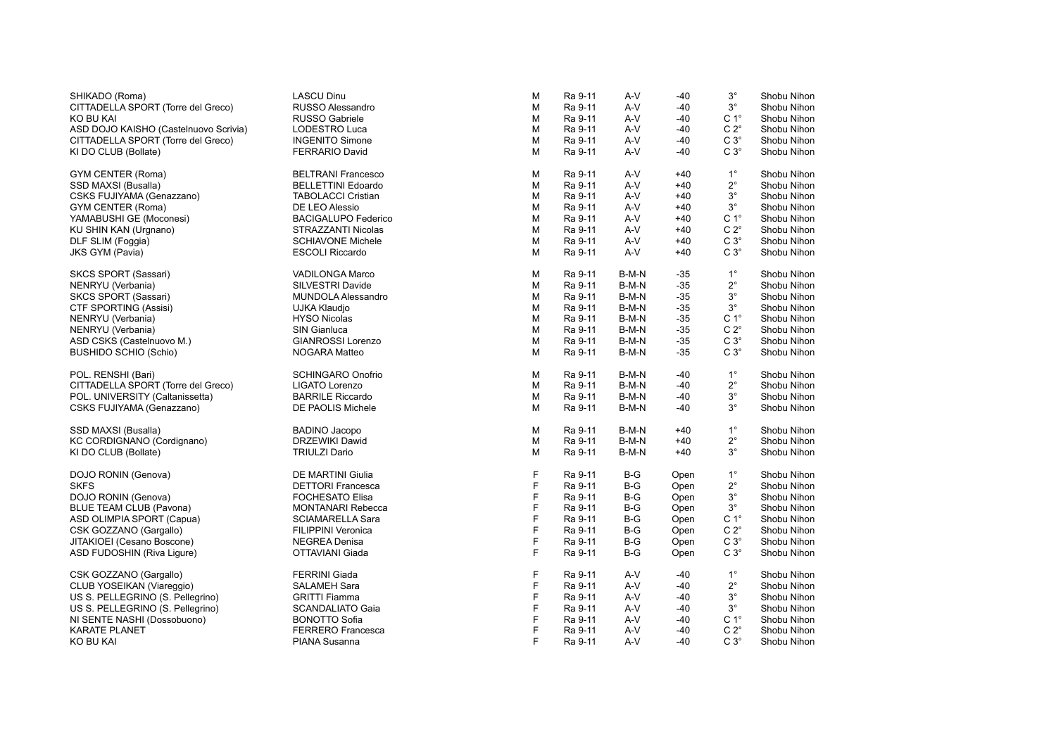| | | | | | | | |
|---|---|---|---|---|---|---|---|
| SHIKADO (Roma) | LASCU Dinu | M | Ra 9-11 | A-V | -40 | 3° | Shobu Nihon |
| CITTADELLA SPORT (Torre del Greco) | RUSSO Alessandro | M | Ra 9-11 | A-V | -40 | 3° | Shobu Nihon |
| KO BU KAI | RUSSO Gabriele | M | Ra 9-11 | A-V | -40 | C 1° | Shobu Nihon |
| ASD DOJO KAISHO (Castelnuovo Scrivia) | LODESTRO Luca | M | Ra 9-11 | A-V | -40 | C 2° | Shobu Nihon |
| CITTADELLA SPORT (Torre del Greco) | INGENITO Simone | M | Ra 9-11 | A-V | -40 | C 3° | Shobu Nihon |
| KI DO CLUB (Bollate) | FERRARIO David | M | Ra 9-11 | A-V | -40 | C 3° | Shobu Nihon |
| | | | | | | | |
| GYM CENTER (Roma) | BELTRANI Francesco | M | Ra 9-11 | A-V | +40 | 1° | Shobu Nihon |
| SSD MAXSI (Busalla) | BELLETTINI Edoardo | M | Ra 9-11 | A-V | +40 | 2° | Shobu Nihon |
| CSKS FUJIYAMA (Genazzano) | TABOLACCI Cristian | M | Ra 9-11 | A-V | +40 | 3° | Shobu Nihon |
| GYM CENTER (Roma) | DE LEO Alessio | M | Ra 9-11 | A-V | +40 | 3° | Shobu Nihon |
| YAMABUSHI GE (Moconesi) | BACIGALUPO Federico | M | Ra 9-11 | A-V | +40 | C 1° | Shobu Nihon |
| KU SHIN KAN (Urgnano) | STRAZZANTI Nicolas | M | Ra 9-11 | A-V | +40 | C 2° | Shobu Nihon |
| DLF SLIM (Foggia) | SCHIAVONE Michele | M | Ra 9-11 | A-V | +40 | C 3° | Shobu Nihon |
| JKS GYM (Pavia) | ESCOLI Riccardo | M | Ra 9-11 | A-V | +40 | C 3° | Shobu Nihon |
| | | | | | | | |
| SKCS SPORT (Sassari) | VADILONGA Marco | M | Ra 9-11 | B-M-N | -35 | 1° | Shobu Nihon |
| NENRYU (Verbania) | SILVESTRI Davide | M | Ra 9-11 | B-M-N | -35 | 2° | Shobu Nihon |
| SKCS SPORT (Sassari) | MUNDOLA Alessandro | M | Ra 9-11 | B-M-N | -35 | 3° | Shobu Nihon |
| CTF SPORTING (Assisi) | UJKA Klaudjo | M | Ra 9-11 | B-M-N | -35 | 3° | Shobu Nihon |
| NENRYU (Verbania) | HYSO Nicolas | M | Ra 9-11 | B-M-N | -35 | C 1° | Shobu Nihon |
| NENRYU (Verbania) | SIN Gianluca | M | Ra 9-11 | B-M-N | -35 | C 2° | Shobu Nihon |
| ASD CSKS (Castelnuovo M.) | GIANROSSI Lorenzo | M | Ra 9-11 | B-M-N | -35 | C 3° | Shobu Nihon |
| BUSHIDO SCHIO (Schio) | NOGARA Matteo | M | Ra 9-11 | B-M-N | -35 | C 3° | Shobu Nihon |
| | | | | | | | |
| POL. RENSHI (Bari) | SCHINGARO Onofrio | M | Ra 9-11 | B-M-N | -40 | 1° | Shobu Nihon |
| CITTADELLA SPORT (Torre del Greco) | LIGATO Lorenzo | M | Ra 9-11 | B-M-N | -40 | 2° | Shobu Nihon |
| POL. UNIVERSITY (Caltanissetta) | BARRILE Riccardo | M | Ra 9-11 | B-M-N | -40 | 3° | Shobu Nihon |
| CSKS FUJIYAMA (Genazzano) | DE PAOLIS Michele | M | Ra 9-11 | B-M-N | -40 | 3° | Shobu Nihon |
| | | | | | | | |
| SSD MAXSI (Busalla) | BADINO Jacopo | M | Ra 9-11 | B-M-N | +40 | 1° | Shobu Nihon |
| KC CORDIGNANO (Cordignano) | DRZEWIKI Dawid | M | Ra 9-11 | B-M-N | +40 | 2° | Shobu Nihon |
| KI DO CLUB (Bollate) | TRIULZI Dario | M | Ra 9-11 | B-M-N | +40 | 3° | Shobu Nihon |
| | | | | | | | |
| DOJO RONIN (Genova) | DE MARTINI Giulia | F | Ra 9-11 | B-G | Open | 1° | Shobu Nihon |
| SKFS | DETTORI Francesca | F | Ra 9-11 | B-G | Open | 2° | Shobu Nihon |
| DOJO RONIN (Genova) | FOCHESATO Elisa | F | Ra 9-11 | B-G | Open | 3° | Shobu Nihon |
| BLUE TEAM CLUB (Pavona) | MONTANARI Rebecca | F | Ra 9-11 | B-G | Open | 3° | Shobu Nihon |
| ASD OLIMPIA SPORT (Capua) | SCIAMARELLA Sara | F | Ra 9-11 | B-G | Open | C 1° | Shobu Nihon |
| CSK GOZZANO (Gargallo) | FILIPPINI Veronica | F | Ra 9-11 | B-G | Open | C 2° | Shobu Nihon |
| JITAKIOEI (Cesano Boscone) | NEGREA Denisa | F | Ra 9-11 | B-G | Open | C 3° | Shobu Nihon |
| ASD FUDOSHIN (Riva Ligure) | OTTAVIANI Giada | F | Ra 9-11 | B-G | Open | C 3° | Shobu Nihon |
| | | | | | | | |
| CSK GOZZANO (Gargallo) | FERRINI Giada | F | Ra 9-11 | A-V | -40 | 1° | Shobu Nihon |
| CLUB YOSEIKAN (Viareggio) | SALAMEH Sara | F | Ra 9-11 | A-V | -40 | 2° | Shobu Nihon |
| US S. PELLEGRINO (S. Pellegrino) | GRITTI Fiamma | F | Ra 9-11 | A-V | -40 | 3° | Shobu Nihon |
| US S. PELLEGRINO (S. Pellegrino) | SCANDALIATO Gaia | F | Ra 9-11 | A-V | -40 | 3° | Shobu Nihon |
| NI SENTE NASHI (Dossobuono) | BONOTTO Sofia | F | Ra 9-11 | A-V | -40 | C 1° | Shobu Nihon |
| KARATE PLANET | FERRERO Francesca | F | Ra 9-11 | A-V | -40 | C 2° | Shobu Nihon |
| KO BU KAI | PIANA Susanna | F | Ra 9-11 | A-V | -40 | C 3° | Shobu Nihon |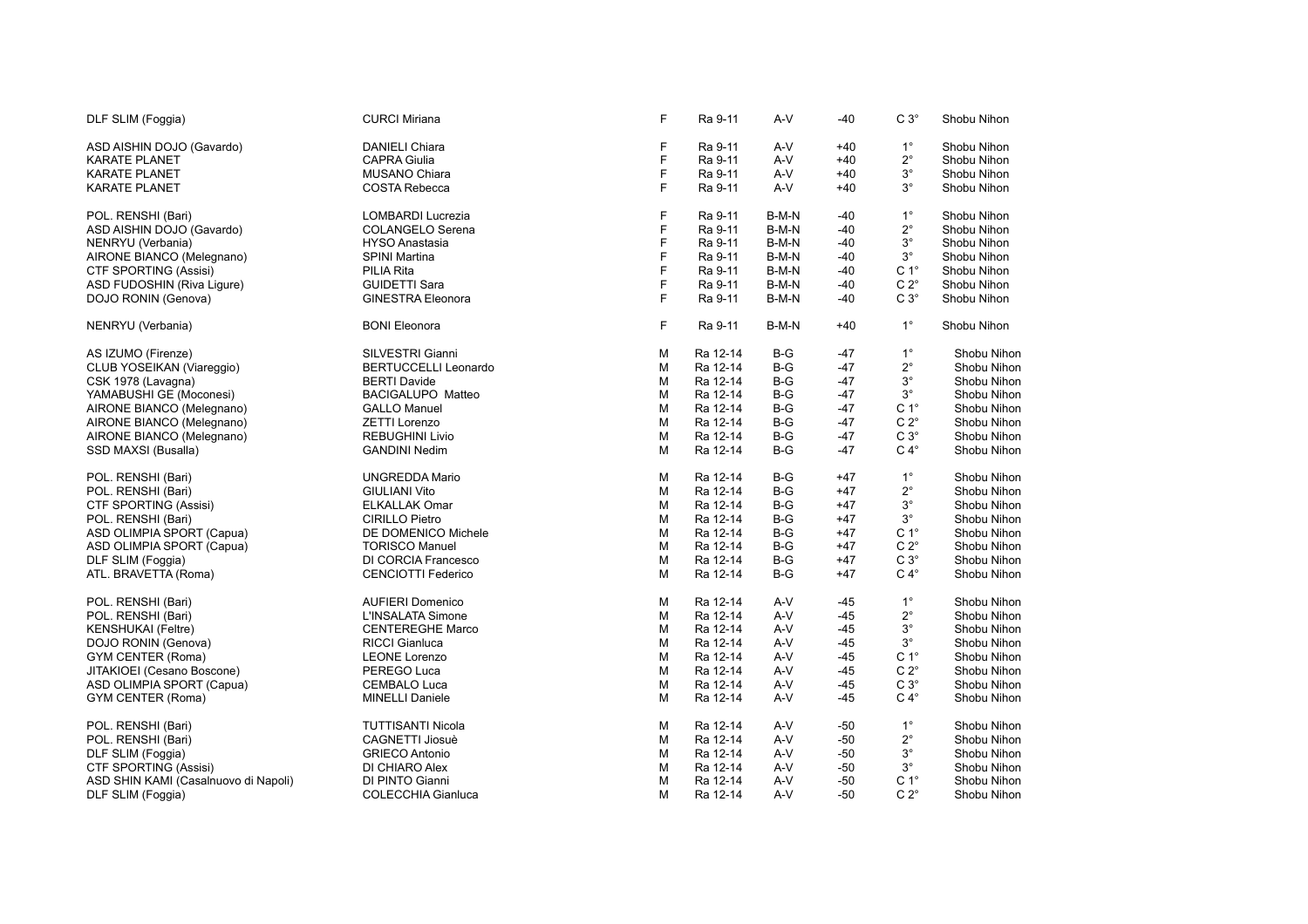| | | | | | | | |
|---|---|---|---|---|---|---|---|
| DLF SLIM (Foggia) | CURCI Miriana | F | Ra 9-11 | A-V | -40 | C 3° | Shobu Nihon |
| ASD AISHIN DOJO (Gavardo) | DANIELI Chiara | F | Ra 9-11 | A-V | +40 | 1° | Shobu Nihon |
| KARATE PLANET | CAPRA Giulia | F | Ra 9-11 | A-V | +40 | 2° | Shobu Nihon |
| KARATE PLANET | MUSANO Chiara | F | Ra 9-11 | A-V | +40 | 3° | Shobu Nihon |
| KARATE PLANET | COSTA Rebecca | F | Ra 9-11 | A-V | +40 | 3° | Shobu Nihon |
| POL. RENSHI (Bari) | LOMBARDI Lucrezia | F | Ra 9-11 | B-M-N | -40 | 1° | Shobu Nihon |
| ASD AISHIN DOJO (Gavardo) | COLANGELO Serena | F | Ra 9-11 | B-M-N | -40 | 2° | Shobu Nihon |
| NENRYU (Verbania) | HYSO Anastasia | F | Ra 9-11 | B-M-N | -40 | 3° | Shobu Nihon |
| AIRONE BIANCO (Melegnano) | SPINI Martina | F | Ra 9-11 | B-M-N | -40 | 3° | Shobu Nihon |
| CTF SPORTING (Assisi) | PILIA Rita | F | Ra 9-11 | B-M-N | -40 | C 1° | Shobu Nihon |
| ASD FUDOSHIN (Riva Ligure) | GUIDETTI Sara | F | Ra 9-11 | B-M-N | -40 | C 2° | Shobu Nihon |
| DOJO RONIN (Genova) | GINESTRA Eleonora | F | Ra 9-11 | B-M-N | -40 | C 3° | Shobu Nihon |
| NENRYU (Verbania) | BONI Eleonora | F | Ra 9-11 | B-M-N | +40 | 1° | Shobu Nihon |
| AS IZUMO (Firenze) | SILVESTRI Gianni | M | Ra 12-14 | B-G | -47 | 1° | Shobu Nihon |
| CLUB YOSEIKAN (Viareggio) | BERTUCCELLI Leonardo | M | Ra 12-14 | B-G | -47 | 2° | Shobu Nihon |
| CSK 1978 (Lavagna) | BERTI Davide | M | Ra 12-14 | B-G | -47 | 3° | Shobu Nihon |
| YAMABUSHI GE (Moconesi) | BACIGALUPO Matteo | M | Ra 12-14 | B-G | -47 | 3° | Shobu Nihon |
| AIRONE BIANCO (Melegnano) | GALLO Manuel | M | Ra 12-14 | B-G | -47 | C 1° | Shobu Nihon |
| AIRONE BIANCO (Melegnano) | ZETTI Lorenzo | M | Ra 12-14 | B-G | -47 | C 2° | Shobu Nihon |
| AIRONE BIANCO (Melegnano) | REBUGHINI Livio | M | Ra 12-14 | B-G | -47 | C 3° | Shobu Nihon |
| SSD MAXSI (Busalla) | GANDINI Nedim | M | Ra 12-14 | B-G | -47 | C 4° | Shobu Nihon |
| POL. RENSHI (Bari) | UNGREDDA Mario | M | Ra 12-14 | B-G | +47 | 1° | Shobu Nihon |
| POL. RENSHI (Bari) | GIULIANI Vito | M | Ra 12-14 | B-G | +47 | 2° | Shobu Nihon |
| CTF SPORTING (Assisi) | ELKALLAK Omar | M | Ra 12-14 | B-G | +47 | 3° | Shobu Nihon |
| POL. RENSHI (Bari) | CIRILLO Pietro | M | Ra 12-14 | B-G | +47 | 3° | Shobu Nihon |
| ASD OLIMPIA SPORT (Capua) | DE DOMENICO Michele | M | Ra 12-14 | B-G | +47 | C 1° | Shobu Nihon |
| ASD OLIMPIA SPORT (Capua) | TORISCO Manuel | M | Ra 12-14 | B-G | +47 | C 2° | Shobu Nihon |
| DLF SLIM (Foggia) | DI CORCIA Francesco | M | Ra 12-14 | B-G | +47 | C 3° | Shobu Nihon |
| ATL. BRAVETTA (Roma) | CENCIOTTI Federico | M | Ra 12-14 | B-G | +47 | C 4° | Shobu Nihon |
| POL. RENSHI (Bari) | AUFIERI Domenico | M | Ra 12-14 | A-V | -45 | 1° | Shobu Nihon |
| POL. RENSHI (Bari) | L'INSALATA Simone | M | Ra 12-14 | A-V | -45 | 2° | Shobu Nihon |
| KENSHUKAI (Feltre) | CENTEREGHE Marco | M | Ra 12-14 | A-V | -45 | 3° | Shobu Nihon |
| DOJO RONIN (Genova) | RICCI Gianluca | M | Ra 12-14 | A-V | -45 | 3° | Shobu Nihon |
| GYM CENTER (Roma) | LEONE Lorenzo | M | Ra 12-14 | A-V | -45 | C 1° | Shobu Nihon |
| JITAKIOEI (Cesano Boscone) | PEREGO Luca | M | Ra 12-14 | A-V | -45 | C 2° | Shobu Nihon |
| ASD OLIMPIA SPORT (Capua) | CEMBALO Luca | M | Ra 12-14 | A-V | -45 | C 3° | Shobu Nihon |
| GYM CENTER (Roma) | MINELLI Daniele | M | Ra 12-14 | A-V | -45 | C 4° | Shobu Nihon |
| POL. RENSHI (Bari) | TUTTISANTI Nicola | M | Ra 12-14 | A-V | -50 | 1° | Shobu Nihon |
| POL. RENSHI (Bari) | CAGNETTI Jiosuè | M | Ra 12-14 | A-V | -50 | 2° | Shobu Nihon |
| DLF SLIM (Foggia) | GRIECO Antonio | M | Ra 12-14 | A-V | -50 | 3° | Shobu Nihon |
| CTF SPORTING (Assisi) | DI CHIARO Alex | M | Ra 12-14 | A-V | -50 | 3° | Shobu Nihon |
| ASD SHIN KAMI (Casalnuovo di Napoli) | DI PINTO Gianni | M | Ra 12-14 | A-V | -50 | C 1° | Shobu Nihon |
| DLF SLIM (Foggia) | COLECCHIA Gianluca | M | Ra 12-14 | A-V | -50 | C 2° | Shobu Nihon |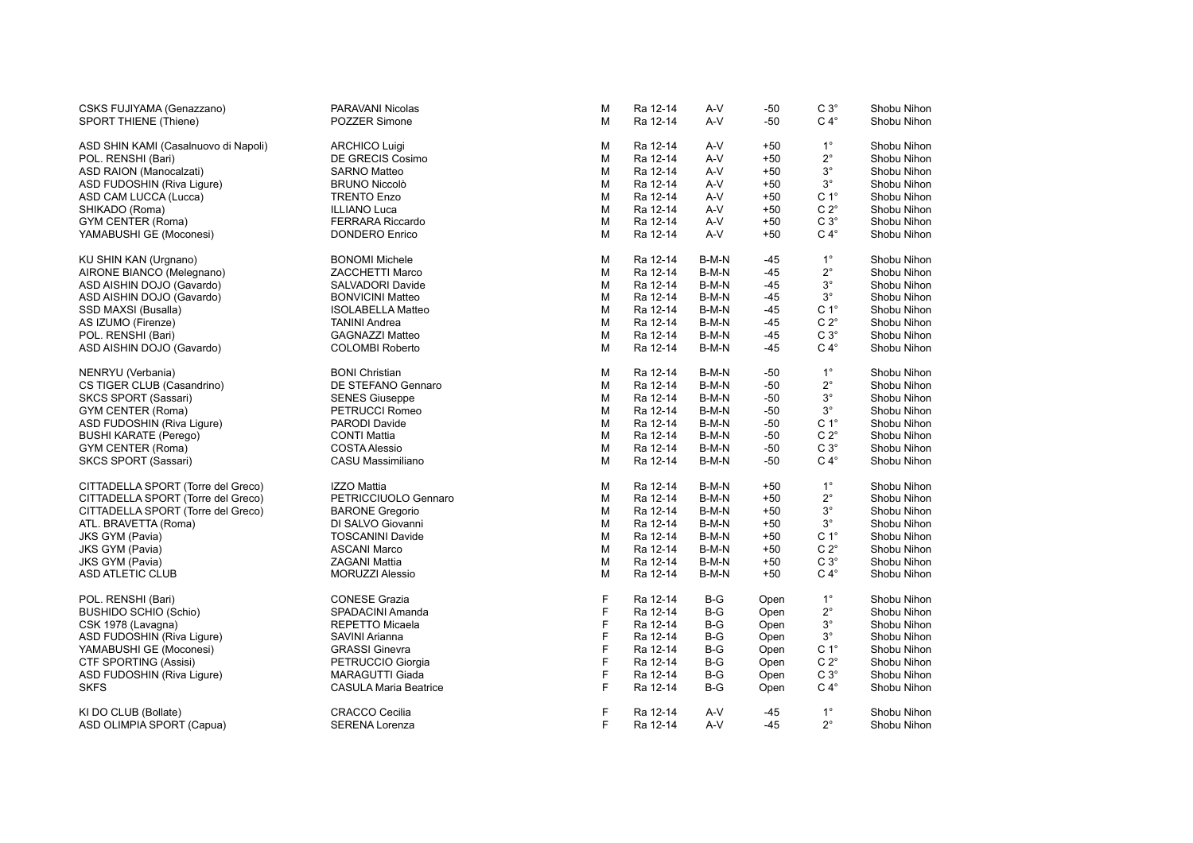| | | | | | | | |
|---|---|---|---|---|---|---|---|
| CSKS FUJIYAMA (Genazzano) | PARAVANI Nicolas | M | Ra 12-14 | A-V | -50 | C 3° | Shobu Nihon |
| SPORT THIENE (Thiene) | POZZER Simone | M | Ra 12-14 | A-V | -50 | C 4° | Shobu Nihon |
| | | | | | | | |
| ASD SHIN KAMI (Casalnuovo di Napoli) | ARCHICO Luigi | M | Ra 12-14 | A-V | +50 | 1° | Shobu Nihon |
| POL. RENSHI (Bari) | DE GRECIS Cosimo | M | Ra 12-14 | A-V | +50 | 2° | Shobu Nihon |
| ASD RAION (Manocalzati) | SARNO Matteo | M | Ra 12-14 | A-V | +50 | 3° | Shobu Nihon |
| ASD FUDOSHIN (Riva Ligure) | BRUNO Niccolò | M | Ra 12-14 | A-V | +50 | 3° | Shobu Nihon |
| ASD CAM LUCCA (Lucca) | TRENTO Enzo | M | Ra 12-14 | A-V | +50 | C 1° | Shobu Nihon |
| SHIKADO (Roma) | ILLIANO Luca | M | Ra 12-14 | A-V | +50 | C 2° | Shobu Nihon |
| GYM CENTER (Roma) | FERRARA Riccardo | M | Ra 12-14 | A-V | +50 | C 3° | Shobu Nihon |
| YAMABUSHI GE (Moconesi) | DONDERO Enrico | M | Ra 12-14 | A-V | +50 | C 4° | Shobu Nihon |
| | | | | | | | |
| KU SHIN KAN (Urgnano) | BONOMI Michele | M | Ra 12-14 | B-M-N | -45 | 1° | Shobu Nihon |
| AIRONE BIANCO (Melegnano) | ZACCHETTI Marco | M | Ra 12-14 | B-M-N | -45 | 2° | Shobu Nihon |
| ASD AISHIN DOJO (Gavardo) | SALVADORI Davide | M | Ra 12-14 | B-M-N | -45 | 3° | Shobu Nihon |
| ASD AISHIN DOJO (Gavardo) | BONVICINI Matteo | M | Ra 12-14 | B-M-N | -45 | 3° | Shobu Nihon |
| SSD MAXSI (Busalla) | ISOLABELLA Matteo | M | Ra 12-14 | B-M-N | -45 | C 1° | Shobu Nihon |
| AS IZUMO (Firenze) | TANINI Andrea | M | Ra 12-14 | B-M-N | -45 | C 2° | Shobu Nihon |
| POL. RENSHI (Bari) | GAGNAZZI Matteo | M | Ra 12-14 | B-M-N | -45 | C 3° | Shobu Nihon |
| ASD AISHIN DOJO (Gavardo) | COLOMBI Roberto | M | Ra 12-14 | B-M-N | -45 | C 4° | Shobu Nihon |
| | | | | | | | |
| NENRYU (Verbania) | BONI Christian | M | Ra 12-14 | B-M-N | -50 | 1° | Shobu Nihon |
| CS TIGER CLUB (Casandrino) | DE STEFANO Gennaro | M | Ra 12-14 | B-M-N | -50 | 2° | Shobu Nihon |
| SKCS SPORT (Sassari) | SENES Giuseppe | M | Ra 12-14 | B-M-N | -50 | 3° | Shobu Nihon |
| GYM CENTER (Roma) | PETRUCCI Romeo | M | Ra 12-14 | B-M-N | -50 | 3° | Shobu Nihon |
| ASD FUDOSHIN (Riva Ligure) | PARODI Davide | M | Ra 12-14 | B-M-N | -50 | C 1° | Shobu Nihon |
| BUSHI KARATE (Perego) | CONTI Mattia | M | Ra 12-14 | B-M-N | -50 | C 2° | Shobu Nihon |
| GYM CENTER (Roma) | COSTA Alessio | M | Ra 12-14 | B-M-N | -50 | C 3° | Shobu Nihon |
| SKCS SPORT (Sassari) | CASU Massimiliano | M | Ra 12-14 | B-M-N | -50 | C 4° | Shobu Nihon |
| | | | | | | | |
| CITTADELLA SPORT (Torre del Greco) | IZZO Mattia | M | Ra 12-14 | B-M-N | +50 | 1° | Shobu Nihon |
| CITTADELLA SPORT (Torre del Greco) | PETRICCIUOLO Gennaro | M | Ra 12-14 | B-M-N | +50 | 2° | Shobu Nihon |
| CITTADELLA SPORT (Torre del Greco) | BARONE Gregorio | M | Ra 12-14 | B-M-N | +50 | 3° | Shobu Nihon |
| ATL. BRAVETTA (Roma) | DI SALVO Giovanni | M | Ra 12-14 | B-M-N | +50 | 3° | Shobu Nihon |
| JKS GYM (Pavia) | TOSCANINI Davide | M | Ra 12-14 | B-M-N | +50 | C 1° | Shobu Nihon |
| JKS GYM (Pavia) | ASCANI Marco | M | Ra 12-14 | B-M-N | +50 | C 2° | Shobu Nihon |
| JKS GYM (Pavia) | ZAGANI Mattia | M | Ra 12-14 | B-M-N | +50 | C 3° | Shobu Nihon |
| ASD ATLETIC CLUB | MORUZZI Alessio | M | Ra 12-14 | B-M-N | +50 | C 4° | Shobu Nihon |
| | | | | | | | |
| POL. RENSHI (Bari) | CONESE Grazia | F | Ra 12-14 | B-G | Open | 1° | Shobu Nihon |
| BUSHIDO SCHIO (Schio) | SPADACINI Amanda | F | Ra 12-14 | B-G | Open | 2° | Shobu Nihon |
| CSK 1978 (Lavagna) | REPETTO Micaela | F | Ra 12-14 | B-G | Open | 3° | Shobu Nihon |
| ASD FUDOSHIN (Riva Ligure) | SAVINI Arianna | F | Ra 12-14 | B-G | Open | 3° | Shobu Nihon |
| YAMABUSHI GE (Moconesi) | GRASSI Ginevra | F | Ra 12-14 | B-G | Open | C 1° | Shobu Nihon |
| CTF SPORTING (Assisi) | PETRUCCIO Giorgia | F | Ra 12-14 | B-G | Open | C 2° | Shobu Nihon |
| ASD FUDOSHIN (Riva Ligure) | MARAGUTTI Giada | F | Ra 12-14 | B-G | Open | C 3° | Shobu Nihon |
| SKFS | CASULA Maria Beatrice | F | Ra 12-14 | B-G | Open | C 4° | Shobu Nihon |
| | | | | | | | |
| KI DO CLUB (Bollate) | CRACCO Cecilia | F | Ra 12-14 | A-V | -45 | 1° | Shobu Nihon |
| ASD OLIMPIA SPORT (Capua) | SERENA Lorenza | F | Ra 12-14 | A-V | -45 | 2° | Shobu Nihon |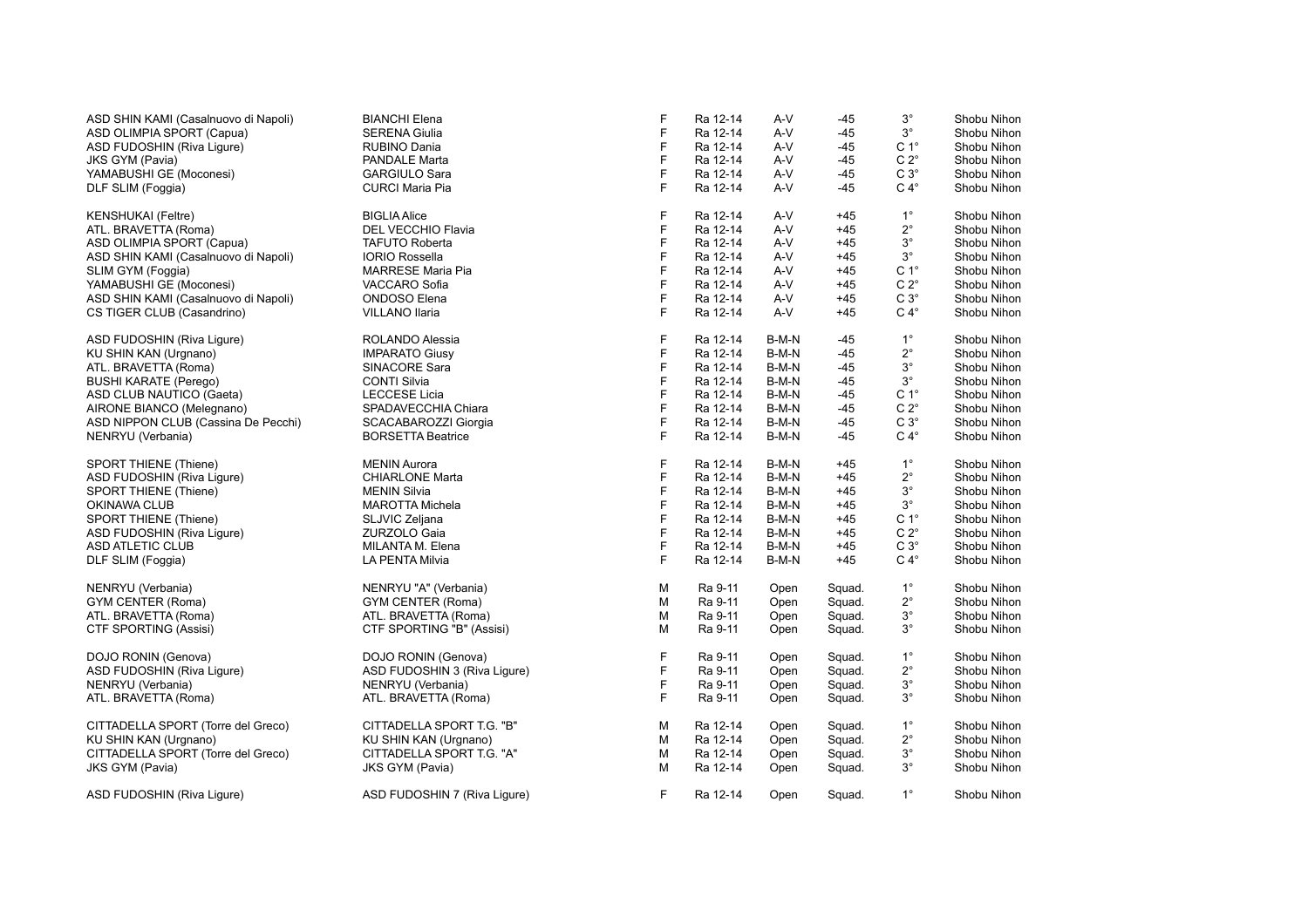| | | | | | | | |
|---|---|---|---|---|---|---|---|
| ASD SHIN KAMI (Casalnuovo di Napoli) | BIANCHI Elena | F | Ra 12-14 | A-V | -45 | 3° | Shobu Nihon |
| ASD OLIMPIA SPORT (Capua) | SERENA Giulia | F | Ra 12-14 | A-V | -45 | 3° | Shobu Nihon |
| ASD FUDOSHIN (Riva Ligure) | RUBINO Dania | F | Ra 12-14 | A-V | -45 | C 1° | Shobu Nihon |
| JKS GYM (Pavia) | PANDALE Marta | F | Ra 12-14 | A-V | -45 | C 2° | Shobu Nihon |
| YAMABUSHI GE (Moconesi) | GARGIULO Sara | F | Ra 12-14 | A-V | -45 | C 3° | Shobu Nihon |
| DLF SLIM (Foggia) | CURCI Maria Pia | F | Ra 12-14 | A-V | -45 | C 4° | Shobu Nihon |
| | | | | | | | |
| KENSHUKAI (Feltre) | BIGLIA Alice | F | Ra 12-14 | A-V | +45 | 1° | Shobu Nihon |
| ATL. BRAVETTA (Roma) | DEL VECCHIO Flavia | F | Ra 12-14 | A-V | +45 | 2° | Shobu Nihon |
| ASD OLIMPIA SPORT (Capua) | TAFUTO Roberta | F | Ra 12-14 | A-V | +45 | 3° | Shobu Nihon |
| ASD SHIN KAMI (Casalnuovo di Napoli) | IORIO Rossella | F | Ra 12-14 | A-V | +45 | 3° | Shobu Nihon |
| SLIM GYM (Foggia) | MARRESE Maria Pia | F | Ra 12-14 | A-V | +45 | C 1° | Shobu Nihon |
| YAMABUSHI GE (Moconesi) | VACCARO Sofia | F | Ra 12-14 | A-V | +45 | C 2° | Shobu Nihon |
| ASD SHIN KAMI (Casalnuovo di Napoli) | ONDOSO Elena | F | Ra 12-14 | A-V | +45 | C 3° | Shobu Nihon |
| CS TIGER CLUB (Casandrino) | VILLANO Ilaria | F | Ra 12-14 | A-V | +45 | C 4° | Shobu Nihon |
| | | | | | | | |
| ASD FUDOSHIN (Riva Ligure) | ROLANDO Alessia | F | Ra 12-14 | B-M-N | -45 | 1° | Shobu Nihon |
| KU SHIN KAN (Urgnano) | IMPARATO Giusy | F | Ra 12-14 | B-M-N | -45 | 2° | Shobu Nihon |
| ATL. BRAVETTA (Roma) | SINACORE Sara | F | Ra 12-14 | B-M-N | -45 | 3° | Shobu Nihon |
| BUSHI KARATE (Perego) | CONTI Silvia | F | Ra 12-14 | B-M-N | -45 | 3° | Shobu Nihon |
| ASD CLUB NAUTICO (Gaeta) | LECCESE Licia | F | Ra 12-14 | B-M-N | -45 | C 1° | Shobu Nihon |
| AIRONE BIANCO (Melegnano) | SPADAVECCHIA Chiara | F | Ra 12-14 | B-M-N | -45 | C 2° | Shobu Nihon |
| ASD NIPPON CLUB (Cassina De Pecchi) | SCACABAROZZI Giorgia | F | Ra 12-14 | B-M-N | -45 | C 3° | Shobu Nihon |
| NENRYU (Verbania) | BORSETTA Beatrice | F | Ra 12-14 | B-M-N | -45 | C 4° | Shobu Nihon |
| | | | | | | | |
| SPORT THIENE (Thiene) | MENIN Aurora | F | Ra 12-14 | B-M-N | +45 | 1° | Shobu Nihon |
| ASD FUDOSHIN (Riva Ligure) | CHIARLONE Marta | F | Ra 12-14 | B-M-N | +45 | 2° | Shobu Nihon |
| SPORT THIENE (Thiene) | MENIN Silvia | F | Ra 12-14 | B-M-N | +45 | 3° | Shobu Nihon |
| OKINAWA CLUB | MAROTTA Michela | F | Ra 12-14 | B-M-N | +45 | 3° | Shobu Nihon |
| SPORT THIENE (Thiene) | SLJVIC Zeljana | F | Ra 12-14 | B-M-N | +45 | C 1° | Shobu Nihon |
| ASD FUDOSHIN (Riva Ligure) | ZURZOLO Gaia | F | Ra 12-14 | B-M-N | +45 | C 2° | Shobu Nihon |
| ASD ATLETIC CLUB | MILANTA M. Elena | F | Ra 12-14 | B-M-N | +45 | C 3° | Shobu Nihon |
| DLF SLIM (Foggia) | LA PENTA Milvia | F | Ra 12-14 | B-M-N | +45 | C 4° | Shobu Nihon |
| | | | | | | | |
| NENRYU (Verbania) | NENRYU "A" (Verbania) | M | Ra 9-11 | Open | Squad. | 1° | Shobu Nihon |
| GYM CENTER (Roma) | GYM CENTER (Roma) | M | Ra 9-11 | Open | Squad. | 2° | Shobu Nihon |
| ATL. BRAVETTA (Roma) | ATL. BRAVETTA (Roma) | M | Ra 9-11 | Open | Squad. | 3° | Shobu Nihon |
| CTF SPORTING (Assisi) | CTF SPORTING "B" (Assisi) | M | Ra 9-11 | Open | Squad. | 3° | Shobu Nihon |
| | | | | | | | |
| DOJO RONIN (Genova) | DOJO RONIN (Genova) | F | Ra 9-11 | Open | Squad. | 1° | Shobu Nihon |
| ASD FUDOSHIN (Riva Ligure) | ASD FUDOSHIN 3 (Riva Ligure) | F | Ra 9-11 | Open | Squad. | 2° | Shobu Nihon |
| NENRYU (Verbania) | NENRYU (Verbania) | F | Ra 9-11 | Open | Squad. | 3° | Shobu Nihon |
| ATL. BRAVETTA (Roma) | ATL. BRAVETTA (Roma) | F | Ra 9-11 | Open | Squad. | 3° | Shobu Nihon |
| | | | | | | | |
| CITTADELLA SPORT (Torre del Greco) | CITTADELLA SPORT T.G. "B" | M | Ra 12-14 | Open | Squad. | 1° | Shobu Nihon |
| KU SHIN KAN (Urgnano) | KU SHIN KAN (Urgnano) | M | Ra 12-14 | Open | Squad. | 2° | Shobu Nihon |
| CITTADELLA SPORT (Torre del Greco) | CITTADELLA SPORT T.G. "A" | M | Ra 12-14 | Open | Squad. | 3° | Shobu Nihon |
| JKS GYM (Pavia) | JKS GYM (Pavia) | M | Ra 12-14 | Open | Squad. | 3° | Shobu Nihon |
| | | | | | | | |
| ASD FUDOSHIN (Riva Ligure) | ASD FUDOSHIN 7 (Riva Ligure) | F | Ra 12-14 | Open | Squad. | 1° | Shobu Nihon |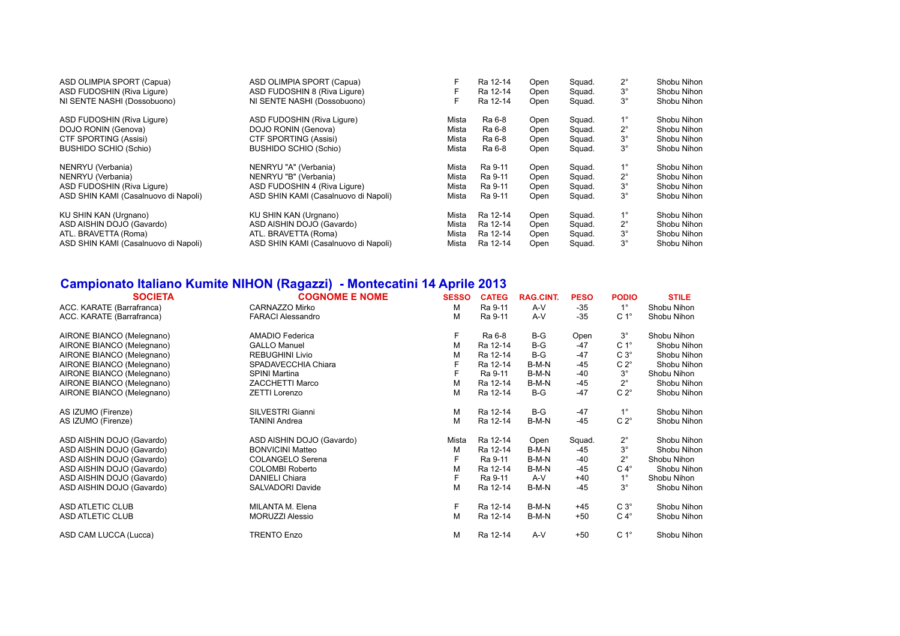| | | | | | | | |
|---|---|---|---|---|---|---|---|
| ASD OLIMPIA SPORT (Capua) | ASD OLIMPIA SPORT (Capua) | F | Ra 12-14 | Open | Squad. | 2° | Shobu Nihon |
| ASD FUDOSHIN (Riva Ligure) | ASD FUDOSHIN 8 (Riva Ligure) | F | Ra 12-14 | Open | Squad. | 3° | Shobu Nihon |
| NI SENTE NASHI (Dossobuono) | NI SENTE NASHI (Dossobuono) | F | Ra 12-14 | Open | Squad. | 3° | Shobu Nihon |
| | | | | | | | |
| ASD FUDOSHIN (Riva Ligure) | ASD FUDOSHIN (Riva Ligure) | Mista | Ra 6-8 | Open | Squad. | 1° | Shobu Nihon |
| DOJO RONIN (Genova) | DOJO RONIN (Genova) | Mista | Ra 6-8 | Open | Squad. | 2° | Shobu Nihon |
| CTF SPORTING (Assisi) | CTF SPORTING (Assisi) | Mista | Ra 6-8 | Open | Squad. | 3° | Shobu Nihon |
| BUSHIDO SCHIO (Schio) | BUSHIDO SCHIO (Schio) | Mista | Ra 6-8 | Open | Squad. | 3° | Shobu Nihon |
| | | | | | | | |
| NENRYU (Verbania) | NENRYU "A" (Verbania) | Mista | Ra 9-11 | Open | Squad. | 1° | Shobu Nihon |
| NENRYU (Verbania) | NENRYU "B" (Verbania) | Mista | Ra 9-11 | Open | Squad. | 2° | Shobu Nihon |
| ASD FUDOSHIN (Riva Ligure) | ASD FUDOSHIN 4 (Riva Ligure) | Mista | Ra 9-11 | Open | Squad. | 3° | Shobu Nihon |
| ASD SHIN KAMI (Casalnuovo di Napoli) | ASD SHIN KAMI (Casalnuovo di Napoli) | Mista | Ra 9-11 | Open | Squad. | 3° | Shobu Nihon |
| | | | | | | | |
| KU SHIN KAN (Urgnano) | KU SHIN KAN (Urgnano) | Mista | Ra 12-14 | Open | Squad. | 1° | Shobu Nihon |
| ASD AISHIN DOJO (Gavardo) | ASD AISHIN DOJO (Gavardo) | Mista | Ra 12-14 | Open | Squad. | 2° | Shobu Nihon |
| ATL. BRAVETTA (Roma) | ATL. BRAVETTA (Roma) | Mista | Ra 12-14 | Open | Squad. | 3° | Shobu Nihon |
| ASD SHIN KAMI (Casalnuovo di Napoli) | ASD SHIN KAMI (Casalnuovo di Napoli) | Mista | Ra 12-14 | Open | Squad. | 3° | Shobu Nihon |

## Campionato Italiano Kumite NIHON (Ragazzi) - Montecatini 14 Aprile 2013

| SOCIETA | COGNOME E NOME | SESSO | CATEG | RAG.CINT. | PESO | PODIO | STILE |
|---|---|---|---|---|---|---|---|
| ACC. KARATE (Barrafranca) | CARNAZZO Mirko | M | Ra 9-11 | A-V | -35 | 1° | Shobu Nihon |
| ACC. KARATE (Barrafranca) | FARACI Alessandro | M | Ra 9-11 | A-V | -35 | C 1° | Shobu Nihon |
| | | | | | | | |
| AIRONE BIANCO (Melegnano) | AMADIO Federica | F | Ra 6-8 | B-G | Open | 3° | Shobu Nihon |
| AIRONE BIANCO (Melegnano) | GALLO Manuel | M | Ra 12-14 | B-G | -47 | C 1° | Shobu Nihon |
| AIRONE BIANCO (Melegnano) | REBUGHINI Livio | M | Ra 12-14 | B-G | -47 | C 3° | Shobu Nihon |
| AIRONE BIANCO (Melegnano) | SPADAVECCHIA Chiara | F | Ra 12-14 | B-M-N | -45 | C 2° | Shobu Nihon |
| AIRONE BIANCO (Melegnano) | SPINI Martina | F | Ra 9-11 | B-M-N | -40 | 3° | Shobu Nihon |
| AIRONE BIANCO (Melegnano) | ZACCHETTI Marco | M | Ra 12-14 | B-M-N | -45 | 2° | Shobu Nihon |
| AIRONE BIANCO (Melegnano) | ZETTI Lorenzo | M | Ra 12-14 | B-G | -47 | C 2° | Shobu Nihon |
| | | | | | | | |
| AS IZUMO (Firenze) | SILVESTRI Gianni | M | Ra 12-14 | B-G | -47 | 1° | Shobu Nihon |
| AS IZUMO (Firenze) | TANINI Andrea | M | Ra 12-14 | B-M-N | -45 | C 2° | Shobu Nihon |
| | | | | | | | |
| ASD AISHIN DOJO (Gavardo) | ASD AISHIN DOJO (Gavardo) | Mista | Ra 12-14 | Open | Squad. | 2° | Shobu Nihon |
| ASD AISHIN DOJO (Gavardo) | BONVICINI Matteo | M | Ra 12-14 | B-M-N | -45 | 3° | Shobu Nihon |
| ASD AISHIN DOJO (Gavardo) | COLANGELO Serena | F | Ra 9-11 | B-M-N | -40 | 2° | Shobu Nihon |
| ASD AISHIN DOJO (Gavardo) | COLOMBI Roberto | M | Ra 12-14 | B-M-N | -45 | C 4° | Shobu Nihon |
| ASD AISHIN DOJO (Gavardo) | DANIELI Chiara | F | Ra 9-11 | A-V | +40 | 1° | Shobu Nihon |
| ASD AISHIN DOJO (Gavardo) | SALVADORI Davide | M | Ra 12-14 | B-M-N | -45 | 3° | Shobu Nihon |
| | | | | | | | |
| ASD ATLETIC CLUB | MILANTA M. Elena | F | Ra 12-14 | B-M-N | +45 | C 3° | Shobu Nihon |
| ASD ATLETIC CLUB | MORUZZI Alessio | M | Ra 12-14 | B-M-N | +50 | C 4° | Shobu Nihon |
| | | | | | | | |
| ASD CAM LUCCA (Lucca) | TRENTO Enzo | M | Ra 12-14 | A-V | +50 | C 1° | Shobu Nihon |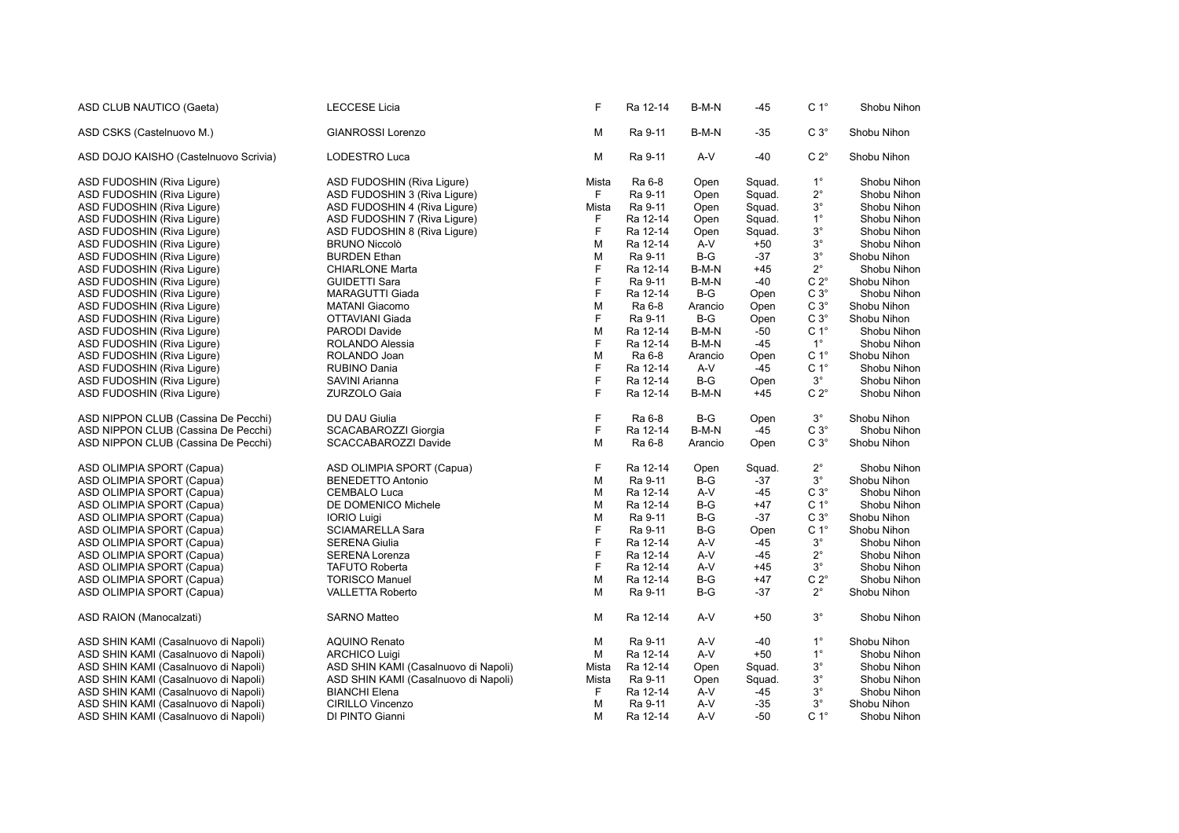| | | | | | | | |
|---|---|---|---|---|---|---|---|
| ASD CLUB NAUTICO (Gaeta) | LECCESE Licia | F | Ra 12-14 | B-M-N | -45 | C 1° | Shobu Nihon |
| ASD CSKS (Castelnuovo M.) | GIANROSSI Lorenzo | M | Ra 9-11 | B-M-N | -35 | C 3° | Shobu Nihon |
| ASD DOJO KAISHO (Castelnuovo Scrivia) | LODESTRO Luca | M | Ra 9-11 | A-V | -40 | C 2° | Shobu Nihon |
| ASD FUDOSHIN (Riva Ligure) | ASD FUDOSHIN (Riva Ligure) | Mista | Ra 6-8 | Open | Squad. | 1° | Shobu Nihon |
| ASD FUDOSHIN (Riva Ligure) | ASD FUDOSHIN 3 (Riva Ligure) | F | Ra 9-11 | Open | Squad. | 2° | Shobu Nihon |
| ASD FUDOSHIN (Riva Ligure) | ASD FUDOSHIN 4 (Riva Ligure) | Mista | Ra 9-11 | Open | Squad. | 3° | Shobu Nihon |
| ASD FUDOSHIN (Riva Ligure) | ASD FUDOSHIN 7 (Riva Ligure) | F | Ra 12-14 | Open | Squad. | 1° | Shobu Nihon |
| ASD FUDOSHIN (Riva Ligure) | ASD FUDOSHIN 8 (Riva Ligure) | F | Ra 12-14 | Open | Squad. | 3° | Shobu Nihon |
| ASD FUDOSHIN (Riva Ligure) | BRUNO Niccolò | M | Ra 12-14 | A-V | +50 | 3° | Shobu Nihon |
| ASD FUDOSHIN (Riva Ligure) | BURDEN Ethan | M | Ra 9-11 | B-G | -37 | 3° | Shobu Nihon |
| ASD FUDOSHIN (Riva Ligure) | CHIARLONE Marta | F | Ra 12-14 | B-M-N | +45 | 2° | Shobu Nihon |
| ASD FUDOSHIN (Riva Ligure) | GUIDETTI Sara | F | Ra 9-11 | B-M-N | -40 | C 2° | Shobu Nihon |
| ASD FUDOSHIN (Riva Ligure) | MARAGUTTI Giada | F | Ra 12-14 | B-G | Open | C 3° | Shobu Nihon |
| ASD FUDOSHIN (Riva Ligure) | MATANI Giacomo | M | Ra 6-8 | Arancio | Open | C 3° | Shobu Nihon |
| ASD FUDOSHIN (Riva Ligure) | OTTAVIANI Giada | F | Ra 9-11 | B-G | Open | C 3° | Shobu Nihon |
| ASD FUDOSHIN (Riva Ligure) | PARODI Davide | M | Ra 12-14 | B-M-N | -50 | C 1° | Shobu Nihon |
| ASD FUDOSHIN (Riva Ligure) | ROLANDO Alessia | F | Ra 12-14 | B-M-N | -45 | 1° | Shobu Nihon |
| ASD FUDOSHIN (Riva Ligure) | ROLANDO Joan | M | Ra 6-8 | Arancio | Open | C 1° | Shobu Nihon |
| ASD FUDOSHIN (Riva Ligure) | RUBINO Dania | F | Ra 12-14 | A-V | -45 | C 1° | Shobu Nihon |
| ASD FUDOSHIN (Riva Ligure) | SAVINI Arianna | F | Ra 12-14 | B-G | Open | 3° | Shobu Nihon |
| ASD FUDOSHIN (Riva Ligure) | ZURZOLO Gaia | F | Ra 12-14 | B-M-N | +45 | C 2° | Shobu Nihon |
| ASD NIPPON CLUB (Cassina De Pecchi) | DU DAU Giulia | F | Ra 6-8 | B-G | Open | 3° | Shobu Nihon |
| ASD NIPPON CLUB (Cassina De Pecchi) | SCACABAROZZI Giorgia | F | Ra 12-14 | B-M-N | -45 | C 3° | Shobu Nihon |
| ASD NIPPON CLUB (Cassina De Pecchi) | SCACCABAROZZI Davide | M | Ra 6-8 | Arancio | Open | C 3° | Shobu Nihon |
| ASD OLIMPIA SPORT (Capua) | ASD OLIMPIA SPORT (Capua) | F | Ra 12-14 | Open | Squad. | 2° | Shobu Nihon |
| ASD OLIMPIA SPORT (Capua) | BENEDETTO Antonio | M | Ra 9-11 | B-G | -37 | 3° | Shobu Nihon |
| ASD OLIMPIA SPORT (Capua) | CEMBALO Luca | M | Ra 12-14 | A-V | -45 | C 3° | Shobu Nihon |
| ASD OLIMPIA SPORT (Capua) | DE DOMENICO Michele | M | Ra 12-14 | B-G | +47 | C 1° | Shobu Nihon |
| ASD OLIMPIA SPORT (Capua) | IORIO Luigi | M | Ra 9-11 | B-G | -37 | C 3° | Shobu Nihon |
| ASD OLIMPIA SPORT (Capua) | SCIAMARELLA Sara | F | Ra 9-11 | B-G | Open | C 1° | Shobu Nihon |
| ASD OLIMPIA SPORT (Capua) | SERENA Giulia | F | Ra 12-14 | A-V | -45 | 3° | Shobu Nihon |
| ASD OLIMPIA SPORT (Capua) | SERENA Lorenza | F | Ra 12-14 | A-V | -45 | 2° | Shobu Nihon |
| ASD OLIMPIA SPORT (Capua) | TAFUTO Roberta | F | Ra 12-14 | A-V | +45 | 3° | Shobu Nihon |
| ASD OLIMPIA SPORT (Capua) | TORISCO Manuel | M | Ra 12-14 | B-G | +47 | C 2° | Shobu Nihon |
| ASD OLIMPIA SPORT (Capua) | VALLETTA Roberto | M | Ra 9-11 | B-G | -37 | 2° | Shobu Nihon |
| ASD RAION (Manocalzati) | SARNO Matteo | M | Ra 12-14 | A-V | +50 | 3° | Shobu Nihon |
| ASD SHIN KAMI (Casalnuovo di Napoli) | AQUINO Renato | M | Ra 9-11 | A-V | -40 | 1° | Shobu Nihon |
| ASD SHIN KAMI (Casalnuovo di Napoli) | ARCHICO Luigi | M | Ra 12-14 | A-V | +50 | 1° | Shobu Nihon |
| ASD SHIN KAMI (Casalnuovo di Napoli) | ASD SHIN KAMI (Casalnuovo di Napoli) | Mista | Ra 12-14 | Open | Squad. | 3° | Shobu Nihon |
| ASD SHIN KAMI (Casalnuovo di Napoli) | ASD SHIN KAMI (Casalnuovo di Napoli) | Mista | Ra 9-11 | Open | Squad. | 3° | Shobu Nihon |
| ASD SHIN KAMI (Casalnuovo di Napoli) | BIANCHI Elena | F | Ra 12-14 | A-V | -45 | 3° | Shobu Nihon |
| ASD SHIN KAMI (Casalnuovo di Napoli) | CIRILLO Vincenzo | M | Ra 9-11 | A-V | -35 | 3° | Shobu Nihon |
| ASD SHIN KAMI (Casalnuovo di Napoli) | DI PINTO Gianni | M | Ra 12-14 | A-V | -50 | C 1° | Shobu Nihon |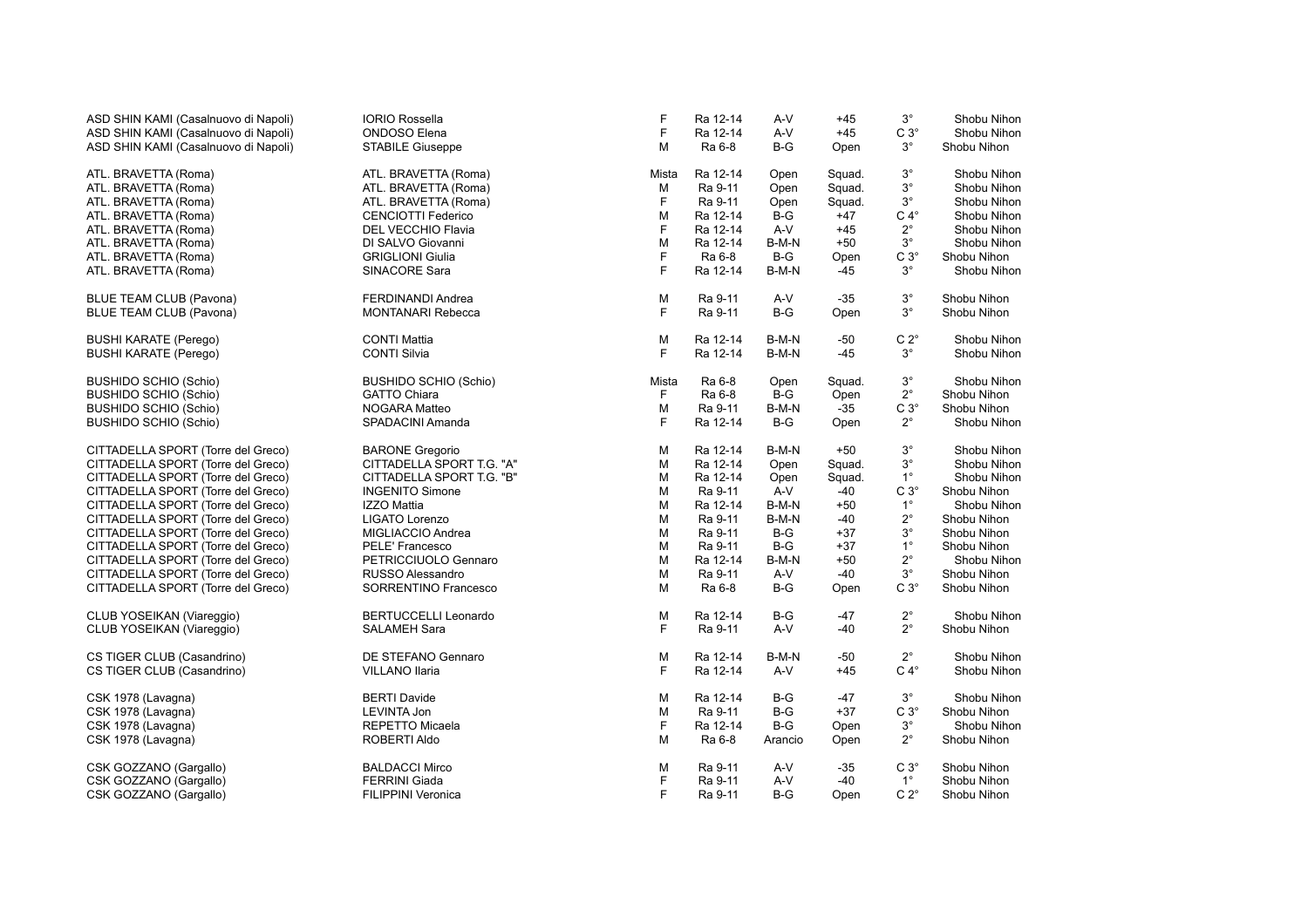| | | | | | | | |
|---|---|---|---|---|---|---|---|
| ASD SHIN KAMI (Casalnuovo di Napoli) | IORIO Rossella | F | Ra 12-14 | A-V | +45 | 3° | Shobu Nihon |
| ASD SHIN KAMI (Casalnuovo di Napoli) | ONDOSO Elena | F | Ra 12-14 | A-V | +45 | C 3° | Shobu Nihon |
| ASD SHIN KAMI (Casalnuovo di Napoli) | STABILE Giuseppe | M | Ra 6-8 | B-G | Open | 3° | Shobu Nihon |
| | | | | | | | |
| ATL. BRAVETTA (Roma) | ATL. BRAVETTA (Roma) | Mista | Ra 12-14 | Open | Squad. | 3° | Shobu Nihon |
| ATL. BRAVETTA (Roma) | ATL. BRAVETTA (Roma) | M | Ra 9-11 | Open | Squad. | 3° | Shobu Nihon |
| ATL. BRAVETTA (Roma) | ATL. BRAVETTA (Roma) | F | Ra 9-11 | Open | Squad. | 3° | Shobu Nihon |
| ATL. BRAVETTA (Roma) | CENCIOTTI Federico | M | Ra 12-14 | B-G | +47 | C 4° | Shobu Nihon |
| ATL. BRAVETTA (Roma) | DEL VECCHIO Flavia | F | Ra 12-14 | A-V | +45 | 2° | Shobu Nihon |
| ATL. BRAVETTA (Roma) | DI SALVO Giovanni | M | Ra 12-14 | B-M-N | +50 | 3° | Shobu Nihon |
| ATL. BRAVETTA (Roma) | GRIGLIONI Giulia | F | Ra 6-8 | B-G | Open | C 3° | Shobu Nihon |
| ATL. BRAVETTA (Roma) | SINACORE Sara | F | Ra 12-14 | B-M-N | -45 | 3° | Shobu Nihon |
| | | | | | | | |
| BLUE TEAM CLUB (Pavona) | FERDINANDI Andrea | M | Ra 9-11 | A-V | -35 | 3° | Shobu Nihon |
| BLUE TEAM CLUB (Pavona) | MONTANARI Rebecca | F | Ra 9-11 | B-G | Open | 3° | Shobu Nihon |
| | | | | | | | |
| BUSHI KARATE (Perego) | CONTI Mattia | M | Ra 12-14 | B-M-N | -50 | C 2° | Shobu Nihon |
| BUSHI KARATE (Perego) | CONTI Silvia | F | Ra 12-14 | B-M-N | -45 | 3° | Shobu Nihon |
| | | | | | | | |
| BUSHIDO SCHIO (Schio) | BUSHIDO SCHIO (Schio) | Mista | Ra 6-8 | Open | Squad. | 3° | Shobu Nihon |
| BUSHIDO SCHIO (Schio) | GATTO Chiara | F | Ra 6-8 | B-G | Open | 2° | Shobu Nihon |
| BUSHIDO SCHIO (Schio) | NOGARA Matteo | M | Ra 9-11 | B-M-N | -35 | C 3° | Shobu Nihon |
| BUSHIDO SCHIO (Schio) | SPADACINI Amanda | F | Ra 12-14 | B-G | Open | 2° | Shobu Nihon |
| | | | | | | | |
| CITTADELLA SPORT (Torre del Greco) | BARONE Gregorio | M | Ra 12-14 | B-M-N | +50 | 3° | Shobu Nihon |
| CITTADELLA SPORT (Torre del Greco) | CITTADELLA SPORT T.G. "A" | M | Ra 12-14 | Open | Squad. | 3° | Shobu Nihon |
| CITTADELLA SPORT (Torre del Greco) | CITTADELLA SPORT T.G. "B" | M | Ra 12-14 | Open | Squad. | 1° | Shobu Nihon |
| CITTADELLA SPORT (Torre del Greco) | INGENITO Simone | M | Ra 9-11 | A-V | -40 | C 3° | Shobu Nihon |
| CITTADELLA SPORT (Torre del Greco) | IZZO Mattia | M | Ra 12-14 | B-M-N | +50 | 1° | Shobu Nihon |
| CITTADELLA SPORT (Torre del Greco) | LIGATO Lorenzo | M | Ra 9-11 | B-M-N | -40 | 2° | Shobu Nihon |
| CITTADELLA SPORT (Torre del Greco) | MIGLIACCIO Andrea | M | Ra 9-11 | B-G | +37 | 3° | Shobu Nihon |
| CITTADELLA SPORT (Torre del Greco) | PELE' Francesco | M | Ra 9-11 | B-G | +37 | 1° | Shobu Nihon |
| CITTADELLA SPORT (Torre del Greco) | PETRICCIUOLO Gennaro | M | Ra 12-14 | B-M-N | +50 | 2° | Shobu Nihon |
| CITTADELLA SPORT (Torre del Greco) | RUSSO Alessandro | M | Ra 9-11 | A-V | -40 | 3° | Shobu Nihon |
| CITTADELLA SPORT (Torre del Greco) | SORRENTINO Francesco | M | Ra 6-8 | B-G | Open | C 3° | Shobu Nihon |
| | | | | | | | |
| CLUB YOSEIKAN (Viareggio) | BERTUCCELLI Leonardo | M | Ra 12-14 | B-G | -47 | 2° | Shobu Nihon |
| CLUB YOSEIKAN (Viareggio) | SALAMEH Sara | F | Ra 9-11 | A-V | -40 | 2° | Shobu Nihon |
| | | | | | | | |
| CS TIGER CLUB (Casandrino) | DE STEFANO Gennaro | M | Ra 12-14 | B-M-N | -50 | 2° | Shobu Nihon |
| CS TIGER CLUB (Casandrino) | VILLANO Ilaria | F | Ra 12-14 | A-V | +45 | C 4° | Shobu Nihon |
| | | | | | | | |
| CSK 1978 (Lavagna) | BERTI Davide | M | Ra 12-14 | B-G | -47 | 3° | Shobu Nihon |
| CSK 1978 (Lavagna) | LEVINTA Jon | M | Ra 9-11 | B-G | +37 | C 3° | Shobu Nihon |
| CSK 1978 (Lavagna) | REPETTO Micaela | F | Ra 12-14 | B-G | Open | 3° | Shobu Nihon |
| CSK 1978 (Lavagna) | ROBERTI Aldo | M | Ra 6-8 | Arancio | Open | 2° | Shobu Nihon |
| | | | | | | | |
| CSK GOZZANO (Gargallo) | BALDACCI Mirco | M | Ra 9-11 | A-V | -35 | C 3° | Shobu Nihon |
| CSK GOZZANO (Gargallo) | FERRINI Giada | F | Ra 9-11 | A-V | -40 | 1° | Shobu Nihon |
| CSK GOZZANO (Gargallo) | FILIPPINI Veronica | F | Ra 9-11 | B-G | Open | C 2° | Shobu Nihon |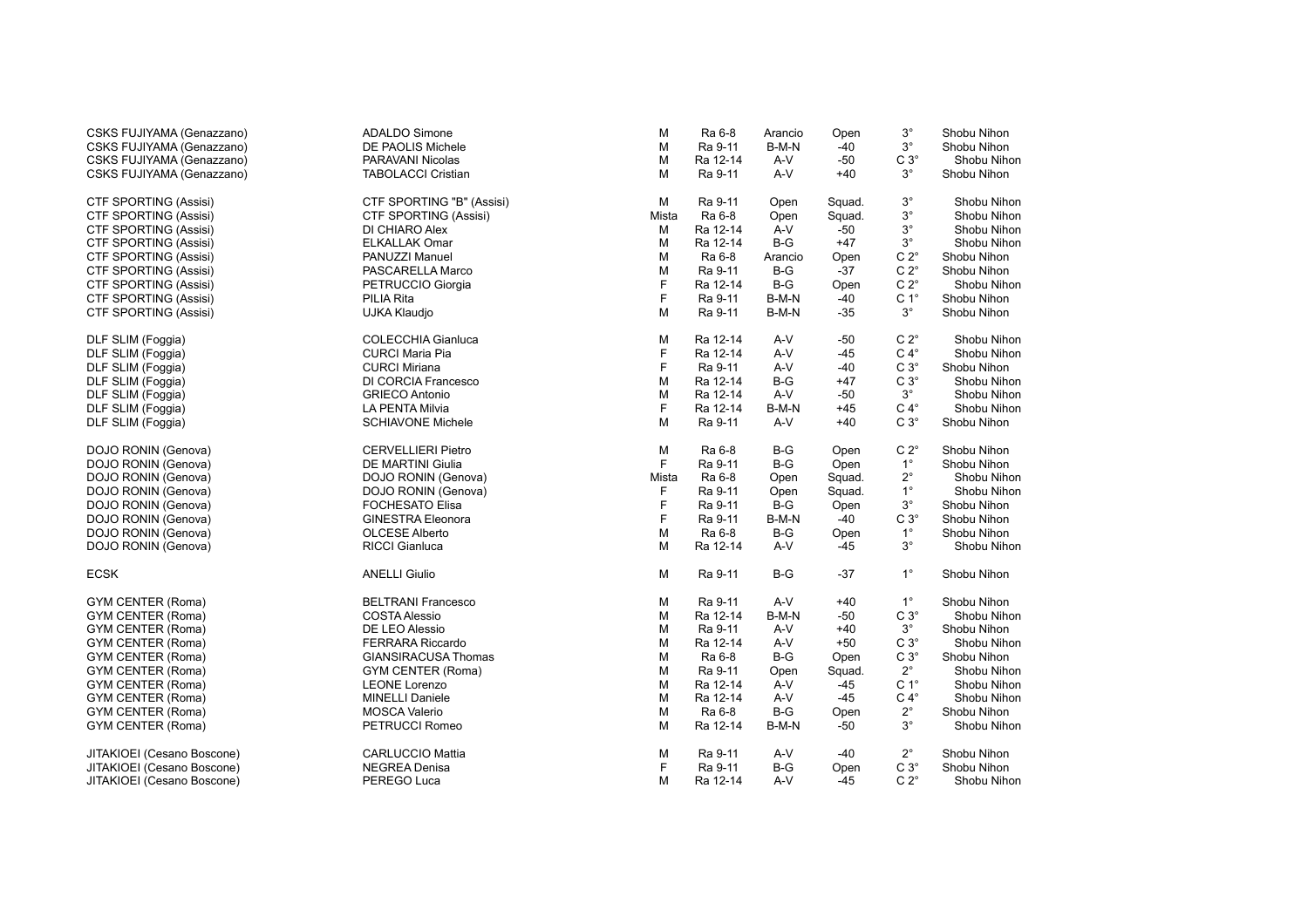| | | | | | | | |
|---|---|---|---|---|---|---|---|
| CSKS FUJIYAMA (Genazzano) | ADALDO Simone | M | Ra 6-8 | Arancio | Open | 3° | Shobu Nihon |
| CSKS FUJIYAMA (Genazzano) | DE PAOLIS Michele | M | Ra 9-11 | B-M-N | -40 | 3° | Shobu Nihon |
| CSKS FUJIYAMA (Genazzano) | PARAVANI Nicolas | M | Ra 12-14 | A-V | -50 | C 3° | Shobu Nihon |
| CSKS FUJIYAMA (Genazzano) | TABOLACCI Cristian | M | Ra 9-11 | A-V | +40 | 3° | Shobu Nihon |
| | | | | | | | |
| CTF SPORTING (Assisi) | CTF SPORTING "B" (Assisi) | M | Ra 9-11 | Open | Squad. | 3° | Shobu Nihon |
| CTF SPORTING (Assisi) | CTF SPORTING (Assisi) | Mista | Ra 6-8 | Open | Squad. | 3° | Shobu Nihon |
| CTF SPORTING (Assisi) | DI CHIARO Alex | M | Ra 12-14 | A-V | -50 | 3° | Shobu Nihon |
| CTF SPORTING (Assisi) | ELKALLAK Omar | M | Ra 12-14 | B-G | +47 | 3° | Shobu Nihon |
| CTF SPORTING (Assisi) | PANUZZI Manuel | M | Ra 6-8 | Arancio | Open | C 2° | Shobu Nihon |
| CTF SPORTING (Assisi) | PASCARELLA Marco | M | Ra 9-11 | B-G | -37 | C 2° | Shobu Nihon |
| CTF SPORTING (Assisi) | PETRUCCIO Giorgia | F | Ra 12-14 | B-G | Open | C 2° | Shobu Nihon |
| CTF SPORTING (Assisi) | PILIA Rita | F | Ra 9-11 | B-M-N | -40 | C 1° | Shobu Nihon |
| CTF SPORTING (Assisi) | UJKA Klaudjo | M | Ra 9-11 | B-M-N | -35 | 3° | Shobu Nihon |
| | | | | | | | |
| DLF SLIM (Foggia) | COLECCHIA Gianluca | M | Ra 12-14 | A-V | -50 | C 2° | Shobu Nihon |
| DLF SLIM (Foggia) | CURCI Maria Pia | F | Ra 12-14 | A-V | -45 | C 4° | Shobu Nihon |
| DLF SLIM (Foggia) | CURCI Miriana | F | Ra 9-11 | A-V | -40 | C 3° | Shobu Nihon |
| DLF SLIM (Foggia) | DI CORCIA Francesco | M | Ra 12-14 | B-G | +47 | C 3° | Shobu Nihon |
| DLF SLIM (Foggia) | GRIECO Antonio | M | Ra 12-14 | A-V | -50 | 3° | Shobu Nihon |
| DLF SLIM (Foggia) | LA PENTA Milvia | F | Ra 12-14 | B-M-N | +45 | C 4° | Shobu Nihon |
| DLF SLIM (Foggia) | SCHIAVONE Michele | M | Ra 9-11 | A-V | +40 | C 3° | Shobu Nihon |
| | | | | | | | |
| DOJO RONIN (Genova) | CERVELLIERI Pietro | M | Ra 6-8 | B-G | Open | C 2° | Shobu Nihon |
| DOJO RONIN (Genova) | DE MARTINI Giulia | F | Ra 9-11 | B-G | Open | 1° | Shobu Nihon |
| DOJO RONIN (Genova) | DOJO RONIN (Genova) | Mista | Ra 6-8 | Open | Squad. | 2° | Shobu Nihon |
| DOJO RONIN (Genova) | DOJO RONIN (Genova) | F | Ra 9-11 | Open | Squad. | 1° | Shobu Nihon |
| DOJO RONIN (Genova) | FOCHESATO Elisa | F | Ra 9-11 | B-G | Open | 3° | Shobu Nihon |
| DOJO RONIN (Genova) | GINESTRA Eleonora | F | Ra 9-11 | B-M-N | -40 | C 3° | Shobu Nihon |
| DOJO RONIN (Genova) | OLCESE Alberto | M | Ra 6-8 | B-G | Open | 1° | Shobu Nihon |
| DOJO RONIN (Genova) | RICCI Gianluca | M | Ra 12-14 | A-V | -45 | 3° | Shobu Nihon |
| | | | | | | | |
| ECSK | ANELLI Giulio | M | Ra 9-11 | B-G | -37 | 1° | Shobu Nihon |
| | | | | | | | |
| GYM CENTER (Roma) | BELTRANI Francesco | M | Ra 9-11 | A-V | +40 | 1° | Shobu Nihon |
| GYM CENTER (Roma) | COSTA Alessio | M | Ra 12-14 | B-M-N | -50 | C 3° | Shobu Nihon |
| GYM CENTER (Roma) | DE LEO Alessio | M | Ra 9-11 | A-V | +40 | 3° | Shobu Nihon |
| GYM CENTER (Roma) | FERRARA Riccardo | M | Ra 12-14 | A-V | +50 | C 3° | Shobu Nihon |
| GYM CENTER (Roma) | GIANSIRACUSA Thomas | M | Ra 6-8 | B-G | Open | C 3° | Shobu Nihon |
| GYM CENTER (Roma) | GYM CENTER (Roma) | M | Ra 9-11 | Open | Squad. | 2° | Shobu Nihon |
| GYM CENTER (Roma) | LEONE Lorenzo | M | Ra 12-14 | A-V | -45 | C 1° | Shobu Nihon |
| GYM CENTER (Roma) | MINELLI Daniele | M | Ra 12-14 | A-V | -45 | C 4° | Shobu Nihon |
| GYM CENTER (Roma) | MOSCA Valerio | M | Ra 6-8 | B-G | Open | 2° | Shobu Nihon |
| GYM CENTER (Roma) | PETRUCCI Romeo | M | Ra 12-14 | B-M-N | -50 | 3° | Shobu Nihon |
| | | | | | | | |
| JITAKIOEI (Cesano Boscone) | CARLUCCIO Mattia | M | Ra 9-11 | A-V | -40 | 2° | Shobu Nihon |
| JITAKIOEI (Cesano Boscone) | NEGREA Denisa | F | Ra 9-11 | B-G | Open | C 3° | Shobu Nihon |
| JITAKIOEI (Cesano Boscone) | PEREGO Luca | M | Ra 12-14 | A-V | -45 | C 2° | Shobu Nihon |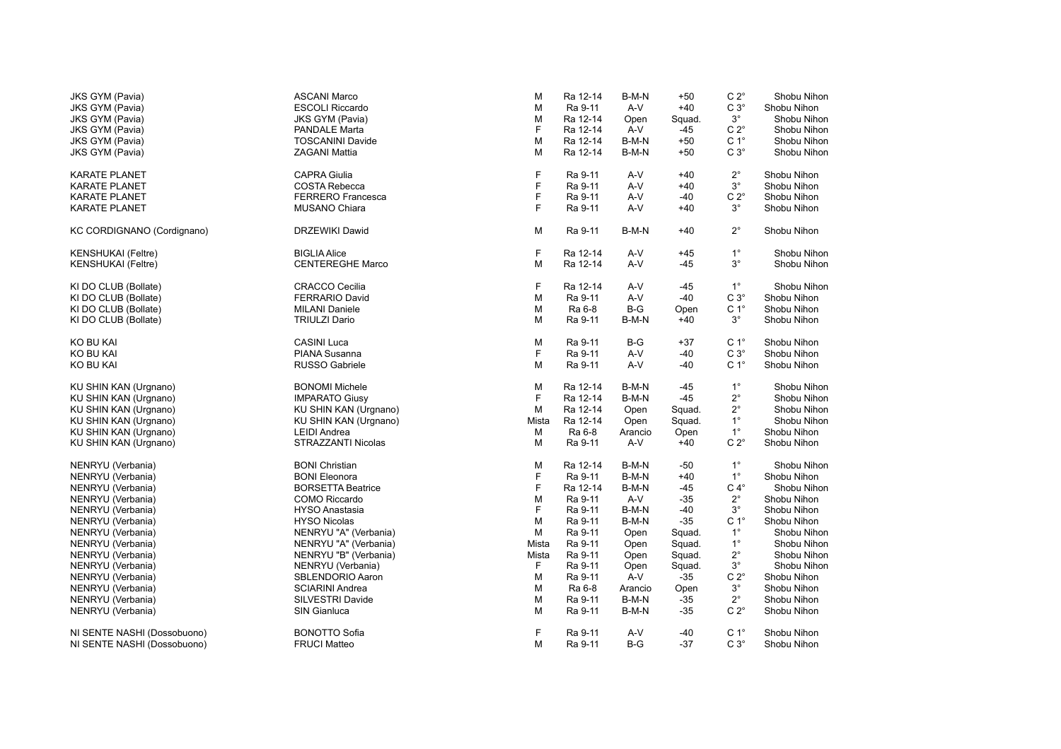| | | | | | | | |
|---|---|---|---|---|---|---|---|
| JKS GYM (Pavia) | ASCANI Marco | M | Ra 12-14 | B-M-N | +50 | C 2° | Shobu Nihon |
| JKS GYM (Pavia) | ESCOLI Riccardo | M | Ra 9-11 | A-V | +40 | C 3° | Shobu Nihon |
| JKS GYM (Pavia) | JKS GYM (Pavia) | M | Ra 12-14 | Open | Squad. | 3° | Shobu Nihon |
| JKS GYM (Pavia) | PANDALE Marta | F | Ra 12-14 | A-V | -45 | C 2° | Shobu Nihon |
| JKS GYM (Pavia) | TOSCANINI Davide | M | Ra 12-14 | B-M-N | +50 | C 1° | Shobu Nihon |
| JKS GYM (Pavia) | ZAGANI Mattia | M | Ra 12-14 | B-M-N | +50 | C 3° | Shobu Nihon |
| | | | | | | | |
| KARATE PLANET | CAPRA Giulia | F | Ra 9-11 | A-V | +40 | 2° | Shobu Nihon |
| KARATE PLANET | COSTA Rebecca | F | Ra 9-11 | A-V | +40 | 3° | Shobu Nihon |
| KARATE PLANET | FERRERO Francesca | F | Ra 9-11 | A-V | -40 | C 2° | Shobu Nihon |
| KARATE PLANET | MUSANO Chiara | F | Ra 9-11 | A-V | +40 | 3° | Shobu Nihon |
| | | | | | | | |
| KC CORDIGNANO (Cordignano) | DRZEWIKI Dawid | M | Ra 9-11 | B-M-N | +40 | 2° | Shobu Nihon |
| | | | | | | | |
| KENSHUKAI (Feltre) | BIGLIA Alice | F | Ra 12-14 | A-V | +45 | 1° | Shobu Nihon |
| KENSHUKAI (Feltre) | CENTEREGHE Marco | M | Ra 12-14 | A-V | -45 | 3° | Shobu Nihon |
| | | | | | | | |
| KI DO CLUB (Bollate) | CRACCO Cecilia | F | Ra 12-14 | A-V | -45 | 1° | Shobu Nihon |
| KI DO CLUB (Bollate) | FERRARIO David | M | Ra 9-11 | A-V | -40 | C 3° | Shobu Nihon |
| KI DO CLUB (Bollate) | MILANI Daniele | M | Ra 6-8 | B-G | Open | C 1° | Shobu Nihon |
| KI DO CLUB (Bollate) | TRIULZI Dario | M | Ra 9-11 | B-M-N | +40 | 3° | Shobu Nihon |
| | | | | | | | |
| KO BU KAI | CASINI Luca | M | Ra 9-11 | B-G | +37 | C 1° | Shobu Nihon |
| KO BU KAI | PIANA Susanna | F | Ra 9-11 | A-V | -40 | C 3° | Shobu Nihon |
| KO BU KAI | RUSSO Gabriele | M | Ra 9-11 | A-V | -40 | C 1° | Shobu Nihon |
| | | | | | | | |
| KU SHIN KAN (Urgnano) | BONOMI Michele | M | Ra 12-14 | B-M-N | -45 | 1° | Shobu Nihon |
| KU SHIN KAN (Urgnano) | IMPARATO Giusy | F | Ra 12-14 | B-M-N | -45 | 2° | Shobu Nihon |
| KU SHIN KAN (Urgnano) | KU SHIN KAN (Urgnano) | M | Ra 12-14 | Open | Squad. | 2° | Shobu Nihon |
| KU SHIN KAN (Urgnano) | KU SHIN KAN (Urgnano) | Mista | Ra 12-14 | Open | Squad. | 1° | Shobu Nihon |
| KU SHIN KAN (Urgnano) | LEIDI Andrea | M | Ra 6-8 | Arancio | Open | 1° | Shobu Nihon |
| KU SHIN KAN (Urgnano) | STRAZZANTI Nicolas | M | Ra 9-11 | A-V | +40 | C 2° | Shobu Nihon |
| | | | | | | | |
| NENRYU (Verbania) | BONI Christian | M | Ra 12-14 | B-M-N | -50 | 1° | Shobu Nihon |
| NENRYU (Verbania) | BONI Eleonora | F | Ra 9-11 | B-M-N | +40 | 1° | Shobu Nihon |
| NENRYU (Verbania) | BORSETTA Beatrice | F | Ra 12-14 | B-M-N | -45 | C 4° | Shobu Nihon |
| NENRYU (Verbania) | COMO Riccardo | M | Ra 9-11 | A-V | -35 | 2° | Shobu Nihon |
| NENRYU (Verbania) | HYSO Anastasia | F | Ra 9-11 | B-M-N | -40 | 3° | Shobu Nihon |
| NENRYU (Verbania) | HYSO Nicolas | M | Ra 9-11 | B-M-N | -35 | C 1° | Shobu Nihon |
| NENRYU (Verbania) | NENRYU "A" (Verbania) | M | Ra 9-11 | Open | Squad. | 1° | Shobu Nihon |
| NENRYU (Verbania) | NENRYU "A" (Verbania) | Mista | Ra 9-11 | Open | Squad. | 1° | Shobu Nihon |
| NENRYU (Verbania) | NENRYU "B" (Verbania) | Mista | Ra 9-11 | Open | Squad. | 2° | Shobu Nihon |
| NENRYU (Verbania) | NENRYU (Verbania) | F | Ra 9-11 | Open | Squad. | 3° | Shobu Nihon |
| NENRYU (Verbania) | SBLENDORIO Aaron | M | Ra 9-11 | A-V | -35 | C 2° | Shobu Nihon |
| NENRYU (Verbania) | SCIARINI Andrea | M | Ra 6-8 | Arancio | Open | 3° | Shobu Nihon |
| NENRYU (Verbania) | SILVESTRI Davide | M | Ra 9-11 | B-M-N | -35 | 2° | Shobu Nihon |
| NENRYU (Verbania) | SIN Gianluca | M | Ra 9-11 | B-M-N | -35 | C 2° | Shobu Nihon |
| | | | | | | | |
| NI SENTE NASHI (Dossobuono) | BONOTTO Sofia | F | Ra 9-11 | A-V | -40 | C 1° | Shobu Nihon |
| NI SENTE NASHI (Dossobuono) | FRUCI Matteo | M | Ra 9-11 | B-G | -37 | C 3° | Shobu Nihon |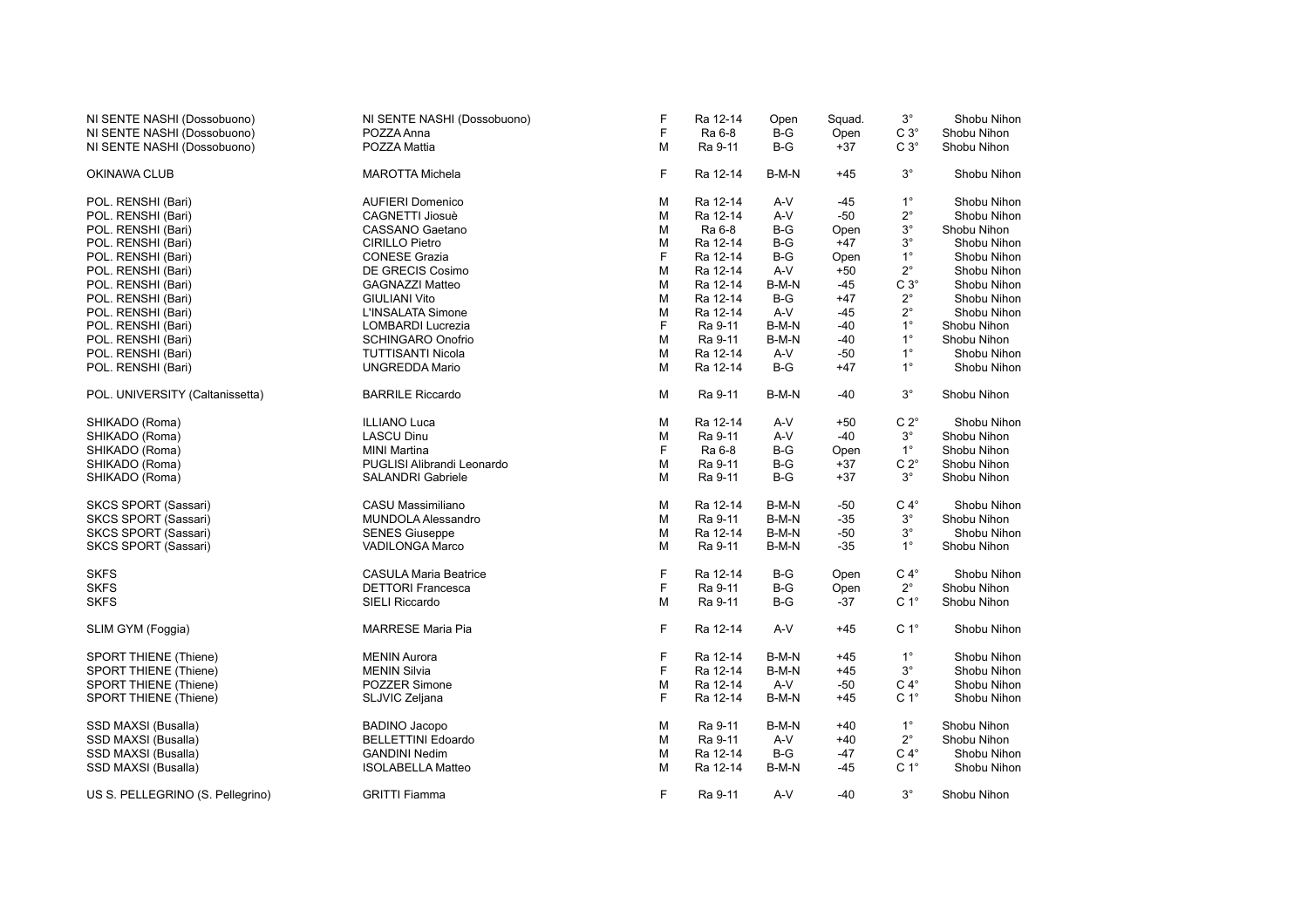| | | | | | | | |
|---|---|---|---|---|---|---|---|
| NI SENTE NASHI (Dossobuono) | NI SENTE NASHI (Dossobuono) | F | Ra 12-14 | Open | Squad. | 3° | Shobu Nihon |
| NI SENTE NASHI (Dossobuono) | POZZA Anna | F | Ra 6-8 | B-G | Open | C 3° | Shobu Nihon |
| NI SENTE NASHI (Dossobuono) | POZZA Mattia | M | Ra 9-11 | B-G | +37 | C 3° | Shobu Nihon |
| | | | | | | | |
| OKINAWA CLUB | MAROTTA Michela | F | Ra 12-14 | B-M-N | +45 | 3° | Shobu Nihon |
| | | | | | | | |
| POL. RENSHI (Bari) | AUFIERI Domenico | M | Ra 12-14 | A-V | -45 | 1° | Shobu Nihon |
| POL. RENSHI (Bari) | CAGNETTI Josuè | M | Ra 12-14 | A-V | -50 | 2° | Shobu Nihon |
| POL. RENSHI (Bari) | CASSANO Gaetano | M | Ra 6-8 | B-G | Open | 3° | Shobu Nihon |
| POL. RENSHI (Bari) | CIRILLO Pietro | M | Ra 12-14 | B-G | +47 | 3° | Shobu Nihon |
| POL. RENSHI (Bari) | CONESE Grazia | F | Ra 12-14 | B-G | Open | 1° | Shobu Nihon |
| POL. RENSHI (Bari) | DE GRECIS Cosimo | M | Ra 12-14 | A-V | +50 | 2° | Shobu Nihon |
| POL. RENSHI (Bari) | GAGNAZZI Matteo | M | Ra 12-14 | B-M-N | -45 | C 3° | Shobu Nihon |
| POL. RENSHI (Bari) | GIULIANI Vito | M | Ra 12-14 | B-G | +47 | 2° | Shobu Nihon |
| POL. RENSHI (Bari) | L'INSALATA Simone | M | Ra 12-14 | A-V | -45 | 2° | Shobu Nihon |
| POL. RENSHI (Bari) | LOMBARDI Lucrezia | F | Ra 9-11 | B-M-N | -40 | 1° | Shobu Nihon |
| POL. RENSHI (Bari) | SCHINGARO Onofrio | M | Ra 9-11 | B-M-N | -40 | 1° | Shobu Nihon |
| POL. RENSHI (Bari) | TUTTISANTI Nicola | M | Ra 12-14 | A-V | -50 | 1° | Shobu Nihon |
| POL. RENSHI (Bari) | UNGREDDA Mario | M | Ra 12-14 | B-G | +47 | 1° | Shobu Nihon |
| | | | | | | | |
| POL. UNIVERSITY (Caltanissetta) | BARRILE Riccardo | M | Ra 9-11 | B-M-N | -40 | 3° | Shobu Nihon |
| | | | | | | | |
| SHIKADO (Roma) | ILLIANO Luca | M | Ra 12-14 | A-V | +50 | C 2° | Shobu Nihon |
| SHIKADO (Roma) | LASCU Dinu | M | Ra 9-11 | A-V | -40 | 3° | Shobu Nihon |
| SHIKADO (Roma) | MINI Martina | F | Ra 6-8 | B-G | Open | 1° | Shobu Nihon |
| SHIKADO (Roma) | PUGLISI Alibrandi Leonardo | M | Ra 9-11 | B-G | +37 | C 2° | Shobu Nihon |
| SHIKADO (Roma) | SALANDRI Gabriele | M | Ra 9-11 | B-G | +37 | 3° | Shobu Nihon |
| | | | | | | | |
| SKCS SPORT (Sassari) | CASU Massimiliano | M | Ra 12-14 | B-M-N | -50 | C 4° | Shobu Nihon |
| SKCS SPORT (Sassari) | MUNDOLA Alessandro | M | Ra 9-11 | B-M-N | -35 | 3° | Shobu Nihon |
| SKCS SPORT (Sassari) | SENES Giuseppe | M | Ra 12-14 | B-M-N | -50 | 3° | Shobu Nihon |
| SKCS SPORT (Sassari) | VADILONGA Marco | M | Ra 9-11 | B-M-N | -35 | 1° | Shobu Nihon |
| | | | | | | | |
| SKFS | CASULA Maria Beatrice | F | Ra 12-14 | B-G | Open | C 4° | Shobu Nihon |
| SKFS | DETTORI Francesca | F | Ra 9-11 | B-G | Open | 2° | Shobu Nihon |
| SKFS | SIELI Riccardo | M | Ra 9-11 | B-G | -37 | C 1° | Shobu Nihon |
| | | | | | | | |
| SLIM GYM (Foggia) | MARRESE Maria Pia | F | Ra 12-14 | A-V | +45 | C 1° | Shobu Nihon |
| | | | | | | | |
| SPORT THIENE (Thiene) | MENIN Aurora | F | Ra 12-14 | B-M-N | +45 | 1° | Shobu Nihon |
| SPORT THIENE (Thiene) | MENIN Silvia | F | Ra 12-14 | B-M-N | +45 | 3° | Shobu Nihon |
| SPORT THIENE (Thiene) | POZZER Simone | M | Ra 12-14 | A-V | -50 | C 4° | Shobu Nihon |
| SPORT THIENE (Thiene) | SLJVIC Zeljana | F | Ra 12-14 | B-M-N | +45 | C 1° | Shobu Nihon |
| | | | | | | | |
| SSD MAXSI (Busalla) | BADINO Jacopo | M | Ra 9-11 | B-M-N | +40 | 1° | Shobu Nihon |
| SSD MAXSI (Busalla) | BELLETTINI Edoardo | M | Ra 9-11 | A-V | +40 | 2° | Shobu Nihon |
| SSD MAXSI (Busalla) | GANDINI Nedim | M | Ra 12-14 | B-G | -47 | C 4° | Shobu Nihon |
| SSD MAXSI (Busalla) | ISOLABELLA Matteo | M | Ra 12-14 | B-M-N | -45 | C 1° | Shobu Nihon |
| | | | | | | | |
| US S. PELLEGRINO (S. Pellegrino) | GRITTI Fiamma | F | Ra 9-11 | A-V | -40 | 3° | Shobu Nihon |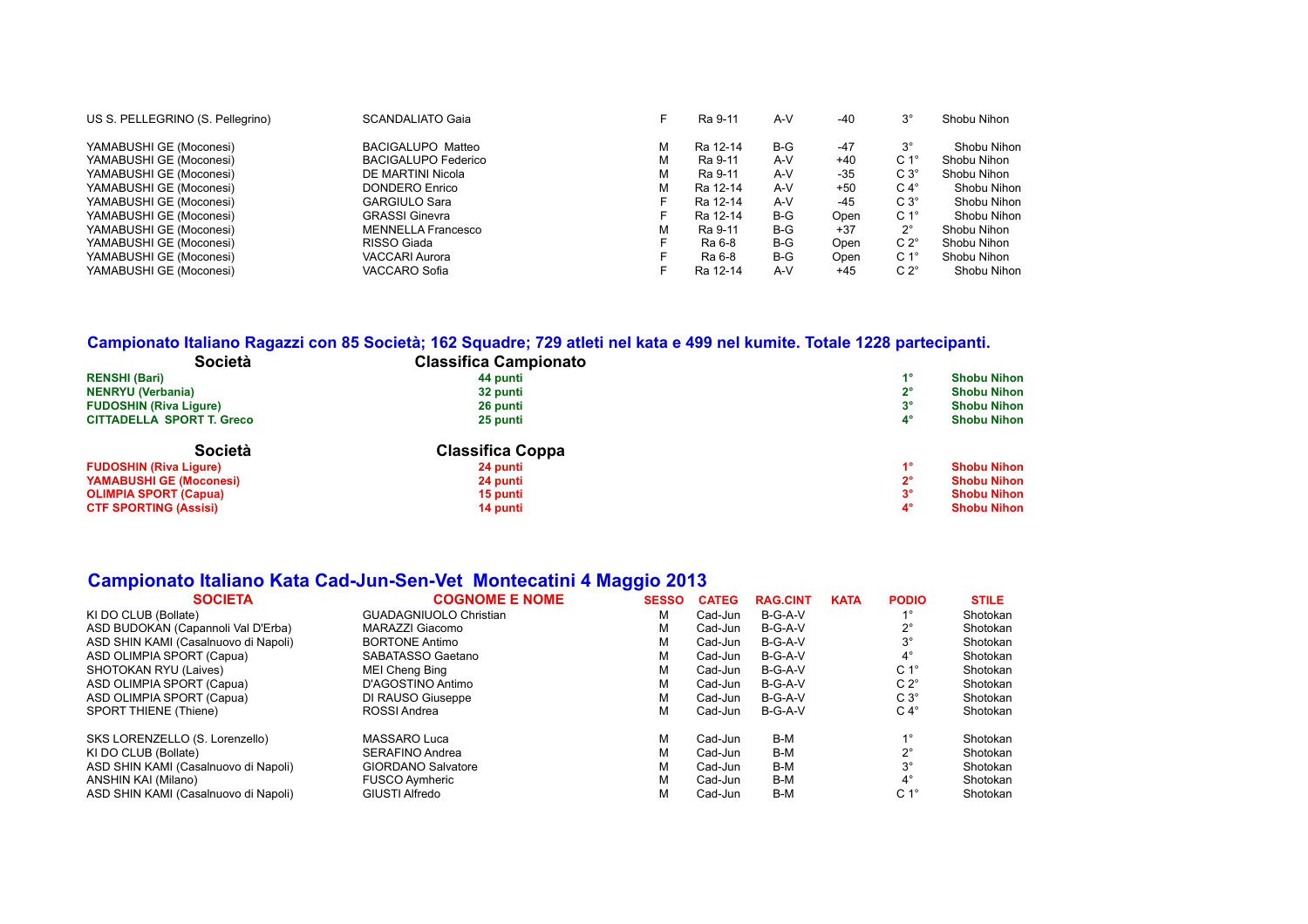| | | | | | | | |
|---|---|---|---|---|---|---|---|
| US S. PELLEGRINO (S. Pellegrino) | SCANDALIATO Gaia | F | Ra 9-11 | A-V | -40 | 3° | Shobu Nihon |
| YAMABUSHI GE (Moconesi) | BACIGALUPO Matteo | M | Ra 12-14 | B-G | -47 | 3° | Shobu Nihon |
| YAMABUSHI GE (Moconesi) | BACIGALUPO Federico | M | Ra 9-11 | A-V | +40 | C 1° | Shobu Nihon |
| YAMABUSHI GE (Moconesi) | DE MARTINI Nicola | M | Ra 9-11 | A-V | -35 | C 3° | Shobu Nihon |
| YAMABUSHI GE (Moconesi) | DONDERO Enrico | M | Ra 12-14 | A-V | +50 | C 4° | Shobu Nihon |
| YAMABUSHI GE (Moconesi) | GARGIULO Sara | F | Ra 12-14 | A-V | -45 | C 3° | Shobu Nihon |
| YAMABUSHI GE (Moconesi) | GRASSI Ginevra | F | Ra 12-14 | B-G | Open | C 1° | Shobu Nihon |
| YAMABUSHI GE (Moconesi) | MENNELLA Francesco | M | Ra 9-11 | B-G | +37 | 2° | Shobu Nihon |
| YAMABUSHI GE (Moconesi) | RISSO Giada | F | Ra 6-8 | B-G | Open | C 2° | Shobu Nihon |
| YAMABUSHI GE (Moconesi) | VACCARI Aurora | F | Ra 6-8 | B-G | Open | C 1° | Shobu Nihon |
| YAMABUSHI GE (Moconesi) | VACCARO Sofia | F | Ra 12-14 | A-V | +45 | C 2° | Shobu Nihon |

## Campionato Italiano Ragazzi con 85 Società; 162 Squadre; 729 atleti nel kata e 499 nel kumite. Totale 1228 partecipanti.

| Società | Classifica Campionato | | |
|---|---|---|---|
| **RENSHI (Bari)** | **44 punti** | **1°** | **Shobu Nihon** |
| **NENRYU (Verbania)** | **32 punti** | **2°** | **Shobu Nihon** |
| **FUDOSHIN (Riva Ligure)** | **26 punti** | **3°** | **Shobu Nihon** |
| **CITTADELLA SPORT T. Greco** | **25 punti** | **4°** | **Shobu Nihon** |

| Società | Classifica Coppa | | |
|---|---|---|---|
| **FUDOSHIN (Riva Ligure)** | **24 punti** | **1°** | **Shobu Nihon** |
| **YAMABUSHI GE (Moconesi)** | **24 punti** | **2°** | **Shobu Nihon** |
| **OLIMPIA SPORT (Capua)** | **15 punti** | **3°** | **Shobu Nihon** |
| **CTF SPORTING (Assisi)** | **14 punti** | **4°** | **Shobu Nihon** |

## Campionato Italiano Kata Cad-Jun-Sen-Vet Montecatini 4 Maggio 2013

| SOCIETA | COGNOME E NOME | SESSO | CATEG | RAG.CINT | KATA | PODIO | STILE |
|---|---|---|---|---|---|---|---|
| KI DO CLUB (Bollate) | GUADAGNIUOLO Christian | M | Cad-Jun | B-G-A-V | | 1° | Shotokan |
| ASD BUDOKAN (Capannoli Val D'Erba) | MARAZZI Giacomo | M | Cad-Jun | B-G-A-V | | 2° | Shotokan |
| ASD SHIN KAMI (Casalnuovo di Napoli) | BORTONE Antimo | M | Cad-Jun | B-G-A-V | | 3° | Shotokan |
| ASD OLIMPIA SPORT (Capua) | SABATASSO Gaetano | M | Cad-Jun | B-G-A-V | | 4° | Shotokan |
| SHOTOKAN RYU (Laives) | MEI Cheng Bing | M | Cad-Jun | B-G-A-V | | C 1° | Shotokan |
| ASD OLIMPIA SPORT (Capua) | D'AGOSTINO Antimo | M | Cad-Jun | B-G-A-V | | C 2° | Shotokan |
| ASD OLIMPIA SPORT (Capua) | DI RAUSO Giuseppe | M | Cad-Jun | B-G-A-V | | C 3° | Shotokan |
| SPORT THIENE (Thiene) | ROSSI Andrea | M | Cad-Jun | B-G-A-V | | C 4° | Shotokan |
| SKS LORENZELLO (S. Lorenzello) | MASSARO Luca | M | Cad-Jun | B-M | | 1° | Shotokan |
| KI DO CLUB (Bollate) | SERAFINO Andrea | M | Cad-Jun | B-M | | 2° | Shotokan |
| ASD SHIN KAMI (Casalnuovo di Napoli) | GIORDANO Salvatore | M | Cad-Jun | B-M | | 3° | Shotokan |
| ANSHIN KAI (Milano) | FUSCO Aymheric | M | Cad-Jun | B-M | | 4° | Shotokan |
| ASD SHIN KAMI (Casalnuovo di Napoli) | GIUSTI Alfredo | M | Cad-Jun | B-M | | C 1° | Shotokan |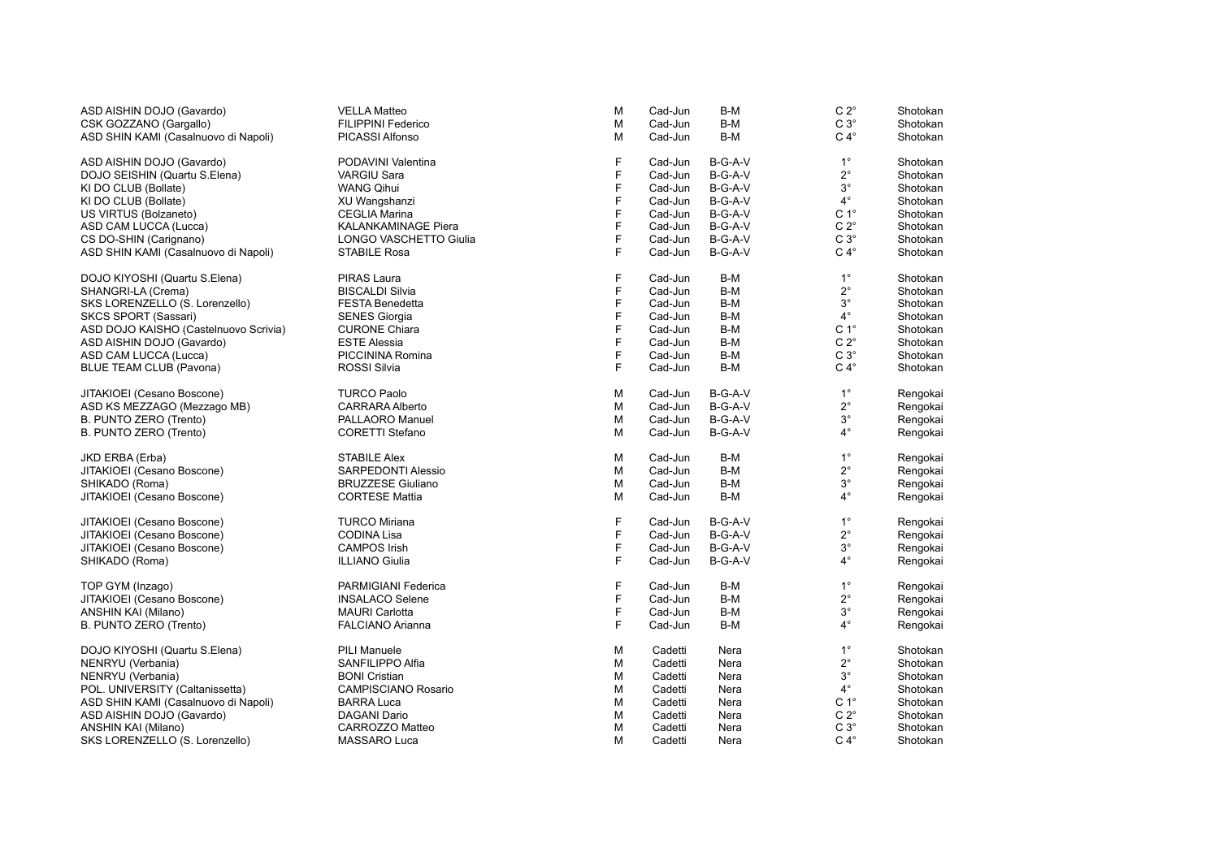| | | | | | | |
|---|---|---|---|---|---|---|
| ASD AISHIN DOJO (Gavardo) | VELLA Matteo | M | Cad-Jun | B-M | C 2° | Shotokan |
| CSK GOZZANO (Gargallo) | FILIPPINI Federico | M | Cad-Jun | B-M | C 3° | Shotokan |
| ASD SHIN KAMI (Casalnuovo di Napoli) | PICASSI Alfonso | M | Cad-Jun | B-M | C 4° | Shotokan |
| | | | | | | |
| ASD AISHIN DOJO (Gavardo) | PODAVINI Valentina | F | Cad-Jun | B-G-A-V | 1° | Shotokan |
| DOJO SEISHIN (Quartu S.Elena) | VARGIU Sara | F | Cad-Jun | B-G-A-V | 2° | Shotokan |
| KI DO CLUB (Bollate) | WANG Qihui | F | Cad-Jun | B-G-A-V | 3° | Shotokan |
| KI DO CLUB (Bollate) | XU Wangshanzi | F | Cad-Jun | B-G-A-V | 4° | Shotokan |
| US VIRTUS (Bolzaneto) | CEGLIA Marina | F | Cad-Jun | B-G-A-V | C 1° | Shotokan |
| ASD CAM LUCCA (Lucca) | KALANKAMINAGE Piera | F | Cad-Jun | B-G-A-V | C 2° | Shotokan |
| CS DO-SHIN (Carignano) | LONGO VASCHETTO Giulia | F | Cad-Jun | B-G-A-V | C 3° | Shotokan |
| ASD SHIN KAMI (Casalnuovo di Napoli) | STABILE Rosa | F | Cad-Jun | B-G-A-V | C 4° | Shotokan |
| | | | | | | |
| DOJO KIYOSHI (Quartu S.Elena) | PIRAS Laura | F | Cad-Jun | B-M | 1° | Shotokan |
| SHANGRI-LA (Crema) | BISCALDI Silvia | F | Cad-Jun | B-M | 2° | Shotokan |
| SKS LORENZELLO (S. Lorenzello) | FESTA Benedetta | F | Cad-Jun | B-M | 3° | Shotokan |
| SKCS SPORT (Sassari) | SENES Giorgia | F | Cad-Jun | B-M | 4° | Shotokan |
| ASD DOJO KAISHO (Castelnuovo Scrivia) | CURONE Chiara | F | Cad-Jun | B-M | C 1° | Shotokan |
| ASD AISHIN DOJO (Gavardo) | ESTE Alessia | F | Cad-Jun | B-M | C 2° | Shotokan |
| ASD CAM LUCCA (Lucca) | PICCININA Romina | F | Cad-Jun | B-M | C 3° | Shotokan |
| BLUE TEAM CLUB (Pavona) | ROSSI Silvia | F | Cad-Jun | B-M | C 4° | Shotokan |
| | | | | | | |
| JITAKIOEI (Cesano Boscone) | TURCO Paolo | M | Cad-Jun | B-G-A-V | 1° | Rengokai |
| ASD KS MEZZAGO (Mezzago MB) | CARRARA Alberto | M | Cad-Jun | B-G-A-V | 2° | Rengokai |
| B. PUNTO ZERO (Trento) | PALLAORO Manuel | M | Cad-Jun | B-G-A-V | 3° | Rengokai |
| B. PUNTO ZERO (Trento) | CORETTI Stefano | M | Cad-Jun | B-G-A-V | 4° | Rengokai |
| | | | | | | |
| JKD ERBA (Erba) | STABILE Alex | M | Cad-Jun | B-M | 1° | Rengokai |
| JITAKIOEI (Cesano Boscone) | SARPEDONTI Alessio | M | Cad-Jun | B-M | 2° | Rengokai |
| SHIKADO (Roma) | BRUZZESE Giuliano | M | Cad-Jun | B-M | 3° | Rengokai |
| JITAKIOEI (Cesano Boscone) | CORTESE Mattia | M | Cad-Jun | B-M | 4° | Rengokai |
| | | | | | | |
| JITAKIOEI (Cesano Boscone) | TURCO Miriana | F | Cad-Jun | B-G-A-V | 1° | Rengokai |
| JITAKIOEI (Cesano Boscone) | CODINA Lisa | F | Cad-Jun | B-G-A-V | 2° | Rengokai |
| JITAKIOEI (Cesano Boscone) | CAMPOS Irish | F | Cad-Jun | B-G-A-V | 3° | Rengokai |
| SHIKADO (Roma) | ILLIANO Giulia | F | Cad-Jun | B-G-A-V | 4° | Rengokai |
| | | | | | | |
| TOP GYM (Inzago) | PARMIGIANI Federica | F | Cad-Jun | B-M | 1° | Rengokai |
| JITAKIOEI (Cesano Boscone) | INSALACO Selene | F | Cad-Jun | B-M | 2° | Rengokai |
| ANSHIN KAI (Milano) | MAURI Carlotta | F | Cad-Jun | B-M | 3° | Rengokai |
| B. PUNTO ZERO (Trento) | FALCIANO Arianna | F | Cad-Jun | B-M | 4° | Rengokai |
| | | | | | | |
| DOJO KIYOSHI (Quartu S.Elena) | PILI Manuele | M | Cadetti | Nera | 1° | Shotokan |
| NENRYU (Verbania) | SANFILIPPO Alfia | M | Cadetti | Nera | 2° | Shotokan |
| NENRYU (Verbania) | BONI Cristian | M | Cadetti | Nera | 3° | Shotokan |
| POL. UNIVERSITY (Caltanissetta) | CAMPISCIANO Rosario | M | Cadetti | Nera | 4° | Shotokan |
| ASD SHIN KAMI (Casalnuovo di Napoli) | BARRA Luca | M | Cadetti | Nera | C 1° | Shotokan |
| ASD AISHIN DOJO (Gavardo) | DAGANI Dario | M | Cadetti | Nera | C 2° | Shotokan |
| ANSHIN KAI (Milano) | CARROZZO Matteo | M | Cadetti | Nera | C 3° | Shotokan |
| SKS LORENZELLO (S. Lorenzello) | MASSARO Luca | M | Cadetti | Nera | C 4° | Shotokan |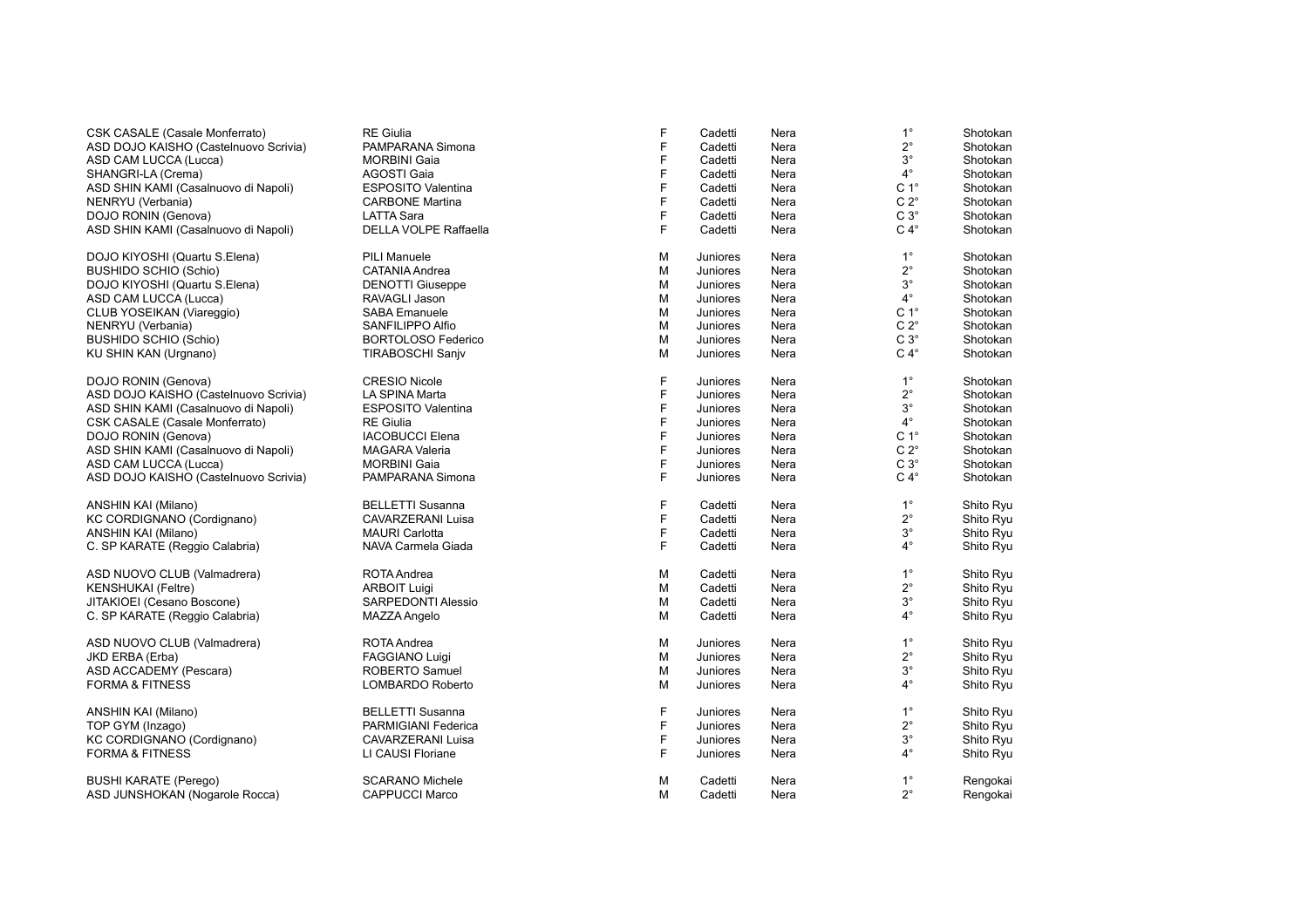| | | | | | | |
|---|---|---|---|---|---|---|
| CSK CASALE (Casale Monferrato) | RE Giulia | F | Cadetti | Nera | 1° | Shotokan |
| ASD DOJO KAISHO (Castelnuovo Scrivia) | PAMPARANA Simona | F | Cadetti | Nera | 2° | Shotokan |
| ASD CAM LUCCA (Lucca) | MORBINI Gaia | F | Cadetti | Nera | 3° | Shotokan |
| SHANGRI-LA (Crema) | AGOSTI Gaia | F | Cadetti | Nera | 4° | Shotokan |
| ASD SHIN KAMI (Casalnuovo di Napoli) | ESPOSITO Valentina | F | Cadetti | Nera | C 1° | Shotokan |
| NENRYU (Verbania) | CARBONE Martina | F | Cadetti | Nera | C 2° | Shotokan |
| DOJO RONIN (Genova) | LATTA Sara | F | Cadetti | Nera | C 3° | Shotokan |
| ASD SHIN KAMI (Casalnuovo di Napoli) | DELLA VOLPE Raffaella | F | Cadetti | Nera | C 4° | Shotokan |
| | | | | | | |
| DOJO KIYOSHI (Quartu S.Elena) | PILI Manuele | M | Juniores | Nera | 1° | Shotokan |
| BUSHIDO SCHIO (Schio) | CATANIA Andrea | M | Juniores | Nera | 2° | Shotokan |
| DOJO KIYOSHI (Quartu S.Elena) | DENOTTI Giuseppe | M | Juniores | Nera | 3° | Shotokan |
| ASD CAM LUCCA (Lucca) | RAVAGLI Jason | M | Juniores | Nera | 4° | Shotokan |
| CLUB YOSEIKAN (Viareggio) | SABA Emanuele | M | Juniores | Nera | C 1° | Shotokan |
| NENRYU (Verbania) | SANFILIPPO Alfio | M | Juniores | Nera | C 2° | Shotokan |
| BUSHIDO SCHIO (Schio) | BORTOLOSO Federico | M | Juniores | Nera | C 3° | Shotokan |
| KU SHIN KAN (Urgnano) | TIRABOSCHI Sanjv | M | Juniores | Nera | C 4° | Shotokan |
| | | | | | | |
| DOJO RONIN (Genova) | CRESIO Nicole | F | Juniores | Nera | 1° | Shotokan |
| ASD DOJO KAISHO (Castelnuovo Scrivia) | LA SPINA Marta | F | Juniores | Nera | 2° | Shotokan |
| ASD SHIN KAMI (Casalnuovo di Napoli) | ESPOSITO Valentina | F | Juniores | Nera | 3° | Shotokan |
| CSK CASALE (Casale Monferrato) | RE Giulia | F | Juniores | Nera | 4° | Shotokan |
| DOJO RONIN (Genova) | IACOBUCCI Elena | F | Juniores | Nera | C 1° | Shotokan |
| ASD SHIN KAMI (Casalnuovo di Napoli) | MAGARA Valeria | F | Juniores | Nera | C 2° | Shotokan |
| ASD CAM LUCCA (Lucca) | MORBINI Gaia | F | Juniores | Nera | C 3° | Shotokan |
| ASD DOJO KAISHO (Castelnuovo Scrivia) | PAMPARANA Simona | F | Juniores | Nera | C 4° | Shotokan |
| | | | | | | |
| ANSHIN KAI (Milano) | BELLETTI Susanna | F | Cadetti | Nera | 1° | Shito Ryu |
| KC CORDIGNANO (Cordignano) | CAVARZERANI Luisa | F | Cadetti | Nera | 2° | Shito Ryu |
| ANSHIN KAI (Milano) | MAURI Carlotta | F | Cadetti | Nera | 3° | Shito Ryu |
| C. SP KARATE (Reggio Calabria) | NAVA Carmela Giada | F | Cadetti | Nera | 4° | Shito Ryu |
| | | | | | | |
| ASD NUOVO CLUB (Valmadrera) | ROTA Andrea | M | Cadetti | Nera | 1° | Shito Ryu |
| KENSHUKAI (Feltre) | ARBOIT Luigi | M | Cadetti | Nera | 2° | Shito Ryu |
| JITAKIOEI (Cesano Boscone) | SARPEDONTI Alessio | M | Cadetti | Nera | 3° | Shito Ryu |
| C. SP KARATE (Reggio Calabria) | MAZZA Angelo | M | Cadetti | Nera | 4° | Shito Ryu |
| | | | | | | |
| ASD NUOVO CLUB (Valmadrera) | ROTA Andrea | M | Juniores | Nera | 1° | Shito Ryu |
| JKD ERBA (Erba) | FAGGIANO Luigi | M | Juniores | Nera | 2° | Shito Ryu |
| ASD ACCADEMY (Pescara) | ROBERTO Samuel | M | Juniores | Nera | 3° | Shito Ryu |
| FORMA & FITNESS | LOMBARDO Roberto | M | Juniores | Nera | 4° | Shito Ryu |
| | | | | | | |
| ANSHIN KAI (Milano) | BELLETTI Susanna | F | Juniores | Nera | 1° | Shito Ryu |
| TOP GYM (Inzago) | PARMIGIANI Federica | F | Juniores | Nera | 2° | Shito Ryu |
| KC CORDIGNANO (Cordignano) | CAVARZERANI Luisa | F | Juniores | Nera | 3° | Shito Ryu |
| FORMA & FITNESS | LI CAUSI Floriane | F | Juniores | Nera | 4° | Shito Ryu |
| | | | | | | |
| BUSHI KARATE (Perego) | SCARANO Michele | M | Cadetti | Nera | 1° | Rengokai |
| ASD JUNSHOKAN (Nogarole Rocca) | CAPPUCCI Marco | M | Cadetti | Nera | 2° | Rengokai |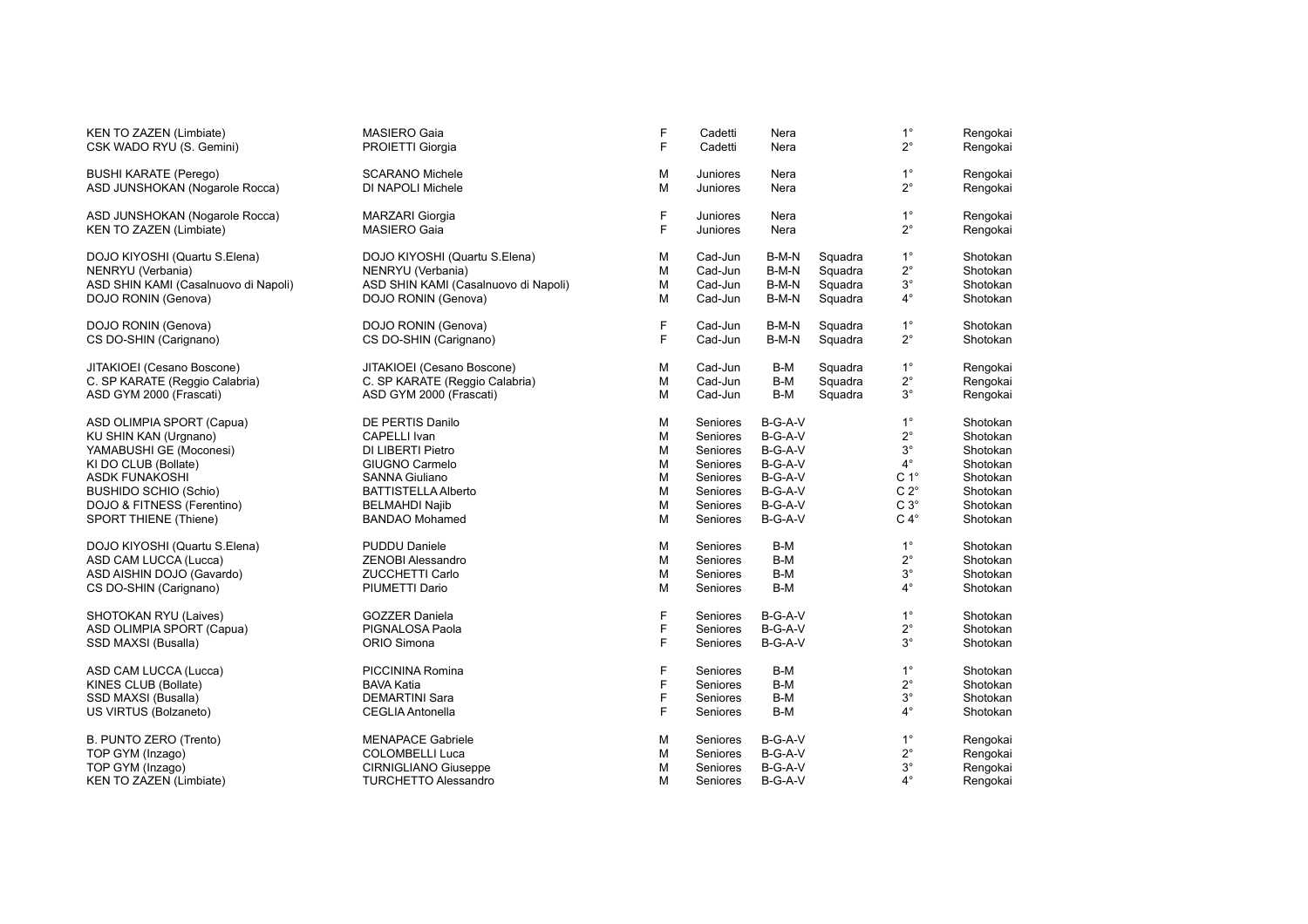| | | | | | | | |
|---|---|---|---|---|---|---|---|
| KEN TO ZAZEN (Limbiate) | MASIERO Gaia | F | Cadetti | Nera | | 1° | Rengokai |
| CSK WADO RYU (S. Gemini) | PROIETTI Giorgia | F | Cadetti | Nera | | 2° | Rengokai |
| | | | | | | | |
| BUSHI KARATE (Perego) | SCARANO Michele | M | Juniores | Nera | | 1° | Rengokai |
| ASD JUNSHOKAN (Nogarole Rocca) | DI NAPOLI Michele | M | Juniores | Nera | | 2° | Rengokai |
| | | | | | | | |
| ASD JUNSHOKAN (Nogarole Rocca) | MARZARI Giorgia | F | Juniores | Nera | | 1° | Rengokai |
| KEN TO ZAZEN (Limbiate) | MASIERO Gaia | F | Juniores | Nera | | 2° | Rengokai |
| | | | | | | | |
| DOJO KIYOSHI (Quartu S.Elena) | DOJO KIYOSHI (Quartu S.Elena) | M | Cad-Jun | B-M-N | Squadra | 1° | Shotokan |
| NENRYU (Verbania) | NENRYU (Verbania) | M | Cad-Jun | B-M-N | Squadra | 2° | Shotokan |
| ASD SHIN KAMI (Casalnuovo di Napoli) | ASD SHIN KAMI (Casalnuovo di Napoli) | M | Cad-Jun | B-M-N | Squadra | 3° | Shotokan |
| DOJO RONIN (Genova) | DOJO RONIN (Genova) | M | Cad-Jun | B-M-N | Squadra | 4° | Shotokan |
| | | | | | | | |
| DOJO RONIN (Genova) | DOJO RONIN (Genova) | F | Cad-Jun | B-M-N | Squadra | 1° | Shotokan |
| CS DO-SHIN (Carignano) | CS DO-SHIN (Carignano) | F | Cad-Jun | B-M-N | Squadra | 2° | Shotokan |
| | | | | | | | |
| JITAKIOEI (Cesano Boscone) | JITAKIOEI (Cesano Boscone) | M | Cad-Jun | B-M | Squadra | 1° | Rengokai |
| C. SP KARATE (Reggio Calabria) | C. SP KARATE (Reggio Calabria) | M | Cad-Jun | B-M | Squadra | 2° | Rengokai |
| ASD GYM 2000 (Frascati) | ASD GYM 2000 (Frascati) | M | Cad-Jun | B-M | Squadra | 3° | Rengokai |
| | | | | | | | |
| ASD OLIMPIA SPORT (Capua) | DE PERTIS Danilo | M | Seniores | B-G-A-V | | 1° | Shotokan |
| KU SHIN KAN (Urgnano) | CAPELLI Ivan | M | Seniores | B-G-A-V | | 2° | Shotokan |
| YAMABUSHI GE (Moconesi) | DI LIBERTI Pietro | M | Seniores | B-G-A-V | | 3° | Shotokan |
| KI DO CLUB (Bollate) | GIUGNO Carmelo | M | Seniores | B-G-A-V | | 4° | Shotokan |
| ASDK FUNAKOSHI | SANNA Giuliano | M | Seniores | B-G-A-V | | C 1° | Shotokan |
| BUSHIDO SCHIO (Schio) | BATTISTELLA Alberto | M | Seniores | B-G-A-V | | C 2° | Shotokan |
| DOJO & FITNESS (Ferentino) | BELMAHDI Najib | M | Seniores | B-G-A-V | | C 3° | Shotokan |
| SPORT THIENE (Thiene) | BANDAO Mohamed | M | Seniores | B-G-A-V | | C 4° | Shotokan |
| | | | | | | | |
| DOJO KIYOSHI (Quartu S.Elena) | PUDDU Daniele | M | Seniores | B-M | | 1° | Shotokan |
| ASD CAM LUCCA (Lucca) | ZENOBI Alessandro | M | Seniores | B-M | | 2° | Shotokan |
| ASD AISHIN DOJO (Gavardo) | ZUCCHETTI Carlo | M | Seniores | B-M | | 3° | Shotokan |
| CS DO-SHIN (Carignano) | PIUMETTI Dario | M | Seniores | B-M | | 4° | Shotokan |
| | | | | | | | |
| SHOTOKAN RYU (Laives) | GOZZER Daniela | F | Seniores | B-G-A-V | | 1° | Shotokan |
| ASD OLIMPIA SPORT (Capua) | PIGNALOSA Paola | F | Seniores | B-G-A-V | | 2° | Shotokan |
| SSD MAXSI (Busalla) | ORIO Simona | F | Seniores | B-G-A-V | | 3° | Shotokan |
| | | | | | | | |
| ASD CAM LUCCA (Lucca) | PICCININA Romina | F | Seniores | B-M | | 1° | Shotokan |
| KINES CLUB (Bollate) | BAVA Katia | F | Seniores | B-M | | 2° | Shotokan |
| SSD MAXSI (Busalla) | DEMARTINI Sara | F | Seniores | B-M | | 3° | Shotokan |
| US VIRTUS (Bolzaneto) | CEGLIA Antonella | F | Seniores | B-M | | 4° | Shotokan |
| | | | | | | | |
| B. PUNTO ZERO (Trento) | MENAPACE Gabriele | M | Seniores | B-G-A-V | | 1° | Rengokai |
| TOP GYM (Inzago) | COLOMBELLI Luca | M | Seniores | B-G-A-V | | 2° | Rengokai |
| TOP GYM (Inzago) | CIRNIGLIANO Giuseppe | M | Seniores | B-G-A-V | | 3° | Rengokai |
| KEN TO ZAZEN (Limbiate) | TURCHETTO Alessandro | M | Seniores | B-G-A-V | | 4° | Rengokai |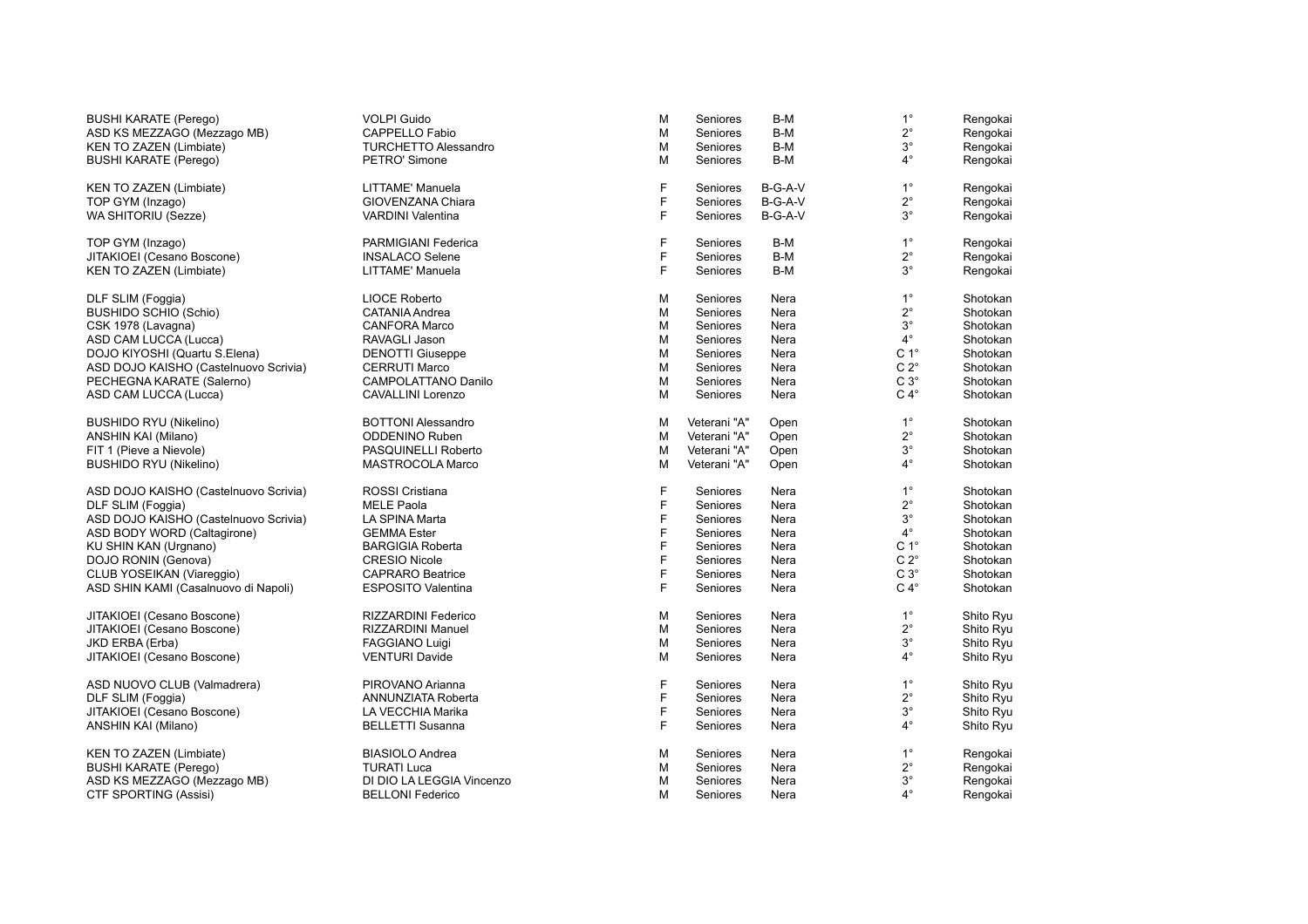| | | | | | | |
|---|---|---|---|---|---|---|
| BUSHI KARATE (Perego) | VOLPI Guido | M | Seniores | B-M | 1° | Rengokai |
| ASD KS MEZZAGO (Mezzago MB) | CAPPELLO Fabio | M | Seniores | B-M | 2° | Rengokai |
| KEN TO ZAZEN (Limbiate) | TURCHETTO Alessandro | M | Seniores | B-M | 3° | Rengokai |
| BUSHI KARATE (Perego) | PETRO' Simone | M | Seniores | B-M | 4° | Rengokai |
| | | | | | | |
| KEN TO ZAZEN (Limbiate) | LITTAME' Manuela | F | Seniores | B-G-A-V | 1° | Rengokai |
| TOP GYM (Inzago) | GIOVENZANA Chiara | F | Seniores | B-G-A-V | 2° | Rengokai |
| WA SHITORIU (Sezze) | VARDINI Valentina | F | Seniores | B-G-A-V | 3° | Rengokai |
| | | | | | | |
| TOP GYM (Inzago) | PARMIGIANI Federica | F | Seniores | B-M | 1° | Rengokai |
| JITAKIOEI (Cesano Boscone) | INSALACO Selene | F | Seniores | B-M | 2° | Rengokai |
| KEN TO ZAZEN (Limbiate) | LITTAME' Manuela | F | Seniores | B-M | 3° | Rengokai |
| | | | | | | |
| DLF SLIM (Foggia) | LIOCE Roberto | M | Seniores | Nera | 1° | Shotokan |
| BUSHIDO SCHIO (Schio) | CATANIA Andrea | M | Seniores | Nera | 2° | Shotokan |
| CSK 1978 (Lavagna) | CANFORA Marco | M | Seniores | Nera | 3° | Shotokan |
| ASD CAM LUCCA (Lucca) | RAVAGLI Jason | M | Seniores | Nera | 4° | Shotokan |
| DOJO KIYOSHI (Quartu S.Elena) | DENOTTI Giuseppe | M | Seniores | Nera | C 1° | Shotokan |
| ASD DOJO KAISHO (Castelnuovo Scrivia) | CERRUTI Marco | M | Seniores | Nera | C 2° | Shotokan |
| PECHEGNA KARATE (Salerno) | CAMPOLATTANO Danilo | M | Seniores | Nera | C 3° | Shotokan |
| ASD CAM LUCCA (Lucca) | CAVALLINI Lorenzo | M | Seniores | Nera | C 4° | Shotokan |
| | | | | | | |
| BUSHIDO RYU (Nikelino) | BOTTONI Alessandro | M | Veterani "A" | Open | 1° | Shotokan |
| ANSHIN KAI (Milano) | ODDENINO Ruben | M | Veterani "A" | Open | 2° | Shotokan |
| FIT 1 (Pieve a Nievole) | PASQUINELLI Roberto | M | Veterani "A" | Open | 3° | Shotokan |
| BUSHIDO RYU (Nikelino) | MASTROCOLA Marco | M | Veterani "A" | Open | 4° | Shotokan |
| | | | | | | |
| ASD DOJO KAISHO (Castelnuovo Scrivia) | ROSSI Cristiana | F | Seniores | Nera | 1° | Shotokan |
| DLF SLIM (Foggia) | MELE Paola | F | Seniores | Nera | 2° | Shotokan |
| ASD DOJO KAISHO (Castelnuovo Scrivia) | LA SPINA Marta | F | Seniores | Nera | 3° | Shotokan |
| ASD BODY WORD (Caltagirone) | GEMMA Ester | F | Seniores | Nera | 4° | Shotokan |
| KU SHIN KAN (Urgnano) | BARGIGIA Roberta | F | Seniores | Nera | C 1° | Shotokan |
| DOJO RONIN (Genova) | CRESIO Nicole | F | Seniores | Nera | C 2° | Shotokan |
| CLUB YOSEIKAN (Viareggio) | CAPRARO Beatrice | F | Seniores | Nera | C 3° | Shotokan |
| ASD SHIN KAMI (Casalnuovo di Napoli) | ESPOSITO Valentina | F | Seniores | Nera | C 4° | Shotokan |
| | | | | | | |
| JITAKIOEI (Cesano Boscone) | RIZZARDINI Federico | M | Seniores | Nera | 1° | Shito Ryu |
| JITAKIOEI (Cesano Boscone) | RIZZARDINI Manuel | M | Seniores | Nera | 2° | Shito Ryu |
| JKD ERBA (Erba) | FAGGIANO Luigi | M | Seniores | Nera | 3° | Shito Ryu |
| JITAKIOEI (Cesano Boscone) | VENTURI Davide | M | Seniores | Nera | 4° | Shito Ryu |
| | | | | | | |
| ASD NUOVO CLUB (Valmadrera) | PIROVANO Arianna | F | Seniores | Nera | 1° | Shito Ryu |
| DLF SLIM (Foggia) | ANNUNZIATA Roberta | F | Seniores | Nera | 2° | Shito Ryu |
| JITAKIOEI (Cesano Boscone) | LA VECCHIA Marika | F | Seniores | Nera | 3° | Shito Ryu |
| ANSHIN KAI (Milano) | BELLETTI Susanna | F | Seniores | Nera | 4° | Shito Ryu |
| | | | | | | |
| KEN TO ZAZEN (Limbiate) | BIASIOLO Andrea | M | Seniores | Nera | 1° | Rengokai |
| BUSHI KARATE (Perego) | TURATI Luca | M | Seniores | Nera | 2° | Rengokai |
| ASD KS MEZZAGO (Mezzago MB) | DI DIO LA LEGGIA Vincenzo | M | Seniores | Nera | 3° | Rengokai |
| CTF SPORTING (Assisi) | BELLONI Federico | M | Seniores | Nera | 4° | Rengokai |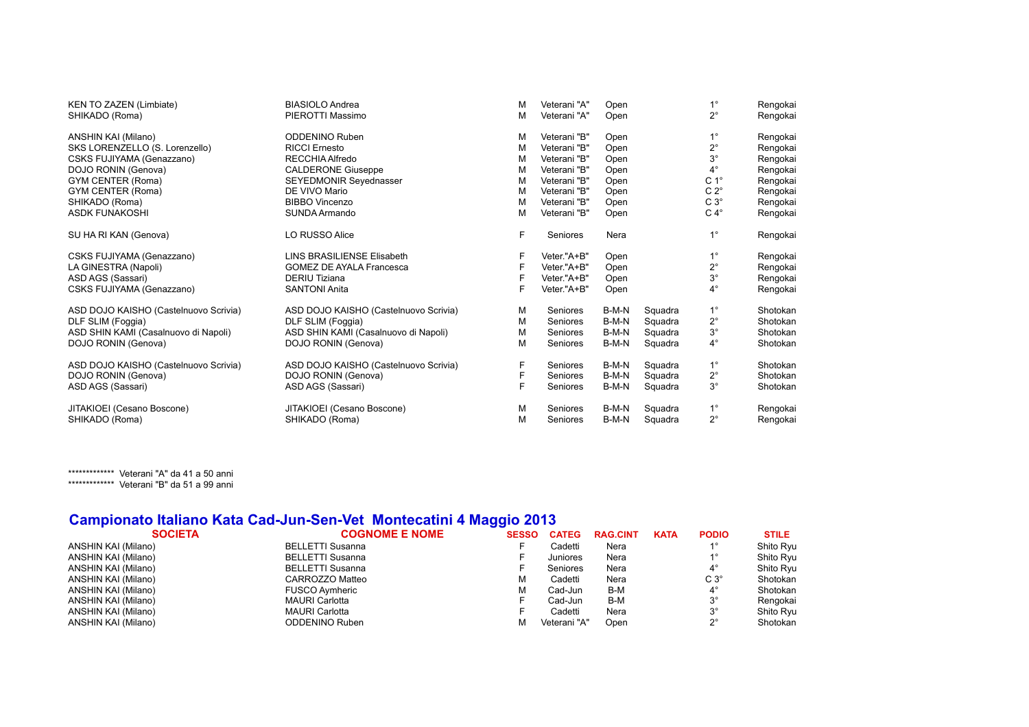| | | | | | | | |
|---|---|---|---|---|---|---|---|
| KEN TO ZAZEN (Limbiate) | BIASIOLO Andrea | M | Veterani "A" | Open | | 1° | Rengokai |
| SHIKADO (Roma) | PIEROTTI Massimo | M | Veterani "A" | Open | | 2° | Rengokai |
| | | | | | | | |
| ANSHIN KAI (Milano) | ODDENINO Ruben | M | Veterani "B" | Open | | 1° | Rengokai |
| SKS LORENZELLO (S. Lorenzello) | RICCI Ernesto | M | Veterani "B" | Open | | 2° | Rengokai |
| CSKS FUJIYAMA (Genazzano) | RECCHIA Alfredo | M | Veterani "B" | Open | | 3° | Rengokai |
| DOJO RONIN (Genova) | CALDERONE Giuseppe | M | Veterani "B" | Open | | 4° | Rengokai |
| GYM CENTER (Roma) | SEYEDMONIR Seyednasser | M | Veterani "B" | Open | | C 1° | Rengokai |
| GYM CENTER (Roma) | DE VIVO Mario | M | Veterani "B" | Open | | C 2° | Rengokai |
| SHIKADO (Roma) | BIBBO Vincenzo | M | Veterani "B" | Open | | C 3° | Rengokai |
| ASDK FUNAKOSHI | SUNDA Armando | M | Veterani "B" | Open | | C 4° | Rengokai |
| | | | | | | | |
| SU HA RI KAN (Genova) | LO RUSSO Alice | F | Seniores | Nera | | 1° | Rengokai |
| | | | | | | | |
| CSKS FUJIYAMA (Genazzano) | LINS BRASILIENSE Elisabeth | F | Veter."A+B" | Open | | 1° | Rengokai |
| LA GINESTRA (Napoli) | GOMEZ DE AYALA Francesca | F | Veter."A+B" | Open | | 2° | Rengokai |
| ASD AGS (Sassari) | DERIU Tiziana | F | Veter."A+B" | Open | | 3° | Rengokai |
| CSKS FUJIYAMA (Genazzano) | SANTONI Anita | F | Veter."A+B" | Open | | 4° | Rengokai |
| | | | | | | | |
| ASD DOJO KAISHO (Castelnuovo Scrivia) | ASD DOJO KAISHO (Castelnuovo Scrivia) | M | Seniores | B-M-N | Squadra | 1° | Shotokan |
| DLF SLIM (Foggia) | DLF SLIM (Foggia) | M | Seniores | B-M-N | Squadra | 2° | Shotokan |
| ASD SHIN KAMI (Casalnuovo di Napoli) | ASD SHIN KAMI (Casalnuovo di Napoli) | M | Seniores | B-M-N | Squadra | 3° | Shotokan |
| DOJO RONIN (Genova) | DOJO RONIN (Genova) | M | Seniores | B-M-N | Squadra | 4° | Shotokan |
| | | | | | | | |
| ASD DOJO KAISHO (Castelnuovo Scrivia) | ASD DOJO KAISHO (Castelnuovo Scrivia) | F | Seniores | B-M-N | Squadra | 1° | Shotokan |
| DOJO RONIN (Genova) | DOJO RONIN (Genova) | F | Seniores | B-M-N | Squadra | 2° | Shotokan |
| ASD AGS (Sassari) | ASD AGS (Sassari) | F | Seniores | B-M-N | Squadra | 3° | Shotokan |
| | | | | | | | |
| JITAKIOEI (Cesano Boscone) | JITAKIOEI (Cesano Boscone) | M | Seniores | B-M-N | Squadra | 1° | Rengokai |
| SHIKADO (Roma) | SHIKADO (Roma) | M | Seniores | B-M-N | Squadra | 2° | Rengokai |

************* Veterani "A" da 41 a 50 anni
************* Veterani "B" da 51 a 99 anni

## Campionato Italiano Kata Cad-Jun-Sen-Vet Montecatini 4 Maggio 2013

| SOCIETA | COGNOME E NOME | SESSO | CATEG | RAG.CINT | KATA | PODIO | STILE |
|---|---|---|---|---|---|---|---|
| ANSHIN KAI (Milano) | BELLETTI Susanna | F | Cadetti | Nera | | 1° | Shito Ryu |
| ANSHIN KAI (Milano) | BELLETTI Susanna | F | Juniores | Nera | | 1° | Shito Ryu |
| ANSHIN KAI (Milano) | BELLETTI Susanna | F | Seniores | Nera | | 4° | Shito Ryu |
| ANSHIN KAI (Milano) | CARROZZO Matteo | M | Cadetti | Nera | | C 3° | Shotokan |
| ANSHIN KAI (Milano) | FUSCO Aymheric | M | Cad-Jun | B-M | | 4° | Shotokan |
| ANSHIN KAI (Milano) | MAURI Carlotta | F | Cad-Jun | B-M | | 3° | Rengokai |
| ANSHIN KAI (Milano) | MAURI Carlotta | F | Cadetti | Nera | | 3° | Shito Ryu |
| ANSHIN KAI (Milano) | ODDENINO Ruben | M | Veterani "A" | Open | | 2° | Shotokan |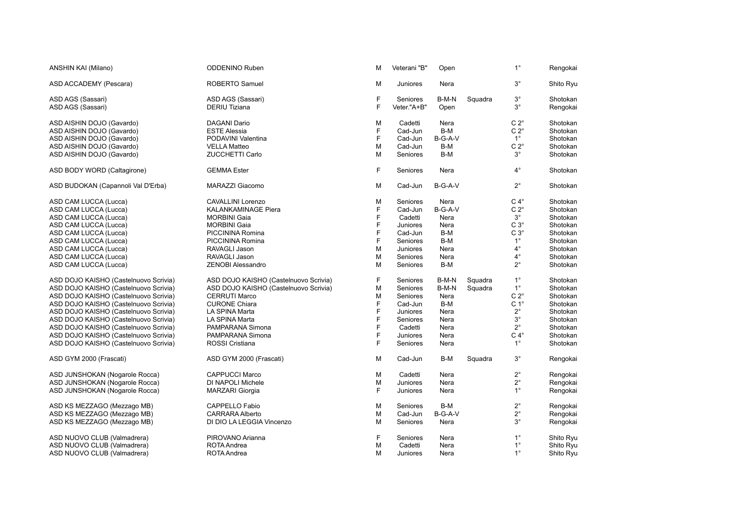| | | | | | | | |
|---|---|---|---|---|---|---|---|
| ANSHIN KAI (Milano) | ODDENINO Ruben | M | Veterani "B" | Open | | 1° | Rengokai |
| ASD ACCADEMY (Pescara) | ROBERTO Samuel | M | Juniores | Nera | | 3° | Shito Ryu |
| ASD AGS (Sassari) | ASD AGS (Sassari) | F | Seniores | B-M-N | Squadra | 3° | Shotokan |
| ASD AGS (Sassari) | DERIU Tiziana | F | Veter."A+B" | Open | | 3° | Rengokai |
| ASD AISHIN DOJO (Gavardo) | DAGANI Dario | M | Cadetti | Nera | | C 2° | Shotokan |
| ASD AISHIN DOJO (Gavardo) | ESTE Alessia | F | Cad-Jun | B-M | | C 2° | Shotokan |
| ASD AISHIN DOJO (Gavardo) | PODAVINI Valentina | F | Cad-Jun | B-G-A-V | | 1° | Shotokan |
| ASD AISHIN DOJO (Gavardo) | VELLA Matteo | M | Cad-Jun | B-M | | C 2° | Shotokan |
| ASD AISHIN DOJO (Gavardo) | ZUCCHETTI Carlo | M | Seniores | B-M | | 3° | Shotokan |
| ASD BODY WORD (Caltagirone) | GEMMA Ester | F | Seniores | Nera | | 4° | Shotokan |
| ASD BUDOKAN (Capannoli Val D'Erba) | MARAZZI Giacomo | M | Cad-Jun | B-G-A-V | | 2° | Shotokan |
| ASD CAM LUCCA (Lucca) | CAVALLINI Lorenzo | M | Seniores | Nera | | C 4° | Shotokan |
| ASD CAM LUCCA (Lucca) | KALANKAMINAGE Piera | F | Cad-Jun | B-G-A-V | | C 2° | Shotokan |
| ASD CAM LUCCA (Lucca) | MORBINI Gaia | F | Cadetti | Nera | | 3° | Shotokan |
| ASD CAM LUCCA (Lucca) | MORBINI Gaia | F | Juniores | Nera | | C 3° | Shotokan |
| ASD CAM LUCCA (Lucca) | PICCININA Romina | F | Cad-Jun | B-M | | C 3° | Shotokan |
| ASD CAM LUCCA (Lucca) | PICCININA Romina | F | Seniores | B-M | | 1° | Shotokan |
| ASD CAM LUCCA (Lucca) | RAVAGLI Jason | M | Juniores | Nera | | 4° | Shotokan |
| ASD CAM LUCCA (Lucca) | RAVAGLI Jason | M | Seniores | Nera | | 4° | Shotokan |
| ASD CAM LUCCA (Lucca) | ZENOBI Alessandro | M | Seniores | B-M | | 2° | Shotokan |
| ASD DOJO KAISHO (Castelnuovo Scrivia) | ASD DOJO KAISHO (Castelnuovo Scrivia) | F | Seniores | B-M-N | Squadra | 1° | Shotokan |
| ASD DOJO KAISHO (Castelnuovo Scrivia) | ASD DOJO KAISHO (Castelnuovo Scrivia) | M | Seniores | B-M-N | Squadra | 1° | Shotokan |
| ASD DOJO KAISHO (Castelnuovo Scrivia) | CERRUTI Marco | M | Seniores | Nera | | C 2° | Shotokan |
| ASD DOJO KAISHO (Castelnuovo Scrivia) | CURONE Chiara | F | Cad-Jun | B-M | | C 1° | Shotokan |
| ASD DOJO KAISHO (Castelnuovo Scrivia) | LA SPINA Marta | F | Juniores | Nera | | 2° | Shotokan |
| ASD DOJO KAISHO (Castelnuovo Scrivia) | LA SPINA Marta | F | Seniores | Nera | | 3° | Shotokan |
| ASD DOJO KAISHO (Castelnuovo Scrivia) | PAMPARANA Simona | F | Cadetti | Nera | | 2° | Shotokan |
| ASD DOJO KAISHO (Castelnuovo Scrivia) | PAMPARANA Simona | F | Juniores | Nera | | C 4° | Shotokan |
| ASD DOJO KAISHO (Castelnuovo Scrivia) | ROSSI Cristiana | F | Seniores | Nera | | 1° | Shotokan |
| ASD GYM 2000 (Frascati) | ASD GYM 2000 (Frascati) | M | Cad-Jun | B-M | Squadra | 3° | Rengokai |
| ASD JUNSHOKAN (Nogarole Rocca) | CAPPUCCI Marco | M | Cadetti | Nera | | 2° | Rengokai |
| ASD JUNSHOKAN (Nogarole Rocca) | DI NAPOLI Michele | M | Juniores | Nera | | 2° | Rengokai |
| ASD JUNSHOKAN (Nogarole Rocca) | MARZARI Giorgia | F | Juniores | Nera | | 1° | Rengokai |
| ASD KS MEZZAGO (Mezzago MB) | CAPPELLO Fabio | M | Seniores | B-M | | 2° | Rengokai |
| ASD KS MEZZAGO (Mezzago MB) | CARRARA Alberto | M | Cad-Jun | B-G-A-V | | 2° | Rengokai |
| ASD KS MEZZAGO (Mezzago MB) | DI DIO LA LEGGIA Vincenzo | M | Seniores | Nera | | 3° | Rengokai |
| ASD NUOVO CLUB (Valmadrera) | PIROVANO Arianna | F | Seniores | Nera | | 1° | Shito Ryu |
| ASD NUOVO CLUB (Valmadrera) | ROTA Andrea | M | Cadetti | Nera | | 1° | Shito Ryu |
| ASD NUOVO CLUB (Valmadrera) | ROTA Andrea | M | Juniores | Nera | | 1° | Shito Ryu |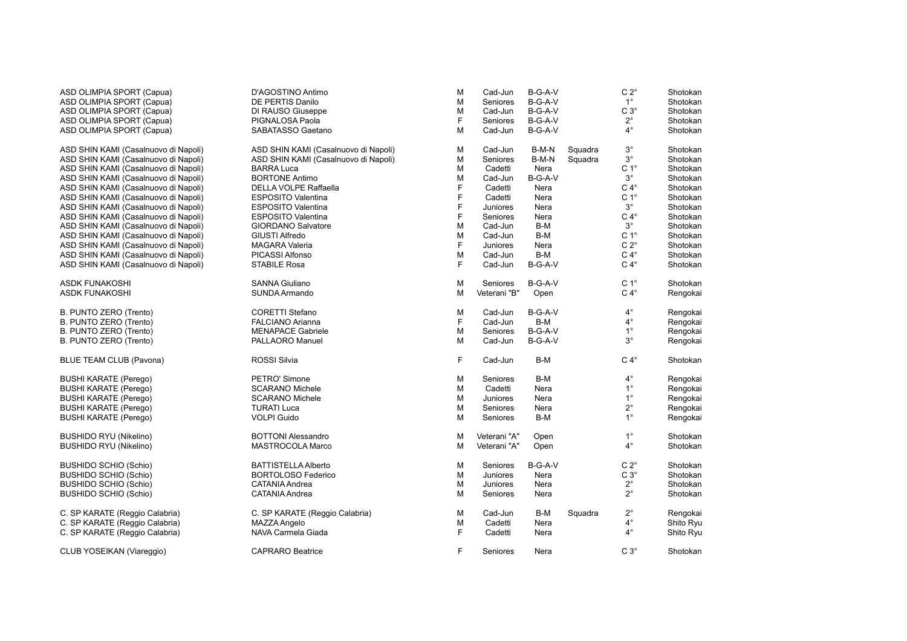| | | | | | | | |
|---|---|---|---|---|---|---|---|
| ASD OLIMPIA SPORT (Capua) | D'AGOSTINO Antimo | M | Cad-Jun | B-G-A-V | | C 2° | Shotokan |
| ASD OLIMPIA SPORT (Capua) | DE PERTIS Danilo | M | Seniores | B-G-A-V | | 1° | Shotokan |
| ASD OLIMPIA SPORT (Capua) | DI RAUSO Giuseppe | M | Cad-Jun | B-G-A-V | | C 3° | Shotokan |
| ASD OLIMPIA SPORT (Capua) | PIGNALOSA Paola | F | Seniores | B-G-A-V | | 2° | Shotokan |
| ASD OLIMPIA SPORT (Capua) | SABATASSO Gaetano | M | Cad-Jun | B-G-A-V | | 4° | Shotokan |
| | | | | | | | |
| ASD SHIN KAMI (Casalnuovo di Napoli) | ASD SHIN KAMI (Casalnuovo di Napoli) | M | Cad-Jun | B-M-N | Squadra | 3° | Shotokan |
| ASD SHIN KAMI (Casalnuovo di Napoli) | ASD SHIN KAMI (Casalnuovo di Napoli) | M | Seniores | B-M-N | Squadra | 3° | Shotokan |
| ASD SHIN KAMI (Casalnuovo di Napoli) | BARRA Luca | M | Cadetti | Nera | | C 1° | Shotokan |
| ASD SHIN KAMI (Casalnuovo di Napoli) | BORTONE Antimo | M | Cad-Jun | B-G-A-V | | 3° | Shotokan |
| ASD SHIN KAMI (Casalnuovo di Napoli) | DELLA VOLPE Raffaella | F | Cadetti | Nera | | C 4° | Shotokan |
| ASD SHIN KAMI (Casalnuovo di Napoli) | ESPOSITO Valentina | F | Cadetti | Nera | | C 1° | Shotokan |
| ASD SHIN KAMI (Casalnuovo di Napoli) | ESPOSITO Valentina | F | Juniores | Nera | | 3° | Shotokan |
| ASD SHIN KAMI (Casalnuovo di Napoli) | ESPOSITO Valentina | F | Seniores | Nera | | C 4° | Shotokan |
| ASD SHIN KAMI (Casalnuovo di Napoli) | GIORDANO Salvatore | M | Cad-Jun | B-M | | 3° | Shotokan |
| ASD SHIN KAMI (Casalnuovo di Napoli) | GIUSTI Alfredo | M | Cad-Jun | B-M | | C 1° | Shotokan |
| ASD SHIN KAMI (Casalnuovo di Napoli) | MAGARA Valeria | F | Juniores | Nera | | C 2° | Shotokan |
| ASD SHIN KAMI (Casalnuovo di Napoli) | PICASSI Alfonso | M | Cad-Jun | B-M | | C 4° | Shotokan |
| ASD SHIN KAMI (Casalnuovo di Napoli) | STABILE Rosa | F | Cad-Jun | B-G-A-V | | C 4° | Shotokan |
| | | | | | | | |
| ASDK FUNAKOSHI | SANNA Giuliano | M | Seniores | B-G-A-V | | C 1° | Shotokan |
| ASDK FUNAKOSHI | SUNDA Armando | M | Veterani "B" | Open | | C 4° | Rengokai |
| | | | | | | | |
| B. PUNTO ZERO (Trento) | CORETTI Stefano | M | Cad-Jun | B-G-A-V | | 4° | Rengokai |
| B. PUNTO ZERO (Trento) | FALCIANO Arianna | F | Cad-Jun | B-M | | 4° | Rengokai |
| B. PUNTO ZERO (Trento) | MENAPACE Gabriele | M | Seniores | B-G-A-V | | 1° | Rengokai |
| B. PUNTO ZERO (Trento) | PALLAORO Manuel | M | Cad-Jun | B-G-A-V | | 3° | Rengokai |
| | | | | | | | |
| BLUE TEAM CLUB (Pavona) | ROSSI Silvia | F | Cad-Jun | B-M | | C 4° | Shotokan |
| | | | | | | | |
| BUSHI KARATE (Perego) | PETRO' Simone | M | Seniores | B-M | | 4° | Rengokai |
| BUSHI KARATE (Perego) | SCARANO Michele | M | Cadetti | Nera | | 1° | Rengokai |
| BUSHI KARATE (Perego) | SCARANO Michele | M | Juniores | Nera | | 1° | Rengokai |
| BUSHI KARATE (Perego) | TURATI Luca | M | Seniores | Nera | | 2° | Rengokai |
| BUSHI KARATE (Perego) | VOLPI Guido | M | Seniores | B-M | | 1° | Rengokai |
| | | | | | | | |
| BUSHIDO RYU (Nikelino) | BOTTONI Alessandro | M | Veterani "A" | Open | | 1° | Shotokan |
| BUSHIDO RYU (Nikelino) | MASTROCOLA Marco | M | Veterani "A" | Open | | 4° | Shotokan |
| | | | | | | | |
| BUSHIDO SCHIO (Schio) | BATTISTELLA Alberto | M | Seniores | B-G-A-V | | C 2° | Shotokan |
| BUSHIDO SCHIO (Schio) | BORTOLOSO Federico | M | Juniores | Nera | | C 3° | Shotokan |
| BUSHIDO SCHIO (Schio) | CATANIA Andrea | M | Juniores | Nera | | 2° | Shotokan |
| BUSHIDO SCHIO (Schio) | CATANIA Andrea | M | Seniores | Nera | | 2° | Shotokan |
| | | | | | | | |
| C. SP KARATE (Reggio Calabria) | C. SP KARATE (Reggio Calabria) | M | Cad-Jun | B-M | Squadra | 2° | Rengokai |
| C. SP KARATE (Reggio Calabria) | MAZZA Angelo | M | Cadetti | Nera | | 4° | Shito Ryu |
| C. SP KARATE (Reggio Calabria) | NAVA Carmela Giada | F | Cadetti | Nera | | 4° | Shito Ryu |
| | | | | | | | |
| CLUB YOSEIKAN (Viareggio) | CAPRARO Beatrice | F | Seniores | Nera | | C 3° | Shotokan |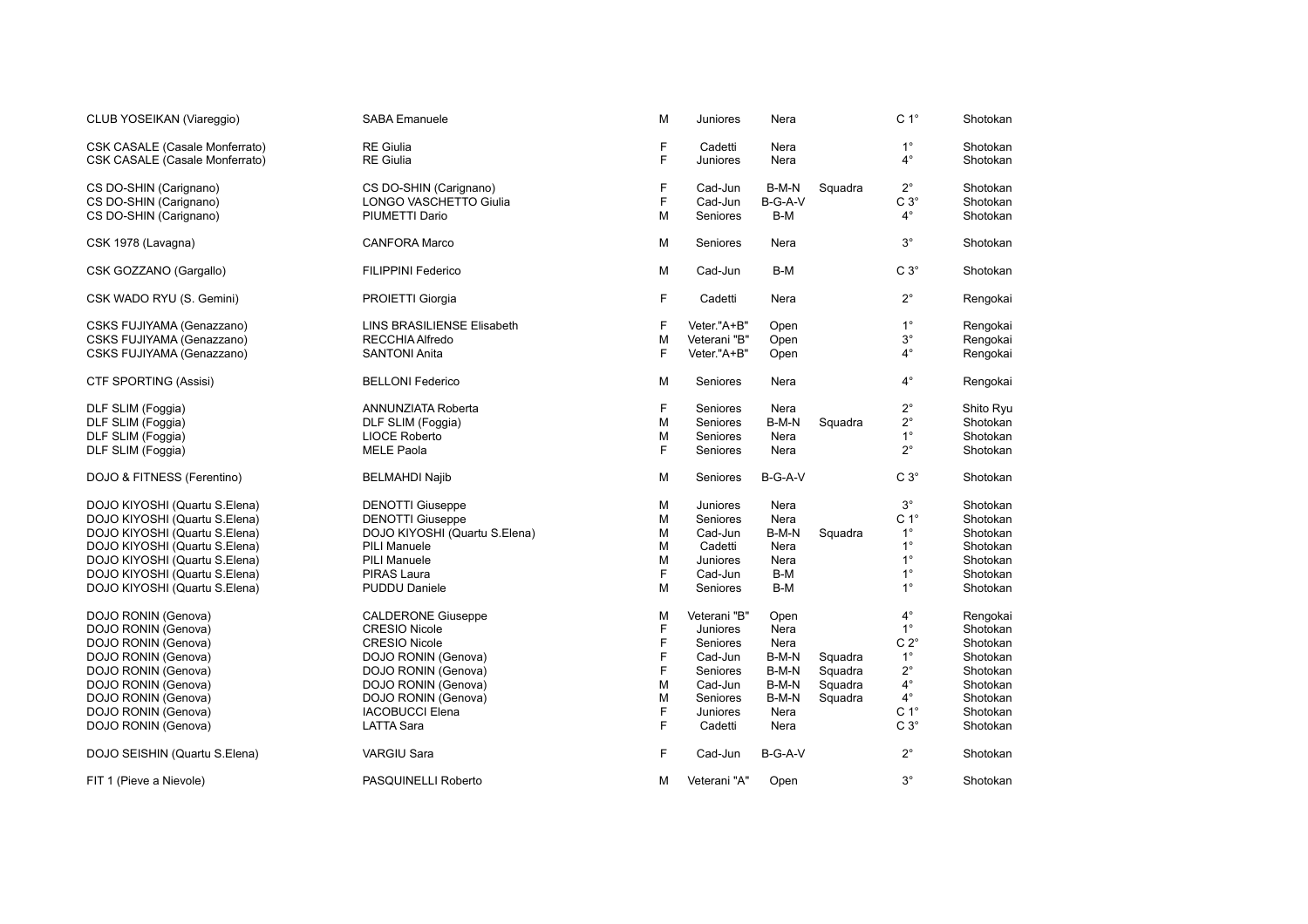| | | | | | | | |
|---|---|---|---|---|---|---|---|
| CLUB YOSEIKAN (Viareggio) | SABA Emanuele | M | Juniores | Nera | | C 1° | Shotokan |
| CSK CASALE (Casale Monferrato) | RE Giulia | F | Cadetti | Nera | | 1° | Shotokan |
| CSK CASALE (Casale Monferrato) | RE Giulia | F | Juniores | Nera | | 4° | Shotokan |
| CS DO-SHIN (Carignano) | CS DO-SHIN (Carignano) | F | Cad-Jun | B-M-N | Squadra | 2° | Shotokan |
| CS DO-SHIN (Carignano) | LONGO VASCHETTO Giulia | F | Cad-Jun | B-G-A-V | | C 3° | Shotokan |
| CS DO-SHIN (Carignano) | PIUMETTI Dario | M | Seniores | B-M | | 4° | Shotokan |
| CSK 1978 (Lavagna) | CANFORA Marco | M | Seniores | Nera | | 3° | Shotokan |
| CSK GOZZANO (Gargallo) | FILIPPINI Federico | M | Cad-Jun | B-M | | C 3° | Shotokan |
| CSK WADO RYU (S. Gemini) | PROIETTI Giorgia | F | Cadetti | Nera | | 2° | Rengokai |
| CSKS FUJIYAMA (Genazzano) | LINS BRASILIENSE Elisabeth | F | Veter."A+B" | Open | | 1° | Rengokai |
| CSKS FUJIYAMA (Genazzano) | RECCHIA Alfredo | M | Veterani "B" | Open | | 3° | Rengokai |
| CSKS FUJIYAMA (Genazzano) | SANTONI Anita | F | Veter."A+B" | Open | | 4° | Rengokai |
| CTF SPORTING (Assisi) | BELLONI Federico | M | Seniores | Nera | | 4° | Rengokai |
| DLF SLIM (Foggia) | ANNUNZIATA Roberta | F | Seniores | Nera | | 2° | Shito Ryu |
| DLF SLIM (Foggia) | DLF SLIM (Foggia) | M | Seniores | B-M-N | Squadra | 2° | Shotokan |
| DLF SLIM (Foggia) | LIOCE Roberto | M | Seniores | Nera | | 1° | Shotokan |
| DLF SLIM (Foggia) | MELE Paola | F | Seniores | Nera | | 2° | Shotokan |
| DOJO & FITNESS (Ferentino) | BELMAHDI Najib | M | Seniores | B-G-A-V | | C 3° | Shotokan |
| DOJO KIYOSHI (Quartu S.Elena) | DENOTTI Giuseppe | M | Juniores | Nera | | 3° | Shotokan |
| DOJO KIYOSHI (Quartu S.Elena) | DENOTTI Giuseppe | M | Seniores | Nera | | C 1° | Shotokan |
| DOJO KIYOSHI (Quartu S.Elena) | DOJO KIYOSHI (Quartu S.Elena) | M | Cad-Jun | B-M-N | Squadra | 1° | Shotokan |
| DOJO KIYOSHI (Quartu S.Elena) | PILI Manuele | M | Cadetti | Nera | | 1° | Shotokan |
| DOJO KIYOSHI (Quartu S.Elena) | PILI Manuele | M | Juniores | Nera | | 1° | Shotokan |
| DOJO KIYOSHI (Quartu S.Elena) | PIRAS Laura | F | Cad-Jun | B-M | | 1° | Shotokan |
| DOJO KIYOSHI (Quartu S.Elena) | PUDDU Daniele | M | Seniores | B-M | | 1° | Shotokan |
| DOJO RONIN (Genova) | CALDERONE Giuseppe | M | Veterani "B" | Open | | 4° | Rengokai |
| DOJO RONIN (Genova) | CRESIO Nicole | F | Juniores | Nera | | 1° | Shotokan |
| DOJO RONIN (Genova) | CRESIO Nicole | F | Seniores | Nera | | C 2° | Shotokan |
| DOJO RONIN (Genova) | DOJO RONIN (Genova) | F | Cad-Jun | B-M-N | Squadra | 1° | Shotokan |
| DOJO RONIN (Genova) | DOJO RONIN (Genova) | F | Seniores | B-M-N | Squadra | 2° | Shotokan |
| DOJO RONIN (Genova) | DOJO RONIN (Genova) | M | Cad-Jun | B-M-N | Squadra | 4° | Shotokan |
| DOJO RONIN (Genova) | DOJO RONIN (Genova) | M | Seniores | B-M-N | Squadra | 4° | Shotokan |
| DOJO RONIN (Genova) | IACOBUCCI Elena | F | Juniores | Nera | | C 1° | Shotokan |
| DOJO RONIN (Genova) | LATTA Sara | F | Cadetti | Nera | | C 3° | Shotokan |
| DOJO SEISHIN (Quartu S.Elena) | VARGIU Sara | F | Cad-Jun | B-G-A-V | | 2° | Shotokan |
| FIT 1 (Pieve a Nievole) | PASQUINELLI Roberto | M | Veterani "A" | Open | | 3° | Shotokan |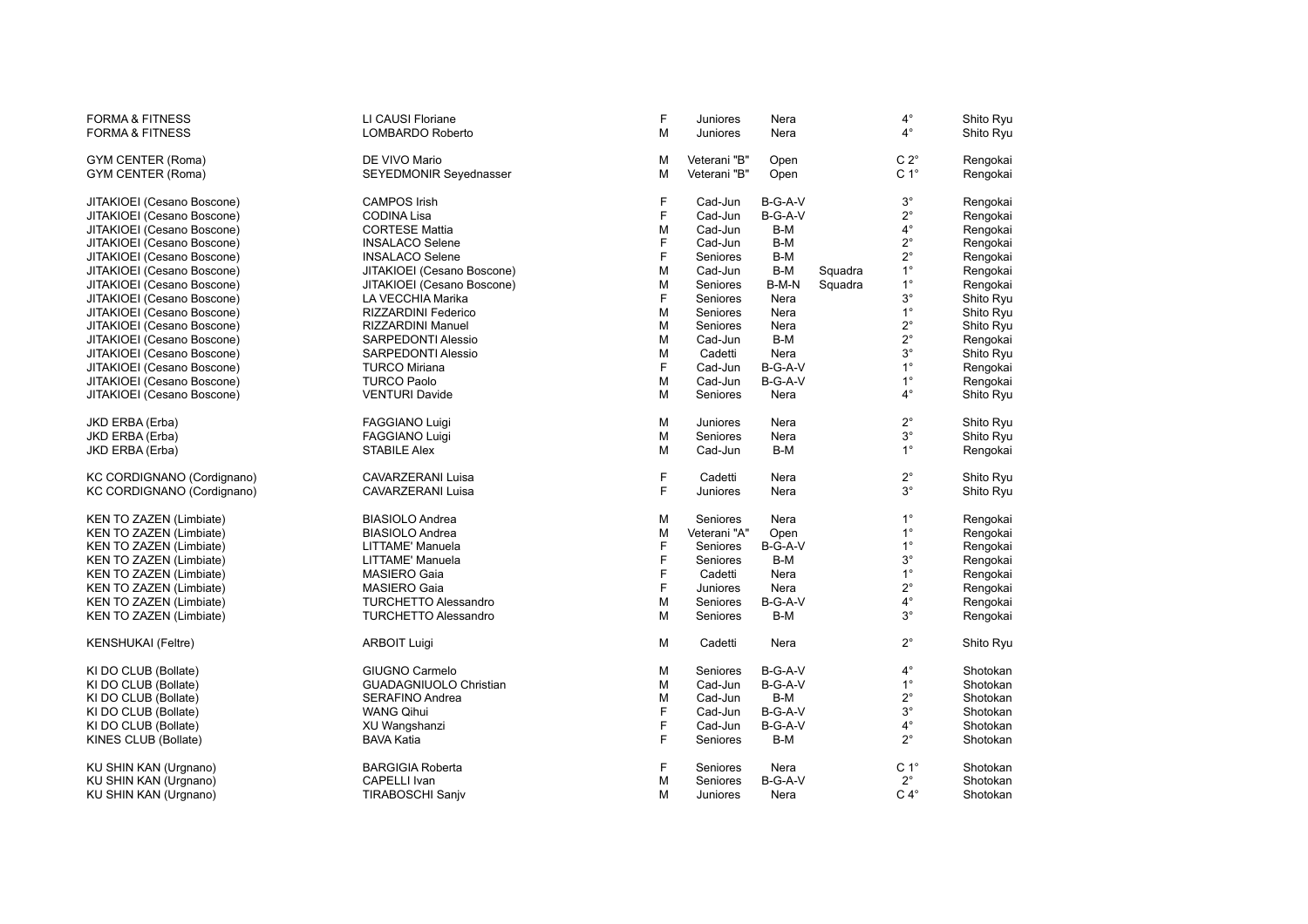| | | | | | | | |
|---|---|---|---|---|---|---|---|
| FORMA & FITNESS | LI CAUSI Floriane | F | Juniores | Nera | | 4° | Shito Ryu |
| FORMA & FITNESS | LOMBARDO Roberto | M | Juniores | Nera | | 4° | Shito Ryu |
| | | | | | | | |
| GYM CENTER (Roma) | DE VIVO Mario | M | Veterani "B" | Open | | C 2° | Rengokai |
| GYM CENTER (Roma) | SEYEDMONIR Seyednasser | M | Veterani "B" | Open | | C 1° | Rengokai |
| | | | | | | | |
| JITAKIOEI (Cesano Boscone) | CAMPOS Irish | F | Cad-Jun | B-G-A-V | | 3° | Rengokai |
| JITAKIOEI (Cesano Boscone) | CODINA Lisa | F | Cad-Jun | B-G-A-V | | 2° | Rengokai |
| JITAKIOEI (Cesano Boscone) | CORTESE Mattia | M | Cad-Jun | B-M | | 4° | Rengokai |
| JITAKIOEI (Cesano Boscone) | INSALACO Selene | F | Cad-Jun | B-M | | 2° | Rengokai |
| JITAKIOEI (Cesano Boscone) | INSALACO Selene | F | Seniores | B-M | | 2° | Rengokai |
| JITAKIOEI (Cesano Boscone) | JITAKIOEI (Cesano Boscone) | M | Cad-Jun | B-M | Squadra | 1° | Rengokai |
| JITAKIOEI (Cesano Boscone) | JITAKIOEI (Cesano Boscone) | M | Seniores | B-M-N | Squadra | 1° | Rengokai |
| JITAKIOEI (Cesano Boscone) | LA VECCHIA Marika | F | Seniores | Nera | | 3° | Shito Ryu |
| JITAKIOEI (Cesano Boscone) | RIZZARDINI Federico | M | Seniores | Nera | | 1° | Shito Ryu |
| JITAKIOEI (Cesano Boscone) | RIZZARDINI Manuel | M | Seniores | Nera | | 2° | Shito Ryu |
| JITAKIOEI (Cesano Boscone) | SARPEDONTI Alessio | M | Cad-Jun | B-M | | 2° | Rengokai |
| JITAKIOEI (Cesano Boscone) | SARPEDONTI Alessio | M | Cadetti | Nera | | 3° | Shito Ryu |
| JITAKIOEI (Cesano Boscone) | TURCO Miriana | F | Cad-Jun | B-G-A-V | | 1° | Rengokai |
| JITAKIOEI (Cesano Boscone) | TURCO Paolo | M | Cad-Jun | B-G-A-V | | 1° | Rengokai |
| JITAKIOEI (Cesano Boscone) | VENTURI Davide | M | Seniores | Nera | | 4° | Shito Ryu |
| | | | | | | | |
| JKD ERBA (Erba) | FAGGIANO Luigi | M | Juniores | Nera | | 2° | Shito Ryu |
| JKD ERBA (Erba) | FAGGIANO Luigi | M | Seniores | Nera | | 3° | Shito Ryu |
| JKD ERBA (Erba) | STABILE Alex | M | Cad-Jun | B-M | | 1° | Rengokai |
| | | | | | | | |
| KC CORDIGNANO (Cordignano) | CAVARZERANI Luisa | F | Cadetti | Nera | | 2° | Shito Ryu |
| KC CORDIGNANO (Cordignano) | CAVARZERANI Luisa | F | Juniores | Nera | | 3° | Shito Ryu |
| | | | | | | | |
| KEN TO ZAZEN (Limbiate) | BIASIOLO Andrea | M | Seniores | Nera | | 1° | Rengokai |
| KEN TO ZAZEN (Limbiate) | BIASIOLO Andrea | M | Veterani "A" | Open | | 1° | Rengokai |
| KEN TO ZAZEN (Limbiate) | LITTAME' Manuela | F | Seniores | B-G-A-V | | 1° | Rengokai |
| KEN TO ZAZEN (Limbiate) | LITTAME' Manuela | F | Seniores | B-M | | 3° | Rengokai |
| KEN TO ZAZEN (Limbiate) | MASIERO Gaia | F | Cadetti | Nera | | 1° | Rengokai |
| KEN TO ZAZEN (Limbiate) | MASIERO Gaia | F | Juniores | Nera | | 2° | Rengokai |
| KEN TO ZAZEN (Limbiate) | TURCHETTO Alessandro | M | Seniores | B-G-A-V | | 4° | Rengokai |
| KEN TO ZAZEN (Limbiate) | TURCHETTO Alessandro | M | Seniores | B-M | | 3° | Rengokai |
| | | | | | | | |
| KENSHUKAI (Feltre) | ARBOIT Luigi | M | Cadetti | Nera | | 2° | Shito Ryu |
| | | | | | | | |
| KI DO CLUB (Bollate) | GIUGNO Carmelo | M | Seniores | B-G-A-V | | 4° | Shotokan |
| KI DO CLUB (Bollate) | GUADAGNIUOLO Christian | M | Cad-Jun | B-G-A-V | | 1° | Shotokan |
| KI DO CLUB (Bollate) | SERAFINO Andrea | M | Cad-Jun | B-M | | 2° | Shotokan |
| KI DO CLUB (Bollate) | WANG Qihui | F | Cad-Jun | B-G-A-V | | 3° | Shotokan |
| KI DO CLUB (Bollate) | XU Wangshanzi | F | Cad-Jun | B-G-A-V | | 4° | Shotokan |
| KINES CLUB (Bollate) | BAVA Katia | F | Seniores | B-M | | 2° | Shotokan |
| | | | | | | | |
| KU SHIN KAN (Urgnano) | BARGIGIA Roberta | F | Seniores | Nera | | C 1° | Shotokan |
| KU SHIN KAN (Urgnano) | CAPELLI Ivan | M | Seniores | B-G-A-V | | 2° | Shotokan |
| KU SHIN KAN (Urgnano) | TIRABOSCHI Sanjv | M | Juniores | Nera | | C 4° | Shotokan |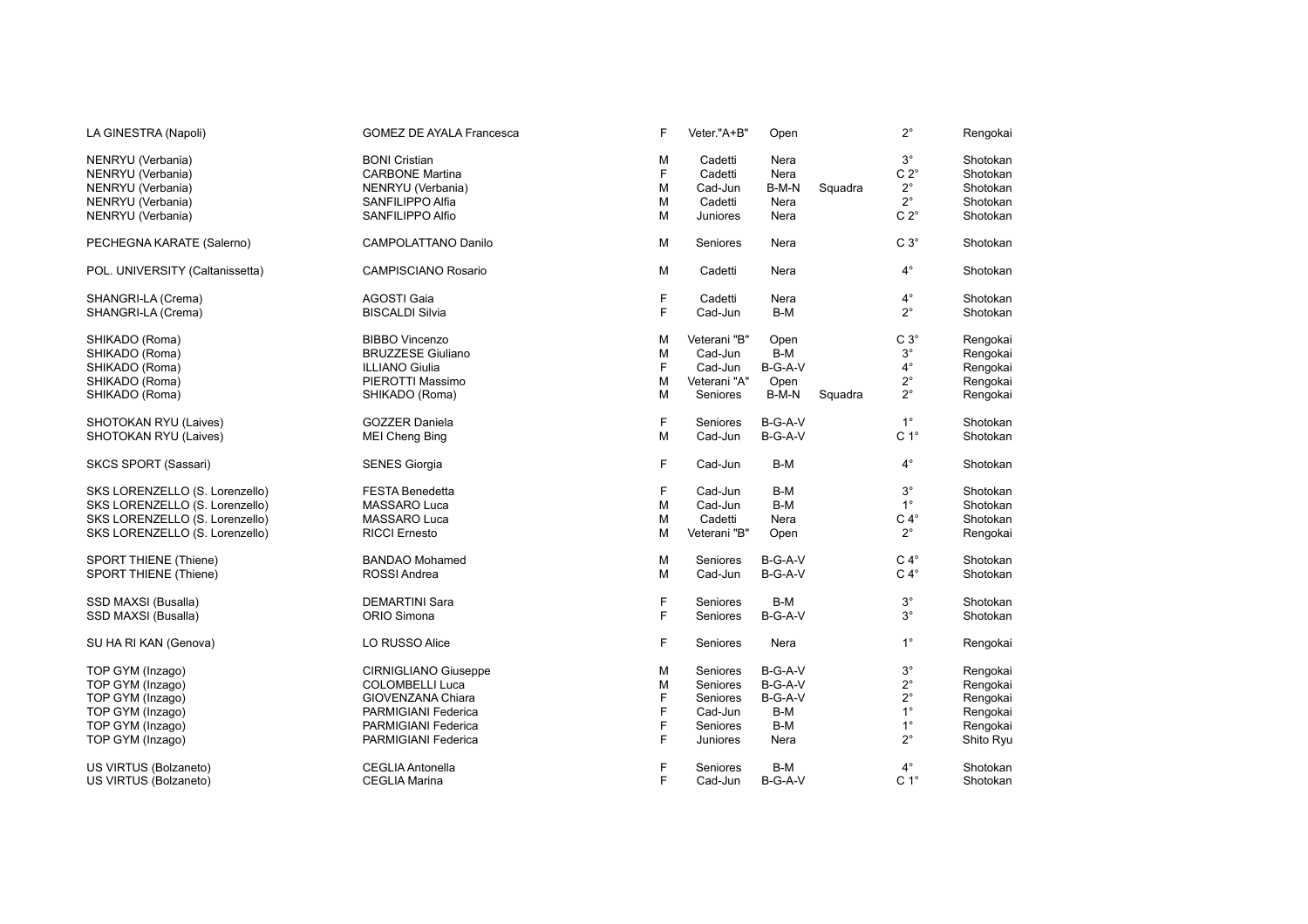| | | | | | | | |
|---|---|---|---|---|---|---|---|
| LA GINESTRA (Napoli) | GOMEZ DE AYALA Francesca | F | Veter."A+B" | Open | | 2° | Rengokai |
| NENRYU (Verbania) | BONI Cristian | M | Cadetti | Nera | | 3° | Shotokan |
| NENRYU (Verbania) | CARBONE Martina | F | Cadetti | Nera | | C 2° | Shotokan |
| NENRYU (Verbania) | NENRYU (Verbania) | M | Cad-Jun | B-M-N | Squadra | 2° | Shotokan |
| NENRYU (Verbania) | SANFILIPPO Alfia | M | Cadetti | Nera | | 2° | Shotokan |
| NENRYU (Verbania) | SANFILIPPO Alfio | M | Juniores | Nera | | C 2° | Shotokan |
| PECHEGNA KARATE (Salerno) | CAMPOLATTANO Danilo | M | Seniores | Nera | | C 3° | Shotokan |
| POL. UNIVERSITY (Caltanissetta) | CAMPISCIANO Rosario | M | Cadetti | Nera | | 4° | Shotokan |
| SHANGRI-LA (Crema) | AGOSTI Gaia | F | Cadetti | Nera | | 4° | Shotokan |
| SHANGRI-LA (Crema) | BISCALDI Silvia | F | Cad-Jun | B-M | | 2° | Shotokan |
| SHIKADO (Roma) | BIBBO Vincenzo | M | Veterani "B" | Open | | C 3° | Rengokai |
| SHIKADO (Roma) | BRUZZESE Giuliano | M | Cad-Jun | B-M | | 3° | Rengokai |
| SHIKADO (Roma) | ILLIANO Giulia | F | Cad-Jun | B-G-A-V | | 4° | Rengokai |
| SHIKADO (Roma) | PIEROTTI Massimo | M | Veterani "A" | Open | | 2° | Rengokai |
| SHIKADO (Roma) | SHIKADO (Roma) | M | Seniores | B-M-N | Squadra | 2° | Rengokai |
| SHOTOKAN RYU (Laives) | GOZZER Daniela | F | Seniores | B-G-A-V | | 1° | Shotokan |
| SHOTOKAN RYU (Laives) | MEI Cheng Bing | M | Cad-Jun | B-G-A-V | | C 1° | Shotokan |
| SKCS SPORT (Sassari) | SENES Giorgia | F | Cad-Jun | B-M | | 4° | Shotokan |
| SKS LORENZELLO (S. Lorenzello) | FESTA Benedetta | F | Cad-Jun | B-M | | 3° | Shotokan |
| SKS LORENZELLO (S. Lorenzello) | MASSARO Luca | M | Cad-Jun | B-M | | 1° | Shotokan |
| SKS LORENZELLO (S. Lorenzello) | MASSARO Luca | M | Cadetti | Nera | | C 4° | Shotokan |
| SKS LORENZELLO (S. Lorenzello) | RICCI Ernesto | M | Veterani "B" | Open | | 2° | Rengokai |
| SPORT THIENE (Thiene) | BANDAO Mohamed | M | Seniores | B-G-A-V | | C 4° | Shotokan |
| SPORT THIENE (Thiene) | ROSSI Andrea | M | Cad-Jun | B-G-A-V | | C 4° | Shotokan |
| SSD MAXSI (Busalla) | DEMARTINI Sara | F | Seniores | B-M | | 3° | Shotokan |
| SSD MAXSI (Busalla) | ORIO Simona | F | Seniores | B-G-A-V | | 3° | Shotokan |
| SU HA RI KAN (Genova) | LO RUSSO Alice | F | Seniores | Nera | | 1° | Rengokai |
| TOP GYM (Inzago) | CIRNIGLIANO Giuseppe | M | Seniores | B-G-A-V | | 3° | Rengokai |
| TOP GYM (Inzago) | COLOMBELLI Luca | M | Seniores | B-G-A-V | | 2° | Rengokai |
| TOP GYM (Inzago) | GIOVENZANA Chiara | F | Seniores | B-G-A-V | | 2° | Rengokai |
| TOP GYM (Inzago) | PARMIGIANI Federica | F | Cad-Jun | B-M | | 1° | Rengokai |
| TOP GYM (Inzago) | PARMIGIANI Federica | F | Seniores | B-M | | 1° | Rengokai |
| TOP GYM (Inzago) | PARMIGIANI Federica | F | Juniores | Nera | | 2° | Shito Ryu |
| US VIRTUS (Bolzaneto) | CEGLIA Antonella | F | Seniores | B-M | | 4° | Shotokan |
| US VIRTUS (Bolzaneto) | CEGLIA Marina | F | Cad-Jun | B-G-A-V | | C 1° | Shotokan |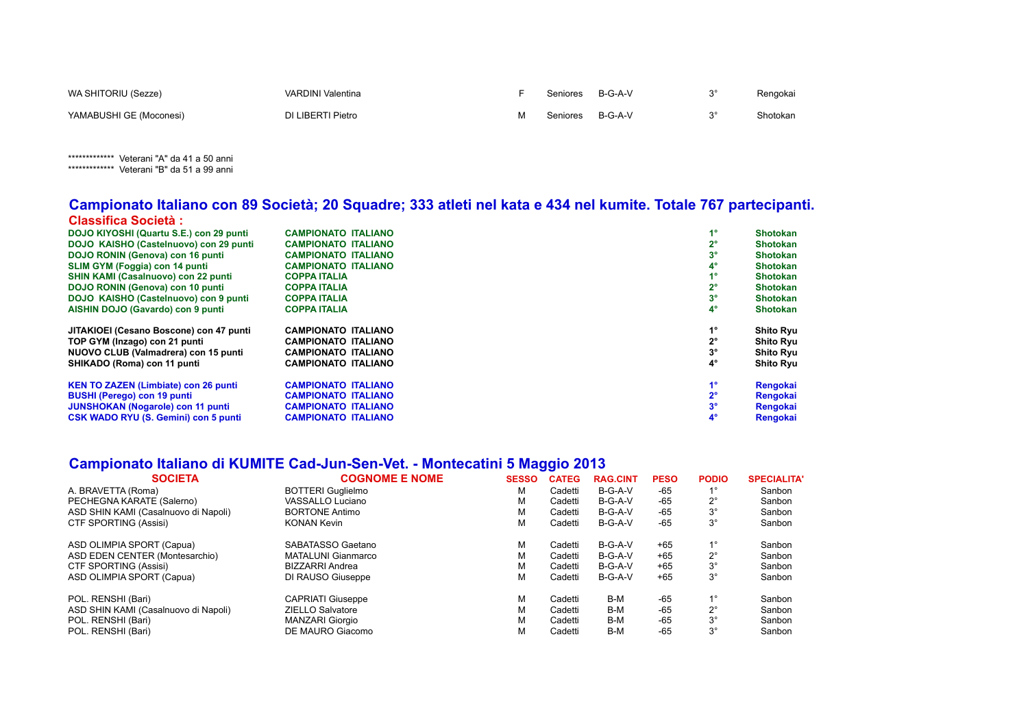| | | | | | | | |
|---|---|---|---|---|---|---|---|
| WA SHITORIU (Sezze) | VARDINI Valentina | F | Seniores | B-G-A-V | | 3° | Rengokai |
| YAMABUSHI GE (Moconesi) | DI LIBERTI Pietro | M | Seniores | B-G-A-V | | 3° | Shotokan |

************* Veterani "A" da 41 a 50 anni
************* Veterani "B" da 51 a 99 anni

## Campionato Italiano con 89 Società; 20 Squadre; 333 atleti nel kata e 434 nel kumite. Totale 767 partecipanti.

**Classifica Società :**

| | | | |
|---|---|---|---|
| **DOJO KIYOSHI (Quartu S.E.) con 29 punti** | **CAMPIONATO ITALIANO** | **1°** | **Shotokan** |
| **DOJO KAISHO (Castelnuovo) con 29 punti** | **CAMPIONATO ITALIANO** | **2°** | **Shotokan** |
| **DOJO RONIN (Genova) con 16 punti** | **CAMPIONATO ITALIANO** | **3°** | **Shotokan** |
| **SLIM GYM (Foggia) con 14 punti** | **CAMPIONATO ITALIANO** | **4°** | **Shotokan** |
| **SHIN KAMI (Casalnuovo) con 22 punti** | **COPPA ITALIA** | **1°** | **Shotokan** |
| **DOJO RONIN (Genova) con 10 punti** | **COPPA ITALIA** | **2°** | **Shotokan** |
| **DOJO KAISHO (Castelnuovo) con 9 punti** | **COPPA ITALIA** | **3°** | **Shotokan** |
| **AISHIN DOJO (Gavardo) con 9 punti** | **COPPA ITALIA** | **4°** | **Shotokan** |
| | | | |
| **JITAKIOEI (Cesano Boscone) con 47 punti** | **CAMPIONATO ITALIANO** | **1°** | **Shito Ryu** |
| **TOP GYM (Inzago) con 21 punti** | **CAMPIONATO ITALIANO** | **2°** | **Shito Ryu** |
| **NUOVO CLUB (Valmadrera) con 15 punti** | **CAMPIONATO ITALIANO** | **3°** | **Shito Ryu** |
| **SHIKADO (Roma) con 11 punti** | **CAMPIONATO ITALIANO** | **4°** | **Shito Ryu** |
| | | | |
| **KEN TO ZAZEN (Limbiate) con 26 punti** | **CAMPIONATO ITALIANO** | **1°** | **Rengokai** |
| **BUSHI (Perego) con 19 punti** | **CAMPIONATO ITALIANO** | **2°** | **Rengokai** |
| **JUNSHOKAN (Nogarole) con 11 punti** | **CAMPIONATO ITALIANO** | **3°** | **Rengokai** |
| **CSK WADO RYU (S. Gemini) con 5 punti** | **CAMPIONATO ITALIANO** | **4°** | **Rengokai** |

## Campionato Italiano di KUMITE Cad-Jun-Sen-Vet. - Montecatini 5 Maggio 2013

| SOCIETA | COGNOME E NOME | SESSO | CATEG | RAG.CINT | PESO | PODIO | SPECIALITA' |
|---|---|---|---|---|---|---|---|
| A. BRAVETTA (Roma) | BOTTERI Guglielmo | M | Cadetti | B-G-A-V | -65 | 1° | Sanbon |
| PECHEGNA KARATE (Salerno) | VASSALLO Luciano | M | Cadetti | B-G-A-V | -65 | 2° | Sanbon |
| ASD SHIN KAMI (Casalnuovo di Napoli) | BORTONE Antimo | M | Cadetti | B-G-A-V | -65 | 3° | Sanbon |
| CTF SPORTING (Assisi) | KONAN Kevin | M | Cadetti | B-G-A-V | -65 | 3° | Sanbon |
| | | | | | | | |
| ASD OLIMPIA SPORT (Capua) | SABATASSO Gaetano | M | Cadetti | B-G-A-V | +65 | 1° | Sanbon |
| ASD EDEN CENTER (Montesarchio) | MATALUNI Gianmarco | M | Cadetti | B-G-A-V | +65 | 2° | Sanbon |
| CTF SPORTING (Assisi) | BIZZARRI Andrea | M | Cadetti | B-G-A-V | +65 | 3° | Sanbon |
| ASD OLIMPIA SPORT (Capua) | DI RAUSO Giuseppe | M | Cadetti | B-G-A-V | +65 | 3° | Sanbon |
| | | | | | | | |
| POL. RENSHI (Bari) | CAPRIATI Giuseppe | M | Cadetti | B-M | -65 | 1° | Sanbon |
| ASD SHIN KAMI (Casalnuovo di Napoli) | ZIELLO Salvatore | M | Cadetti | B-M | -65 | 2° | Sanbon |
| POL. RENSHI (Bari) | MANZARI Giorgio | M | Cadetti | B-M | -65 | 3° | Sanbon |
| POL. RENSHI (Bari) | DE MAURO Giacomo | M | Cadetti | B-M | -65 | 3° | Sanbon |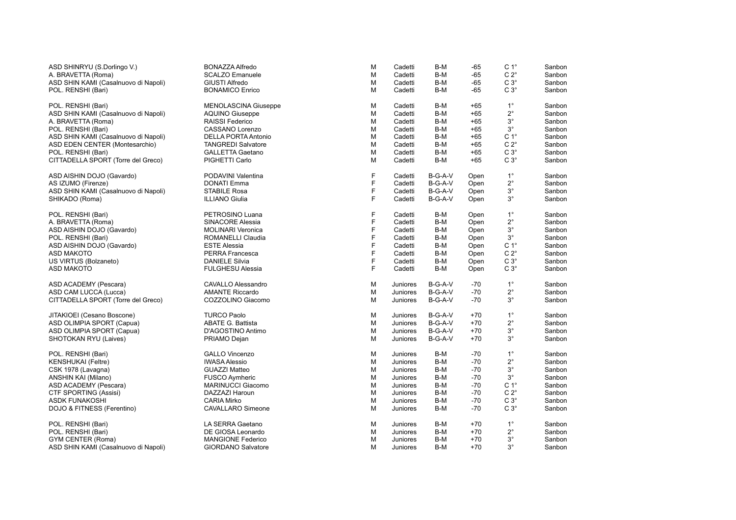| | | | | | | | |
|---|---|---|---|---|---|---|---|
| ASD SHINRYU (S.Dorlingo V.) | BONAZZA Alfredo | M | Cadetti | B-M | -65 | C 1° | Sanbon |
| A. BRAVETTA (Roma) | SCALZO Emanuele | M | Cadetti | B-M | -65 | C 2° | Sanbon |
| ASD SHIN KAMI (Casalnuovo di Napoli) | GIUSTI Alfredo | M | Cadetti | B-M | -65 | C 3° | Sanbon |
| POL. RENSHI (Bari) | BONAMICO Enrico | M | Cadetti | B-M | -65 | C 3° | Sanbon |
| | | | | | | | |
| POL. RENSHI (Bari) | MENOLASCINA Giuseppe | M | Cadetti | B-M | +65 | 1° | Sanbon |
| ASD SHIN KAMI (Casalnuovo di Napoli) | AQUINO Giuseppe | M | Cadetti | B-M | +65 | 2° | Sanbon |
| A. BRAVETTA (Roma) | RAISSI Federico | M | Cadetti | B-M | +65 | 3° | Sanbon |
| POL. RENSHI (Bari) | CASSANO Lorenzo | M | Cadetti | B-M | +65 | 3° | Sanbon |
| ASD SHIN KAMI (Casalnuovo di Napoli) | DELLA PORTA Antonio | M | Cadetti | B-M | +65 | C 1° | Sanbon |
| ASD EDEN CENTER (Montesarchio) | TANGREDI Salvatore | M | Cadetti | B-M | +65 | C 2° | Sanbon |
| POL. RENSHI (Bari) | GALLETTA Gaetano | M | Cadetti | B-M | +65 | C 3° | Sanbon |
| CITTADELLA SPORT (Torre del Greco) | PIGHETTI Carlo | M | Cadetti | B-M | +65 | C 3° | Sanbon |
| | | | | | | | |
| ASD AISHIN DOJO (Gavardo) | PODAVINI Valentina | F | Cadetti | B-G-A-V | Open | 1° | Sanbon |
| AS IZUMO (Firenze) | DONATI Emma | F | Cadetti | B-G-A-V | Open | 2° | Sanbon |
| ASD SHIN KAMI (Casalnuovo di Napoli) | STABILE Rosa | F | Cadetti | B-G-A-V | Open | 3° | Sanbon |
| SHIKADO (Roma) | ILLIANO Giulia | F | Cadetti | B-G-A-V | Open | 3° | Sanbon |
| | | | | | | | |
| POL. RENSHI (Bari) | PETROSINO Luana | F | Cadetti | B-M | Open | 1° | Sanbon |
| A. BRAVETTA (Roma) | SINACORE Alessia | F | Cadetti | B-M | Open | 2° | Sanbon |
| ASD AISHIN DOJO (Gavardo) | MOLINARI Veronica | F | Cadetti | B-M | Open | 3° | Sanbon |
| POL. RENSHI (Bari) | ROMANELLI Claudia | F | Cadetti | B-M | Open | 3° | Sanbon |
| ASD AISHIN DOJO (Gavardo) | ESTE Alessia | F | Cadetti | B-M | Open | C 1° | Sanbon |
| ASD MAKOTO | PERRA Francesca | F | Cadetti | B-M | Open | C 2° | Sanbon |
| US VIRTUS (Bolzaneto) | DANIELE Silvia | F | Cadetti | B-M | Open | C 3° | Sanbon |
| ASD MAKOTO | FULGHESU Alessia | F | Cadetti | B-M | Open | C 3° | Sanbon |
| | | | | | | | |
| ASD ACADEMY (Pescara) | CAVALLO Alessandro | M | Juniores | B-G-A-V | -70 | 1° | Sanbon |
| ASD CAM LUCCA (Lucca) | AMANTE Riccardo | M | Juniores | B-G-A-V | -70 | 2° | Sanbon |
| CITTADELLA SPORT (Torre del Greco) | COZZOLINO Giacomo | M | Juniores | B-G-A-V | -70 | 3° | Sanbon |
| | | | | | | | |
| JITAKIOEI (Cesano Boscone) | TURCO Paolo | M | Juniores | B-G-A-V | +70 | 1° | Sanbon |
| ASD OLIMPIA SPORT (Capua) | ABATE G. Battista | M | Juniores | B-G-A-V | +70 | 2° | Sanbon |
| ASD OLIMPIA SPORT (Capua) | D'AGOSTINO Antimo | M | Juniores | B-G-A-V | +70 | 3° | Sanbon |
| SHOTOKAN RYU (Laives) | PRIAMO Dejan | M | Juniores | B-G-A-V | +70 | 3° | Sanbon |
| | | | | | | | |
| POL. RENSHI (Bari) | GALLO Vincenzo | M | Juniores | B-M | -70 | 1° | Sanbon |
| KENSHUKAI (Feltre) | IWASA Alessio | M | Juniores | B-M | -70 | 2° | Sanbon |
| CSK 1978 (Lavagna) | GUAZZI Matteo | M | Juniores | B-M | -70 | 3° | Sanbon |
| ANSHIN KAI (Milano) | FUSCO Aymheric | M | Juniores | B-M | -70 | 3° | Sanbon |
| ASD ACADEMY (Pescara) | MARINUCCI Giacomo | M | Juniores | B-M | -70 | C 1° | Sanbon |
| CTF SPORTING (Assisi) | DAZZAZI Haroun | M | Juniores | B-M | -70 | C 2° | Sanbon |
| ASDK FUNAKOSHI | CARIA Mirko | M | Juniores | B-M | -70 | C 3° | Sanbon |
| DOJO & FITNESS (Ferentino) | CAVALLARO Simeone | M | Juniores | B-M | -70 | C 3° | Sanbon |
| | | | | | | | |
| POL. RENSHI (Bari) | LA SERRA Gaetano | M | Juniores | B-M | +70 | 1° | Sanbon |
| POL. RENSHI (Bari) | DE GIOSA Leonardo | M | Juniores | B-M | +70 | 2° | Sanbon |
| GYM CENTER (Roma) | MANGIONE Federico | M | Juniores | B-M | +70 | 3° | Sanbon |
| ASD SHIN KAMI (Casalnuovo di Napoli) | GIORDANO Salvatore | M | Juniores | B-M | +70 | 3° | Sanbon |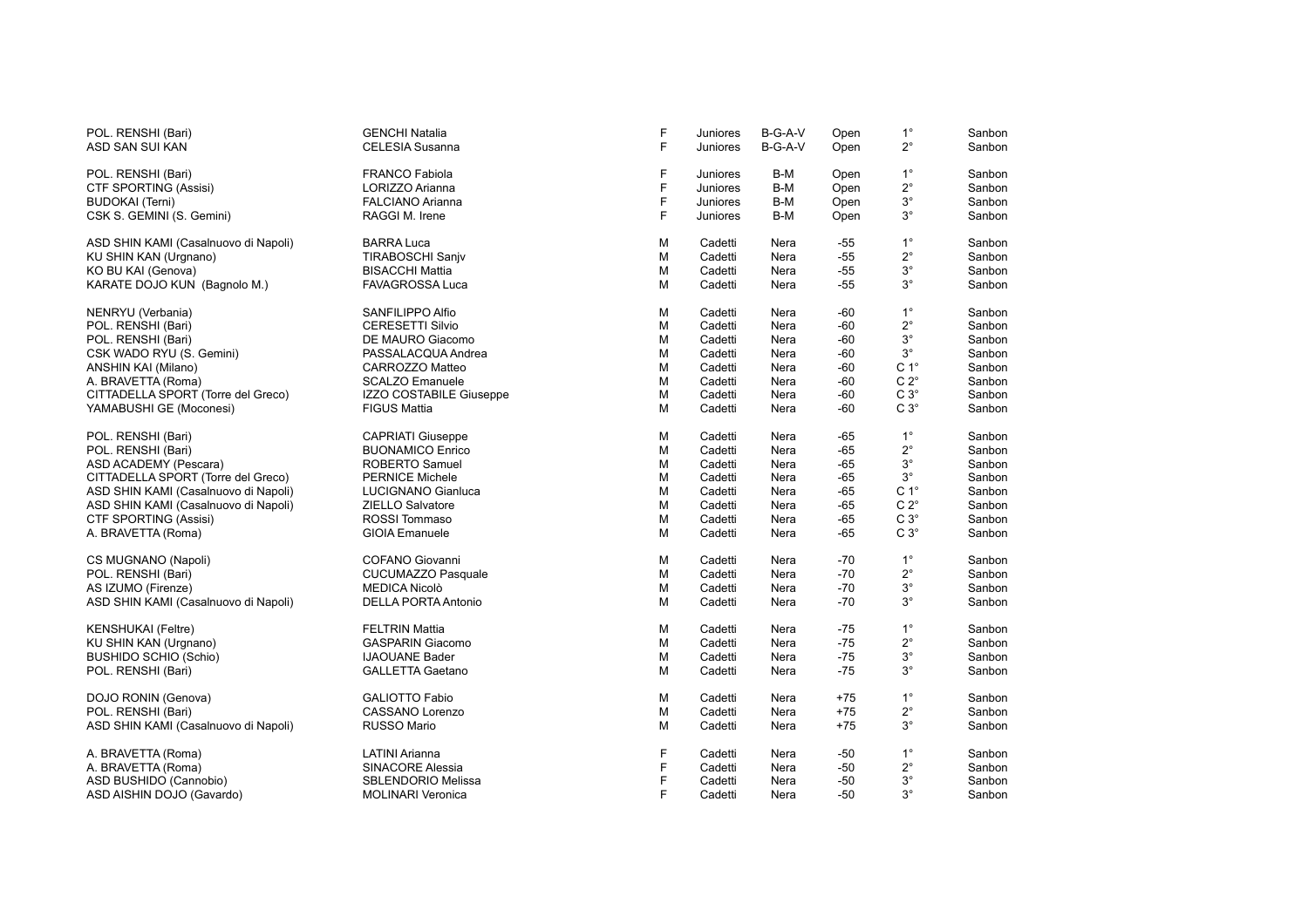| | | | | | | | |
|---|---|---|---|---|---|---|---|
| POL. RENSHI (Bari) | GENCHI Natalia | F | Juniores | B-G-A-V | Open | 1° | Sanbon |
| ASD SAN SUI KAN | CELESIA Susanna | F | Juniores | B-G-A-V | Open | 2° | Sanbon |
| | | | | | | | |
| POL. RENSHI (Bari) | FRANCO Fabiola | F | Juniores | B-M | Open | 1° | Sanbon |
| CTF SPORTING (Assisi) | LORIZZO Arianna | F | Juniores | B-M | Open | 2° | Sanbon |
| BUDOKAI (Terni) | FALCIANO Arianna | F | Juniores | B-M | Open | 3° | Sanbon |
| CSK S. GEMINI (S. Gemini) | RAGGI M. Irene | F | Juniores | B-M | Open | 3° | Sanbon |
| | | | | | | | |
| ASD SHIN KAMI (Casalnuovo di Napoli) | BARRA Luca | M | Cadetti | Nera | -55 | 1° | Sanbon |
| KU SHIN KAN (Urgnano) | TIRABOSCHI Sanjv | M | Cadetti | Nera | -55 | 2° | Sanbon |
| KO BU KAI (Genova) | BISACCHI Mattia | M | Cadetti | Nera | -55 | 3° | Sanbon |
| KARATE DOJO KUN (Bagnolo M.) | FAVAGROSSA Luca | M | Cadetti | Nera | -55 | 3° | Sanbon |
| | | | | | | | |
| NENRYU (Verbania) | SANFILIPPO Alfio | M | Cadetti | Nera | -60 | 1° | Sanbon |
| POL. RENSHI (Bari) | CERESETTI Silvio | M | Cadetti | Nera | -60 | 2° | Sanbon |
| POL. RENSHI (Bari) | DE MAURO Giacomo | M | Cadetti | Nera | -60 | 3° | Sanbon |
| CSK WADO RYU (S. Gemini) | PASSALACQUA Andrea | M | Cadetti | Nera | -60 | 3° | Sanbon |
| ANSHIN KAI (Milano) | CARROZZO Matteo | M | Cadetti | Nera | -60 | C 1° | Sanbon |
| A. BRAVETTA (Roma) | SCALZO Emanuele | M | Cadetti | Nera | -60 | C 2° | Sanbon |
| CITTADELLA SPORT (Torre del Greco) | IZZO COSTABILE Giuseppe | M | Cadetti | Nera | -60 | C 3° | Sanbon |
| YAMABUSHI GE (Moconesi) | FIGUS Mattia | M | Cadetti | Nera | -60 | C 3° | Sanbon |
| | | | | | | | |
| POL. RENSHI (Bari) | CAPRIATI Giuseppe | M | Cadetti | Nera | -65 | 1° | Sanbon |
| POL. RENSHI (Bari) | BUONAMICO Enrico | M | Cadetti | Nera | -65 | 2° | Sanbon |
| ASD ACADEMY (Pescara) | ROBERTO Samuel | M | Cadetti | Nera | -65 | 3° | Sanbon |
| CITTADELLA SPORT (Torre del Greco) | PERNICE Michele | M | Cadetti | Nera | -65 | 3° | Sanbon |
| ASD SHIN KAMI (Casalnuovo di Napoli) | LUCIGNANO Gianluca | M | Cadetti | Nera | -65 | C 1° | Sanbon |
| ASD SHIN KAMI (Casalnuovo di Napoli) | ZIELLO Salvatore | M | Cadetti | Nera | -65 | C 2° | Sanbon |
| CTF SPORTING (Assisi) | ROSSI Tommaso | M | Cadetti | Nera | -65 | C 3° | Sanbon |
| A. BRAVETTA (Roma) | GIOIA Emanuele | M | Cadetti | Nera | -65 | C 3° | Sanbon |
| | | | | | | | |
| CS MUGNANO (Napoli) | COFANO Giovanni | M | Cadetti | Nera | -70 | 1° | Sanbon |
| POL. RENSHI (Bari) | CUCUMAZZO Pasquale | M | Cadetti | Nera | -70 | 2° | Sanbon |
| AS IZUMO (Firenze) | MEDICA Nicolò | M | Cadetti | Nera | -70 | 3° | Sanbon |
| ASD SHIN KAMI (Casalnuovo di Napoli) | DELLA PORTA Antonio | M | Cadetti | Nera | -70 | 3° | Sanbon |
| | | | | | | | |
| KENSHUKAI (Feltre) | FELTRIN Mattia | M | Cadetti | Nera | -75 | 1° | Sanbon |
| KU SHIN KAN (Urgnano) | GASPARIN Giacomo | M | Cadetti | Nera | -75 | 2° | Sanbon |
| BUSHIDO SCHIO (Schio) | IJAOUANE Bader | M | Cadetti | Nera | -75 | 3° | Sanbon |
| POL. RENSHI (Bari) | GALLETTA Gaetano | M | Cadetti | Nera | -75 | 3° | Sanbon |
| | | | | | | | |
| DOJO RONIN (Genova) | GALIOTTO Fabio | M | Cadetti | Nera | +75 | 1° | Sanbon |
| POL. RENSHI (Bari) | CASSANO Lorenzo | M | Cadetti | Nera | +75 | 2° | Sanbon |
| ASD SHIN KAMI (Casalnuovo di Napoli) | RUSSO Mario | M | Cadetti | Nera | +75 | 3° | Sanbon |
| | | | | | | | |
| A. BRAVETTA (Roma) | LATINI Arianna | F | Cadetti | Nera | -50 | 1° | Sanbon |
| A. BRAVETTA (Roma) | SINACORE Alessia | F | Cadetti | Nera | -50 | 2° | Sanbon |
| ASD BUSHIDO (Cannobio) | SBLENDORIO Melissa | F | Cadetti | Nera | -50 | 3° | Sanbon |
| ASD AISHIN DOJO (Gavardo) | MOLINARI Veronica | F | Cadetti | Nera | -50 | 3° | Sanbon |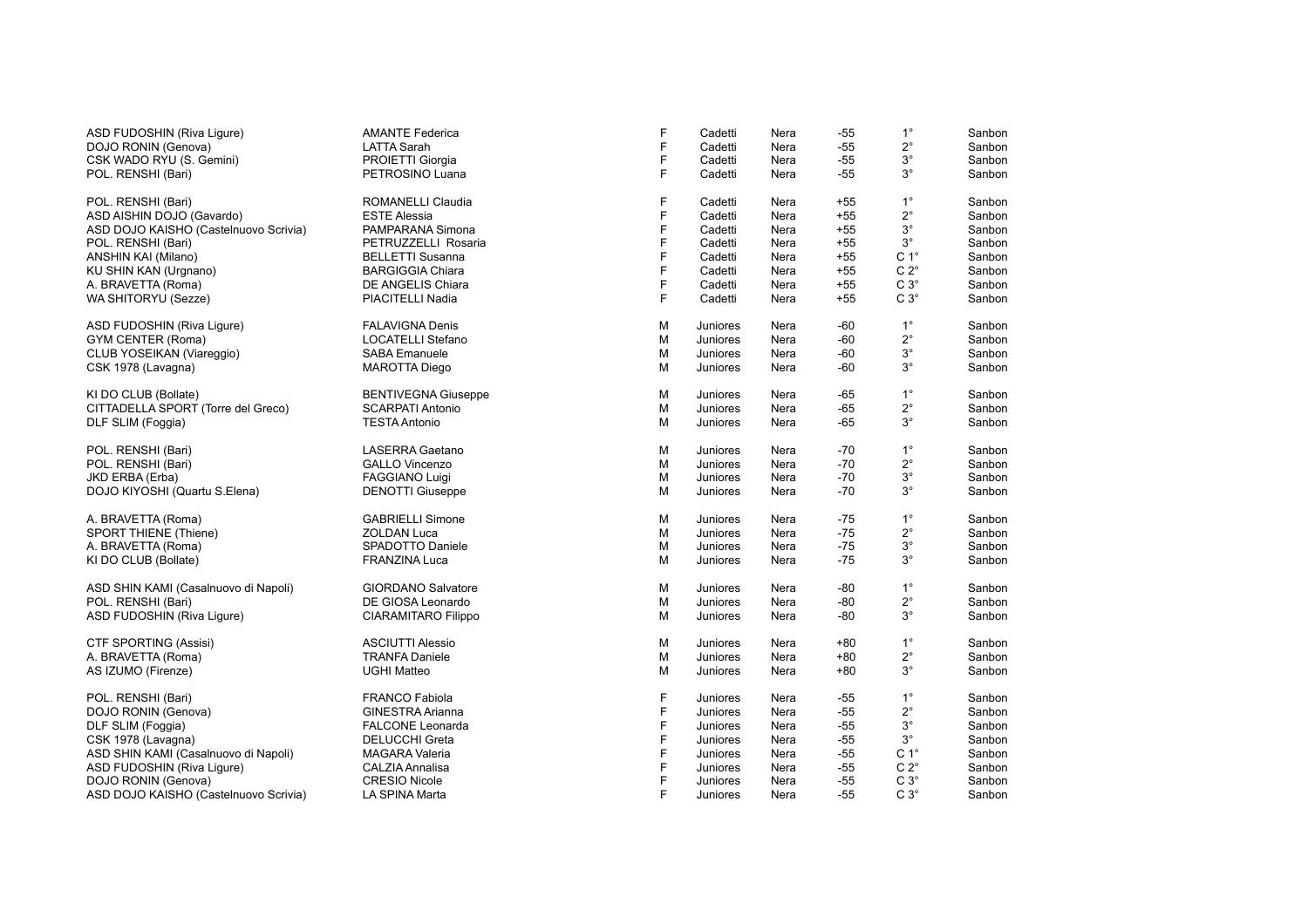| | | | | | | | |
|---|---|---|---|---|---|---|---|
| ASD FUDOSHIN (Riva Ligure) | AMANTE Federica | F | Cadetti | Nera | -55 | 1° | Sanbon |
| DOJO RONIN (Genova) | LATTA Sarah | F | Cadetti | Nera | -55 | 2° | Sanbon |
| CSK WADO RYU (S. Gemini) | PROIETTI Giorgia | F | Cadetti | Nera | -55 | 3° | Sanbon |
| POL. RENSHI (Bari) | PETROSINO Luana | F | Cadetti | Nera | -55 | 3° | Sanbon |
| | | | | | | | |
| POL. RENSHI (Bari) | ROMANELLI Claudia | F | Cadetti | Nera | +55 | 1° | Sanbon |
| ASD AISHIN DOJO (Gavardo) | ESTE Alessia | F | Cadetti | Nera | +55 | 2° | Sanbon |
| ASD DOJO KAISHO (Castelnuovo Scrivia) | PAMPARANA Simona | F | Cadetti | Nera | +55 | 3° | Sanbon |
| POL. RENSHI (Bari) | PETRUZZELLI Rosaria | F | Cadetti | Nera | +55 | 3° | Sanbon |
| ANSHIN KAI (Milano) | BELLETTI Susanna | F | Cadetti | Nera | +55 | C 1° | Sanbon |
| KU SHIN KAN (Urgnano) | BARGIGGIA Chiara | F | Cadetti | Nera | +55 | C 2° | Sanbon |
| A. BRAVETTA (Roma) | DE ANGELIS Chiara | F | Cadetti | Nera | +55 | C 3° | Sanbon |
| WA SHITORYU (Sezze) | PIACITELLI Nadia | F | Cadetti | Nera | +55 | C 3° | Sanbon |
| | | | | | | | |
| ASD FUDOSHIN (Riva Ligure) | FALAVIGNA Denis | M | Juniores | Nera | -60 | 1° | Sanbon |
| GYM CENTER (Roma) | LOCATELLI Stefano | M | Juniores | Nera | -60 | 2° | Sanbon |
| CLUB YOSEIKAN (Viareggio) | SABA Emanuele | M | Juniores | Nera | -60 | 3° | Sanbon |
| CSK 1978 (Lavagna) | MAROTTA Diego | M | Juniores | Nera | -60 | 3° | Sanbon |
| | | | | | | | |
| KI DO CLUB (Bollate) | BENTIVEGNA Giuseppe | M | Juniores | Nera | -65 | 1° | Sanbon |
| CITTADELLA SPORT (Torre del Greco) | SCARPATI Antonio | M | Juniores | Nera | -65 | 2° | Sanbon |
| DLF SLIM (Foggia) | TESTA Antonio | M | Juniores | Nera | -65 | 3° | Sanbon |
| | | | | | | | |
| POL. RENSHI (Bari) | LASERRA Gaetano | M | Juniores | Nera | -70 | 1° | Sanbon |
| POL. RENSHI (Bari) | GALLO Vincenzo | M | Juniores | Nera | -70 | 2° | Sanbon |
| JKD ERBA (Erba) | FAGGIANO Luigi | M | Juniores | Nera | -70 | 3° | Sanbon |
| DOJO KIYOSHI (Quartu S.Elena) | DENOTTI Giuseppe | M | Juniores | Nera | -70 | 3° | Sanbon |
| | | | | | | | |
| A. BRAVETTA (Roma) | GABRIELLI Simone | M | Juniores | Nera | -75 | 1° | Sanbon |
| SPORT THIENE (Thiene) | ZOLDAN Luca | M | Juniores | Nera | -75 | 2° | Sanbon |
| A. BRAVETTA (Roma) | SPADOTTO Daniele | M | Juniores | Nera | -75 | 3° | Sanbon |
| KI DO CLUB (Bollate) | FRANZINA Luca | M | Juniores | Nera | -75 | 3° | Sanbon |
| | | | | | | | |
| ASD SHIN KAMI (Casalnuovo di Napoli) | GIORDANO Salvatore | M | Juniores | Nera | -80 | 1° | Sanbon |
| POL. RENSHI (Bari) | DE GIOSA Leonardo | M | Juniores | Nera | -80 | 2° | Sanbon |
| ASD FUDOSHIN (Riva Ligure) | CIARAMITARO Filippo | M | Juniores | Nera | -80 | 3° | Sanbon |
| | | | | | | | |
| CTF SPORTING (Assisi) | ASCIUTTI Alessio | M | Juniores | Nera | +80 | 1° | Sanbon |
| A. BRAVETTA (Roma) | TRANFA Daniele | M | Juniores | Nera | +80 | 2° | Sanbon |
| AS IZUMO (Firenze) | UGHI Matteo | M | Juniores | Nera | +80 | 3° | Sanbon |
| | | | | | | | |
| POL. RENSHI (Bari) | FRANCO Fabiola | F | Juniores | Nera | -55 | 1° | Sanbon |
| DOJO RONIN (Genova) | GINESTRA Arianna | F | Juniores | Nera | -55 | 2° | Sanbon |
| DLF SLIM (Foggia) | FALCONE Leonarda | F | Juniores | Nera | -55 | 3° | Sanbon |
| CSK 1978 (Lavagna) | DELUCCHI Greta | F | Juniores | Nera | -55 | 3° | Sanbon |
| ASD SHIN KAMI (Casalnuovo di Napoli) | MAGARA Valeria | F | Juniores | Nera | -55 | C 1° | Sanbon |
| ASD FUDOSHIN (Riva Ligure) | CALZIA Annalisa | F | Juniores | Nera | -55 | C 2° | Sanbon |
| DOJO RONIN (Genova) | CRESIO Nicole | F | Juniores | Nera | -55 | C 3° | Sanbon |
| ASD DOJO KAISHO (Castelnuovo Scrivia) | LA SPINA Marta | F | Juniores | Nera | -55 | C 3° | Sanbon |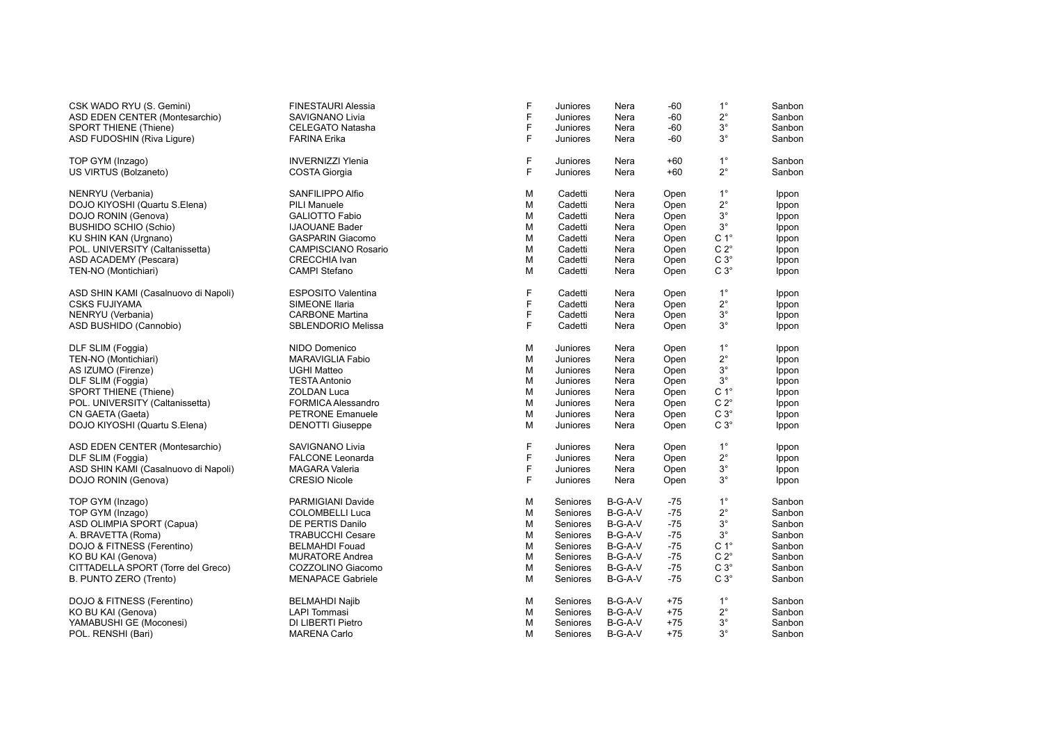| | | | | | | | |
|---|---|---|---|---|---|---|---|
| CSK WADO RYU (S. Gemini) | FINESTAURI Alessia | F | Juniores | Nera | -60 | 1° | Sanbon |
| ASD EDEN CENTER (Montesarchio) | SAVIGNANO Livia | F | Juniores | Nera | -60 | 2° | Sanbon |
| SPORT THIENE (Thiene) | CELEGATO Natasha | F | Juniores | Nera | -60 | 3° | Sanbon |
| ASD FUDOSHIN (Riva Ligure) | FARINA Erika | F | Juniores | Nera | -60 | 3° | Sanbon |
| | | | | | | | |
| TOP GYM (Inzago) | INVERNIZZI Ylenia | F | Juniores | Nera | +60 | 1° | Sanbon |
| US VIRTUS (Bolzaneto) | COSTA Giorgia | F | Juniores | Nera | +60 | 2° | Sanbon |
| | | | | | | | |
| NENRYU (Verbania) | SANFILIPPO Alfio | M | Cadetti | Nera | Open | 1° | Ippon |
| DOJO KIYOSHI (Quartu S.Elena) | PILI Manuele | M | Cadetti | Nera | Open | 2° | Ippon |
| DOJO RONIN (Genova) | GALIOTTO Fabio | M | Cadetti | Nera | Open | 3° | Ippon |
| BUSHIDO SCHIO (Schio) | IJAOUANE Bader | M | Cadetti | Nera | Open | 3° | Ippon |
| KU SHIN KAN (Urgnano) | GASPARIN Giacomo | M | Cadetti | Nera | Open | C 1° | Ippon |
| POL. UNIVERSITY (Caltanissetta) | CAMPISCIANO Rosario | M | Cadetti | Nera | Open | C 2° | Ippon |
| ASD ACADEMY (Pescara) | CRECCHIA Ivan | M | Cadetti | Nera | Open | C 3° | Ippon |
| TEN-NO (Montichiari) | CAMPI Stefano | M | Cadetti | Nera | Open | C 3° | Ippon |
| | | | | | | | |
| ASD SHIN KAMI (Casalnuovo di Napoli) | ESPOSITO Valentina | F | Cadetti | Nera | Open | 1° | Ippon |
| CSKS FUJIYAMA | SIMEONE Ilaria | F | Cadetti | Nera | Open | 2° | Ippon |
| NENRYU (Verbania) | CARBONE Martina | F | Cadetti | Nera | Open | 3° | Ippon |
| ASD BUSHIDO (Cannobio) | SBLENDORIO Melissa | F | Cadetti | Nera | Open | 3° | Ippon |
| | | | | | | | |
| DLF SLIM (Foggia) | NIDO Domenico | M | Juniores | Nera | Open | 1° | Ippon |
| TEN-NO (Montichiari) | MARAVIGLIA Fabio | M | Juniores | Nera | Open | 2° | Ippon |
| AS IZUMO (Firenze) | UGHI Matteo | M | Juniores | Nera | Open | 3° | Ippon |
| DLF SLIM (Foggia) | TESTA Antonio | M | Juniores | Nera | Open | 3° | Ippon |
| SPORT THIENE (Thiene) | ZOLDAN Luca | M | Juniores | Nera | Open | C 1° | Ippon |
| POL. UNIVERSITY (Caltanissetta) | FORMICA Alessandro | M | Juniores | Nera | Open | C 2° | Ippon |
| CN GAETA (Gaeta) | PETRONE Emanuele | M | Juniores | Nera | Open | C 3° | Ippon |
| DOJO KIYOSHI (Quartu S.Elena) | DENOTTI Giuseppe | M | Juniores | Nera | Open | C 3° | Ippon |
| | | | | | | | |
| ASD EDEN CENTER (Montesarchio) | SAVIGNANO Livia | F | Juniores | Nera | Open | 1° | Ippon |
| DLF SLIM (Foggia) | FALCONE Leonarda | F | Juniores | Nera | Open | 2° | Ippon |
| ASD SHIN KAMI (Casalnuovo di Napoli) | MAGARA Valeria | F | Juniores | Nera | Open | 3° | Ippon |
| DOJO RONIN (Genova) | CRESIO Nicole | F | Juniores | Nera | Open | 3° | Ippon |
| | | | | | | | |
| TOP GYM (Inzago) | PARMIGIANI Davide | M | Seniores | B-G-A-V | -75 | 1° | Sanbon |
| TOP GYM (Inzago) | COLOMBELLI Luca | M | Seniores | B-G-A-V | -75 | 2° | Sanbon |
| ASD OLIMPIA SPORT (Capua) | DE PERTIS Danilo | M | Seniores | B-G-A-V | -75 | 3° | Sanbon |
| A. BRAVETTA (Roma) | TRABUCCHI Cesare | M | Seniores | B-G-A-V | -75 | 3° | Sanbon |
| DOJO & FITNESS (Ferentino) | BELMAHDI Fouad | M | Seniores | B-G-A-V | -75 | C 1° | Sanbon |
| KO BU KAI (Genova) | MURATORE Andrea | M | Seniores | B-G-A-V | -75 | C 2° | Sanbon |
| CITTADELLA SPORT (Torre del Greco) | COZZOLINO Giacomo | M | Seniores | B-G-A-V | -75 | C 3° | Sanbon |
| B. PUNTO ZERO (Trento) | MENAPACE Gabriele | M | Seniores | B-G-A-V | -75 | C 3° | Sanbon |
| | | | | | | | |
| DOJO & FITNESS (Ferentino) | BELMAHDI Najib | M | Seniores | B-G-A-V | +75 | 1° | Sanbon |
| KO BU KAI (Genova) | LAPI Tommasi | M | Seniores | B-G-A-V | +75 | 2° | Sanbon |
| YAMABUSHI GE (Moconesi) | DI LIBERTI Pietro | M | Seniores | B-G-A-V | +75 | 3° | Sanbon |
| POL. RENSHI (Bari) | MARENA Carlo | M | Seniores | B-G-A-V | +75 | 3° | Sanbon |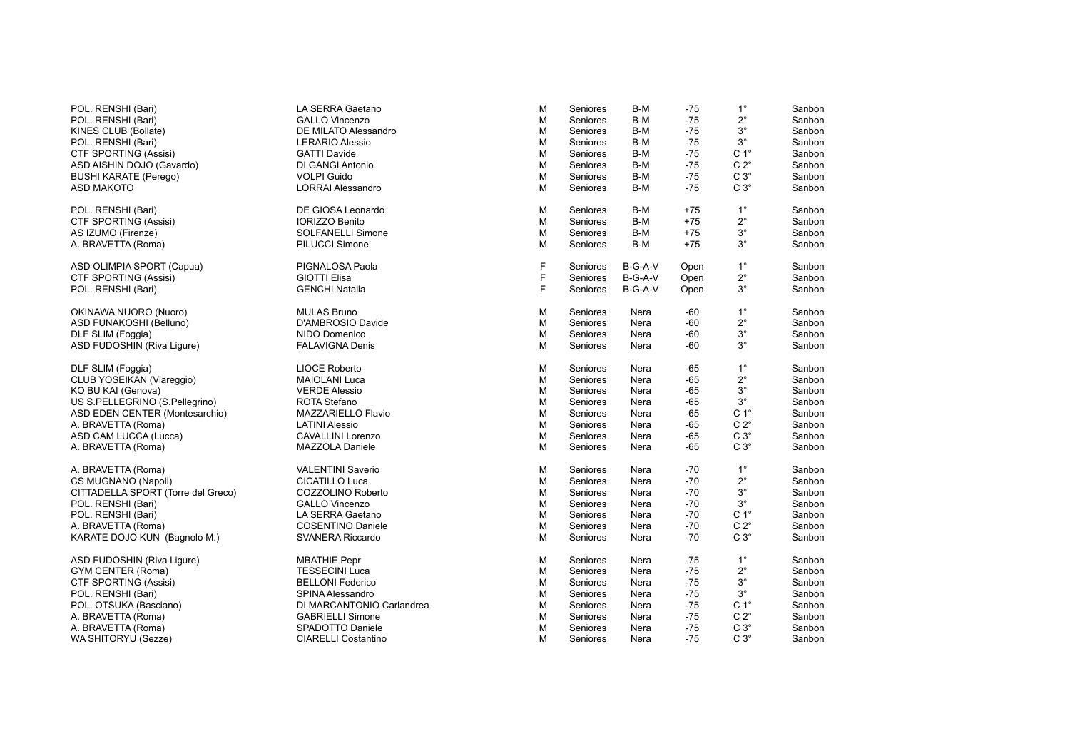| | | | | | | | |
|---|---|---|---|---|---|---|---|
| POL. RENSHI (Bari) | LA SERRA Gaetano | M | Seniores | B-M | -75 | 1° | Sanbon |
| POL. RENSHI (Bari) | GALLO Vincenzo | M | Seniores | B-M | -75 | 2° | Sanbon |
| KINES CLUB (Bollate) | DE MILATO Alessandro | M | Seniores | B-M | -75 | 3° | Sanbon |
| POL. RENSHI (Bari) | LERARIO Alessio | M | Seniores | B-M | -75 | 3° | Sanbon |
| CTF SPORTING (Assisi) | GATTI Davide | M | Seniores | B-M | -75 | C 1° | Sanbon |
| ASD AISHIN DOJO (Gavardo) | DI GANGI Antonio | M | Seniores | B-M | -75 | C 2° | Sanbon |
| BUSHI KARATE (Perego) | VOLPI Guido | M | Seniores | B-M | -75 | C 3° | Sanbon |
| ASD MAKOTO | LORRAI Alessandro | M | Seniores | B-M | -75 | C 3° | Sanbon |
| | | | | | | | |
| POL. RENSHI (Bari) | DE GIOSA Leonardo | M | Seniores | B-M | +75 | 1° | Sanbon |
| CTF SPORTING (Assisi) | IORIZZO Benito | M | Seniores | B-M | +75 | 2° | Sanbon |
| AS IZUMO (Firenze) | SOLFANELLI Simone | M | Seniores | B-M | +75 | 3° | Sanbon |
| A. BRAVETTA (Roma) | PILUCCI Simone | M | Seniores | B-M | +75 | 3° | Sanbon |
| | | | | | | | |
| ASD OLIMPIA SPORT (Capua) | PIGNALOSA Paola | F | Seniores | B-G-A-V | Open | 1° | Sanbon |
| CTF SPORTING (Assisi) | GIOTTI Elisa | F | Seniores | B-G-A-V | Open | 2° | Sanbon |
| POL. RENSHI (Bari) | GENCHI Natalia | F | Seniores | B-G-A-V | Open | 3° | Sanbon |
| | | | | | | | |
| OKINAWA NUORO (Nuoro) | MULAS Bruno | M | Seniores | Nera | -60 | 1° | Sanbon |
| ASD FUNAKOSHI (Belluno) | D'AMBROSIO Davide | M | Seniores | Nera | -60 | 2° | Sanbon |
| DLF SLIM (Foggia) | NIDO Domenico | M | Seniores | Nera | -60 | 3° | Sanbon |
| ASD FUDOSHIN (Riva Ligure) | FALAVIGNA Denis | M | Seniores | Nera | -60 | 3° | Sanbon |
| | | | | | | | |
| DLF SLIM (Foggia) | LIOCE Roberto | M | Seniores | Nera | -65 | 1° | Sanbon |
| CLUB YOSEIKAN (Viareggio) | MAIOLANI Luca | M | Seniores | Nera | -65 | 2° | Sanbon |
| KO BU KAI (Genova) | VERDE Alessio | M | Seniores | Nera | -65 | 3° | Sanbon |
| US S.PELLEGRINO (S.Pellegrino) | ROTA Stefano | M | Seniores | Nera | -65 | 3° | Sanbon |
| ASD EDEN CENTER (Montesarchio) | MAZZARIELLO Flavio | M | Seniores | Nera | -65 | C 1° | Sanbon |
| A. BRAVETTA (Roma) | LATINI Alessio | M | Seniores | Nera | -65 | C 2° | Sanbon |
| ASD CAM LUCCA (Lucca) | CAVALLINI Lorenzo | M | Seniores | Nera | -65 | C 3° | Sanbon |
| A. BRAVETTA (Roma) | MAZZOLA Daniele | M | Seniores | Nera | -65 | C 3° | Sanbon |
| | | | | | | | |
| A. BRAVETTA (Roma) | VALENTINI Saverio | M | Seniores | Nera | -70 | 1° | Sanbon |
| CS MUGNANO (Napoli) | CICATILLO Luca | M | Seniores | Nera | -70 | 2° | Sanbon |
| CITTADELLA SPORT (Torre del Greco) | COZZOLINO Roberto | M | Seniores | Nera | -70 | 3° | Sanbon |
| POL. RENSHI (Bari) | GALLO Vincenzo | M | Seniores | Nera | -70 | 3° | Sanbon |
| POL. RENSHI (Bari) | LA SERRA Gaetano | M | Seniores | Nera | -70 | C 1° | Sanbon |
| A. BRAVETTA (Roma) | COSENTINO Daniele | M | Seniores | Nera | -70 | C 2° | Sanbon |
| KARATE DOJO KUN (Bagnolo M.) | SVANERA Riccardo | M | Seniores | Nera | -70 | C 3° | Sanbon |
| | | | | | | | |
| ASD FUDOSHIN (Riva Ligure) | MBATHIE Pepr | M | Seniores | Nera | -75 | 1° | Sanbon |
| GYM CENTER (Roma) | TESSECINI Luca | M | Seniores | Nera | -75 | 2° | Sanbon |
| CTF SPORTING (Assisi) | BELLONI Federico | M | Seniores | Nera | -75 | 3° | Sanbon |
| POL. RENSHI (Bari) | SPINA Alessandro | M | Seniores | Nera | -75 | 3° | Sanbon |
| POL. OTSUKA (Basciano) | DI MARCANTONIO Carlandrea | M | Seniores | Nera | -75 | C 1° | Sanbon |
| A. BRAVETTA (Roma) | GABRIELLI Simone | M | Seniores | Nera | -75 | C 2° | Sanbon |
| A. BRAVETTA (Roma) | SPADOTTO Daniele | M | Seniores | Nera | -75 | C 3° | Sanbon |
| WA SHITORYU (Sezze) | CIARELLI Costantino | M | Seniores | Nera | -75 | C 3° | Sanbon |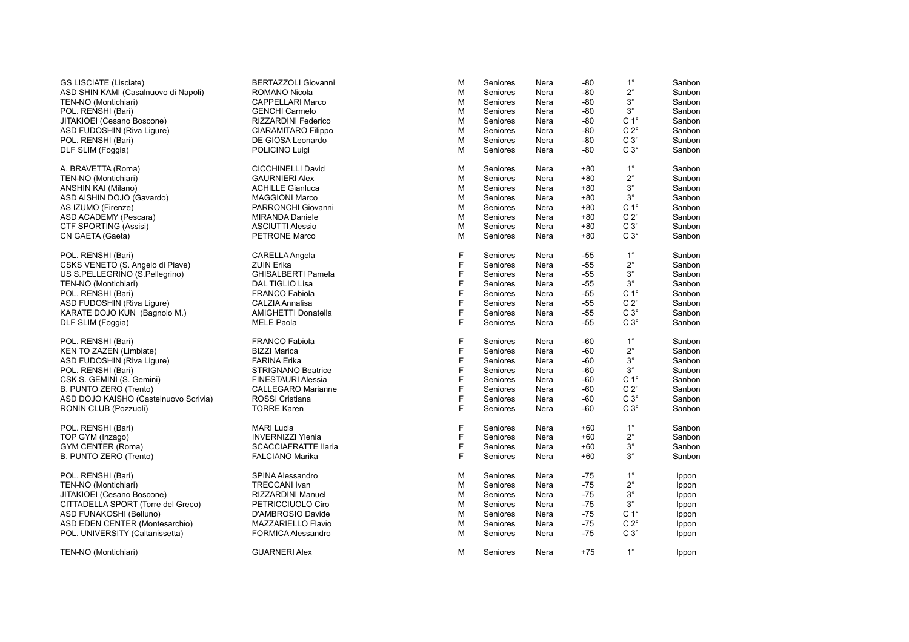| | | | | | | | |
|---|---|---|---|---|---|---|---|
| GS LISCIATE (Lisciate) | BERTAZZOLI Giovanni | M | Seniores | Nera | -80 | 1° | Sanbon |
| ASD SHIN KAMI (Casalnuovo di Napoli) | ROMANO Nicola | M | Seniores | Nera | -80 | 2° | Sanbon |
| TEN-NO (Montichiari) | CAPPELLARI Marco | M | Seniores | Nera | -80 | 3° | Sanbon |
| POL. RENSHI (Bari) | GENCHI Carmelo | M | Seniores | Nera | -80 | 3° | Sanbon |
| JITAKIOEI (Cesano Boscone) | RIZZARDINI Federico | M | Seniores | Nera | -80 | C 1° | Sanbon |
| ASD FUDOSHIN (Riva Ligure) | CIARAMITARO Filippo | M | Seniores | Nera | -80 | C 2° | Sanbon |
| POL. RENSHI (Bari) | DE GIOSA Leonardo | M | Seniores | Nera | -80 | C 3° | Sanbon |
| DLF SLIM (Foggia) | POLICINO Luigi | M | Seniores | Nera | -80 | C 3° | Sanbon |
| | | | | | | | |
| A. BRAVETTA (Roma) | CICCHINELLI David | M | Seniores | Nera | +80 | 1° | Sanbon |
| TEN-NO (Montichiari) | GAURNIERI Alex | M | Seniores | Nera | +80 | 2° | Sanbon |
| ANSHIN KAI (Milano) | ACHILLE Gianluca | M | Seniores | Nera | +80 | 3° | Sanbon |
| ASD AISHIN DOJO (Gavardo) | MAGGIONI Marco | M | Seniores | Nera | +80 | 3° | Sanbon |
| AS IZUMO (Firenze) | PARRONCHI Giovanni | M | Seniores | Nera | +80 | C 1° | Sanbon |
| ASD ACADEMY (Pescara) | MIRANDA Daniele | M | Seniores | Nera | +80 | C 2° | Sanbon |
| CTF SPORTING (Assisi) | ASCIUTTI Alessio | M | Seniores | Nera | +80 | C 3° | Sanbon |
| CN GAETA (Gaeta) | PETRONE Marco | M | Seniores | Nera | +80 | C 3° | Sanbon |
| | | | | | | | |
| POL. RENSHI (Bari) | CARELLA Angela | F | Seniores | Nera | -55 | 1° | Sanbon |
| CSKS VENETO (S. Angelo di Piave) | ZUIN Erika | F | Seniores | Nera | -55 | 2° | Sanbon |
| US S.PELLEGRINO (S.Pellegrino) | GHISALBERTI Pamela | F | Seniores | Nera | -55 | 3° | Sanbon |
| TEN-NO (Montichiari) | DAL TIGLIO Lisa | F | Seniores | Nera | -55 | 3° | Sanbon |
| POL. RENSHI (Bari) | FRANCO Fabiola | F | Seniores | Nera | -55 | C 1° | Sanbon |
| ASD FUDOSHIN (Riva Ligure) | CALZIA Annalisa | F | Seniores | Nera | -55 | C 2° | Sanbon |
| KARATE DOJO KUN (Bagnolo M.) | AMIGHETTI Donatella | F | Seniores | Nera | -55 | C 3° | Sanbon |
| DLF SLIM (Foggia) | MELE Paola | F | Seniores | Nera | -55 | C 3° | Sanbon |
| | | | | | | | |
| POL. RENSHI (Bari) | FRANCO Fabiola | F | Seniores | Nera | -60 | 1° | Sanbon |
| KEN TO ZAZEN (Limbiate) | BIZZI Marica | F | Seniores | Nera | -60 | 2° | Sanbon |
| ASD FUDOSHIN (Riva Ligure) | FARINA Erika | F | Seniores | Nera | -60 | 3° | Sanbon |
| POL. RENSHI (Bari) | STRIGNANO Beatrice | F | Seniores | Nera | -60 | 3° | Sanbon |
| CSK S. GEMINI (S. Gemini) | FINESTAURI Alessia | F | Seniores | Nera | -60 | C 1° | Sanbon |
| B. PUNTO ZERO (Trento) | CALLEGARO Marianne | F | Seniores | Nera | -60 | C 2° | Sanbon |
| ASD DOJO KAISHO (Castelnuovo Scrivia) | ROSSI Cristiana | F | Seniores | Nera | -60 | C 3° | Sanbon |
| RONIN CLUB (Pozzuoli) | TORRE Karen | F | Seniores | Nera | -60 | C 3° | Sanbon |
| | | | | | | | |
| POL. RENSHI (Bari) | MARI Lucia | F | Seniores | Nera | +60 | 1° | Sanbon |
| TOP GYM (Inzago) | INVERNIZZI Ylenia | F | Seniores | Nera | +60 | 2° | Sanbon |
| GYM CENTER (Roma) | SCACCIAFRATTE Ilaria | F | Seniores | Nera | +60 | 3° | Sanbon |
| B. PUNTO ZERO (Trento) | FALCIANO Marika | F | Seniores | Nera | +60 | 3° | Sanbon |
| | | | | | | | |
| POL. RENSHI (Bari) | SPINA Alessandro | M | Seniores | Nera | -75 | 1° | Ippon |
| TEN-NO (Montichiari) | TRECCANI Ivan | M | Seniores | Nera | -75 | 2° | Ippon |
| JITAKIOEI (Cesano Boscone) | RIZZARDINI Manuel | M | Seniores | Nera | -75 | 3° | Ippon |
| CITTADELLA SPORT (Torre del Greco) | PETRICCIUOLO Ciro | M | Seniores | Nera | -75 | 3° | Ippon |
| ASD FUNAKOSHI (Belluno) | D'AMBROSIO Davide | M | Seniores | Nera | -75 | C 1° | Ippon |
| ASD EDEN CENTER (Montesarchio) | MAZZARIELLO Flavio | M | Seniores | Nera | -75 | C 2° | Ippon |
| POL. UNIVERSITY (Caltanissetta) | FORMICA Alessandro | M | Seniores | Nera | -75 | C 3° | Ippon |
| | | | | | | | |
| TEN-NO (Montichiari) | GUARNERI Alex | M | Seniores | Nera | +75 | 1° | Ippon |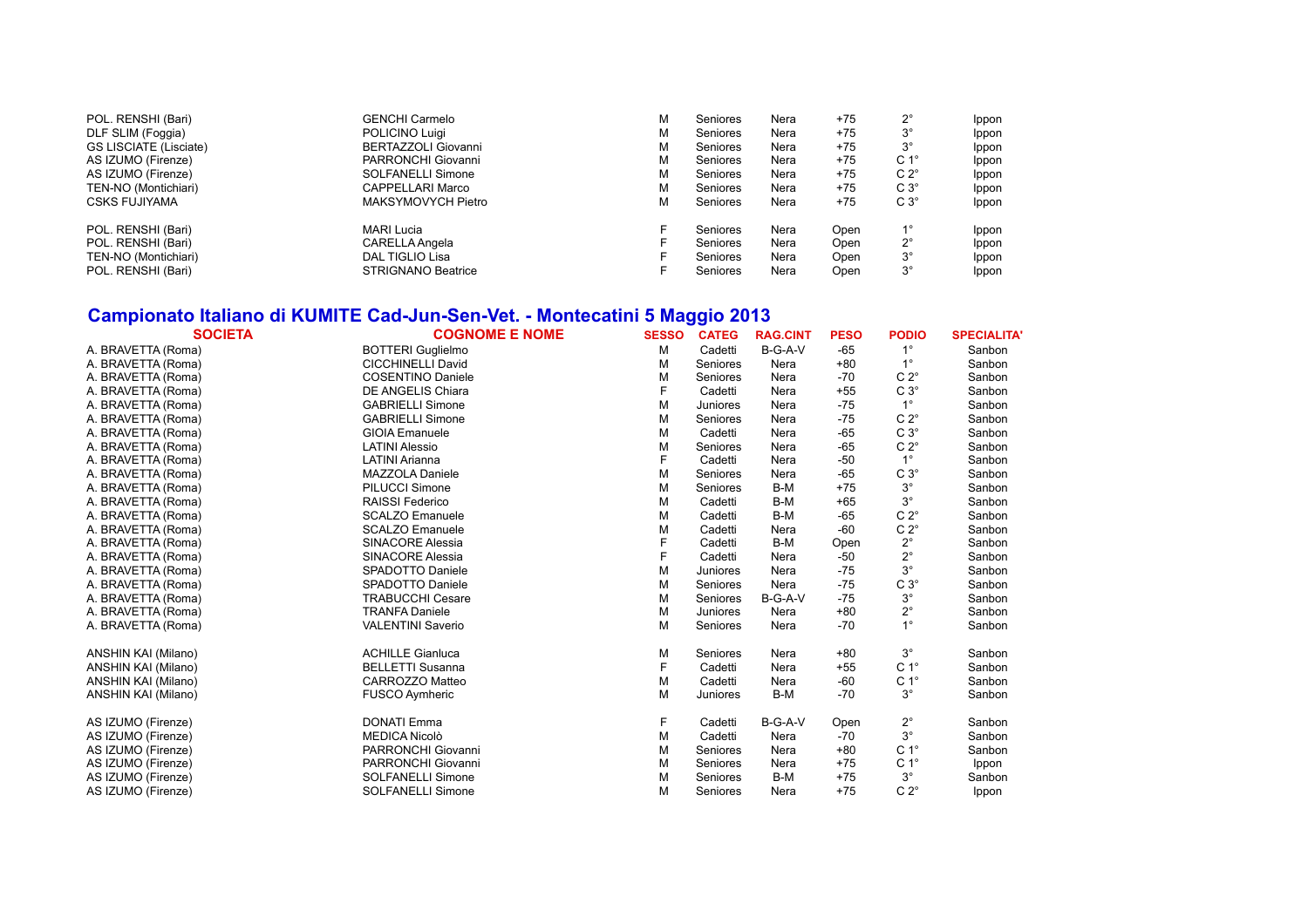| | | | | | | | |
|---|---|---|---|---|---|---|---|
| POL. RENSHI (Bari) | GENCHI Carmelo | M | Seniores | Nera | +75 | 2° | Ippon |
| DLF SLIM (Foggia) | POLICINO Luigi | M | Seniores | Nera | +75 | 3° | Ippon |
| GS LISCIATE (Lisciate) | BERTAZZOLI Giovanni | M | Seniores | Nera | +75 | 3° | Ippon |
| AS IZUMO (Firenze) | PARRONCHI Giovanni | M | Seniores | Nera | +75 | C 1° | Ippon |
| AS IZUMO (Firenze) | SOLFANELLI Simone | M | Seniores | Nera | +75 | C 2° | Ippon |
| TEN-NO (Montichiari) | CAPPELLARI Marco | M | Seniores | Nera | +75 | C 3° | Ippon |
| CSKS FUJIYAMA | MAKSYMOVYCH Pietro | M | Seniores | Nera | +75 | C 3° | Ippon |
| | | | | | | | |
| POL. RENSHI (Bari) | MARI Lucia | F | Seniores | Nera | Open | 1° | Ippon |
| POL. RENSHI (Bari) | CARELLA Angela | F | Seniores | Nera | Open | 2° | Ippon |
| TEN-NO (Montichiari) | DAL TIGLIO Lisa | F | Seniores | Nera | Open | 3° | Ippon |
| POL. RENSHI (Bari) | STRIGNANO Beatrice | F | Seniores | Nera | Open | 3° | Ippon |

## Campionato Italiano di KUMITE Cad-Jun-Sen-Vet. - Montecatini 5 Maggio 2013

| SOCIETA | COGNOME E NOME | SESSO | CATEG | RAG.CINT | PESO | PODIO | SPECIALITA' |
|---|---|---|---|---|---|---|---|
| A. BRAVETTA (Roma) | BOTTERI Guglielmo | M | Cadetti | B-G-A-V | -65 | 1° | Sanbon |
| A. BRAVETTA (Roma) | CICCHINELLI David | M | Seniores | Nera | +80 | 1° | Sanbon |
| A. BRAVETTA (Roma) | COSENTINO Daniele | M | Seniores | Nera | -70 | C 2° | Sanbon |
| A. BRAVETTA (Roma) | DE ANGELIS Chiara | F | Cadetti | Nera | +55 | C 3° | Sanbon |
| A. BRAVETTA (Roma) | GABRIELLI Simone | M | Juniores | Nera | -75 | 1° | Sanbon |
| A. BRAVETTA (Roma) | GABRIELLI Simone | M | Seniores | Nera | -75 | C 2° | Sanbon |
| A. BRAVETTA (Roma) | GIOIA Emanuele | M | Cadetti | Nera | -65 | C 3° | Sanbon |
| A. BRAVETTA (Roma) | LATINI Alessio | M | Seniores | Nera | -65 | C 2° | Sanbon |
| A. BRAVETTA (Roma) | LATINI Arianna | F | Cadetti | Nera | -50 | 1° | Sanbon |
| A. BRAVETTA (Roma) | MAZZOLA Daniele | M | Seniores | Nera | -65 | C 3° | Sanbon |
| A. BRAVETTA (Roma) | PILUCCI Simone | M | Seniores | B-M | +75 | 3° | Sanbon |
| A. BRAVETTA (Roma) | RAISSI Federico | M | Cadetti | B-M | +65 | 3° | Sanbon |
| A. BRAVETTA (Roma) | SCALZO Emanuele | M | Cadetti | B-M | -65 | C 2° | Sanbon |
| A. BRAVETTA (Roma) | SCALZO Emanuele | M | Cadetti | Nera | -60 | C 2° | Sanbon |
| A. BRAVETTA (Roma) | SINACORE Alessia | F | Cadetti | B-M | Open | 2° | Sanbon |
| A. BRAVETTA (Roma) | SINACORE Alessia | F | Cadetti | Nera | -50 | 2° | Sanbon |
| A. BRAVETTA (Roma) | SPADOTTO Daniele | M | Juniores | Nera | -75 | 3° | Sanbon |
| A. BRAVETTA (Roma) | SPADOTTO Daniele | M | Seniores | Nera | -75 | C 3° | Sanbon |
| A. BRAVETTA (Roma) | TRABUCCHI Cesare | M | Seniores | B-G-A-V | -75 | 3° | Sanbon |
| A. BRAVETTA (Roma) | TRANFA Daniele | M | Juniores | Nera | +80 | 2° | Sanbon |
| A. BRAVETTA (Roma) | VALENTINI Saverio | M | Seniores | Nera | -70 | 1° | Sanbon |
| | | | | | | | |
| ANSHIN KAI (Milano) | ACHILLE Gianluca | M | Seniores | Nera | +80 | 3° | Sanbon |
| ANSHIN KAI (Milano) | BELLETTI Susanna | F | Cadetti | Nera | +55 | C 1° | Sanbon |
| ANSHIN KAI (Milano) | CARROZZO Matteo | M | Cadetti | Nera | -60 | C 1° | Sanbon |
| ANSHIN KAI (Milano) | FUSCO Aymheric | M | Juniores | B-M | -70 | 3° | Sanbon |
| | | | | | | | |
| AS IZUMO (Firenze) | DONATI Emma | F | Cadetti | B-G-A-V | Open | 2° | Sanbon |
| AS IZUMO (Firenze) | MEDICA Nicolò | M | Cadetti | Nera | -70 | 3° | Sanbon |
| AS IZUMO (Firenze) | PARRONCHI Giovanni | M | Seniores | Nera | +80 | C 1° | Sanbon |
| AS IZUMO (Firenze) | PARRONCHI Giovanni | M | Seniores | Nera | +75 | C 1° | Ippon |
| AS IZUMO (Firenze) | SOLFANELLI Simone | M | Seniores | B-M | +75 | 3° | Sanbon |
| AS IZUMO (Firenze) | SOLFANELLI Simone | M | Seniores | Nera | +75 | C 2° | Ippon |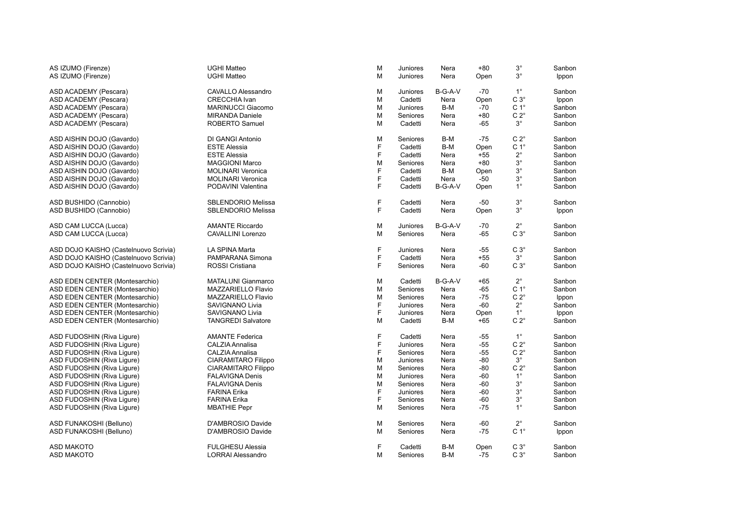| | | | | | | | |
|---|---|---|---|---|---|---|---|
| AS IZUMO (Firenze) | UGHI Matteo | M | Juniores | Nera | +80 | 3° | Sanbon |
| AS IZUMO (Firenze) | UGHI Matteo | M | Juniores | Nera | Open | 3° | Ippon |
| | | | | | | | |
| ASD ACADEMY (Pescara) | CAVALLO Alessandro | M | Juniores | B-G-A-V | -70 | 1° | Sanbon |
| ASD ACADEMY (Pescara) | CRECCHIA Ivan | M | Cadetti | Nera | Open | C 3° | Ippon |
| ASD ACADEMY (Pescara) | MARINUCCI Giacomo | M | Juniores | B-M | -70 | C 1° | Sanbon |
| ASD ACADEMY (Pescara) | MIRANDA Daniele | M | Seniores | Nera | +80 | C 2° | Sanbon |
| ASD ACADEMY (Pescara) | ROBERTO Samuel | M | Cadetti | Nera | -65 | 3° | Sanbon |
| | | | | | | | |
| ASD AISHIN DOJO (Gavardo) | DI GANGI Antonio | M | Seniores | B-M | -75 | C 2° | Sanbon |
| ASD AISHIN DOJO (Gavardo) | ESTE Alessia | F | Cadetti | B-M | Open | C 1° | Sanbon |
| ASD AISHIN DOJO (Gavardo) | ESTE Alessia | F | Cadetti | Nera | +55 | 2° | Sanbon |
| ASD AISHIN DOJO (Gavardo) | MAGGIONI Marco | M | Seniores | Nera | +80 | 3° | Sanbon |
| ASD AISHIN DOJO (Gavardo) | MOLINARI Veronica | F | Cadetti | B-M | Open | 3° | Sanbon |
| ASD AISHIN DOJO (Gavardo) | MOLINARI Veronica | F | Cadetti | Nera | -50 | 3° | Sanbon |
| ASD AISHIN DOJO (Gavardo) | PODAVINI Valentina | F | Cadetti | B-G-A-V | Open | 1° | Sanbon |
| | | | | | | | |
| ASD BUSHIDO (Cannobio) | SBLENDORIO Melissa | F | Cadetti | Nera | -50 | 3° | Sanbon |
| ASD BUSHIDO (Cannobio) | SBLENDORIO Melissa | F | Cadetti | Nera | Open | 3° | Ippon |
| | | | | | | | |
| ASD CAM LUCCA (Lucca) | AMANTE Riccardo | M | Juniores | B-G-A-V | -70 | 2° | Sanbon |
| ASD CAM LUCCA (Lucca) | CAVALLINI Lorenzo | M | Seniores | Nera | -65 | C 3° | Sanbon |
| | | | | | | | |
| ASD DOJO KAISHO (Castelnuovo Scrivia) | LA SPINA Marta | F | Juniores | Nera | -55 | C 3° | Sanbon |
| ASD DOJO KAISHO (Castelnuovo Scrivia) | PAMPARANA Simona | F | Cadetti | Nera | +55 | 3° | Sanbon |
| ASD DOJO KAISHO (Castelnuovo Scrivia) | ROSSI Cristiana | F | Seniores | Nera | -60 | C 3° | Sanbon |
| | | | | | | | |
| ASD EDEN CENTER (Montesarchio) | MATALUNI Gianmarco | M | Cadetti | B-G-A-V | +65 | 2° | Sanbon |
| ASD EDEN CENTER (Montesarchio) | MAZZARIELLO Flavio | M | Seniores | Nera | -65 | C 1° | Sanbon |
| ASD EDEN CENTER (Montesarchio) | MAZZARIELLO Flavio | M | Seniores | Nera | -75 | C 2° | Ippon |
| ASD EDEN CENTER (Montesarchio) | SAVIGNANO Livia | F | Juniores | Nera | -60 | 2° | Sanbon |
| ASD EDEN CENTER (Montesarchio) | SAVIGNANO Livia | F | Juniores | Nera | Open | 1° | Ippon |
| ASD EDEN CENTER (Montesarchio) | TANGREDI Salvatore | M | Cadetti | B-M | +65 | C 2° | Sanbon |
| | | | | | | | |
| ASD FUDOSHIN (Riva Ligure) | AMANTE Federica | F | Cadetti | Nera | -55 | 1° | Sanbon |
| ASD FUDOSHIN (Riva Ligure) | CALZIA Annalisa | F | Juniores | Nera | -55 | C 2° | Sanbon |
| ASD FUDOSHIN (Riva Ligure) | CALZIA Annalisa | F | Seniores | Nera | -55 | C 2° | Sanbon |
| ASD FUDOSHIN (Riva Ligure) | CIARAMITARO Filippo | M | Juniores | Nera | -80 | 3° | Sanbon |
| ASD FUDOSHIN (Riva Ligure) | CIARAMITARO Filippo | M | Seniores | Nera | -80 | C 2° | Sanbon |
| ASD FUDOSHIN (Riva Ligure) | FALAVIGNA Denis | M | Juniores | Nera | -60 | 1° | Sanbon |
| ASD FUDOSHIN (Riva Ligure) | FALAVIGNA Denis | M | Seniores | Nera | -60 | 3° | Sanbon |
| ASD FUDOSHIN (Riva Ligure) | FARINA Erika | F | Juniores | Nera | -60 | 3° | Sanbon |
| ASD FUDOSHIN (Riva Ligure) | FARINA Erika | F | Seniores | Nera | -60 | 3° | Sanbon |
| ASD FUDOSHIN (Riva Ligure) | MBATHIE Pepr | M | Seniores | Nera | -75 | 1° | Sanbon |
| | | | | | | | |
| ASD FUNAKOSHI (Belluno) | D'AMBROSIO Davide | M | Seniores | Nera | -60 | 2° | Sanbon |
| ASD FUNAKOSHI (Belluno) | D'AMBROSIO Davide | M | Seniores | Nera | -75 | C 1° | Ippon |
| | | | | | | | |
| ASD MAKOTO | FULGHESU Alessia | F | Cadetti | B-M | Open | C 3° | Sanbon |
| ASD MAKOTO | LORRAI Alessandro | M | Seniores | B-M | -75 | C 3° | Sanbon |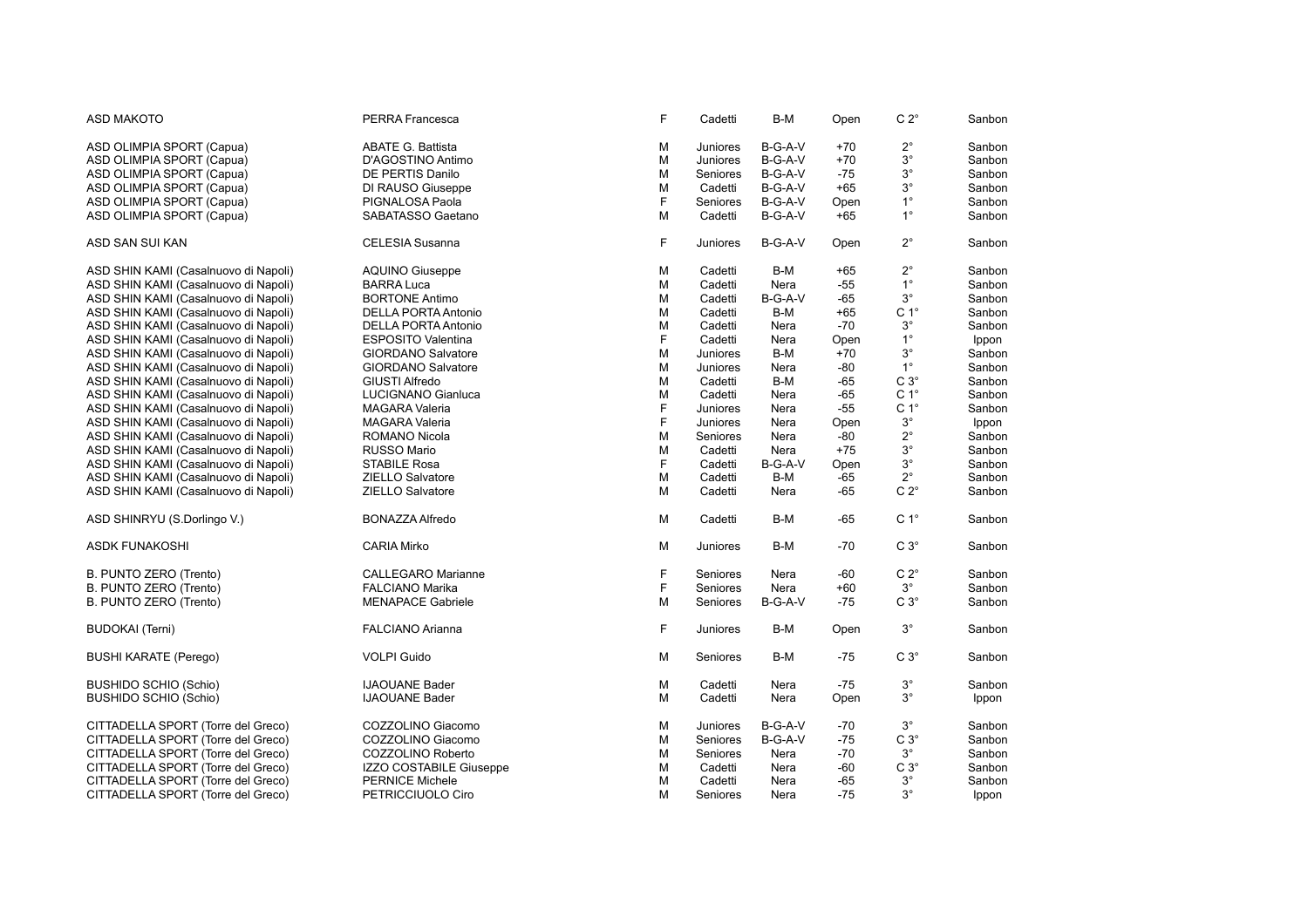| | | | | | | | |
|---|---|---|---|---|---|---|---|
| ASD MAKOTO | PERRA Francesca | F | Cadetti | B-M | Open | C 2° | Sanbon |
| ASD OLIMPIA SPORT (Capua) | ABATE G. Battista | M | Juniores | B-G-A-V | +70 | 2° | Sanbon |
| ASD OLIMPIA SPORT (Capua) | D'AGOSTINO Antimo | M | Juniores | B-G-A-V | +70 | 3° | Sanbon |
| ASD OLIMPIA SPORT (Capua) | DE PERTIS Danilo | M | Seniores | B-G-A-V | -75 | 3° | Sanbon |
| ASD OLIMPIA SPORT (Capua) | DI RAUSO Giuseppe | M | Cadetti | B-G-A-V | +65 | 3° | Sanbon |
| ASD OLIMPIA SPORT (Capua) | PIGNALOSA Paola | F | Seniores | B-G-A-V | Open | 1° | Sanbon |
| ASD OLIMPIA SPORT (Capua) | SABATASSO Gaetano | M | Cadetti | B-G-A-V | +65 | 1° | Sanbon |
| ASD SAN SUI KAN | CELESIA Susanna | F | Juniores | B-G-A-V | Open | 2° | Sanbon |
| ASD SHIN KAMI (Casalnuovo di Napoli) | AQUINO Giuseppe | M | Cadetti | B-M | +65 | 2° | Sanbon |
| ASD SHIN KAMI (Casalnuovo di Napoli) | BARRA Luca | M | Cadetti | Nera | -55 | 1° | Sanbon |
| ASD SHIN KAMI (Casalnuovo di Napoli) | BORTONE Antimo | M | Cadetti | B-G-A-V | -65 | 3° | Sanbon |
| ASD SHIN KAMI (Casalnuovo di Napoli) | DELLA PORTA Antonio | M | Cadetti | B-M | +65 | C 1° | Sanbon |
| ASD SHIN KAMI (Casalnuovo di Napoli) | DELLA PORTA Antonio | M | Cadetti | Nera | -70 | 3° | Sanbon |
| ASD SHIN KAMI (Casalnuovo di Napoli) | ESPOSITO Valentina | F | Cadetti | Nera | Open | 1° | Ippon |
| ASD SHIN KAMI (Casalnuovo di Napoli) | GIORDANO Salvatore | M | Juniores | B-M | +70 | 3° | Sanbon |
| ASD SHIN KAMI (Casalnuovo di Napoli) | GIORDANO Salvatore | M | Juniores | Nera | -80 | 1° | Sanbon |
| ASD SHIN KAMI (Casalnuovo di Napoli) | GIUSTI Alfredo | M | Cadetti | B-M | -65 | C 3° | Sanbon |
| ASD SHIN KAMI (Casalnuovo di Napoli) | LUCIGNANO Gianluca | M | Cadetti | Nera | -65 | C 1° | Sanbon |
| ASD SHIN KAMI (Casalnuovo di Napoli) | MAGARA Valeria | F | Juniores | Nera | -55 | C 1° | Sanbon |
| ASD SHIN KAMI (Casalnuovo di Napoli) | MAGARA Valeria | F | Juniores | Nera | Open | 3° | Ippon |
| ASD SHIN KAMI (Casalnuovo di Napoli) | ROMANO Nicola | M | Seniores | Nera | -80 | 2° | Sanbon |
| ASD SHIN KAMI (Casalnuovo di Napoli) | RUSSO Mario | M | Cadetti | Nera | +75 | 3° | Sanbon |
| ASD SHIN KAMI (Casalnuovo di Napoli) | STABILE Rosa | F | Cadetti | B-G-A-V | Open | 3° | Sanbon |
| ASD SHIN KAMI (Casalnuovo di Napoli) | ZIELLO Salvatore | M | Cadetti | B-M | -65 | 2° | Sanbon |
| ASD SHIN KAMI (Casalnuovo di Napoli) | ZIELLO Salvatore | M | Cadetti | Nera | -65 | C 2° | Sanbon |
| ASD SHINRYU (S.Dorlingo V.) | BONAZZA Alfredo | M | Cadetti | B-M | -65 | C 1° | Sanbon |
| ASDK FUNAKOSHI | CARIA Mirko | M | Juniores | B-M | -70 | C 3° | Sanbon |
| B. PUNTO ZERO (Trento) | CALLEGARO Marianne | F | Seniores | Nera | -60 | C 2° | Sanbon |
| B. PUNTO ZERO (Trento) | FALCIANO Marika | F | Seniores | Nera | +60 | 3° | Sanbon |
| B. PUNTO ZERO (Trento) | MENAPACE Gabriele | M | Seniores | B-G-A-V | -75 | C 3° | Sanbon |
| BUDOKAI (Terni) | FALCIANO Arianna | F | Juniores | B-M | Open | 3° | Sanbon |
| BUSHI KARATE (Perego) | VOLPI Guido | M | Seniores | B-M | -75 | C 3° | Sanbon |
| BUSHIDO SCHIO (Schio) | IJAOUANE Bader | M | Cadetti | Nera | -75 | 3° | Sanbon |
| BUSHIDO SCHIO (Schio) | IJAOUANE Bader | M | Cadetti | Nera | Open | 3° | Ippon |
| CITTADELLA SPORT (Torre del Greco) | COZZOLINO Giacomo | M | Juniores | B-G-A-V | -70 | 3° | Sanbon |
| CITTADELLA SPORT (Torre del Greco) | COZZOLINO Giacomo | M | Seniores | B-G-A-V | -75 | C 3° | Sanbon |
| CITTADELLA SPORT (Torre del Greco) | COZZOLINO Roberto | M | Seniores | Nera | -70 | 3° | Sanbon |
| CITTADELLA SPORT (Torre del Greco) | IZZO COSTABILE Giuseppe | M | Cadetti | Nera | -60 | C 3° | Sanbon |
| CITTADELLA SPORT (Torre del Greco) | PERNICE Michele | M | Cadetti | Nera | -65 | 3° | Sanbon |
| CITTADELLA SPORT (Torre del Greco) | PETRICCIUOLO Ciro | M | Seniores | Nera | -75 | 3° | Ippon |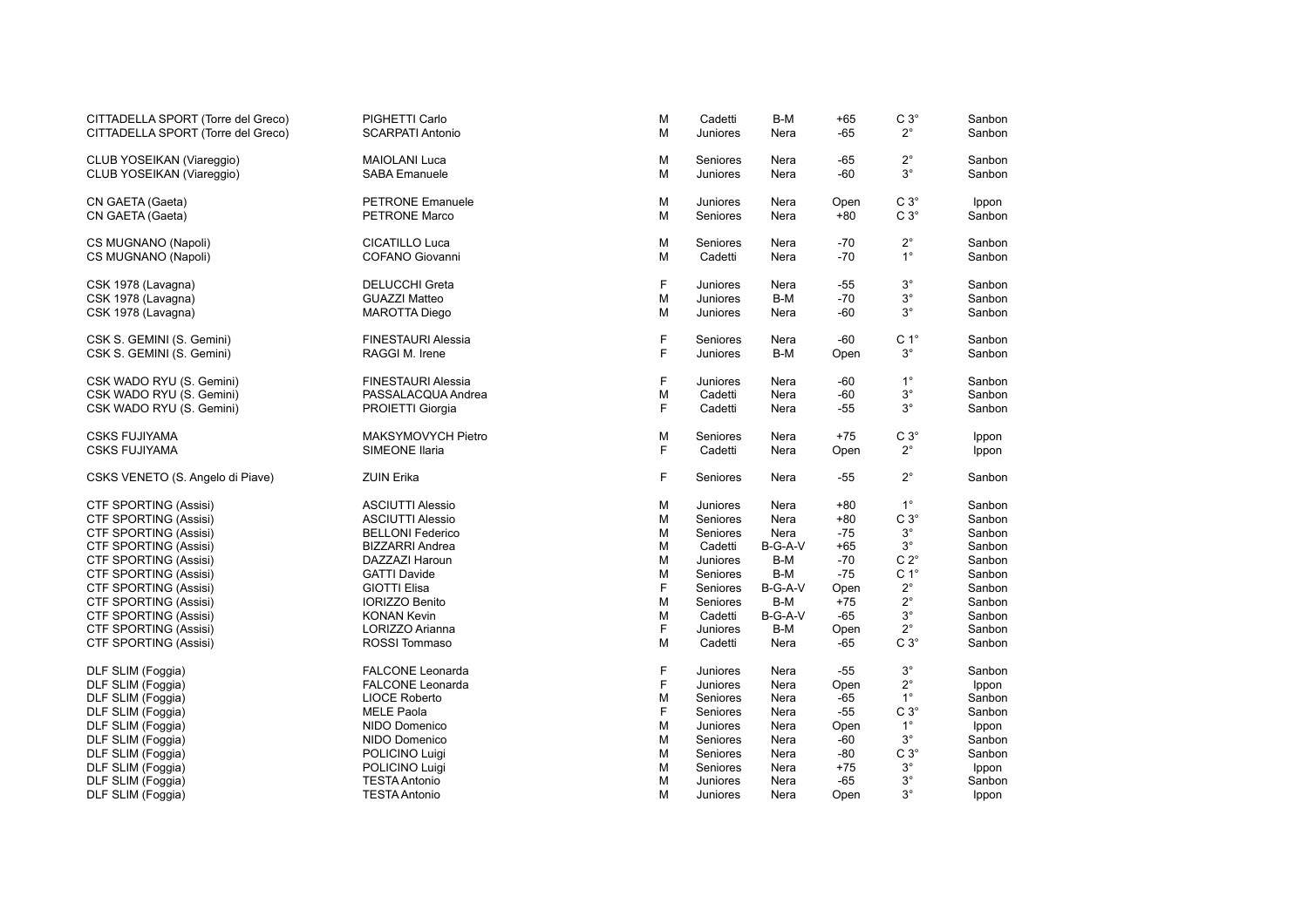| | | | | | | | |
|---|---|---|---|---|---|---|---|
| CITTADELLA SPORT (Torre del Greco) | PIGHETTI Carlo | M | Cadetti | B-M | +65 | C 3° | Sanbon |
| CITTADELLA SPORT (Torre del Greco) | SCARPATI Antonio | M | Juniores | Nera | -65 | 2° | Sanbon |
| | | | | | | | |
| CLUB YOSEIKAN (Viareggio) | MAIOLANI Luca | M | Seniores | Nera | -65 | 2° | Sanbon |
| CLUB YOSEIKAN (Viareggio) | SABA Emanuele | M | Juniores | Nera | -60 | 3° | Sanbon |
| | | | | | | | |
| CN GAETA (Gaeta) | PETRONE Emanuele | M | Juniores | Nera | Open | C 3° | Ippon |
| CN GAETA (Gaeta) | PETRONE Marco | M | Seniores | Nera | +80 | C 3° | Sanbon |
| | | | | | | | |
| CS MUGNANO (Napoli) | CICATILLO Luca | M | Seniores | Nera | -70 | 2° | Sanbon |
| CS MUGNANO (Napoli) | COFANO Giovanni | M | Cadetti | Nera | -70 | 1° | Sanbon |
| | | | | | | | |
| CSK 1978 (Lavagna) | DELUCCHI Greta | F | Juniores | Nera | -55 | 3° | Sanbon |
| CSK 1978 (Lavagna) | GUAZZI Matteo | M | Juniores | B-M | -70 | 3° | Sanbon |
| CSK 1978 (Lavagna) | MAROTTA Diego | M | Juniores | Nera | -60 | 3° | Sanbon |
| | | | | | | | |
| CSK S. GEMINI (S. Gemini) | FINESTAURI Alessia | F | Seniores | Nera | -60 | C 1° | Sanbon |
| CSK S. GEMINI (S. Gemini) | RAGGI M. Irene | F | Juniores | B-M | Open | 3° | Sanbon |
| | | | | | | | |
| CSK WADO RYU (S. Gemini) | FINESTAURI Alessia | F | Juniores | Nera | -60 | 1° | Sanbon |
| CSK WADO RYU (S. Gemini) | PASSALACQUA Andrea | M | Cadetti | Nera | -60 | 3° | Sanbon |
| CSK WADO RYU (S. Gemini) | PROIETTI Giorgia | F | Cadetti | Nera | -55 | 3° | Sanbon |
| | | | | | | | |
| CSKS FUJIYAMA | MAKSYMOVYCH Pietro | M | Seniores | Nera | +75 | C 3° | Ippon |
| CSKS FUJIYAMA | SIMEONE Ilaria | F | Cadetti | Nera | Open | 2° | Ippon |
| | | | | | | | |
| CSKS VENETO (S. Angelo di Piave) | ZUIN Erika | F | Seniores | Nera | -55 | 2° | Sanbon |
| | | | | | | | |
| CTF SPORTING (Assisi) | ASCIUTTI Alessio | M | Juniores | Nera | +80 | 1° | Sanbon |
| CTF SPORTING (Assisi) | ASCIUTTI Alessio | M | Seniores | Nera | +80 | C 3° | Sanbon |
| CTF SPORTING (Assisi) | BELLONI Federico | M | Seniores | Nera | -75 | 3° | Sanbon |
| CTF SPORTING (Assisi) | BIZZARRI Andrea | M | Cadetti | B-G-A-V | +65 | 3° | Sanbon |
| CTF SPORTING (Assisi) | DAZZAZI Haroun | M | Juniores | B-M | -70 | C 2° | Sanbon |
| CTF SPORTING (Assisi) | GATTI Davide | M | Seniores | B-M | -75 | C 1° | Sanbon |
| CTF SPORTING (Assisi) | GIOTTI Elisa | F | Seniores | B-G-A-V | Open | 2° | Sanbon |
| CTF SPORTING (Assisi) | IORIZZO Benito | M | Seniores | B-M | +75 | 2° | Sanbon |
| CTF SPORTING (Assisi) | KONAN Kevin | M | Cadetti | B-G-A-V | -65 | 3° | Sanbon |
| CTF SPORTING (Assisi) | LORIZZO Arianna | F | Juniores | B-M | Open | 2° | Sanbon |
| CTF SPORTING (Assisi) | ROSSI Tommaso | M | Cadetti | Nera | -65 | C 3° | Sanbon |
| | | | | | | | |
| DLF SLIM (Foggia) | FALCONE Leonarda | F | Juniores | Nera | -55 | 3° | Sanbon |
| DLF SLIM (Foggia) | FALCONE Leonarda | F | Juniores | Nera | Open | 2° | Ippon |
| DLF SLIM (Foggia) | LIOCE Roberto | M | Seniores | Nera | -65 | 1° | Sanbon |
| DLF SLIM (Foggia) | MELE Paola | F | Seniores | Nera | -55 | C 3° | Sanbon |
| DLF SLIM (Foggia) | NIDO Domenico | M | Juniores | Nera | Open | 1° | Ippon |
| DLF SLIM (Foggia) | NIDO Domenico | M | Seniores | Nera | -60 | 3° | Sanbon |
| DLF SLIM (Foggia) | POLICINO Luigi | M | Seniores | Nera | -80 | C 3° | Sanbon |
| DLF SLIM (Foggia) | POLICINO Luigi | M | Seniores | Nera | +75 | 3° | Ippon |
| DLF SLIM (Foggia) | TESTA Antonio | M | Juniores | Nera | -65 | 3° | Sanbon |
| DLF SLIM (Foggia) | TESTA Antonio | M | Juniores | Nera | Open | 3° | Ippon |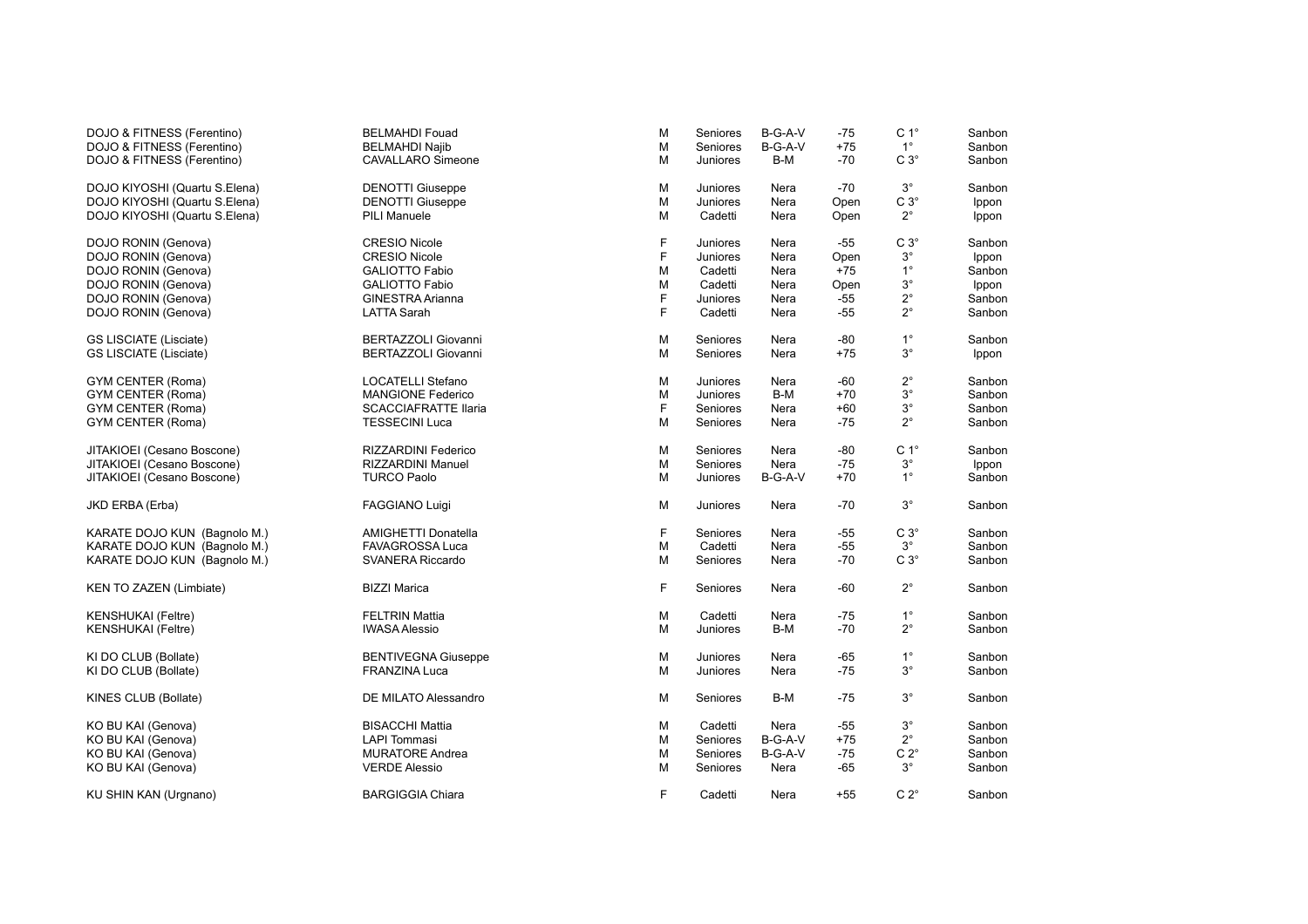| | | | | | | | |
|---|---|---|---|---|---|---|---|
| DOJO & FITNESS (Ferentino) | BELMAHDI Fouad | M | Seniores | B-G-A-V | -75 | C 1° | Sanbon |
| DOJO & FITNESS (Ferentino) | BELMAHDI Najib | M | Seniores | B-G-A-V | +75 | 1° | Sanbon |
| DOJO & FITNESS (Ferentino) | CAVALLARO Simeone | M | Juniores | B-M | -70 | C 3° | Sanbon |
| DOJO KIYOSHI (Quartu S.Elena) | DENOTTI Giuseppe | M | Juniores | Nera | -70 | 3° | Sanbon |
| DOJO KIYOSHI (Quartu S.Elena) | DENOTTI Giuseppe | M | Juniores | Nera | Open | C 3° | Ippon |
| DOJO KIYOSHI (Quartu S.Elena) | PILI Manuele | M | Cadetti | Nera | Open | 2° | Ippon |
| DOJO RONIN (Genova) | CRESIO Nicole | F | Juniores | Nera | -55 | C 3° | Sanbon |
| DOJO RONIN (Genova) | CRESIO Nicole | F | Juniores | Nera | Open | 3° | Ippon |
| DOJO RONIN (Genova) | GALIOTTO Fabio | M | Cadetti | Nera | +75 | 1° | Sanbon |
| DOJO RONIN (Genova) | GALIOTTO Fabio | M | Cadetti | Nera | Open | 3° | Ippon |
| DOJO RONIN (Genova) | GINESTRA Arianna | F | Juniores | Nera | -55 | 2° | Sanbon |
| DOJO RONIN (Genova) | LATTA Sarah | F | Cadetti | Nera | -55 | 2° | Sanbon |
| GS LISCIATE (Lisciate) | BERTAZZOLI Giovanni | M | Seniores | Nera | -80 | 1° | Sanbon |
| GS LISCIATE (Lisciate) | BERTAZZOLI Giovanni | M | Seniores | Nera | +75 | 3° | Ippon |
| GYM CENTER (Roma) | LOCATELLI Stefano | M | Juniores | Nera | -60 | 2° | Sanbon |
| GYM CENTER (Roma) | MANGIONE Federico | M | Juniores | B-M | +70 | 3° | Sanbon |
| GYM CENTER (Roma) | SCACCIAFRATTE Ilaria | F | Seniores | Nera | +60 | 3° | Sanbon |
| GYM CENTER (Roma) | TESSECINI Luca | M | Seniores | Nera | -75 | 2° | Sanbon |
| JITAKIOEI (Cesano Boscone) | RIZZARDINI Federico | M | Seniores | Nera | -80 | C 1° | Sanbon |
| JITAKIOEI (Cesano Boscone) | RIZZARDINI Manuel | M | Seniores | Nera | -75 | 3° | Ippon |
| JITAKIOEI (Cesano Boscone) | TURCO Paolo | M | Juniores | B-G-A-V | +70 | 1° | Sanbon |
| JKD ERBA (Erba) | FAGGIANO Luigi | M | Juniores | Nera | -70 | 3° | Sanbon |
| KARATE DOJO KUN (Bagnolo M.) | AMIGHETTI Donatella | F | Seniores | Nera | -55 | C 3° | Sanbon |
| KARATE DOJO KUN (Bagnolo M.) | FAVAGROSSA Luca | M | Cadetti | Nera | -55 | 3° | Sanbon |
| KARATE DOJO KUN (Bagnolo M.) | SVANERA Riccardo | M | Seniores | Nera | -70 | C 3° | Sanbon |
| KEN TO ZAZEN (Limbiate) | BIZZI Marica | F | Seniores | Nera | -60 | 2° | Sanbon |
| KENSHUKAI (Feltre) | FELTRIN Mattia | M | Cadetti | Nera | -75 | 1° | Sanbon |
| KENSHUKAI (Feltre) | IWASA Alessio | M | Juniores | B-M | -70 | 2° | Sanbon |
| KI DO CLUB (Bollate) | BENTIVEGNA Giuseppe | M | Juniores | Nera | -65 | 1° | Sanbon |
| KI DO CLUB (Bollate) | FRANZINA Luca | M | Juniores | Nera | -75 | 3° | Sanbon |
| KINES CLUB (Bollate) | DE MILATO Alessandro | M | Seniores | B-M | -75 | 3° | Sanbon |
| KO BU KAI (Genova) | BISACCHI Mattia | M | Cadetti | Nera | -55 | 3° | Sanbon |
| KO BU KAI (Genova) | LAPI Tommasi | M | Seniores | B-G-A-V | +75 | 2° | Sanbon |
| KO BU KAI (Genova) | MURATORE Andrea | M | Seniores | B-G-A-V | -75 | C 2° | Sanbon |
| KO BU KAI (Genova) | VERDE Alessio | M | Seniores | Nera | -65 | 3° | Sanbon |
| KU SHIN KAN (Urgnano) | BARGIGGIA Chiara | F | Cadetti | Nera | +55 | C 2° | Sanbon |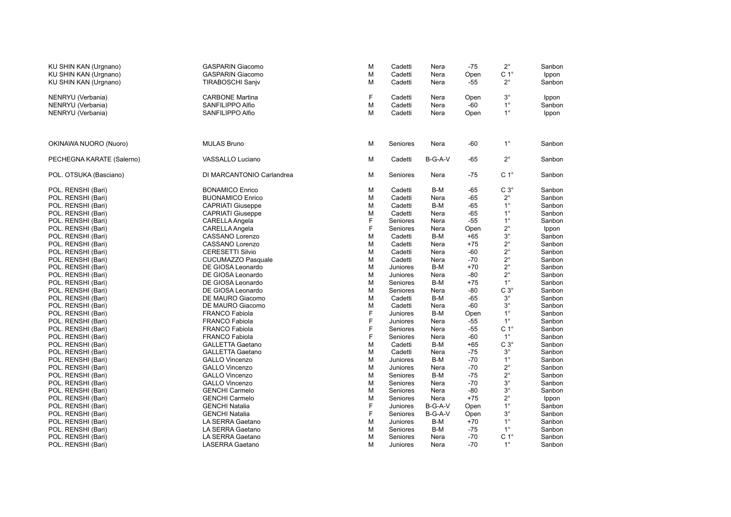| | | | | | | | |
|---|---|---|---|---|---|---|---|
| KU SHIN KAN (Urgnano) | GASPARIN Giacomo | M | Cadetti | Nera | -75 | 2° | Sanbon |
| KU SHIN KAN (Urgnano) | GASPARIN Giacomo | M | Cadetti | Nera | Open | C 1° | Ippon |
| KU SHIN KAN (Urgnano) | TIRABOSCHI Sanjv | M | Cadetti | Nera | -55 | 2° | Sanbon |
| | | | | | | | |
| NENRYU (Verbania) | CARBONE Martina | F | Cadetti | Nera | Open | 3° | Ippon |
| NENRYU (Verbania) | SANFILIPPO Alfio | M | Cadetti | Nera | -60 | 1° | Sanbon |
| NENRYU (Verbania) | SANFILIPPO Alfio | M | Cadetti | Nera | Open | 1° | Ippon |
| | | | | | | | |
| OKINAWA NUORO (Nuoro) | MULAS Bruno | M | Seniores | Nera | -60 | 1° | Sanbon |
| | | | | | | | |
| PECHEGNA KARATE (Salerno) | VASSALLO Luciano | M | Cadetti | B-G-A-V | -65 | 2° | Sanbon |
| | | | | | | | |
| POL. OTSUKA (Basciano) | DI MARCANTONIO Carlandrea | M | Seniores | Nera | -75 | C 1° | Sanbon |
| | | | | | | | |
| POL. RENSHI (Bari) | BONAMICO Enrico | M | Cadetti | B-M | -65 | C 3° | Sanbon |
| POL. RENSHI (Bari) | BUONAMICO Enrico | M | Cadetti | Nera | -65 | 2° | Sanbon |
| POL. RENSHI (Bari) | CAPRIATI Giuseppe | M | Cadetti | B-M | -65 | 1° | Sanbon |
| POL. RENSHI (Bari) | CAPRIATI Giuseppe | M | Cadetti | Nera | -65 | 1° | Sanbon |
| POL. RENSHI (Bari) | CARELLA Angela | F | Seniores | Nera | -55 | 1° | Sanbon |
| POL. RENSHI (Bari) | CARELLA Angela | F | Seniores | Nera | Open | 2° | Ippon |
| POL. RENSHI (Bari) | CASSANO Lorenzo | M | Cadetti | B-M | +65 | 3° | Sanbon |
| POL. RENSHI (Bari) | CASSANO Lorenzo | M | Cadetti | Nera | +75 | 2° | Sanbon |
| POL. RENSHI (Bari) | CERESETTI Silvio | M | Cadetti | Nera | -60 | 2° | Sanbon |
| POL. RENSHI (Bari) | CUCUMAZZO Pasquale | M | Cadetti | Nera | -70 | 2° | Sanbon |
| POL. RENSHI (Bari) | DE GIOSA Leonardo | M | Juniores | B-M | +70 | 2° | Sanbon |
| POL. RENSHI (Bari) | DE GIOSA Leonardo | M | Juniores | Nera | -80 | 2° | Sanbon |
| POL. RENSHI (Bari) | DE GIOSA Leonardo | M | Seniores | B-M | +75 | 1° | Sanbon |
| POL. RENSHI (Bari) | DE GIOSA Leonardo | M | Seniores | Nera | -80 | C 3° | Sanbon |
| POL. RENSHI (Bari) | DE MAURO Giacomo | M | Cadetti | B-M | -65 | 3° | Sanbon |
| POL. RENSHI (Bari) | DE MAURO Giacomo | M | Cadetti | Nera | -60 | 3° | Sanbon |
| POL. RENSHI (Bari) | FRANCO Fabiola | F | Juniores | B-M | Open | 1° | Sanbon |
| POL. RENSHI (Bari) | FRANCO Fabiola | F | Juniores | Nera | -55 | 1° | Sanbon |
| POL. RENSHI (Bari) | FRANCO Fabiola | F | Seniores | Nera | -55 | C 1° | Sanbon |
| POL. RENSHI (Bari) | FRANCO Fabiola | F | Seniores | Nera | -60 | 1° | Sanbon |
| POL. RENSHI (Bari) | GALLETTA Gaetano | M | Cadetti | B-M | +65 | C 3° | Sanbon |
| POL. RENSHI (Bari) | GALLETTA Gaetano | M | Cadetti | Nera | -75 | 3° | Sanbon |
| POL. RENSHI (Bari) | GALLO Vincenzo | M | Juniores | B-M | -70 | 1° | Sanbon |
| POL. RENSHI (Bari) | GALLO Vincenzo | M | Juniores | Nera | -70 | 2° | Sanbon |
| POL. RENSHI (Bari) | GALLO Vincenzo | M | Seniores | B-M | -75 | 2° | Sanbon |
| POL. RENSHI (Bari) | GALLO Vincenzo | M | Seniores | Nera | -70 | 3° | Sanbon |
| POL. RENSHI (Bari) | GENCHI Carmelo | M | Seniores | Nera | -80 | 3° | Sanbon |
| POL. RENSHI (Bari) | GENCHI Carmelo | M | Seniores | Nera | +75 | 2° | Ippon |
| POL. RENSHI (Bari) | GENCHI Natalia | F | Juniores | B-G-A-V | Open | 1° | Sanbon |
| POL. RENSHI (Bari) | GENCHI Natalia | F | Seniores | B-G-A-V | Open | 3° | Sanbon |
| POL. RENSHI (Bari) | LA SERRA Gaetano | M | Juniores | B-M | +70 | 1° | Sanbon |
| POL. RENSHI (Bari) | LA SERRA Gaetano | M | Seniores | B-M | -75 | 1° | Sanbon |
| POL. RENSHI (Bari) | LA SERRA Gaetano | M | Seniores | Nera | -70 | C 1° | Sanbon |
| POL. RENSHI (Bari) | LASERRA Gaetano | M | Juniores | Nera | -70 | 1° | Sanbon |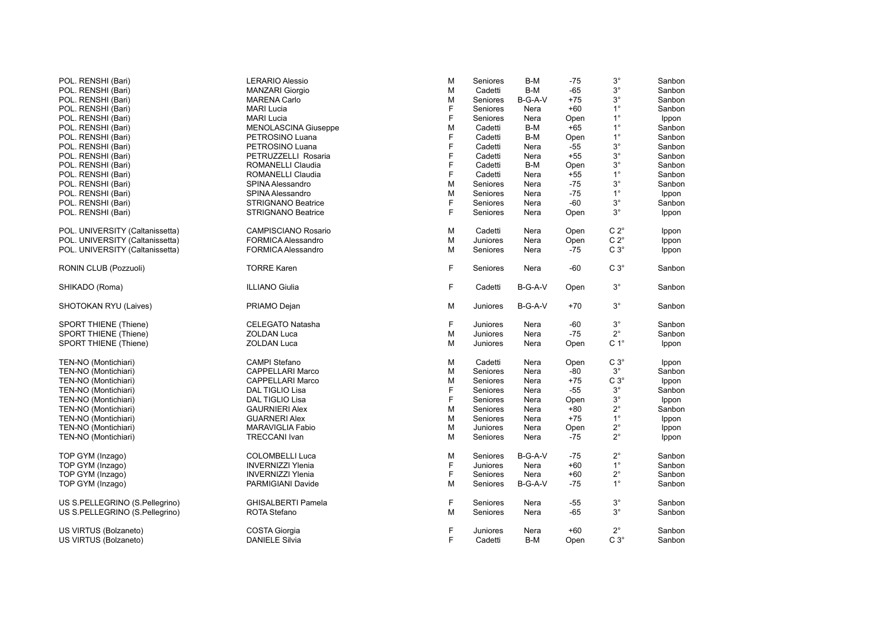| | | | | | | | |
|---|---|---|---|---|---|---|---|
| POL. RENSHI (Bari) | LERARIO Alessio | M | Seniores | B-M | -75 | 3° | Sanbon |
| POL. RENSHI (Bari) | MANZARI Giorgio | M | Cadetti | B-M | -65 | 3° | Sanbon |
| POL. RENSHI (Bari) | MARENA Carlo | M | Seniores | B-G-A-V | +75 | 3° | Sanbon |
| POL. RENSHI (Bari) | MARI Lucia | F | Seniores | Nera | +60 | 1° | Sanbon |
| POL. RENSHI (Bari) | MARI Lucia | F | Seniores | Nera | Open | 1° | Ippon |
| POL. RENSHI (Bari) | MENOLASCINA Giuseppe | M | Cadetti | B-M | +65 | 1° | Sanbon |
| POL. RENSHI (Bari) | PETROSINO Luana | F | Cadetti | B-M | Open | 1° | Sanbon |
| POL. RENSHI (Bari) | PETROSINO Luana | F | Cadetti | Nera | -55 | 3° | Sanbon |
| POL. RENSHI (Bari) | PETRUZZELLI Rosaria | F | Cadetti | Nera | +55 | 3° | Sanbon |
| POL. RENSHI (Bari) | ROMANELLI Claudia | F | Cadetti | B-M | Open | 3° | Sanbon |
| POL. RENSHI (Bari) | ROMANELLI Claudia | F | Cadetti | Nera | +55 | 1° | Sanbon |
| POL. RENSHI (Bari) | SPINA Alessandro | M | Seniores | Nera | -75 | 3° | Sanbon |
| POL. RENSHI (Bari) | SPINA Alessandro | M | Seniores | Nera | -75 | 1° | Ippon |
| POL. RENSHI (Bari) | STRIGNANO Beatrice | F | Seniores | Nera | -60 | 3° | Sanbon |
| POL. RENSHI (Bari) | STRIGNANO Beatrice | F | Seniores | Nera | Open | 3° | Ippon |
| | | | | | | | |
| POL. UNIVERSITY (Caltanissetta) | CAMPISCIANO Rosario | M | Cadetti | Nera | Open | C 2° | Ippon |
| POL. UNIVERSITY (Caltanissetta) | FORMICA Alessandro | M | Juniores | Nera | Open | C 2° | Ippon |
| POL. UNIVERSITY (Caltanissetta) | FORMICA Alessandro | M | Seniores | Nera | -75 | C 3° | Ippon |
| | | | | | | | |
| RONIN CLUB (Pozzuoli) | TORRE Karen | F | Seniores | Nera | -60 | C 3° | Sanbon |
| | | | | | | | |
| SHIKADO (Roma) | ILLIANO Giulia | F | Cadetti | B-G-A-V | Open | 3° | Sanbon |
| | | | | | | | |
| SHOTOKAN RYU (Laives) | PRIAMO Dejan | M | Juniores | B-G-A-V | +70 | 3° | Sanbon |
| | | | | | | | |
| SPORT THIENE (Thiene) | CELEGATO Natasha | F | Juniores | Nera | -60 | 3° | Sanbon |
| SPORT THIENE (Thiene) | ZOLDAN Luca | M | Juniores | Nera | -75 | 2° | Sanbon |
| SPORT THIENE (Thiene) | ZOLDAN Luca | M | Juniores | Nera | Open | C 1° | Ippon |
| | | | | | | | |
| TEN-NO (Montichiari) | CAMPI Stefano | M | Cadetti | Nera | Open | C 3° | Ippon |
| TEN-NO (Montichiari) | CAPPELLARI Marco | M | Seniores | Nera | -80 | 3° | Sanbon |
| TEN-NO (Montichiari) | CAPPELLARI Marco | M | Seniores | Nera | +75 | C 3° | Ippon |
| TEN-NO (Montichiari) | DAL TIGLIO Lisa | F | Seniores | Nera | -55 | 3° | Sanbon |
| TEN-NO (Montichiari) | DAL TIGLIO Lisa | F | Seniores | Nera | Open | 3° | Ippon |
| TEN-NO (Montichiari) | GAURNIERI Alex | M | Seniores | Nera | +80 | 2° | Sanbon |
| TEN-NO (Montichiari) | GUARNERI Alex | M | Seniores | Nera | +75 | 1° | Ippon |
| TEN-NO (Montichiari) | MARAVIGLIA Fabio | M | Juniores | Nera | Open | 2° | Ippon |
| TEN-NO (Montichiari) | TRECCANI Ivan | M | Seniores | Nera | -75 | 2° | Ippon |
| | | | | | | | |
| TOP GYM (Inzago) | COLOMBELLI Luca | M | Seniores | B-G-A-V | -75 | 2° | Sanbon |
| TOP GYM (Inzago) | INVERNIZZI Ylenia | F | Juniores | Nera | +60 | 1° | Sanbon |
| TOP GYM (Inzago) | INVERNIZZI Ylenia | F | Seniores | Nera | +60 | 2° | Sanbon |
| TOP GYM (Inzago) | PARMIGIANI Davide | M | Seniores | B-G-A-V | -75 | 1° | Sanbon |
| | | | | | | | |
| US S.PELLEGRINO (S.Pellegrino) | GHISALBERTI Pamela | F | Seniores | Nera | -55 | 3° | Sanbon |
| US S.PELLEGRINO (S.Pellegrino) | ROTA Stefano | M | Seniores | Nera | -65 | 3° | Sanbon |
| | | | | | | | |
| US VIRTUS (Bolzaneto) | COSTA Giorgia | F | Juniores | Nera | +60 | 2° | Sanbon |
| US VIRTUS (Bolzaneto) | DANIELE Silvia | F | Cadetti | B-M | Open | C 3° | Sanbon |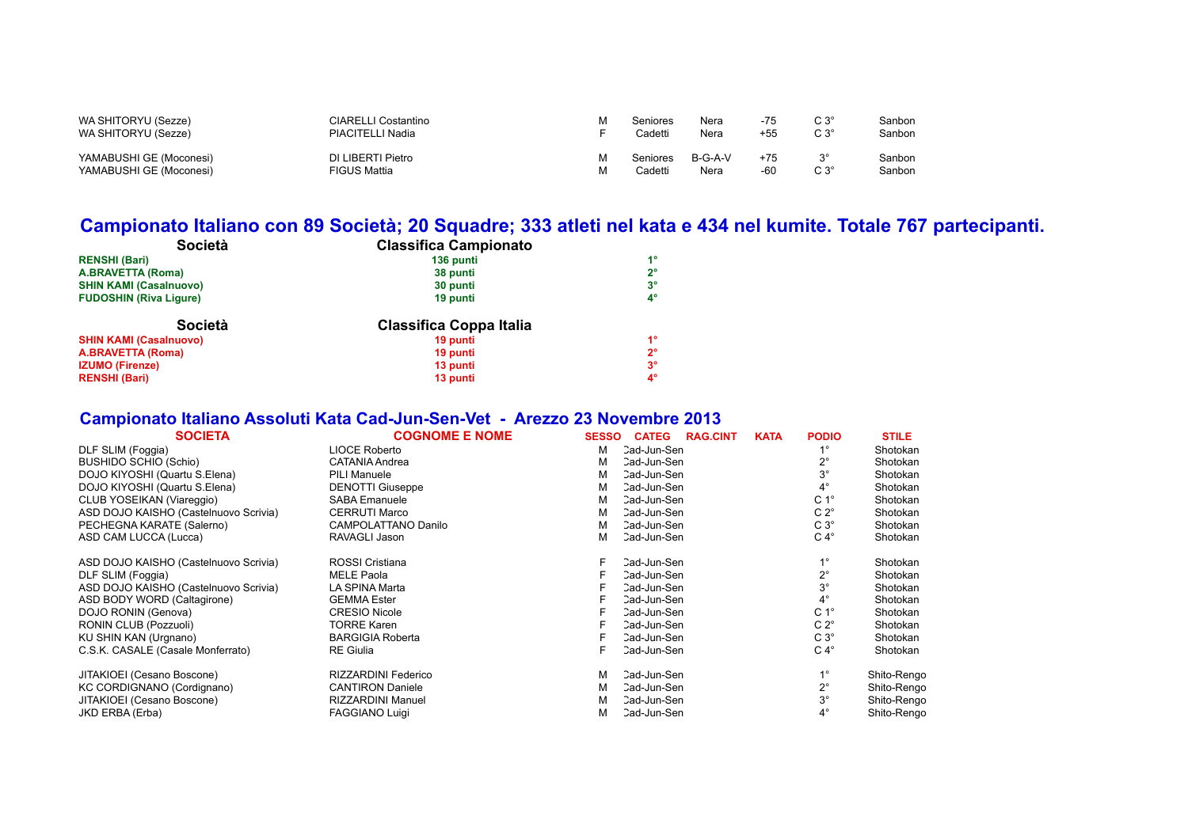| | | | | | | | |
|---|---|---|---|---|---|---|---|
| WA SHITORYU (Sezze) | CIARELLI Costantino | M | Seniores | Nera | -75 | C 3° | Sanbon |
| WA SHITORYU (Sezze) | PIACITELLI Nadia | F | Cadetti | Nera | +55 | C 3° | Sanbon |
| | | | | | | | |
| YAMABUSHI GE (Moconesi) | DI LIBERTI Pietro | M | Seniores | B-G-A-V | +75 | 3° | Sanbon |
| YAMABUSHI GE (Moconesi) | FIGUS Mattia | M | Cadetti | Nera | -60 | C 3° | Sanbon |

## Campionato Italiano con 89 Società; 20 Squadre; 333 atleti nel kata e 434 nel kumite. Totale 767 partecipanti.

| Società | Classifica Campionato | |
|---|---|---|
| **RENSHI (Bari)** | **136 punti** | **1°** |
| **A.BRAVETTA (Roma)** | **38 punti** | **2°** |
| **SHIN KAMI (Casalnuovo)** | **30 punti** | **3°** |
| **FUDOSHIN (Riva Ligure)** | **19 punti** | **4°** |

| Società | Classifica Coppa Italia | |
|---|---|---|
| **SHIN KAMI (Casalnuovo)** | **19 punti** | **1°** |
| **A.BRAVETTA (Roma)** | **19 punti** | **2°** |
| **IZUMO (Firenze)** | **13 punti** | **3°** |
| **RENSHI (Bari)** | **13 punti** | **4°** |

## Campionato Italiano Assoluti Kata Cad-Jun-Sen-Vet - Arezzo 23 Novembre 2013

| SOCIETA | COGNOME E NOME | SESSO | CATEG | RAG.CINT | KATA | PODIO | STILE |
|---|---|---|---|---|---|---|---|
| DLF SLIM (Foggia) | LIOCE Roberto | M | Cad-Jun-Sen | | | 1° | Shotokan |
| BUSHIDO SCHIO (Schio) | CATANIA Andrea | M | Cad-Jun-Sen | | | 2° | Shotokan |
| DOJO KIYOSHI (Quartu S.Elena) | PILI Manuele | M | Cad-Jun-Sen | | | 3° | Shotokan |
| DOJO KIYOSHI (Quartu S.Elena) | DENOTTI Giuseppe | M | Cad-Jun-Sen | | | 4° | Shotokan |
| CLUB YOSEIKAN (Viareggio) | SABA Emanuele | M | Cad-Jun-Sen | | | C 1° | Shotokan |
| ASD DOJO KAISHO (Castelnuovo Scrivia) | CERRUTI Marco | M | Cad-Jun-Sen | | | C 2° | Shotokan |
| PECHEGNA KARATE (Salerno) | CAMPOLATTANO Danilo | M | Cad-Jun-Sen | | | C 3° | Shotokan |
| ASD CAM LUCCA (Lucca) | RAVAGLI Jason | M | Cad-Jun-Sen | | | C 4° | Shotokan |
| | | | | | | | |
| ASD DOJO KAISHO (Castelnuovo Scrivia) | ROSSI Cristiana | F | Cad-Jun-Sen | | | 1° | Shotokan |
| DLF SLIM (Foggia) | MELE Paola | F | Cad-Jun-Sen | | | 2° | Shotokan |
| ASD DOJO KAISHO (Castelnuovo Scrivia) | LA SPINA Marta | F | Cad-Jun-Sen | | | 3° | Shotokan |
| ASD BODY WORD (Caltagirone) | GEMMA Ester | F | Cad-Jun-Sen | | | 4° | Shotokan |
| DOJO RONIN (Genova) | CRESIO Nicole | F | Cad-Jun-Sen | | | C 1° | Shotokan |
| RONIN CLUB (Pozzuoli) | TORRE Karen | F | Cad-Jun-Sen | | | C 2° | Shotokan |
| KU SHIN KAN (Urgnano) | BARGIGIA Roberta | F | Cad-Jun-Sen | | | C 3° | Shotokan |
| C.S.K. CASALE (Casale Monferrato) | RE Giulia | F | Cad-Jun-Sen | | | C 4° | Shotokan |
| | | | | | | | |
| JITAKIOEI (Cesano Boscone) | RIZZARDINI Federico | M | Cad-Jun-Sen | | | 1° | Shito-Rengo |
| KC CORDIGNANO (Cordignano) | CANTIRON Daniele | M | Cad-Jun-Sen | | | 2° | Shito-Rengo |
| JITAKIOEI (Cesano Boscone) | RIZZARDINI Manuel | M | Cad-Jun-Sen | | | 3° | Shito-Rengo |
| JKD ERBA (Erba) | FAGGIANO Luigi | M | Cad-Jun-Sen | | | 4° | Shito-Rengo |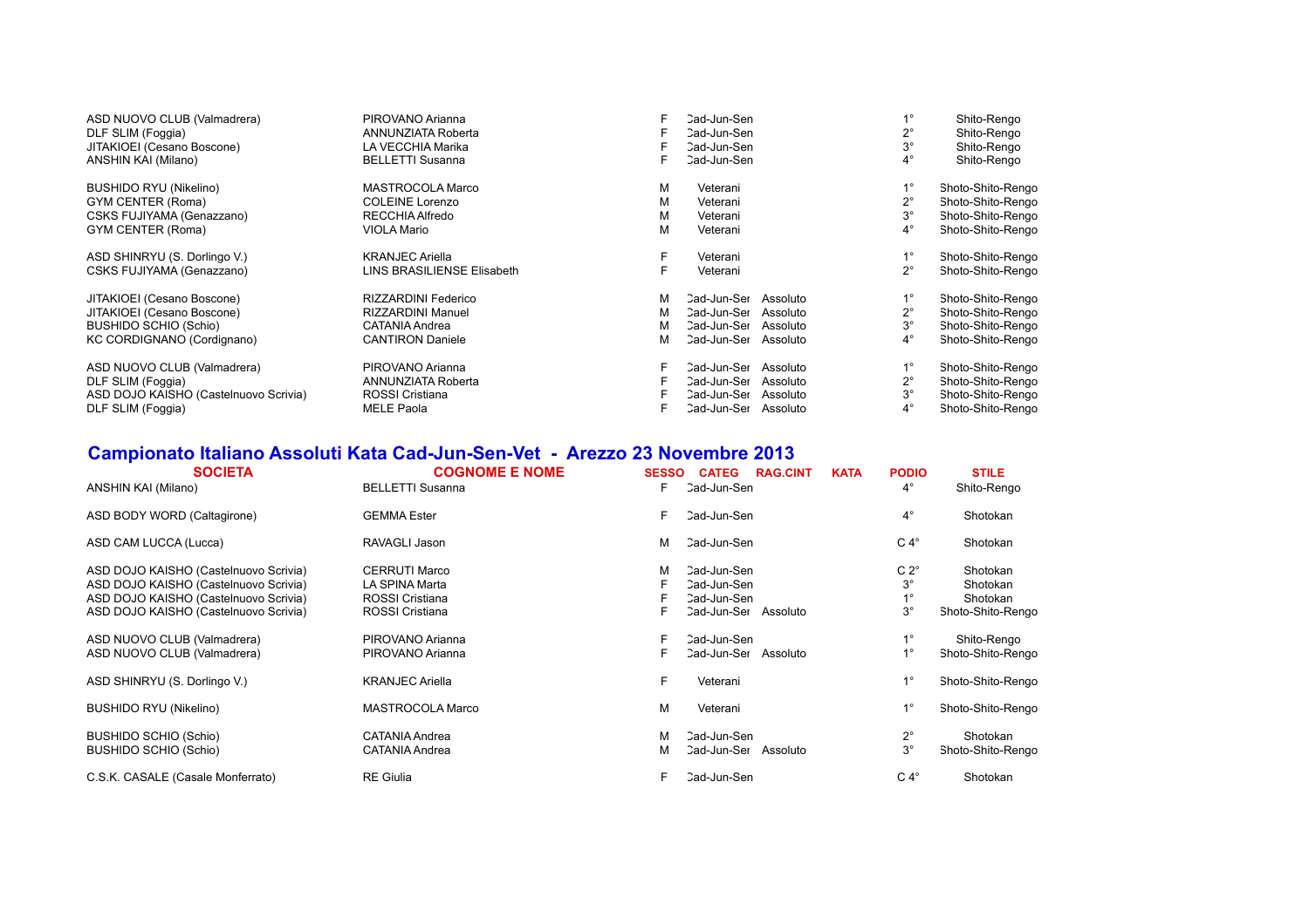| | | | | | | | |
|---|---|---|---|---|---|---|---|
| ASD NUOVO CLUB (Valmadrera) | PIROVANO Arianna | F | Cad-Jun-Sen | | | 1° | Shito-Rengo |
| DLF SLIM (Foggia) | ANNUNZIATA Roberta | F | Cad-Jun-Sen | | | 2° | Shito-Rengo |
| JITAKIOEI (Cesano Boscone) | LA VECCHIA Marika | F | Cad-Jun-Sen | | | 3° | Shito-Rengo |
| ANSHIN KAI (Milano) | BELLETTI Susanna | F | Cad-Jun-Sen | | | 4° | Shito-Rengo |
| | | | | | | | |
| BUSHIDO RYU (Nikelino) | MASTROCOLA Marco | M | Veterani | | | 1° | Shoto-Shito-Rengo |
| GYM CENTER (Roma) | COLEINE Lorenzo | M | Veterani | | | 2° | Shoto-Shito-Rengo |
| CSKS FUJIYAMA (Genazzano) | RECCHIA Alfredo | M | Veterani | | | 3° | Shoto-Shito-Rengo |
| GYM CENTER (Roma) | VIOLA Mario | M | Veterani | | | 4° | Shoto-Shito-Rengo |
| | | | | | | | |
| ASD SHINRYU (S. Dorlingo V.) | KRANJEC Ariella | F | Veterani | | | 1° | Shoto-Shito-Rengo |
| CSKS FUJIYAMA (Genazzano) | LINS BRASILIENSE Elisabeth | F | Veterani | | | 2° | Shoto-Shito-Rengo |
| | | | | | | | |
| JITAKIOEI (Cesano Boscone) | RIZZARDINI Federico | M | Cad-Jun-Sen | Assoluto | | 1° | Shoto-Shito-Rengo |
| JITAKIOEI (Cesano Boscone) | RIZZARDINI Manuel | M | Cad-Jun-Sen | Assoluto | | 2° | Shoto-Shito-Rengo |
| BUSHIDO SCHIO (Schio) | CATANIA Andrea | M | Cad-Jun-Sen | Assoluto | | 3° | Shoto-Shito-Rengo |
| KC CORDIGNANO (Cordignano) | CANTIRON Daniele | M | Cad-Jun-Sen | Assoluto | | 4° | Shoto-Shito-Rengo |
| | | | | | | | |
| ASD NUOVO CLUB (Valmadrera) | PIROVANO Arianna | F | Cad-Jun-Sen | Assoluto | | 1° | Shoto-Shito-Rengo |
| DLF SLIM (Foggia) | ANNUNZIATA Roberta | F | Cad-Jun-Sen | Assoluto | | 2° | Shoto-Shito-Rengo |
| ASD DOJO KAISHO (Castelnuovo Scrivia) | ROSSI Cristiana | F | Cad-Jun-Sen | Assoluto | | 3° | Shoto-Shito-Rengo |
| DLF SLIM (Foggia) | MELE Paola | F | Cad-Jun-Sen | Assoluto | | 4° | Shoto-Shito-Rengo |

## Campionato Italiano Assoluti Kata Cad-Jun-Sen-Vet - Arezzo 23 Novembre 2013

| SOCIETA | COGNOME E NOME | SESSO | CATEG | RAG.CINT | KATA | PODIO | STILE |
|---|---|---|---|---|---|---|---|
| ANSHIN KAI (Milano) | BELLETTI Susanna | F | Cad-Jun-Sen | | | 4° | Shito-Rengo |
| | | | | | | | |
| ASD BODY WORD (Caltagirone) | GEMMA Ester | F | Cad-Jun-Sen | | | 4° | Shotokan |
| | | | | | | | |
| ASD CAM LUCCA (Lucca) | RAVAGLI Jason | M | Cad-Jun-Sen | | | C 4° | Shotokan |
| | | | | | | | |
| ASD DOJO KAISHO (Castelnuovo Scrivia) | CERRUTI Marco | M | Cad-Jun-Sen | | | C 2° | Shotokan |
| ASD DOJO KAISHO (Castelnuovo Scrivia) | LA SPINA Marta | F | Cad-Jun-Sen | | | 3° | Shotokan |
| ASD DOJO KAISHO (Castelnuovo Scrivia) | ROSSI Cristiana | F | Cad-Jun-Sen | | | 1° | Shotokan |
| ASD DOJO KAISHO (Castelnuovo Scrivia) | ROSSI Cristiana | F | Cad-Jun-Sen | Assoluto | | 3° | Shoto-Shito-Rengo |
| | | | | | | | |
| ASD NUOVO CLUB (Valmadrera) | PIROVANO Arianna | F | Cad-Jun-Sen | | | 1° | Shito-Rengo |
| ASD NUOVO CLUB (Valmadrera) | PIROVANO Arianna | F | Cad-Jun-Sen | Assoluto | | 1° | Shoto-Shito-Rengo |
| | | | | | | | |
| ASD SHINRYU (S. Dorlingo V.) | KRANJEC Ariella | F | Veterani | | | 1° | Shoto-Shito-Rengo |
| | | | | | | | |
| BUSHIDO RYU (Nikelino) | MASTROCOLA Marco | M | Veterani | | | 1° | Shoto-Shito-Rengo |
| | | | | | | | |
| BUSHIDO SCHIO (Schio) | CATANIA Andrea | M | Cad-Jun-Sen | | | 2° | Shotokan |
| BUSHIDO SCHIO (Schio) | CATANIA Andrea | M | Cad-Jun-Sen | Assoluto | | 3° | Shoto-Shito-Rengo |
| | | | | | | | |
| C.S.K. CASALE (Casale Monferrato) | RE Giulia | F | Cad-Jun-Sen | | | C 4° | Shotokan |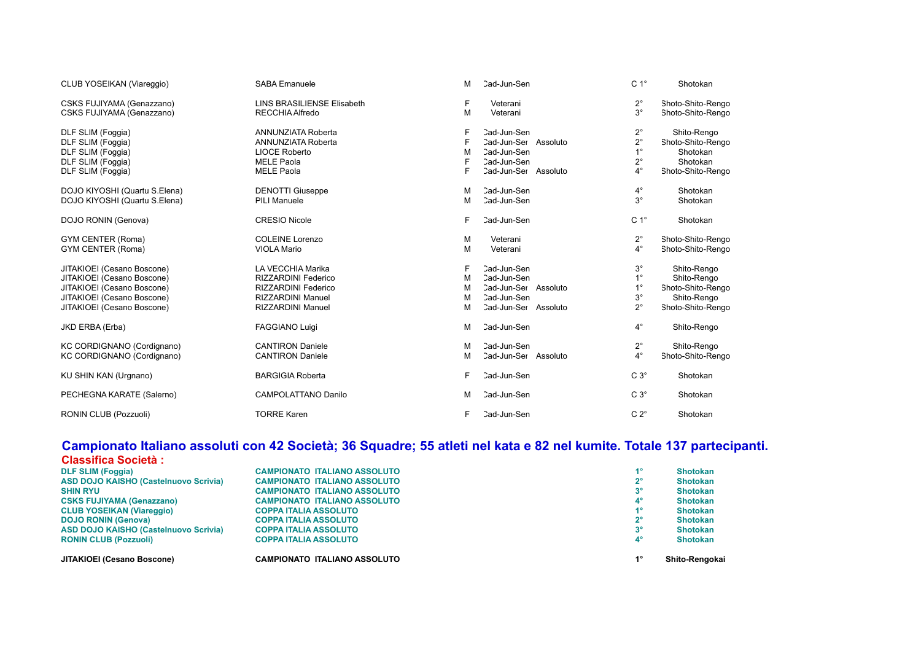| | | | | | | |
|---|---|---|---|---|---|---|
| CLUB YOSEIKAN (Viareggio) | SABA Emanuele | M | Cad-Jun-Sen | | C 1° | Shotokan |
| CSKS FUJIYAMA (Genazzano) | LINS BRASILIENSE Elisabeth | F | Veterani | | 2° | Shoto-Shito-Rengo |
| CSKS FUJIYAMA (Genazzano) | RECCHIA Alfredo | M | Veterani | | 3° | Shoto-Shito-Rengo |
| DLF SLIM (Foggia) | ANNUNZIATA Roberta | F | Cad-Jun-Sen | | 2° | Shito-Rengo |
| DLF SLIM (Foggia) | ANNUNZIATA Roberta | F | Cad-Jun-Sen | Assoluto | 2° | Shoto-Shito-Rengo |
| DLF SLIM (Foggia) | LIOCE Roberto | M | Cad-Jun-Sen | | 1° | Shotokan |
| DLF SLIM (Foggia) | MELE Paola | F | Cad-Jun-Sen | | 2° | Shotokan |
| DLF SLIM (Foggia) | MELE Paola | F | Cad-Jun-Sen | Assoluto | 4° | Shoto-Shito-Rengo |
| DOJO KIYOSHI (Quartu S.Elena) | DENOTTI Giuseppe | M | Cad-Jun-Sen | | 4° | Shotokan |
| DOJO KIYOSHI (Quartu S.Elena) | PILI Manuele | M | Cad-Jun-Sen | | 3° | Shotokan |
| DOJO RONIN (Genova) | CRESIO Nicole | F | Cad-Jun-Sen | | C 1° | Shotokan |
| GYM CENTER (Roma) | COLEINE Lorenzo | M | Veterani | | 2° | Shoto-Shito-Rengo |
| GYM CENTER (Roma) | VIOLA Mario | M | Veterani | | 4° | Shoto-Shito-Rengo |
| JITAKIOEI (Cesano Boscone) | LA VECCHIA Marika | F | Cad-Jun-Sen | | 3° | Shito-Rengo |
| JITAKIOEI (Cesano Boscone) | RIZZARDINI Federico | M | Cad-Jun-Sen | | 1° | Shito-Rengo |
| JITAKIOEI (Cesano Boscone) | RIZZARDINI Federico | M | Cad-Jun-Sen | Assoluto | 1° | Shoto-Shito-Rengo |
| JITAKIOEI (Cesano Boscone) | RIZZARDINI Manuel | M | Cad-Jun-Sen | | 3° | Shito-Rengo |
| JITAKIOEI (Cesano Boscone) | RIZZARDINI Manuel | M | Cad-Jun-Sen | Assoluto | 2° | Shoto-Shito-Rengo |
| JKD ERBA (Erba) | FAGGIANO Luigi | M | Cad-Jun-Sen | | 4° | Shito-Rengo |
| KC CORDIGNANO (Cordignano) | CANTIRON Daniele | M | Cad-Jun-Sen | | 2° | Shito-Rengo |
| KC CORDIGNANO (Cordignano) | CANTIRON Daniele | M | Cad-Jun-Sen | Assoluto | 4° | Shoto-Shito-Rengo |
| KU SHIN KAN (Urgnano) | BARGIGIA Roberta | F | Cad-Jun-Sen | | C 3° | Shotokan |
| PECHEGNA KARATE (Salerno) | CAMPOLATTANO Danilo | M | Cad-Jun-Sen | | C 3° | Shotokan |
| RONIN CLUB (Pozzuoli) | TORRE Karen | F | Cad-Jun-Sen | | C 2° | Shotokan |

## Campionato Italiano assoluti con 42 Società; 36 Squadre; 55 atleti nel kata e 82 nel kumite. Totale 137 partecipanti.

### Classifica Società :

| | | | |
|---|---|---|---|
| **DLF SLIM (Foggia)** | **CAMPIONATO ITALIANO ASSOLUTO** | **1°** | **Shotokan** |
| **ASD DOJO KAISHO (Castelnuovo Scrivia)** | **CAMPIONATO ITALIANO ASSOLUTO** | **2°** | **Shotokan** |
| **SHIN RYU** | **CAMPIONATO ITALIANO ASSOLUTO** | **3°** | **Shotokan** |
| **CSKS FUJIYAMA (Genazzano)** | **CAMPIONATO ITALIANO ASSOLUTO** | **4°** | **Shotokan** |
| **CLUB YOSEIKAN (Viareggio)** | **COPPA ITALIA ASSOLUTO** | **1°** | **Shotokan** |
| **DOJO RONIN (Genova)** | **COPPA ITALIA ASSOLUTO** | **2°** | **Shotokan** |
| **ASD DOJO KAISHO (Castelnuovo Scrivia)** | **COPPA ITALIA ASSOLUTO** | **3°** | **Shotokan** |
| **RONIN CLUB (Pozzuoli)** | **COPPA ITALIA ASSOLUTO** | **4°** | **Shotokan** |
| **JITAKIOEI (Cesano Boscone)** | **CAMPIONATO ITALIANO ASSOLUTO** | **1°** | **Shito-Rengokai** |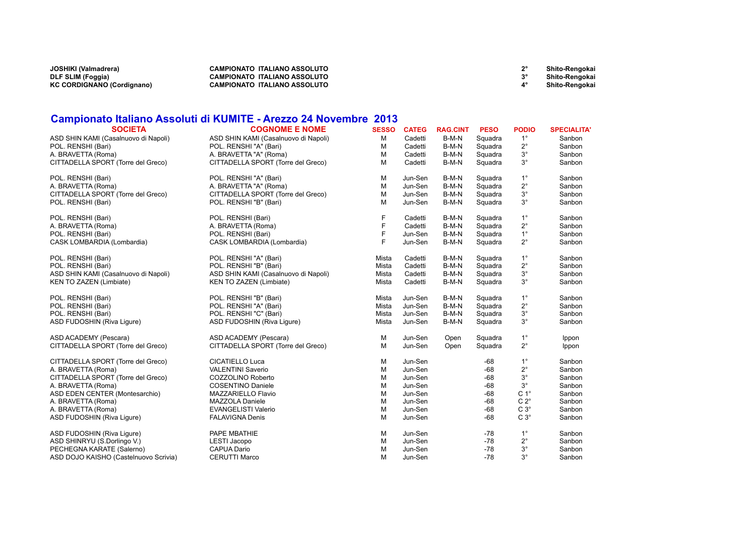| | | | |
|---|---|---|---|
| **JOSHIKI (Valmadrera)** | **CAMPIONATO ITALIANO ASSOLUTO** | **2°** | **Shito-Rengokai** |
| **DLF SLIM (Foggia)** | **CAMPIONATO ITALIANO ASSOLUTO** | **3°** | **Shito-Rengokai** |
| **KC CORDIGNANO (Cordignano)** | **CAMPIONATO ITALIANO ASSOLUTO** | **4°** | **Shito-Rengokai** |

## Campionato Italiano Assoluti di KUMITE - Arezzo 24 Novembre 2013

| SOCIETA | COGNOME E NOME | SESSO | CATEG | RAG.CINT | PESO | PODIO | SPECIALITA' |
|---|---|---|---|---|---|---|---|
| ASD SHIN KAMI (Casalnuovo di Napoli) | ASD SHIN KAMI (Casalnuovo di Napoli) | M | Cadetti | B-M-N | Squadra | 1° | Sanbon |
| POL. RENSHI (Bari) | POL. RENSHI "A" (Bari) | M | Cadetti | B-M-N | Squadra | 2° | Sanbon |
| A. BRAVETTA (Roma) | A. BRAVETTA "A" (Roma) | M | Cadetti | B-M-N | Squadra | 3° | Sanbon |
| CITTADELLA SPORT (Torre del Greco) | CITTADELLA SPORT (Torre del Greco) | M | Cadetti | B-M-N | Squadra | 3° | Sanbon |
| POL. RENSHI (Bari) | POL. RENSHI "A" (Bari) | M | Jun-Sen | B-M-N | Squadra | 1° | Sanbon |
| A. BRAVETTA (Roma) | A. BRAVETTA "A" (Roma) | M | Jun-Sen | B-M-N | Squadra | 2° | Sanbon |
| CITTADELLA SPORT (Torre del Greco) | CITTADELLA SPORT (Torre del Greco) | M | Jun-Sen | B-M-N | Squadra | 3° | Sanbon |
| POL. RENSHI (Bari) | POL. RENSHI "B" (Bari) | M | Jun-Sen | B-M-N | Squadra | 3° | Sanbon |
| POL. RENSHI (Bari) | POL. RENSHI (Bari) | F | Cadetti | B-M-N | Squadra | 1° | Sanbon |
| A. BRAVETTA (Roma) | A. BRAVETTA (Roma) | F | Cadetti | B-M-N | Squadra | 2° | Sanbon |
| POL. RENSHI (Bari) | POL. RENSHI (Bari) | F | Jun-Sen | B-M-N | Squadra | 1° | Sanbon |
| CASK LOMBARDIA (Lombardia) | CASK LOMBARDIA (Lombardia) | F | Jun-Sen | B-M-N | Squadra | 2° | Sanbon |
| POL. RENSHI (Bari) | POL. RENSHI "A" (Bari) | Mista | Cadetti | B-M-N | Squadra | 1° | Sanbon |
| POL. RENSHI (Bari) | POL. RENSHI "B" (Bari) | Mista | Cadetti | B-M-N | Squadra | 2° | Sanbon |
| ASD SHIN KAMI (Casalnuovo di Napoli) | ASD SHIN KAMI (Casalnuovo di Napoli) | Mista | Cadetti | B-M-N | Squadra | 3° | Sanbon |
| KEN TO ZAZEN (Limbiate) | KEN TO ZAZEN (Limbiate) | Mista | Cadetti | B-M-N | Squadra | 3° | Sanbon |
| POL. RENSHI (Bari) | POL. RENSHI "B" (Bari) | Mista | Jun-Sen | B-M-N | Squadra | 1° | Sanbon |
| POL. RENSHI (Bari) | POL. RENSHI "A" (Bari) | Mista | Jun-Sen | B-M-N | Squadra | 2° | Sanbon |
| POL. RENSHI (Bari) | POL. RENSHI "C" (Bari) | Mista | Jun-Sen | B-M-N | Squadra | 3° | Sanbon |
| ASD FUDOSHIN (Riva Ligure) | ASD FUDOSHIN (Riva Ligure) | Mista | Jun-Sen | B-M-N | Squadra | 3° | Sanbon |
| ASD ACADEMY (Pescara) | ASD ACADEMY (Pescara) | M | Jun-Sen | Open | Squadra | 1° | Ippon |
| CITTADELLA SPORT (Torre del Greco) | CITTADELLA SPORT (Torre del Greco) | M | Jun-Sen | Open | Squadra | 2° | Ippon |
| CITTADELLA SPORT (Torre del Greco) | CICATIELLO Luca | M | Jun-Sen | | -68 | 1° | Sanbon |
| A. BRAVETTA (Roma) | VALENTINI Saverio | M | Jun-Sen | | -68 | 2° | Sanbon |
| CITTADELLA SPORT (Torre del Greco) | COZZOLINO Roberto | M | Jun-Sen | | -68 | 3° | Sanbon |
| A. BRAVETTA (Roma) | COSENTINO Daniele | M | Jun-Sen | | -68 | 3° | Sanbon |
| ASD EDEN CENTER (Montesarchio) | MAZZARIELLO Flavio | M | Jun-Sen | | -68 | C 1° | Sanbon |
| A. BRAVETTA (Roma) | MAZZOLA Daniele | M | Jun-Sen | | -68 | C 2° | Sanbon |
| A. BRAVETTA (Roma) | EVANGELISTI Valerio | M | Jun-Sen | | -68 | C 3° | Sanbon |
| ASD FUDOSHIN (Riva Ligure) | FALAVIGNA Denis | M | Jun-Sen | | -68 | C 3° | Sanbon |
| ASD FUDOSHIN (Riva Ligure) | PAPE MBATHIE | M | Jun-Sen | | -78 | 1° | Sanbon |
| ASD SHINRYU (S.Dorlingo V.) | LESTI Jacopo | M | Jun-Sen | | -78 | 2° | Sanbon |
| PECHEGNA KARATE (Salerno) | CAPUA Dario | M | Jun-Sen | | -78 | 3° | Sanbon |
| ASD DOJO KAISHO (Castelnuovo Scrivia) | CERUTTI Marco | M | Jun-Sen | | -78 | 3° | Sanbon |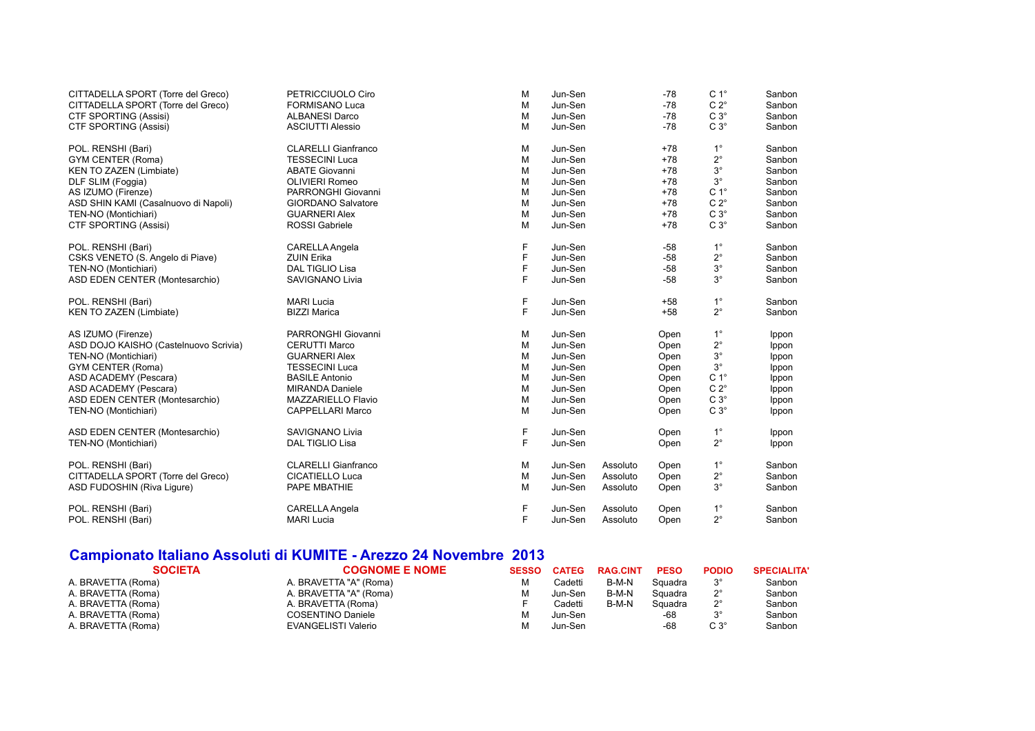| | | | | | | | |
|---|---|---|---|---|---|---|---|
| CITTADELLA SPORT (Torre del Greco) | PETRICCIUOLO Ciro | M | Jun-Sen | | -78 | C 1° | Sanbon |
| CITTADELLA SPORT (Torre del Greco) | FORMISANO Luca | M | Jun-Sen | | -78 | C 2° | Sanbon |
| CTF SPORTING (Assisi) | ALBANESI Darco | M | Jun-Sen | | -78 | C 3° | Sanbon |
| CTF SPORTING (Assisi) | ASCIUTTI Alessio | M | Jun-Sen | | -78 | C 3° | Sanbon |
| | | | | | | | |
| POL. RENSHI (Bari) | CLARELLI Gianfranco | M | Jun-Sen | | +78 | 1° | Sanbon |
| GYM CENTER (Roma) | TESSECINI Luca | M | Jun-Sen | | +78 | 2° | Sanbon |
| KEN TO ZAZEN (Limbiate) | ABATE Giovanni | M | Jun-Sen | | +78 | 3° | Sanbon |
| DLF SLIM (Foggia) | OLIVIERI Romeo | M | Jun-Sen | | +78 | 3° | Sanbon |
| AS IZUMO (Firenze) | PARRONGHI Giovanni | M | Jun-Sen | | +78 | C 1° | Sanbon |
| ASD SHIN KAMI (Casalnuovo di Napoli) | GIORDANO Salvatore | M | Jun-Sen | | +78 | C 2° | Sanbon |
| TEN-NO (Montichiari) | GUARNERI Alex | M | Jun-Sen | | +78 | C 3° | Sanbon |
| CTF SPORTING (Assisi) | ROSSI Gabriele | M | Jun-Sen | | +78 | C 3° | Sanbon |
| | | | | | | | |
| POL. RENSHI (Bari) | CARELLA Angela | F | Jun-Sen | | -58 | 1° | Sanbon |
| CSKS VENETO (S. Angelo di Piave) | ZUIN Erika | F | Jun-Sen | | -58 | 2° | Sanbon |
| TEN-NO (Montichiari) | DAL TIGLIO Lisa | F | Jun-Sen | | -58 | 3° | Sanbon |
| ASD EDEN CENTER (Montesarchio) | SAVIGNANO Livia | F | Jun-Sen | | -58 | 3° | Sanbon |
| | | | | | | | |
| POL. RENSHI (Bari) | MARI Lucia | F | Jun-Sen | | +58 | 1° | Sanbon |
| KEN TO ZAZEN (Limbiate) | BIZZI Marica | F | Jun-Sen | | +58 | 2° | Sanbon |
| | | | | | | | |
| AS IZUMO (Firenze) | PARRONGHI Giovanni | M | Jun-Sen | | Open | 1° | Ippon |
| ASD DOJO KAISHO (Castelnuovo Scrivia) | CERUTTI Marco | M | Jun-Sen | | Open | 2° | Ippon |
| TEN-NO (Montichiari) | GUARNERI Alex | M | Jun-Sen | | Open | 3° | Ippon |
| GYM CENTER (Roma) | TESSECINI Luca | M | Jun-Sen | | Open | 3° | Ippon |
| ASD ACADEMY (Pescara) | BASILE Antonio | M | Jun-Sen | | Open | C 1° | Ippon |
| ASD ACADEMY (Pescara) | MIRANDA Daniele | M | Jun-Sen | | Open | C 2° | Ippon |
| ASD EDEN CENTER (Montesarchio) | MAZZARIELLO Flavio | M | Jun-Sen | | Open | C 3° | Ippon |
| TEN-NO (Montichiari) | CAPPELLARI Marco | M | Jun-Sen | | Open | C 3° | Ippon |
| | | | | | | | |
| ASD EDEN CENTER (Montesarchio) | SAVIGNANO Livia | F | Jun-Sen | | Open | 1° | Ippon |
| TEN-NO (Montichiari) | DAL TIGLIO Lisa | F | Jun-Sen | | Open | 2° | Ippon |
| | | | | | | | |
| POL. RENSHI (Bari) | CLARELLI Gianfranco | M | Jun-Sen | Assoluto | Open | 1° | Sanbon |
| CITTADELLA SPORT (Torre del Greco) | CICATIELLO Luca | M | Jun-Sen | Assoluto | Open | 2° | Sanbon |
| ASD FUDOSHIN (Riva Ligure) | PAPE MBATHIE | M | Jun-Sen | Assoluto | Open | 3° | Sanbon |
| | | | | | | | |
| POL. RENSHI (Bari) | CARELLA Angela | F | Jun-Sen | Assoluto | Open | 1° | Sanbon |
| POL. RENSHI (Bari) | MARI Lucia | F | Jun-Sen | Assoluto | Open | 2° | Sanbon |

## Campionato Italiano Assoluti di KUMITE - Arezzo 24 Novembre 2013

| SOCIETA | COGNOME E NOME | SESSO | CATEG | RAG.CINT | PESO | PODIO | SPECIALITA' |
|---|---|---|---|---|---|---|---|
| A. BRAVETTA (Roma) | A. BRAVETTA "A" (Roma) | M | Cadetti | B-M-N | Squadra | 3° | Sanbon |
| A. BRAVETTA (Roma) | A. BRAVETTA "A" (Roma) | M | Jun-Sen | B-M-N | Squadra | 2° | Sanbon |
| A. BRAVETTA (Roma) | A. BRAVETTA (Roma) | F | Cadetti | B-M-N | Squadra | 2° | Sanbon |
| A. BRAVETTA (Roma) | COSENTINO Daniele | M | Jun-Sen | | -68 | 3° | Sanbon |
| A. BRAVETTA (Roma) | EVANGELISTI Valerio | M | Jun-Sen | | -68 | C 3° | Sanbon |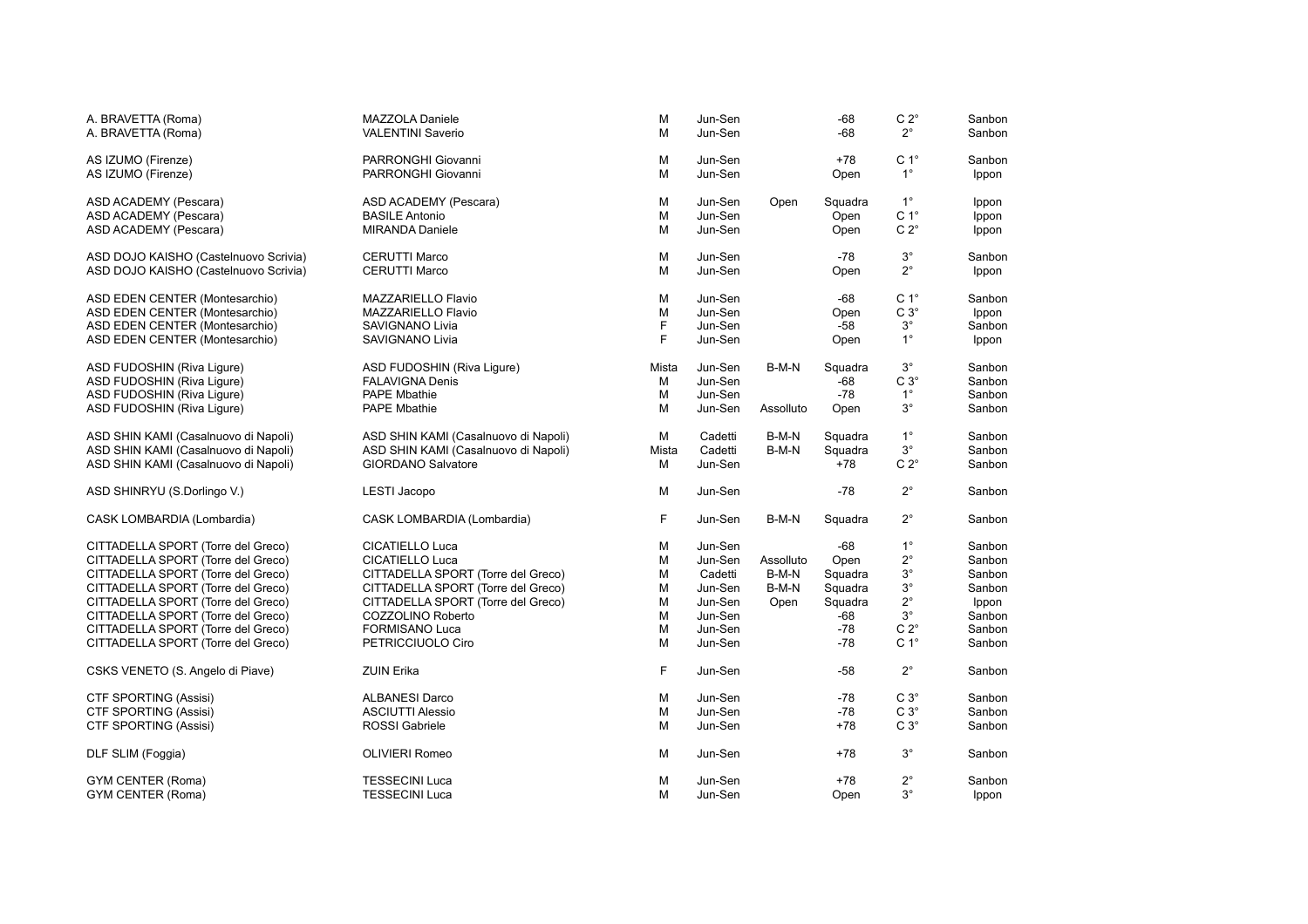| | | | | | | | |
|---|---|---|---|---|---|---|---|
| A. BRAVETTA (Roma) | MAZZOLA Daniele | M | Jun-Sen | | -68 | C 2° | Sanbon |
| A. BRAVETTA (Roma) | VALENTINI Saverio | M | Jun-Sen | | -68 | 2° | Sanbon |
| AS IZUMO (Firenze) | PARRONGHI Giovanni | M | Jun-Sen | | +78 | C 1° | Sanbon |
| AS IZUMO (Firenze) | PARRONGHI Giovanni | M | Jun-Sen | | Open | 1° | Ippon |
| ASD ACADEMY (Pescara) | ASD ACADEMY (Pescara) | M | Jun-Sen | Open | Squadra | 1° | Ippon |
| ASD ACADEMY (Pescara) | BASILE Antonio | M | Jun-Sen | | Open | C 1° | Ippon |
| ASD ACADEMY (Pescara) | MIRANDA Daniele | M | Jun-Sen | | Open | C 2° | Ippon |
| ASD DOJO KAISHO (Castelnuovo Scrivia) | CERUTTI Marco | M | Jun-Sen | | -78 | 3° | Sanbon |
| ASD DOJO KAISHO (Castelnuovo Scrivia) | CERUTTI Marco | M | Jun-Sen | | Open | 2° | Ippon |
| ASD EDEN CENTER (Montesarchio) | MAZZARIELLO Flavio | M | Jun-Sen | | -68 | C 1° | Sanbon |
| ASD EDEN CENTER (Montesarchio) | MAZZARIELLO Flavio | M | Jun-Sen | | Open | C 3° | Ippon |
| ASD EDEN CENTER (Montesarchio) | SAVIGNANO Livia | F | Jun-Sen | | -58 | 3° | Sanbon |
| ASD EDEN CENTER (Montesarchio) | SAVIGNANO Livia | F | Jun-Sen | | Open | 1° | Ippon |
| ASD FUDOSHIN (Riva Ligure) | ASD FUDOSHIN (Riva Ligure) | Mista | Jun-Sen | B-M-N | Squadra | 3° | Sanbon |
| ASD FUDOSHIN (Riva Ligure) | FALAVIGNA Denis | M | Jun-Sen | | -68 | C 3° | Sanbon |
| ASD FUDOSHIN (Riva Ligure) | PAPE Mbathie | M | Jun-Sen | | -78 | 1° | Sanbon |
| ASD FUDOSHIN (Riva Ligure) | PAPE Mbathie | M | Jun-Sen | Assoluto | Open | 3° | Sanbon |
| ASD SHIN KAMI (Casalnuovo di Napoli) | ASD SHIN KAMI (Casalnuovo di Napoli) | M | Cadetti | B-M-N | Squadra | 1° | Sanbon |
| ASD SHIN KAMI (Casalnuovo di Napoli) | ASD SHIN KAMI (Casalnuovo di Napoli) | Mista | Cadetti | B-M-N | Squadra | 3° | Sanbon |
| ASD SHIN KAMI (Casalnuovo di Napoli) | GIORDANO Salvatore | M | Jun-Sen | | +78 | C 2° | Sanbon |
| ASD SHINRYU (S.Dorlingo V.) | LESTI Jacopo | M | Jun-Sen | | -78 | 2° | Sanbon |
| CASK LOMBARDIA (Lombardia) | CASK LOMBARDIA (Lombardia) | F | Jun-Sen | B-M-N | Squadra | 2° | Sanbon |
| CITTADELLA SPORT (Torre del Greco) | CICATIELLO Luca | M | Jun-Sen | | -68 | 1° | Sanbon |
| CITTADELLA SPORT (Torre del Greco) | CICATIELLO Luca | M | Jun-Sen | Assoluto | Open | 2° | Sanbon |
| CITTADELLA SPORT (Torre del Greco) | CITTADELLA SPORT (Torre del Greco) | M | Cadetti | B-M-N | Squadra | 3° | Sanbon |
| CITTADELLA SPORT (Torre del Greco) | CITTADELLA SPORT (Torre del Greco) | M | Jun-Sen | B-M-N | Squadra | 3° | Sanbon |
| CITTADELLA SPORT (Torre del Greco) | CITTADELLA SPORT (Torre del Greco) | M | Jun-Sen | Open | Squadra | 2° | Ippon |
| CITTADELLA SPORT (Torre del Greco) | COZZOLINO Roberto | M | Jun-Sen | | -68 | 3° | Sanbon |
| CITTADELLA SPORT (Torre del Greco) | FORMISANO Luca | M | Jun-Sen | | -78 | C 2° | Sanbon |
| CITTADELLA SPORT (Torre del Greco) | PETRICCIUOLO Ciro | M | Jun-Sen | | -78 | C 1° | Sanbon |
| CSKS VENETO (S. Angelo di Piave) | ZUIN Erika | F | Jun-Sen | | -58 | 2° | Sanbon |
| CTF SPORTING (Assisi) | ALBANESI Darco | M | Jun-Sen | | -78 | C 3° | Sanbon |
| CTF SPORTING (Assisi) | ASCIUTTI Alessio | M | Jun-Sen | | -78 | C 3° | Sanbon |
| CTF SPORTING (Assisi) | ROSSI Gabriele | M | Jun-Sen | | +78 | C 3° | Sanbon |
| DLF SLIM (Foggia) | OLIVIERI Romeo | M | Jun-Sen | | +78 | 3° | Sanbon |
| GYM CENTER (Roma) | TESSECINI Luca | M | Jun-Sen | | +78 | 2° | Sanbon |
| GYM CENTER (Roma) | TESSECINI Luca | M | Jun-Sen | | Open | 3° | Ippon |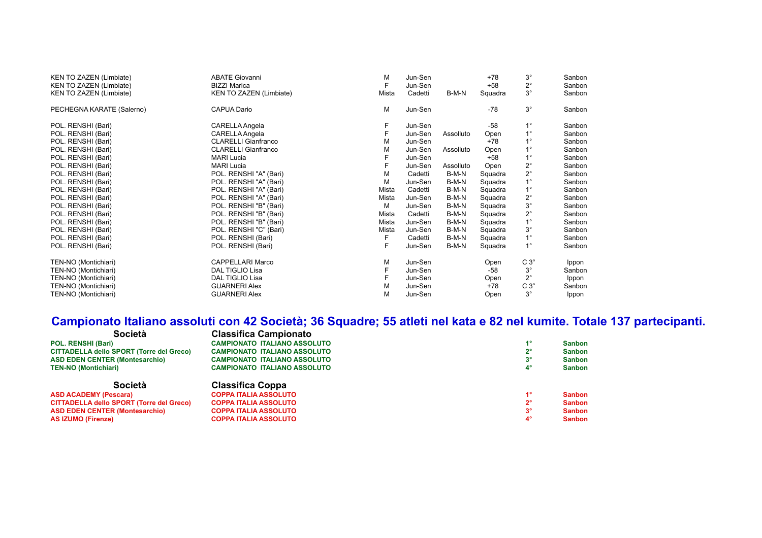| | | | | | | | |
|---|---|---|---|---|---|---|---|
| KEN TO ZAZEN (Limbiate) | ABATE Giovanni | M | Jun-Sen | | +78 | 3° | Sanbon |
| KEN TO ZAZEN (Limbiate) | BIZZI Marica | F | Jun-Sen | | +58 | 2° | Sanbon |
| KEN TO ZAZEN (Limbiate) | KEN TO ZAZEN (Limbiate) | Mista | Cadetti | B-M-N | Squadra | 3° | Sanbon |
| | | | | | | | |
| PECHEGNA KARATE (Salerno) | CAPUA Dario | M | Jun-Sen | | -78 | 3° | Sanbon |
| | | | | | | | |
| POL. RENSHI (Bari) | CARELLA Angela | F | Jun-Sen | | -58 | 1° | Sanbon |
| POL. RENSHI (Bari) | CARELLA Angela | F | Jun-Sen | Assoluto | Open | 1° | Sanbon |
| POL. RENSHI (Bari) | CLARELLI Gianfranco | M | Jun-Sen | | +78 | 1° | Sanbon |
| POL. RENSHI (Bari) | CLARELLI Gianfranco | M | Jun-Sen | Assoluto | Open | 1° | Sanbon |
| POL. RENSHI (Bari) | MARI Lucia | F | Jun-Sen | | +58 | 1° | Sanbon |
| POL. RENSHI (Bari) | MARI Lucia | F | Jun-Sen | Assoluto | Open | 2° | Sanbon |
| POL. RENSHI (Bari) | POL. RENSHI "A" (Bari) | M | Cadetti | B-M-N | Squadra | 2° | Sanbon |
| POL. RENSHI (Bari) | POL. RENSHI "A" (Bari) | M | Jun-Sen | B-M-N | Squadra | 1° | Sanbon |
| POL. RENSHI (Bari) | POL. RENSHI "A" (Bari) | Mista | Cadetti | B-M-N | Squadra | 1° | Sanbon |
| POL. RENSHI (Bari) | POL. RENSHI "A" (Bari) | Mista | Jun-Sen | B-M-N | Squadra | 2° | Sanbon |
| POL. RENSHI (Bari) | POL. RENSHI "B" (Bari) | M | Jun-Sen | B-M-N | Squadra | 3° | Sanbon |
| POL. RENSHI (Bari) | POL. RENSHI "B" (Bari) | Mista | Cadetti | B-M-N | Squadra | 2° | Sanbon |
| POL. RENSHI (Bari) | POL. RENSHI "B" (Bari) | Mista | Jun-Sen | B-M-N | Squadra | 1° | Sanbon |
| POL. RENSHI (Bari) | POL. RENSHI "C" (Bari) | Mista | Jun-Sen | B-M-N | Squadra | 3° | Sanbon |
| POL. RENSHI (Bari) | POL. RENSHI (Bari) | F | Cadetti | B-M-N | Squadra | 1° | Sanbon |
| POL. RENSHI (Bari) | POL. RENSHI (Bari) | F | Jun-Sen | B-M-N | Squadra | 1° | Sanbon |
| | | | | | | | |
| TEN-NO (Montichiari) | CAPPELLARI Marco | M | Jun-Sen | | Open | C 3° | Ippon |
| TEN-NO (Montichiari) | DAL TIGLIO Lisa | F | Jun-Sen | | -58 | 3° | Sanbon |
| TEN-NO (Montichiari) | DAL TIGLIO Lisa | F | Jun-Sen | | Open | 2° | Ippon |
| TEN-NO (Montichiari) | GUARNERI Alex | M | Jun-Sen | | +78 | C 3° | Sanbon |
| TEN-NO (Montichiari) | GUARNERI Alex | M | Jun-Sen | | Open | 3° | Ippon |

## Campionato Italiano assoluti con 42 Società; 36 Squadre; 55 atleti nel kata e 82 nel kumite. Totale 137 partecipanti.

| Società | Classifica Campionato | | |
|---|---|---|---|
| **POL. RENSHI (Bari)** | **CAMPIONATO ITALIANO ASSOLUTO** | **1°** | **Sanbon** |
| **CITTADELLA dello SPORT (Torre del Greco)** | **CAMPIONATO ITALIANO ASSOLUTO** | **2°** | **Sanbon** |
| **ASD EDEN CENTER (Montesarchio)** | **CAMPIONATO ITALIANO ASSOLUTO** | **3°** | **Sanbon** |
| **TEN-NO (Montichiari)** | **CAMPIONATO ITALIANO ASSOLUTO** | **4°** | **Sanbon** |

| Società | Classifica Coppa | | |
|---|---|---|---|
| **ASD ACADEMY (Pescara)** | **COPPA ITALIA ASSOLUTO** | **1°** | **Sanbon** |
| **CITTADELLA dello SPORT (Torre del Greco)** | **COPPA ITALIA ASSOLUTO** | **2°** | **Sanbon** |
| **ASD EDEN CENTER (Montesarchio)** | **COPPA ITALIA ASSOLUTO** | **3°** | **Sanbon** |
| **AS IZUMO (Firenze)** | **COPPA ITALIA ASSOLUTO** | **4°** | **Sanbon** |